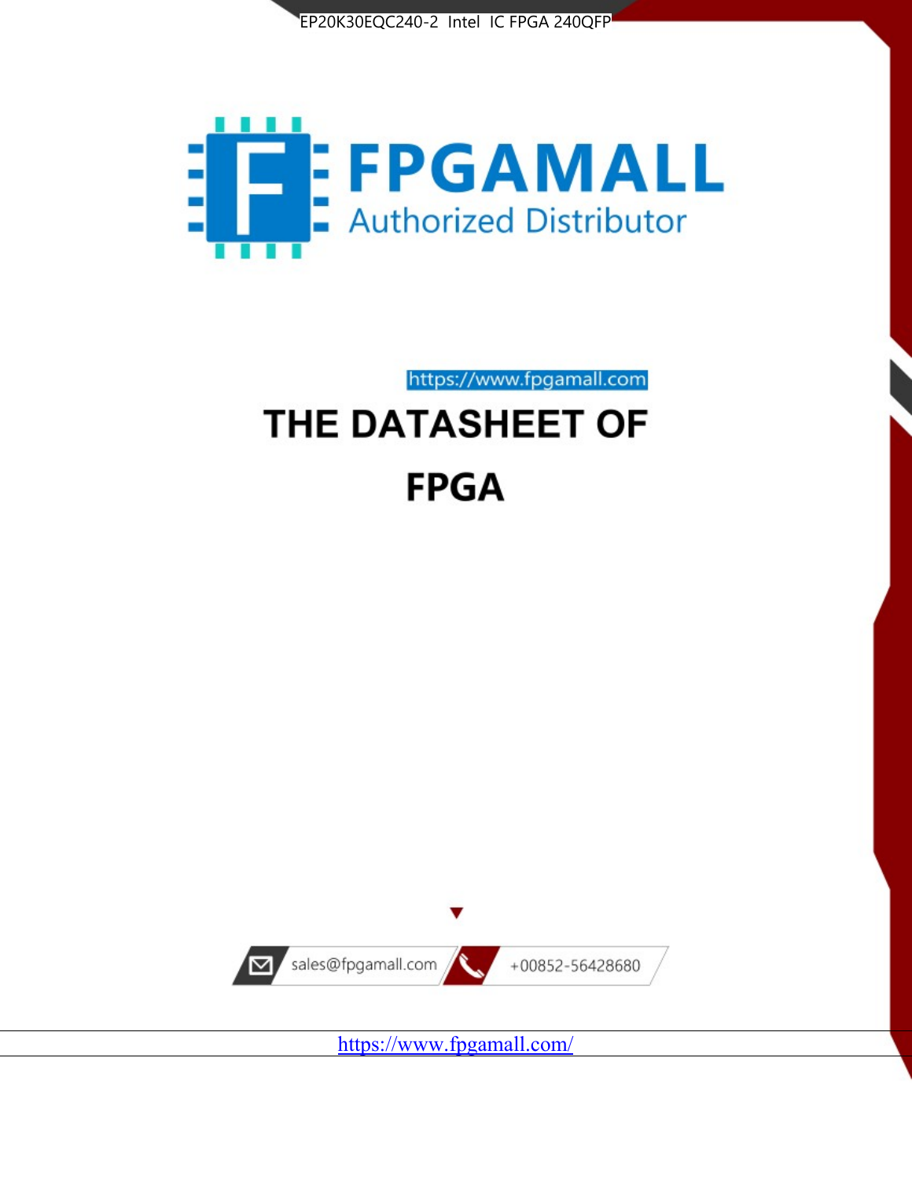EP20K30EQC240-2 Intel IC FPGA 240QFP

FPGAMALL

Authorized Distributor

https://www.fpgamall.com

# THE DATASHEET OF

# FPGA

sales@fpgamall.com

+00852-56428680

https://www.fpgamall.com/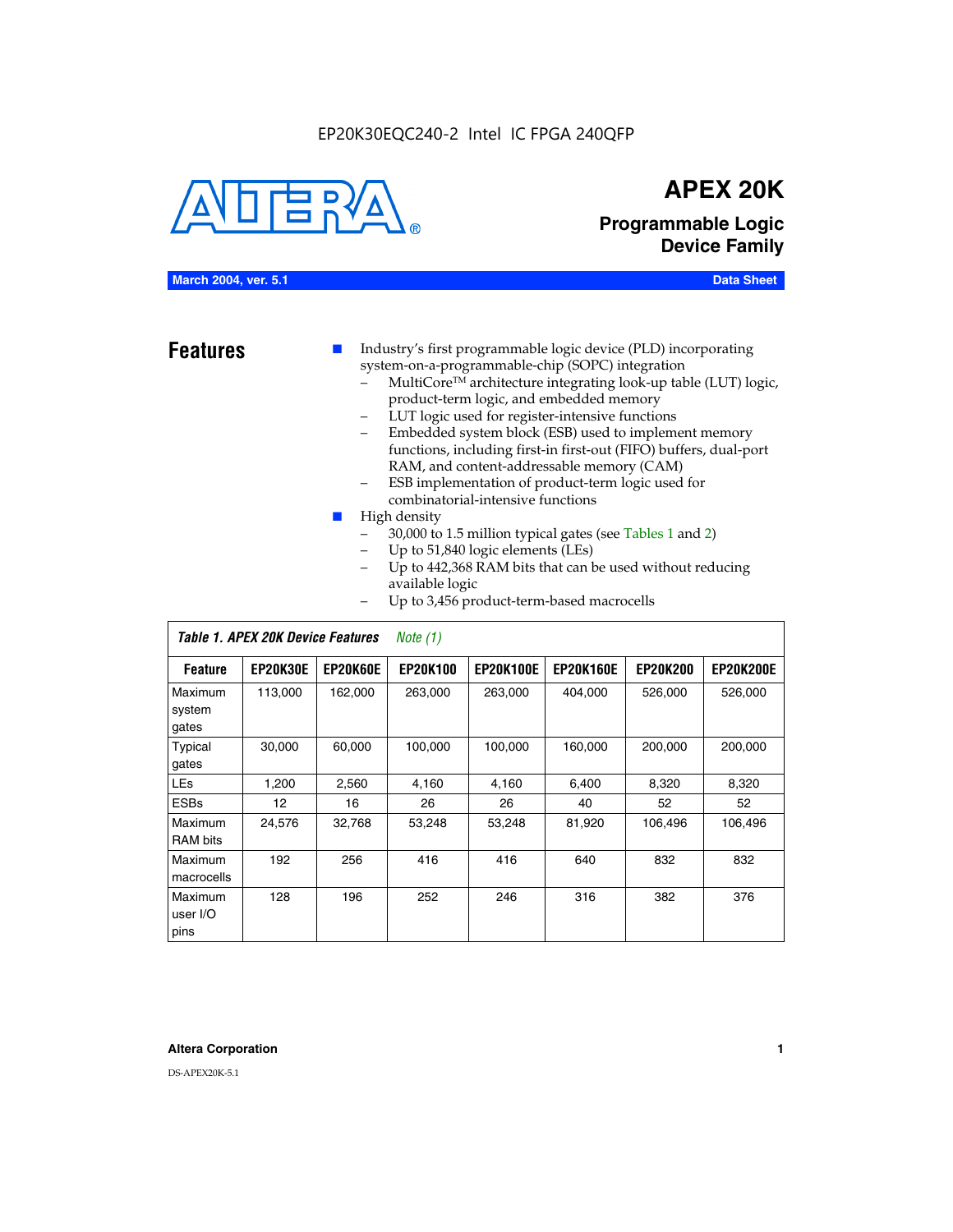EP20K30EQC240-2 Intel IC FPGA 240QFP

# APEX 20K

## Programmable Logic Device Family

**March 2004, ver. 5.1** **Data Sheet**

## Features

- Industry's first programmable logic device (PLD) incorporating system-on-a-programmable-chip (SOPC) integration
  - MultiCore™ architecture integrating look-up table (LUT) logic, product-term logic, and embedded memory
  - LUT logic used for register-intensive functions
  - Embedded system block (ESB) used to implement memory functions, including first-in first-out (FIFO) buffers, dual-port RAM, and content-addressable memory (CAM)
  - ESB implementation of product-term logic used for combinatorial-intensive functions
- High density
  - 30,000 to 1.5 million typical gates (see Tables 1 and 2)
  - Up to 51,840 logic elements (LEs)
  - Up to 442,368 RAM bits that can be used without reducing available logic
  - Up to 3,456 product-term-based macrocells

*Table 1. APEX 20K Device Features* *Note (1)*

| Feature | EP20K30E | EP20K60E | EP20K100 | EP20K100E | EP20K160E | EP20K200 | EP20K200E |
|---|---|---|---|---|---|---|---|
| Maximum system gates | 113,000 | 162,000 | 263,000 | 263,000 | 404,000 | 526,000 | 526,000 |
| Typical gates | 30,000 | 60,000 | 100,000 | 100,000 | 160,000 | 200,000 | 200,000 |
| LEs | 1,200 | 2,560 | 4,160 | 4,160 | 6,400 | 8,320 | 8,320 |
| ESBs | 12 | 16 | 26 | 26 | 40 | 52 | 52 |
| Maximum RAM bits | 24,576 | 32,768 | 53,248 | 53,248 | 81,920 | 106,496 | 106,496 |
| Maximum macrocells | 192 | 256 | 416 | 416 | 640 | 832 | 832 |
| Maximum user I/O pins | 128 | 196 | 252 | 246 | 316 | 382 | 376 |

**Altera Corporation**

DS-APEX20K-5.1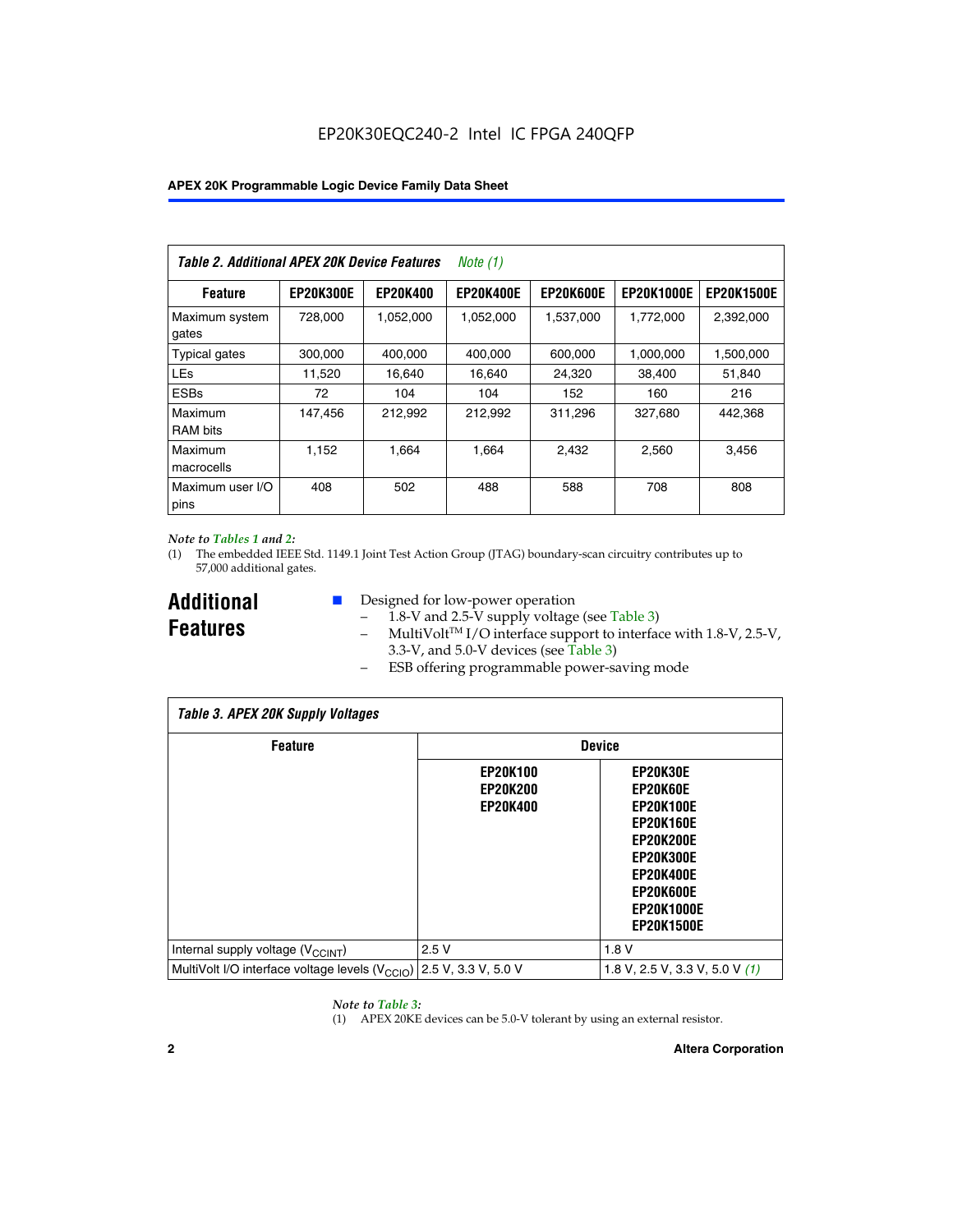**Table 2. Additional APEX 20K Device Features** *Note (1)*

| Feature | EP20K300E | EP20K400 | EP20K400E | EP20K600E | EP20K1000E | EP20K1500E |
|---|---|---|---|---|---|---|
| Maximum system gates | 728,000 | 1,052,000 | 1,052,000 | 1,537,000 | 1,772,000 | 2,392,000 |
| Typical gates | 300,000 | 400,000 | 400,000 | 600,000 | 1,000,000 | 1,500,000 |
| LEs | 11,520 | 16,640 | 16,640 | 24,320 | 38,400 | 51,840 |
| ESBs | 72 | 104 | 104 | 152 | 160 | 216 |
| Maximum RAM bits | 147,456 | 212,992 | 212,992 | 311,296 | 327,680 | 442,368 |
| Maximum macrocells | 1,152 | 1,664 | 1,664 | 2,432 | 2,560 | 3,456 |
| Maximum user I/O pins | 408 | 502 | 488 | 588 | 708 | 808 |

*Note to Tables 1 and 2:*

(1) The embedded IEEE Std. 1149.1 Joint Test Action Group (JTAG) boundary-scan circuitry contributes up to 57,000 additional gates.

## Additional Features

- Designed for low-power operation
  - 1.8-V and 2.5-V supply voltage (see Table 3)
  - MultiVolt™ I/O interface support to interface with 1.8-V, 2.5-V, 3.3-V, and 5.0-V devices (see Table 3)
  - ESB offering programmable power-saving mode

**Table 3. APEX 20K Supply Voltages**

| Feature | Device | |
|---|---|---|
| | EP20K100 EP20K200 EP20K400 | EP20K30E EP20K60E EP20K100E EP20K160E EP20K200E EP20K300E EP20K400E EP20K600E EP20K1000E EP20K1500E |
| Internal supply voltage ($V_{CCINT}$) | 2.5 V | 1.8 V |
| MultiVolt I/O interface voltage levels ($V_{CCIO}$) | 2.5 V, 3.3 V, 5.0 V | 1.8 V, 2.5 V, 3.3 V, 5.0 V *(1)* |

*Note to Table 3:*

(1) APEX 20KE devices can be 5.0-V tolerant by using an external resistor.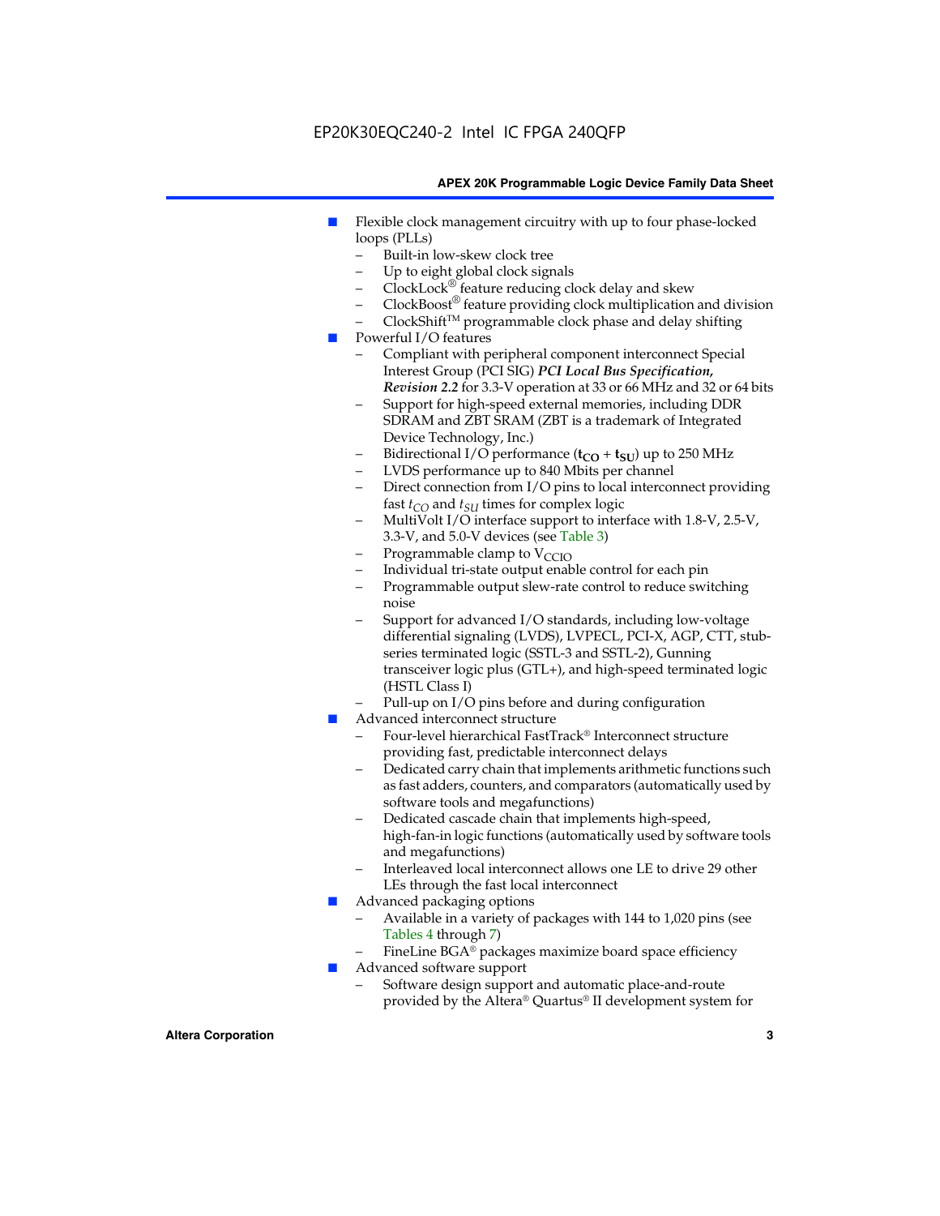- Flexible clock management circuitry with up to four phase-locked loops (PLLs)
  - Built-in low-skew clock tree
  - Up to eight global clock signals
  - ClockLock® feature reducing clock delay and skew
  - ClockBoost® feature providing clock multiplication and division
  - ClockShift™ programmable clock phase and delay shifting
- Powerful I/O features
  - Compliant with peripheral component interconnect Special Interest Group (PCI SIG) ***PCI Local Bus Specification, Revision 2.2*** for 3.3-V operation at 33 or 66 MHz and 32 or 64 bits
  - Support for high-speed external memories, including DDR SDRAM and ZBT SRAM (ZBT is a trademark of Integrated Device Technology, Inc.)
  - Bidirectional I/O performance ($\mathbf{t_{CO}}$ + $\mathbf{t_{SU}}$) up to 250 MHz
  - LVDS performance up to 840 Mbits per channel
  - Direct connection from I/O pins to local interconnect providing fast $t_{CO}$ and $t_{SU}$ times for complex logic
  - MultiVolt I/O interface support to interface with 1.8-V, 2.5-V, 3.3-V, and 5.0-V devices (see Table 3)
  - Programmable clamp to $V_{CCIO}$
  - Individual tri-state output enable control for each pin
  - Programmable output slew-rate control to reduce switching noise
  - Support for advanced I/O standards, including low-voltage differential signaling (LVDS), LVPECL, PCI-X, AGP, CTT, stub-series terminated logic (SSTL-3 and SSTL-2), Gunning transceiver logic plus (GTL+), and high-speed terminated logic (HSTL Class I)
  - Pull-up on I/O pins before and during configuration
- Advanced interconnect structure
  - Four-level hierarchical FastTrack® Interconnect structure providing fast, predictable interconnect delays
  - Dedicated carry chain that implements arithmetic functions such as fast adders, counters, and comparators (automatically used by software tools and megafunctions)
  - Dedicated cascade chain that implements high-speed, high-fan-in logic functions (automatically used by software tools and megafunctions)
  - Interleaved local interconnect allows one LE to drive 29 other LEs through the fast local interconnect
- Advanced packaging options
  - Available in a variety of packages with 144 to 1,020 pins (see Tables 4 through 7)
  - FineLine BGA® packages maximize board space efficiency
- Advanced software support
  - Software design support and automatic place-and-route provided by the Altera® Quartus® II development system for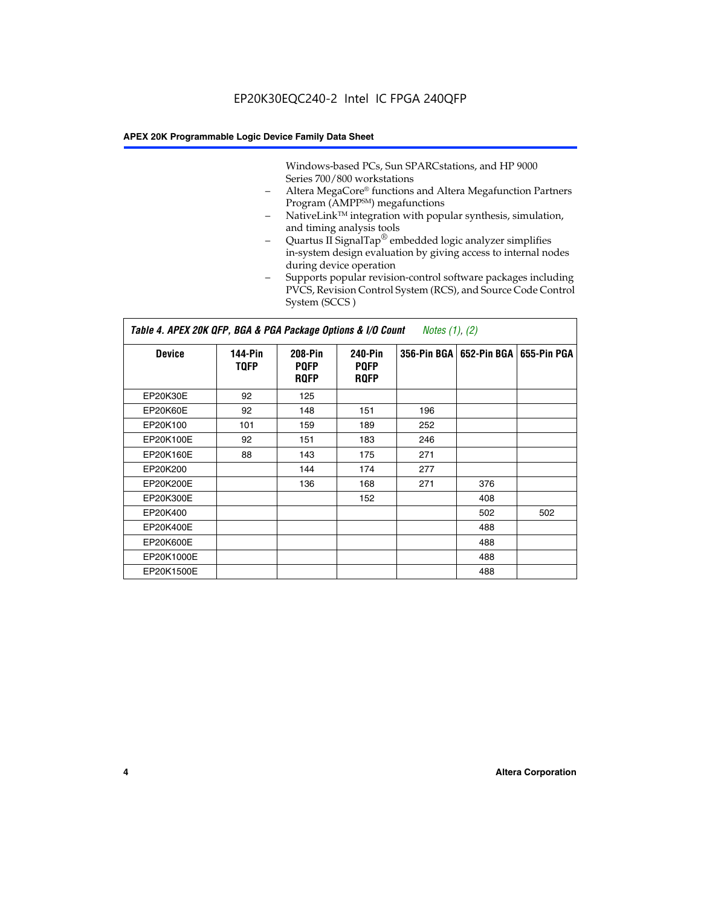Windows-based PCs, Sun SPARCstations, and HP 9000 Series 700/800 workstations

- Altera MegaCore® functions and Altera Megafunction Partners Program (AMPP℠) megafunctions
- NativeLink™ integration with popular synthesis, simulation, and timing analysis tools
- Quartus II SignalTap® embedded logic analyzer simplifies in-system design evaluation by giving access to internal nodes during device operation
- Supports popular revision-control software packages including PVCS, Revision Control System (RCS), and Source Code Control System (SCCS )

*Table 4. APEX 20K QFP, BGA & PGA Package Options & I/O Count Notes (1), (2)*

| Device | 144-Pin TQFP | 208-Pin PQFP RQFP | 240-Pin PQFP RQFP | 356-Pin BGA | 652-Pin BGA | 655-Pin PGA |
|---|---|---|---|---|---|---|
| EP20K30E | 92 | 125 | | | | |
| EP20K60E | 92 | 148 | 151 | 196 | | |
| EP20K100 | 101 | 159 | 189 | 252 | | |
| EP20K100E | 92 | 151 | 183 | 246 | | |
| EP20K160E | 88 | 143 | 175 | 271 | | |
| EP20K200 | | 144 | 174 | 277 | | |
| EP20K200E | | 136 | 168 | 271 | 376 | |
| EP20K300E | | | 152 | | 408 | |
| EP20K400 | | | | | 502 | 502 |
| EP20K400E | | | | | 488 | |
| EP20K600E | | | | | 488 | |
| EP20K1000E | | | | | 488 | |
| EP20K1500E | | | | | 488 | |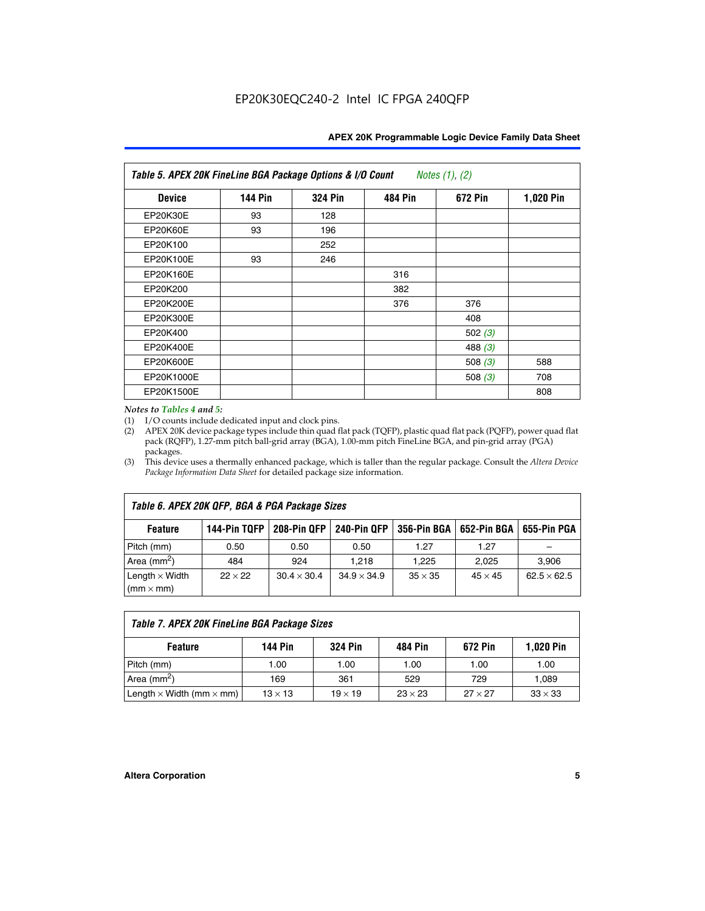EP20K30EQC240-2 Intel IC FPGA 240QFP

| Table 5. APEX 20K FineLine BGA Package Options & I/O Count *Notes (1), (2)* | | | | | |
|---|---|---|---|---|---|
| **Device** | **144 Pin** | **324 Pin** | **484 Pin** | **672 Pin** | **1,020 Pin** |
| EP20K30E | 93 | 128 | | | |
| EP20K60E | 93 | 196 | | | |
| EP20K100 | | 252 | | | |
| EP20K100E | 93 | 246 | | | |
| EP20K160E | | | 316 | | |
| EP20K200 | | | 382 | | |
| EP20K200E | | | 376 | 376 | |
| EP20K300E | | | | 408 | |
| EP20K400 | | | | 502 *(3)* | |
| EP20K400E | | | | 488 *(3)* | |
| EP20K600E | | | | 508 *(3)* | 588 |
| EP20K1000E | | | | 508 *(3)* | 708 |
| EP20K1500E | | | | | 808 |

*Notes to Tables 4 and 5:*

(1) I/O counts include dedicated input and clock pins.

(2) APEX 20K device package types include thin quad flat pack (TQFP), plastic quad flat pack (PQFP), power quad flat pack (RQFP), 1.27-mm pitch ball-grid array (BGA), 1.00-mm pitch FineLine BGA, and pin-grid array (PGA) packages.

(3) This device uses a thermally enhanced package, which is taller than the regular package. Consult the *Altera Device Package Information Data Sheet* for detailed package size information.

| Table 6. APEX 20K QFP, BGA & PGA Package Sizes | | | | | | |
|---|---|---|---|---|---|---|
| **Feature** | **144-Pin TQFP** | **208-Pin QFP** | **240-Pin QFP** | **356-Pin BGA** | **652-Pin BGA** | **655-Pin PGA** |
| Pitch (mm) | 0.50 | 0.50 | 0.50 | 1.27 | 1.27 | – |
| Area ($mm^2$) | 484 | 924 | 1,218 | 1,225 | 2,025 | 3,906 |
| Length × Width (mm × mm) | 22 × 22 | 30.4 × 30.4 | 34.9 × 34.9 | 35 × 35 | 45 × 45 | 62.5 × 62.5 |

| Table 7. APEX 20K FineLine BGA Package Sizes | | | | | |
|---|---|---|---|---|---|
| **Feature** | **144 Pin** | **324 Pin** | **484 Pin** | **672 Pin** | **1,020 Pin** |
| Pitch (mm) | 1.00 | 1.00 | 1.00 | 1.00 | 1.00 |
| Area ($mm^2$) | 169 | 361 | 529 | 729 | 1,089 |
| Length × Width (mm × mm) | 13 × 13 | 19 × 19 | 23 × 23 | 27 × 27 | 33 × 33 |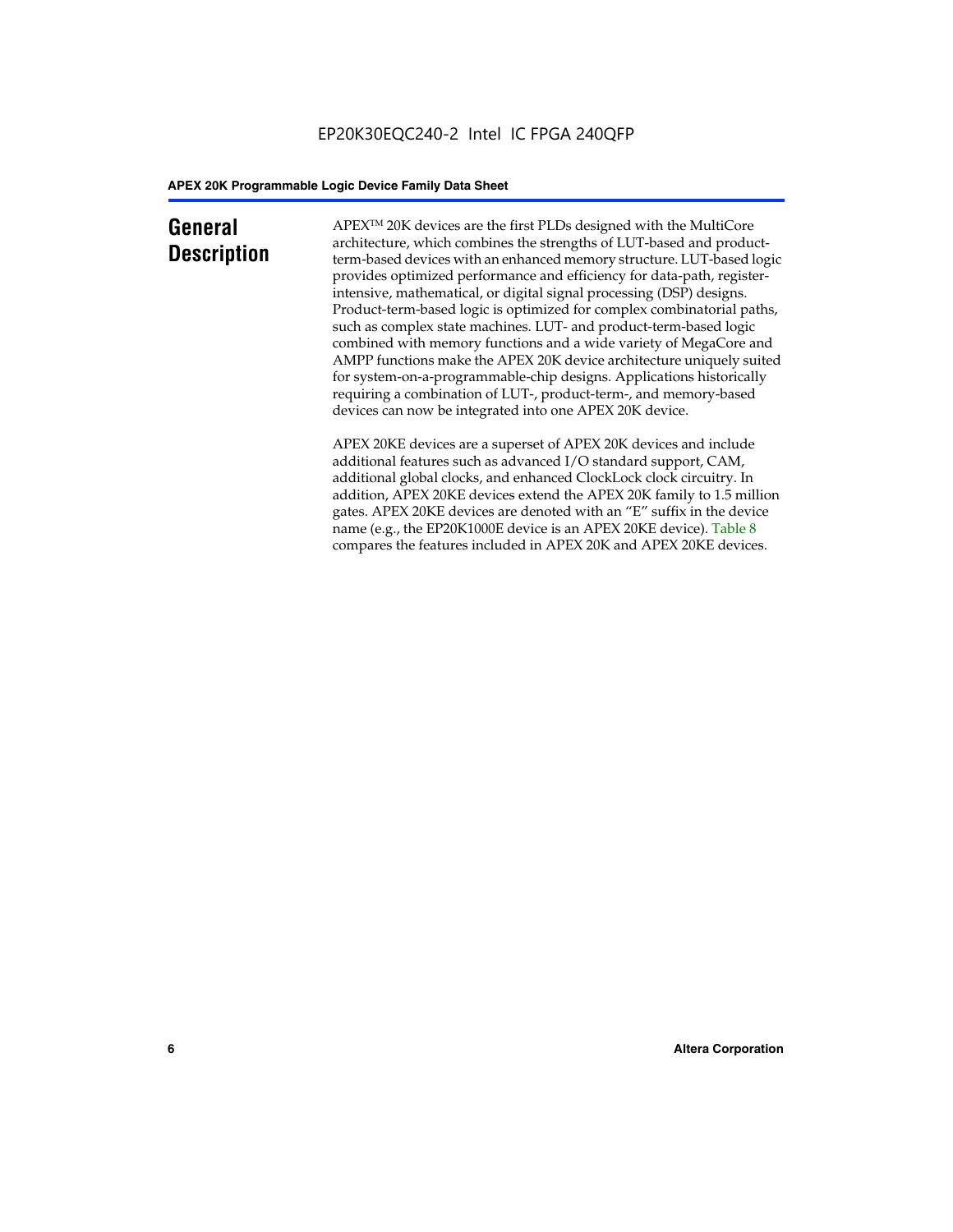# General Description

APEX™ 20K devices are the first PLDs designed with the MultiCore architecture, which combines the strengths of LUT-based and product-term-based devices with an enhanced memory structure. LUT-based logic provides optimized performance and efficiency for data-path, register-intensive, mathematical, or digital signal processing (DSP) designs. Product-term-based logic is optimized for complex combinatorial paths, such as complex state machines. LUT- and product-term-based logic combined with memory functions and a wide variety of MegaCore and AMPP functions make the APEX 20K device architecture uniquely suited for system-on-a-programmable-chip designs. Applications historically requiring a combination of LUT-, product-term-, and memory-based devices can now be integrated into one APEX 20K device.

APEX 20KE devices are a superset of APEX 20K devices and include additional features such as advanced I/O standard support, CAM, additional global clocks, and enhanced ClockLock clock circuitry. In addition, APEX 20KE devices extend the APEX 20K family to 1.5 million gates. APEX 20KE devices are denoted with an "E" suffix in the device name (e.g., the EP20K1000E device is an APEX 20KE device). Table 8 compares the features included in APEX 20K and APEX 20KE devices.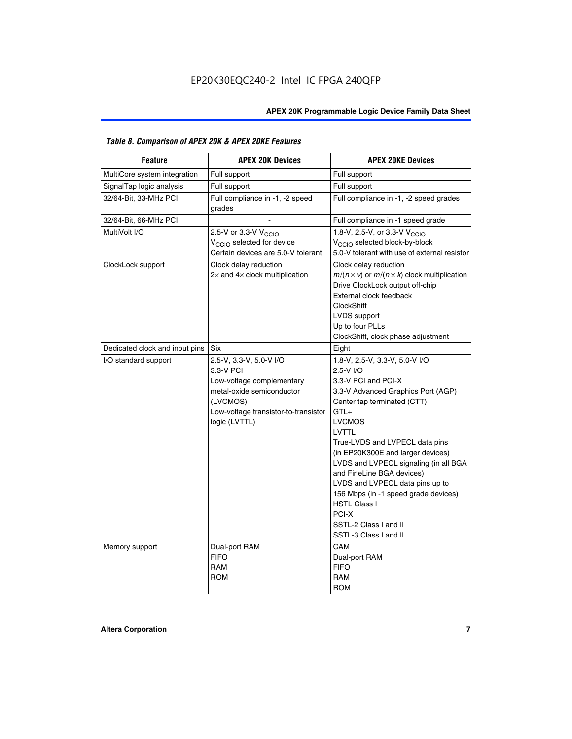*Table 8. Comparison of APEX 20K & APEX 20KE Features*

| Feature | APEX 20K Devices | APEX 20KE Devices |
|---|---|---|
| MultiCore system integration | Full support | Full support |
| SignalTap logic analysis | Full support | Full support |
| 32/64-Bit, 33-MHz PCI | Full compliance in -1, -2 speed grades | Full compliance in -1, -2 speed grades |
| 32/64-Bit, 66-MHz PCI | - | Full compliance in -1 speed grade |
| MultiVolt I/O | 2.5-V or 3.3-V $V_{CCIO}$<br>$V_{CCIO}$ selected for device<br>Certain devices are 5.0-V tolerant | 1.8-V, 2.5-V, or 3.3-V $V_{CCIO}$<br>$V_{CCIO}$ selected block-by-block<br>5.0-V tolerant with use of external resistor |
| ClockLock support | Clock delay reduction<br>2× and 4× clock multiplication | Clock delay reduction<br>$m/(n \times v)$ or $m/(n \times k)$ clock multiplication<br>Drive ClockLock output off-chip<br>External clock feedback<br>ClockShift<br>LVDS support<br>Up to four PLLs<br>ClockShift, clock phase adjustment |
| Dedicated clock and input pins | Six | Eight |
| I/O standard support | 2.5-V, 3.3-V, 5.0-V I/O<br>3.3-V PCI<br>Low-voltage complementary metal-oxide semiconductor (LVCMOS)<br>Low-voltage transistor-to-transistor logic (LVTTL) | 1.8-V, 2.5-V, 3.3-V, 5.0-V I/O<br>2.5-V I/O<br>3.3-V PCI and PCI-X<br>3.3-V Advanced Graphics Port (AGP)<br>Center tap terminated (CTT)<br>GTL+<br>LVCMOS<br>LVTTL<br>True-LVDS and LVPECL data pins (in EP20K300E and larger devices)<br>LVDS and LVPECL signaling (in all BGA and FineLine BGA devices)<br>LVDS and LVPECL data pins up to 156 Mbps (in -1 speed grade devices)<br>HSTL Class I<br>PCI-X<br>SSTL-2 Class I and II<br>SSTL-3 Class I and II |
| Memory support | Dual-port RAM<br>FIFO<br>RAM<br>ROM | CAM<br>Dual-port RAM<br>FIFO<br>RAM<br>ROM |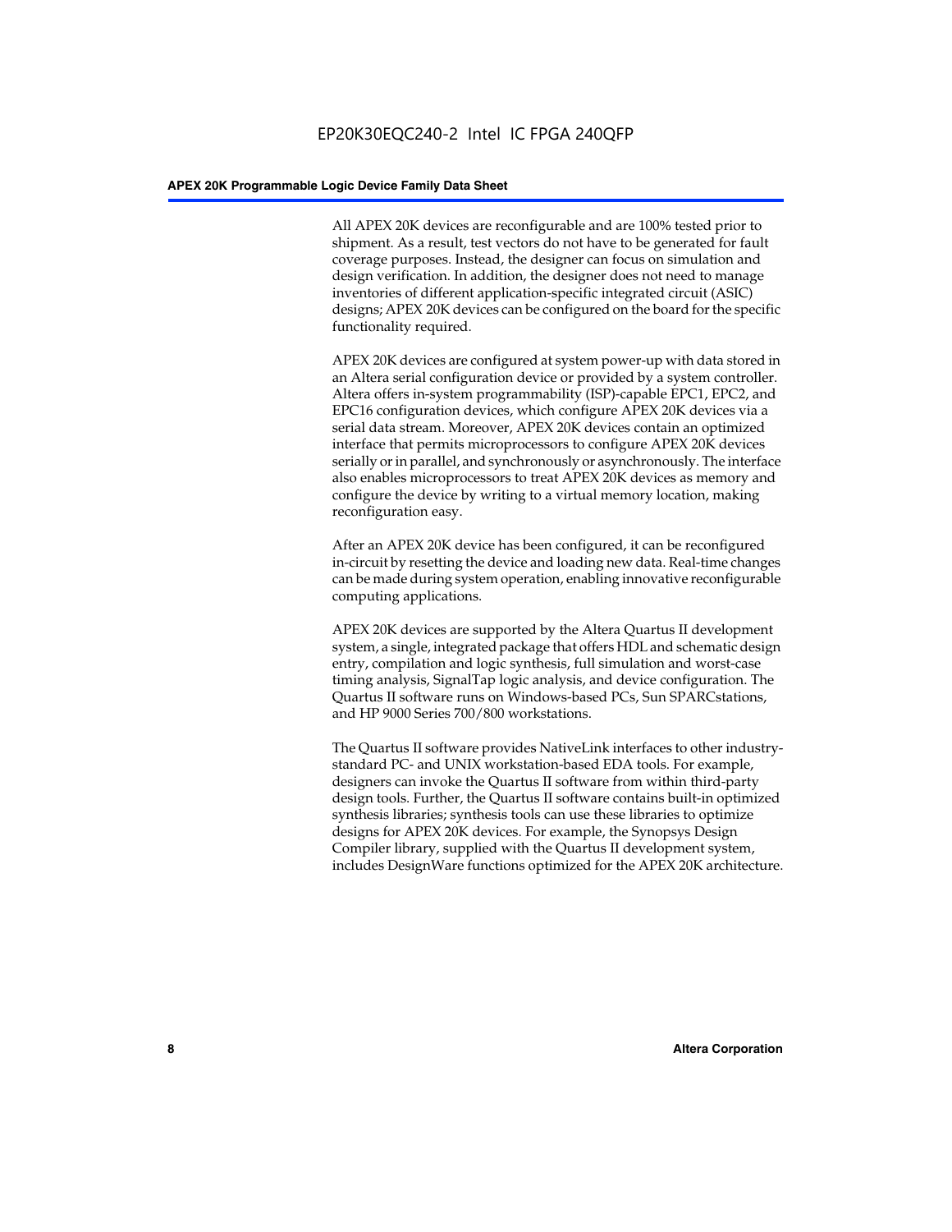All APEX 20K devices are reconfigurable and are 100% tested prior to shipment. As a result, test vectors do not have to be generated for fault coverage purposes. Instead, the designer can focus on simulation and design verification. In addition, the designer does not need to manage inventories of different application-specific integrated circuit (ASIC) designs; APEX 20K devices can be configured on the board for the specific functionality required.

APEX 20K devices are configured at system power-up with data stored in an Altera serial configuration device or provided by a system controller. Altera offers in-system programmability (ISP)-capable EPC1, EPC2, and EPC16 configuration devices, which configure APEX 20K devices via a serial data stream. Moreover, APEX 20K devices contain an optimized interface that permits microprocessors to configure APEX 20K devices serially or in parallel, and synchronously or asynchronously. The interface also enables microprocessors to treat APEX 20K devices as memory and configure the device by writing to a virtual memory location, making reconfiguration easy.

After an APEX 20K device has been configured, it can be reconfigured in-circuit by resetting the device and loading new data. Real-time changes can be made during system operation, enabling innovative reconfigurable computing applications.

APEX 20K devices are supported by the Altera Quartus II development system, a single, integrated package that offers HDL and schematic design entry, compilation and logic synthesis, full simulation and worst-case timing analysis, SignalTap logic analysis, and device configuration. The Quartus II software runs on Windows-based PCs, Sun SPARCstations, and HP 9000 Series 700/800 workstations.

The Quartus II software provides NativeLink interfaces to other industry-standard PC- and UNIX workstation-based EDA tools. For example, designers can invoke the Quartus II software from within third-party design tools. Further, the Quartus II software contains built-in optimized synthesis libraries; synthesis tools can use these libraries to optimize designs for APEX 20K devices. For example, the Synopsys Design Compiler library, supplied with the Quartus II development system, includes DesignWare functions optimized for the APEX 20K architecture.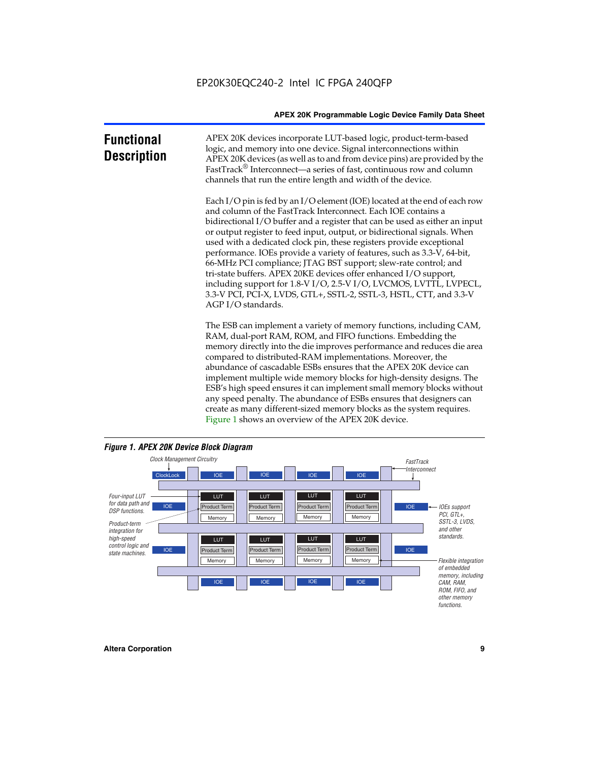# Functional Description

APEX 20K devices incorporate LUT-based logic, product-term-based logic, and memory into one device. Signal interconnections within APEX 20K devices (as well as to and from device pins) are provided by the FastTrack® Interconnect—a series of fast, continuous row and column channels that run the entire length and width of the device.

Each I/O pin is fed by an I/O element (IOE) located at the end of each row and column of the FastTrack Interconnect. Each IOE contains a bidirectional I/O buffer and a register that can be used as either an input or output register to feed input, output, or bidirectional signals. When used with a dedicated clock pin, these registers provide exceptional performance. IOEs provide a variety of features, such as 3.3-V, 64-bit, 66-MHz PCI compliance; JTAG BST support; slew-rate control; and tri-state buffers. APEX 20KE devices offer enhanced I/O support, including support for 1.8-V I/O, 2.5-V I/O, LVCMOS, LVTTL, LVPECL, 3.3-V PCI, PCI-X, LVDS, GTL+, SSTL-2, SSTL-3, HSTL, CTT, and 3.3-V AGP I/O standards.

The ESB can implement a variety of memory functions, including CAM, RAM, dual-port RAM, ROM, and FIFO functions. Embedding the memory directly into the die improves performance and reduces die area compared to distributed-RAM implementations. Moreover, the abundance of cascadable ESBs ensures that the APEX 20K device can implement multiple wide memory blocks for high-density designs. The ESB's high speed ensures it can implement small memory blocks without any speed penalty. The abundance of ESBs ensures that designers can create as many different-sized memory blocks as the system requires. Figure 1 shows an overview of the APEX 20K device.

*Figure 1. APEX 20K Device Block Diagram*

Clock Management Circuitry | ClockLock | IOE | FastTrack Interconnect | LUT | Product Term | Memory

Four-input LUT for data path and DSP functions.

Product-term integration for high-speed control logic and state machines.

IOEs support PCI, GTL+, SSTL-3, LVDS, and other standards.

Flexible integration of embedded memory, including CAM, RAM, ROM, FIFO, and other memory functions.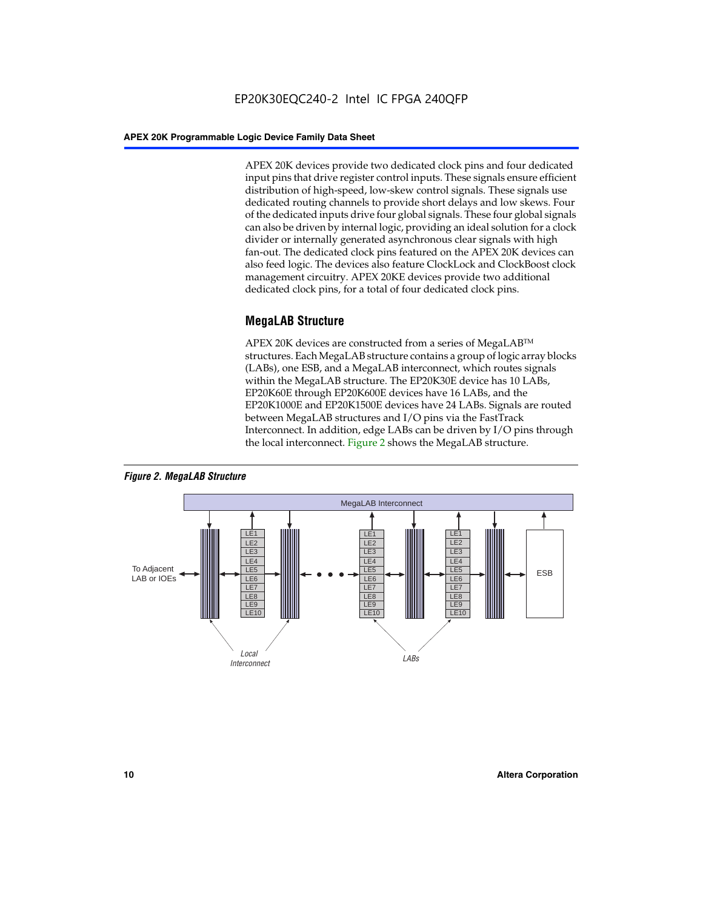APEX 20K devices provide two dedicated clock pins and four dedicated input pins that drive register control inputs. These signals ensure efficient distribution of high-speed, low-skew control signals. These signals use dedicated routing channels to provide short delays and low skews. Four of the dedicated inputs drive four global signals. These four global signals can also be driven by internal logic, providing an ideal solution for a clock divider or internally generated asynchronous clear signals with high fan-out. The dedicated clock pins featured on the APEX 20K devices can also feed logic. The devices also feature ClockLock and ClockBoost clock management circuitry. APEX 20KE devices provide two additional dedicated clock pins, for a total of four dedicated clock pins.

## MegaLAB Structure

APEX 20K devices are constructed from a series of MegaLAB™ structures. Each MegaLAB structure contains a group of logic array blocks (LABs), one ESB, and a MegaLAB interconnect, which routes signals within the MegaLAB structure. The EP20K30E device has 10 LABs, EP20K60E through EP20K600E devices have 16 LABs, and the EP20K1000E and EP20K1500E devices have 24 LABs. Signals are routed between MegaLAB structures and I/O pins via the FastTrack Interconnect. In addition, edge LABs can be driven by I/O pins through the local interconnect. Figure 2 shows the MegaLAB structure.

*Figure 2. MegaLAB Structure*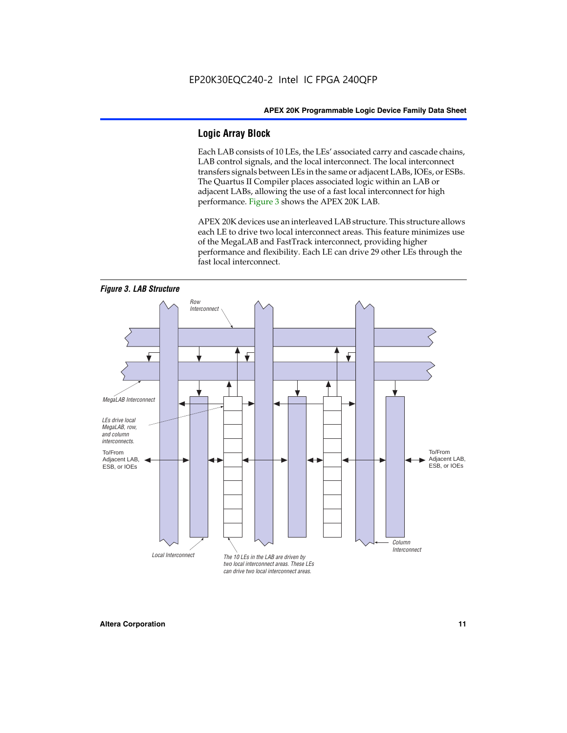## Logic Array Block

Each LAB consists of 10 LEs, the LEs' associated carry and cascade chains, LAB control signals, and the local interconnect. The local interconnect transfers signals between LEs in the same or adjacent LABs, IOEs, or ESBs. The Quartus II Compiler places associated logic within an LAB or adjacent LABs, allowing the use of a fast local interconnect for high performance. Figure 3 shows the APEX 20K LAB.

APEX 20K devices use an interleaved LAB structure. This structure allows each LE to drive two local interconnect areas. This feature minimizes use of the MegaLAB and FastTrack interconnect, providing higher performance and flexibility. Each LE can drive 29 other LEs through the fast local interconnect.

*Figure 3. LAB Structure*

Row Interconnect

MegaLAB Interconnect

LEs drive local MegaLAB, row, and column interconnects.

To/From Adjacent LAB, ESB, or IOEs

To/From Adjacent LAB, ESB, or IOEs

Column Interconnect

Local Interconnect

The 10 LEs in the LAB are driven by two local interconnect areas. These LEs can drive two local interconnect areas.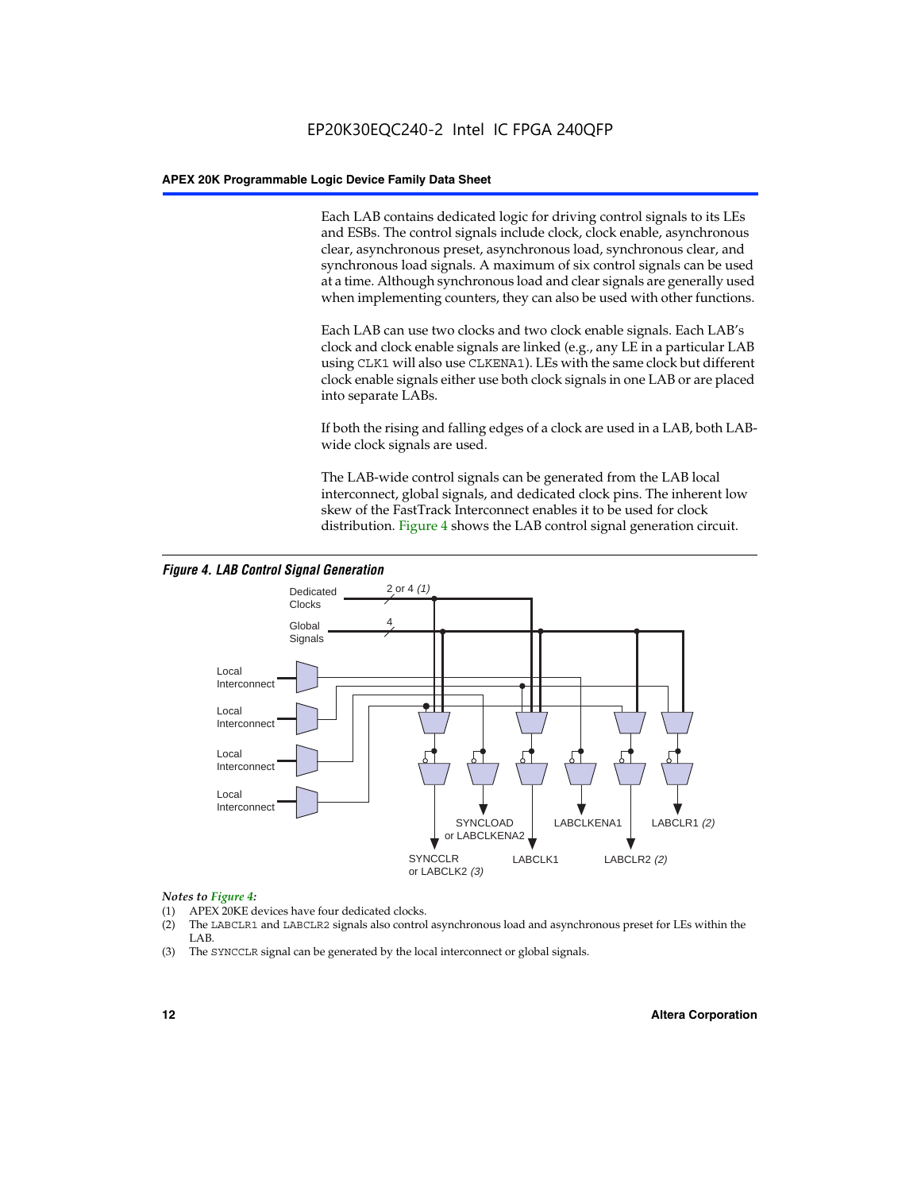Each LAB contains dedicated logic for driving control signals to its LEs and ESBs. The control signals include clock, clock enable, asynchronous clear, asynchronous preset, asynchronous load, synchronous clear, and synchronous load signals. A maximum of six control signals can be used at a time. Although synchronous load and clear signals are generally used when implementing counters, they can also be used with other functions.

Each LAB can use two clocks and two clock enable signals. Each LAB's clock and clock enable signals are linked (e.g., any LE in a particular LAB using `CLK1` will also use `CLKENA1`). LEs with the same clock but different clock enable signals either use both clock signals in one LAB or are placed into separate LABs.

If both the rising and falling edges of a clock are used in a LAB, both LAB-wide clock signals are used.

The LAB-wide control signals can be generated from the LAB local interconnect, global signals, and dedicated clock pins. The inherent low skew of the FastTrack Interconnect enables it to be used for clock distribution. Figure 4 shows the LAB control signal generation circuit.

***Figure 4. LAB Control Signal Generation***

Dedicated Clocks — 2 or 4 *(1)*
Global Signals — 4
Local Interconnect
Local Interconnect
Local Interconnect
Local Interconnect

SYNCCLR or LABCLK2 *(3)*
SYNCLOAD or LABCLKENA2
LABCLK1
LABCLKENA1
LABCLR2 *(2)*
LABCLR1 *(2)*

*Notes to Figure 4:*

(1) APEX 20KE devices have four dedicated clocks.
(2) The `LABCLR1` and `LABCLR2` signals also control asynchronous load and asynchronous preset for LEs within the LAB.
(3) The `SYNCCLR` signal can be generated by the local interconnect or global signals.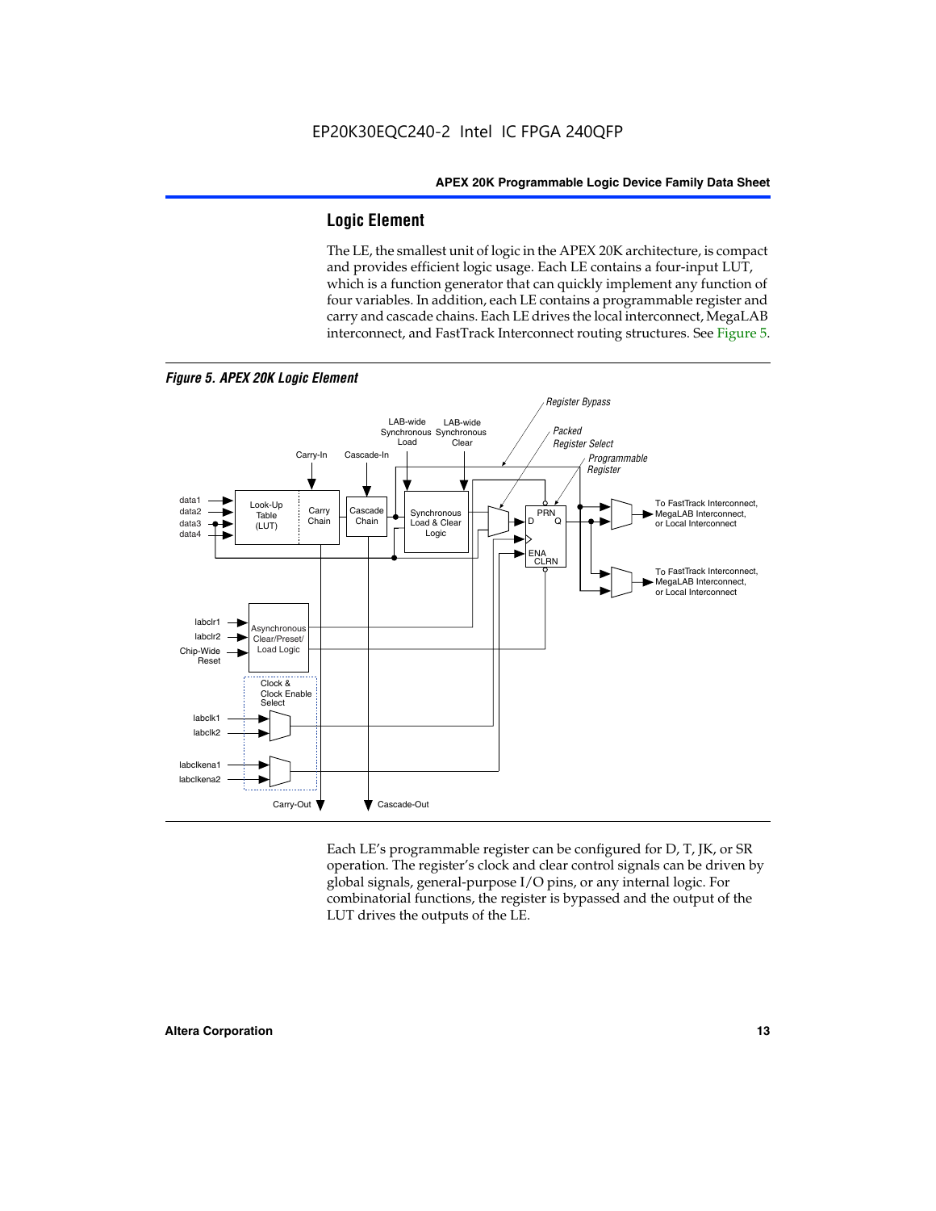## Logic Element

The LE, the smallest unit of logic in the APEX 20K architecture, is compact and provides efficient logic usage. Each LE contains a four-input LUT, which is a function generator that can quickly implement any function of four variables. In addition, each LE contains a programmable register and carry and cascade chains. Each LE drives the local interconnect, MegaLAB interconnect, and FastTrack Interconnect routing structures. See Figure 5.

*Figure 5. APEX 20K Logic Element*

Each LE's programmable register can be configured for D, T, JK, or SR operation. The register's clock and clear control signals can be driven by global signals, general-purpose I/O pins, or any internal logic. For combinatorial functions, the register is bypassed and the output of the LUT drives the outputs of the LE.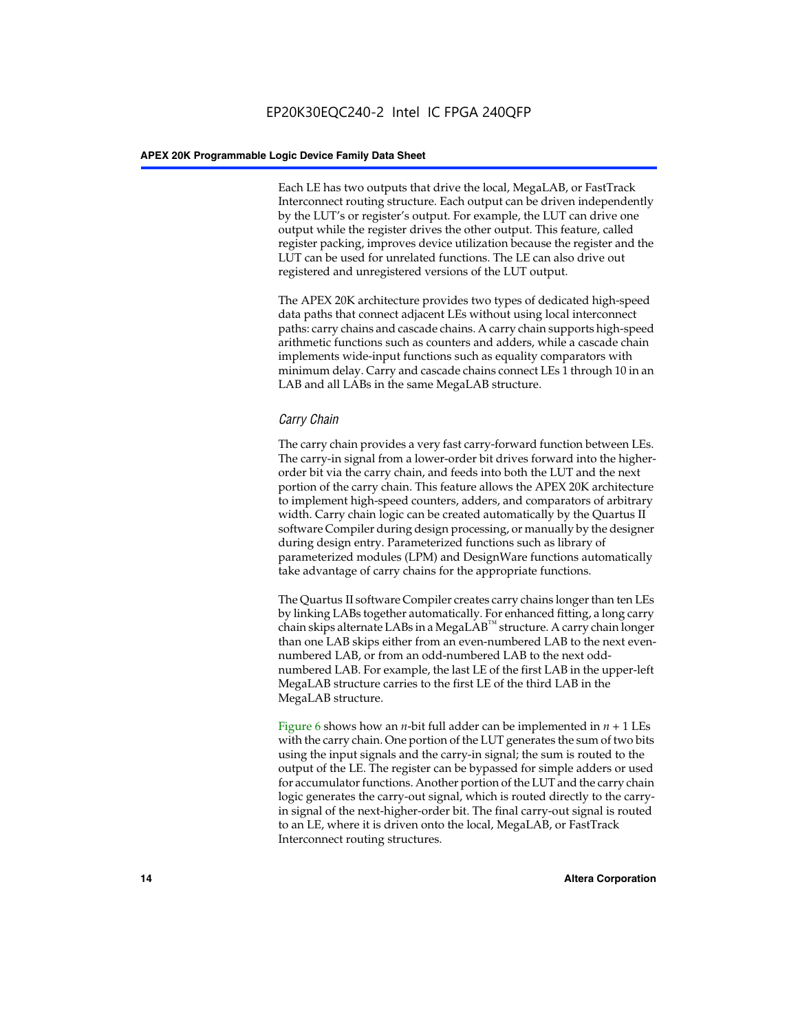Each LE has two outputs that drive the local, MegaLAB, or FastTrack Interconnect routing structure. Each output can be driven independently by the LUT's or register's output. For example, the LUT can drive one output while the register drives the other output. This feature, called register packing, improves device utilization because the register and the LUT can be used for unrelated functions. The LE can also drive out registered and unregistered versions of the LUT output.

The APEX 20K architecture provides two types of dedicated high-speed data paths that connect adjacent LEs without using local interconnect paths: carry chains and cascade chains. A carry chain supports high-speed arithmetic functions such as counters and adders, while a cascade chain implements wide-input functions such as equality comparators with minimum delay. Carry and cascade chains connect LEs 1 through 10 in an LAB and all LABs in the same MegaLAB structure.

### *Carry Chain*

The carry chain provides a very fast carry-forward function between LEs. The carry-in signal from a lower-order bit drives forward into the higher-order bit via the carry chain, and feeds into both the LUT and the next portion of the carry chain. This feature allows the APEX 20K architecture to implement high-speed counters, adders, and comparators of arbitrary width. Carry chain logic can be created automatically by the Quartus II software Compiler during design processing, or manually by the designer during design entry. Parameterized functions such as library of parameterized modules (LPM) and DesignWare functions automatically take advantage of carry chains for the appropriate functions.

The Quartus II software Compiler creates carry chains longer than ten LEs by linking LABs together automatically. For enhanced fitting, a long carry chain skips alternate LABs in a MegaLAB™ structure. A carry chain longer than one LAB skips either from an even-numbered LAB to the next even-numbered LAB, or from an odd-numbered LAB to the next odd-numbered LAB. For example, the last LE of the first LAB in the upper-left MegaLAB structure carries to the first LE of the third LAB in the MegaLAB structure.

Figure 6 shows how an $n$-bit full adder can be implemented in $n + 1$ LEs with the carry chain. One portion of the LUT generates the sum of two bits using the input signals and the carry-in signal; the sum is routed to the output of the LE. The register can be bypassed for simple adders or used for accumulator functions. Another portion of the LUT and the carry chain logic generates the carry-out signal, which is routed directly to the carry-in signal of the next-higher-order bit. The final carry-out signal is routed to an LE, where it is driven onto the local, MegaLAB, or FastTrack Interconnect routing structures.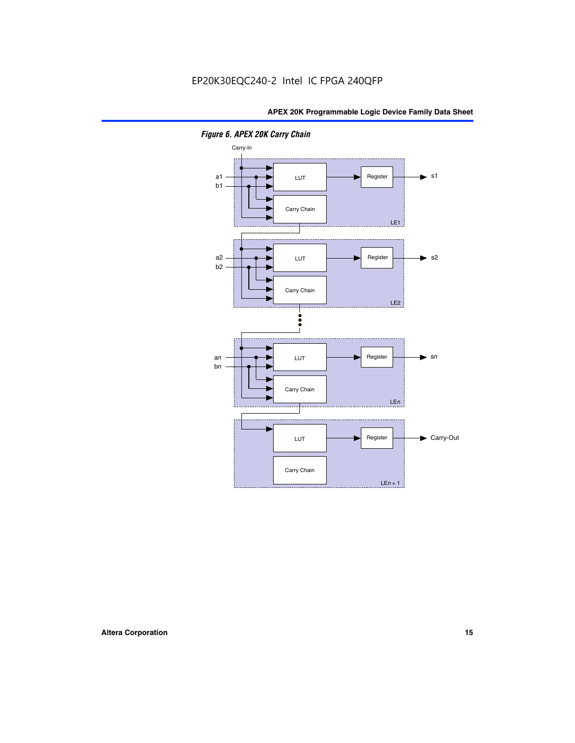*Figure 6. APEX 20K Carry Chain*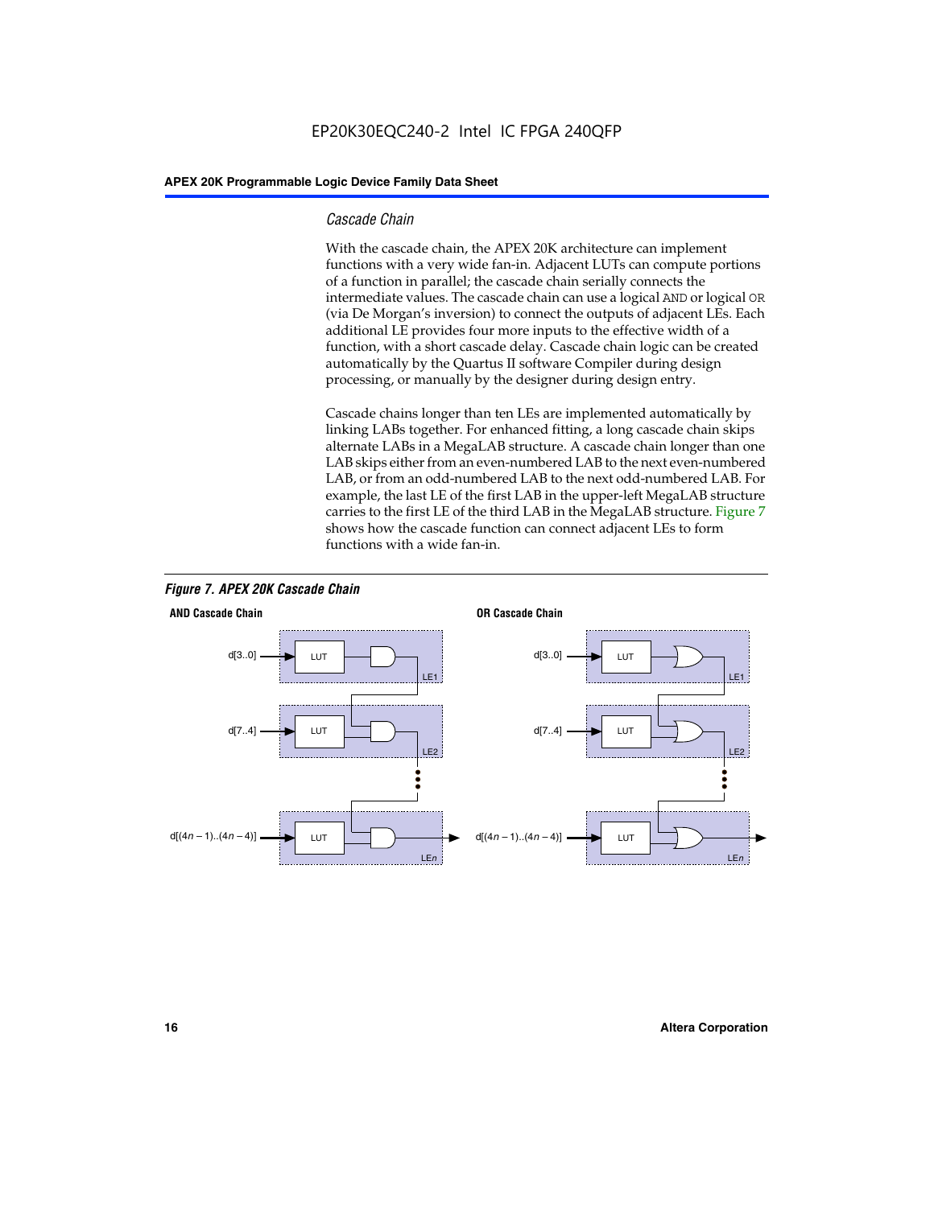### *Cascade Chain*

With the cascade chain, the APEX 20K architecture can implement functions with a very wide fan-in. Adjacent LUTs can compute portions of a function in parallel; the cascade chain serially connects the intermediate values. The cascade chain can use a logical `AND` or logical `OR` (via De Morgan's inversion) to connect the outputs of adjacent LEs. Each additional LE provides four more inputs to the effective width of a function, with a short cascade delay. Cascade chain logic can be created automatically by the Quartus II software Compiler during design processing, or manually by the designer during design entry.

Cascade chains longer than ten LEs are implemented automatically by linking LABs together. For enhanced fitting, a long cascade chain skips alternate LABs in a MegaLAB structure. A cascade chain longer than one LAB skips either from an even-numbered LAB to the next even-numbered LAB, or from an odd-numbered LAB to the next odd-numbered LAB. For example, the last LE of the first LAB in the upper-left MegaLAB structure carries to the first LE of the third LAB in the MegaLAB structure. Figure 7 shows how the cascade function can connect adjacent LEs to form functions with a wide fan-in.

***Figure 7. APEX 20K Cascade Chain***

**AND Cascade Chain**

d[3..0] → LUT → AND (LE1)
d[7..4] → LUT → AND (LE2)
d[(4n – 1)..(4n – 4)] → LUT → AND (LEn)

**OR Cascade Chain**

d[3..0] → LUT → OR (LE1)
d[7..4] → LUT → OR (LE2)
d[(4n – 1)..(4n – 4)] → LUT → OR (LEn)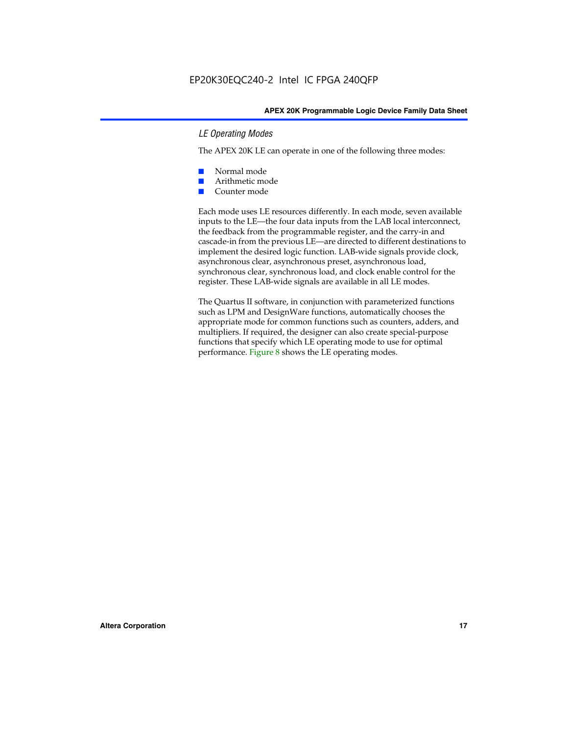### *LE Operating Modes*

The APEX 20K LE can operate in one of the following three modes:

- Normal mode
- Arithmetic mode
- Counter mode

Each mode uses LE resources differently. In each mode, seven available inputs to the LE—the four data inputs from the LAB local interconnect, the feedback from the programmable register, and the carry-in and cascade-in from the previous LE—are directed to different destinations to implement the desired logic function. LAB-wide signals provide clock, asynchronous clear, asynchronous preset, asynchronous load, synchronous clear, synchronous load, and clock enable control for the register. These LAB-wide signals are available in all LE modes.

The Quartus II software, in conjunction with parameterized functions such as LPM and DesignWare functions, automatically chooses the appropriate mode for common functions such as counters, adders, and multipliers. If required, the designer can also create special-purpose functions that specify which LE operating mode to use for optimal performance. Figure 8 shows the LE operating modes.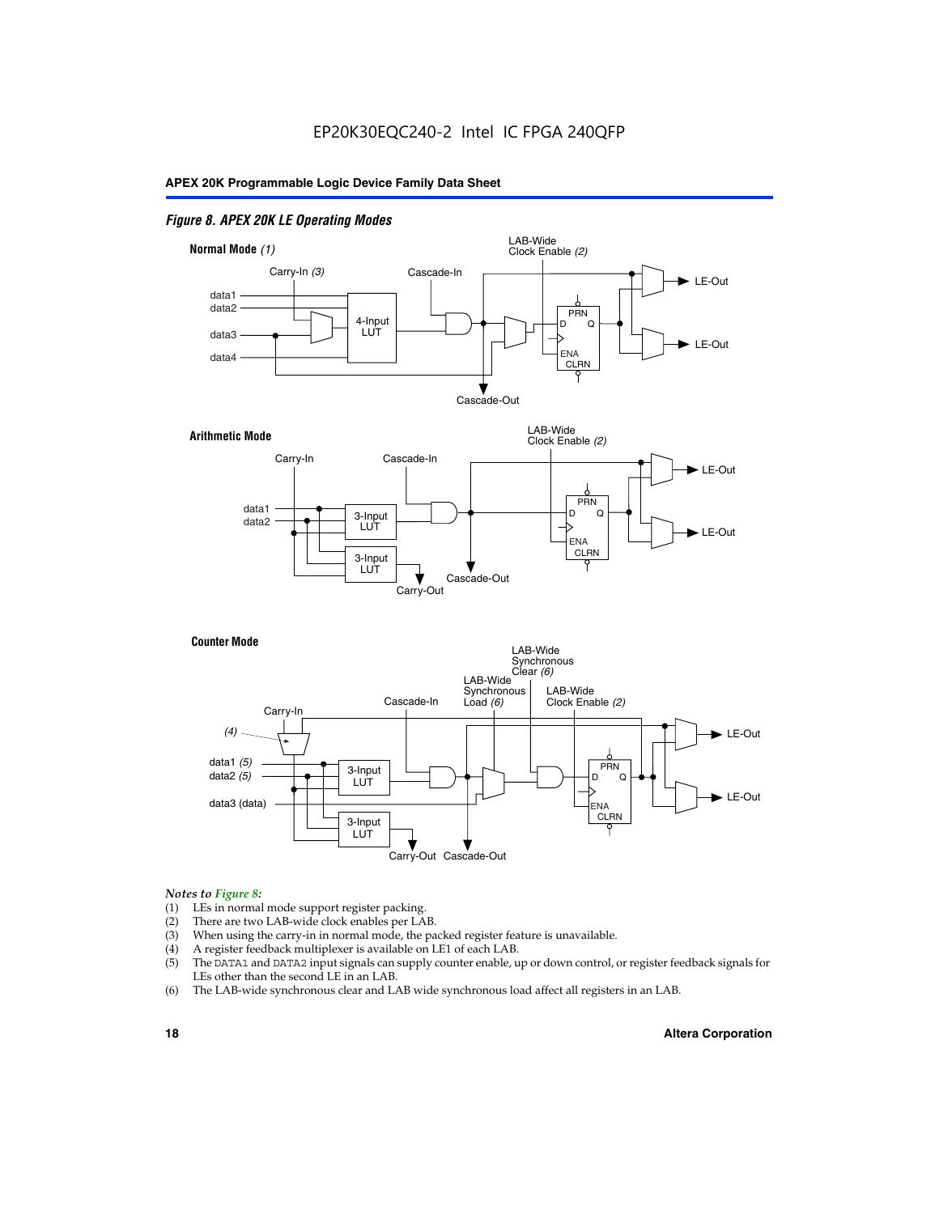*Figure 8. APEX 20K LE Operating Modes*

**Normal Mode** *(1)*

Carry-In *(3)*, Cascade-In, LAB-Wide Clock Enable *(2)*, data1, data2, data3, data4, 4-Input LUT, PRN, D, Q, ENA, CLRN, LE-Out, LE-Out, Cascade-Out

**Arithmetic Mode**

Carry-In, Cascade-In, LAB-Wide Clock Enable *(2)*, data1, data2, 3-Input LUT, 3-Input LUT, PRN, D, Q, ENA, CLRN, LE-Out, LE-Out, Carry-Out, Cascade-Out

**Counter Mode**

Carry-In, *(4)*, Cascade-In, LAB-Wide Synchronous Load *(6)*, LAB-Wide Synchronous Clear *(6)*, LAB-Wide Clock Enable *(2)*, data1 *(5)*, data2 *(5)*, data3 (data), 3-Input LUT, 3-Input LUT, PRN, D, Q, ENA, CLRN, LE-Out, LE-Out, Carry-Out, Cascade-Out

*Notes to Figure 8:*

(1) LEs in normal mode support register packing.
(2) There are two LAB-wide clock enables per LAB.
(3) When using the carry-in in normal mode, the packed register feature is unavailable.
(4) A register feedback multiplexer is available on LE1 of each LAB.
(5) The DATA1 and DATA2 input signals can supply counter enable, up or down control, or register feedback signals for LEs other than the second LE in an LAB.
(6) The LAB-wide synchronous clear and LAB wide synchronous load affect all registers in an LAB.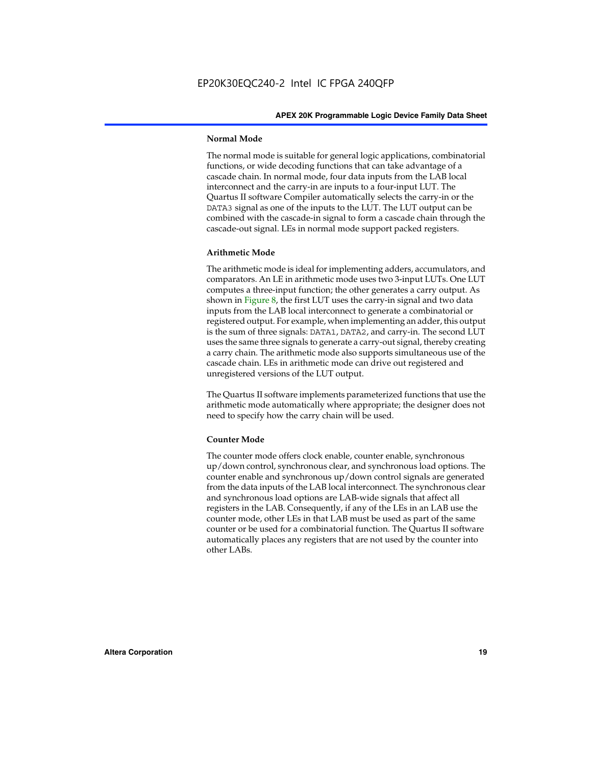### Normal Mode

The normal mode is suitable for general logic applications, combinatorial functions, or wide decoding functions that can take advantage of a cascade chain. In normal mode, four data inputs from the LAB local interconnect and the carry-in are inputs to a four-input LUT. The Quartus II software Compiler automatically selects the carry-in or the `DATA3` signal as one of the inputs to the LUT. The LUT output can be combined with the cascade-in signal to form a cascade chain through the cascade-out signal. LEs in normal mode support packed registers.

### Arithmetic Mode

The arithmetic mode is ideal for implementing adders, accumulators, and comparators. An LE in arithmetic mode uses two 3-input LUTs. One LUT computes a three-input function; the other generates a carry output. As shown in Figure 8, the first LUT uses the carry-in signal and two data inputs from the LAB local interconnect to generate a combinatorial or registered output. For example, when implementing an adder, this output is the sum of three signals: `DATA1`, `DATA2`, and carry-in. The second LUT uses the same three signals to generate a carry-out signal, thereby creating a carry chain. The arithmetic mode also supports simultaneous use of the cascade chain. LEs in arithmetic mode can drive out registered and unregistered versions of the LUT output.

The Quartus II software implements parameterized functions that use the arithmetic mode automatically where appropriate; the designer does not need to specify how the carry chain will be used.

### Counter Mode

The counter mode offers clock enable, counter enable, synchronous up/down control, synchronous clear, and synchronous load options. The counter enable and synchronous up/down control signals are generated from the data inputs of the LAB local interconnect. The synchronous clear and synchronous load options are LAB-wide signals that affect all registers in the LAB. Consequently, if any of the LEs in an LAB use the counter mode, other LEs in that LAB must be used as part of the same counter or be used for a combinatorial function. The Quartus II software automatically places any registers that are not used by the counter into other LABs.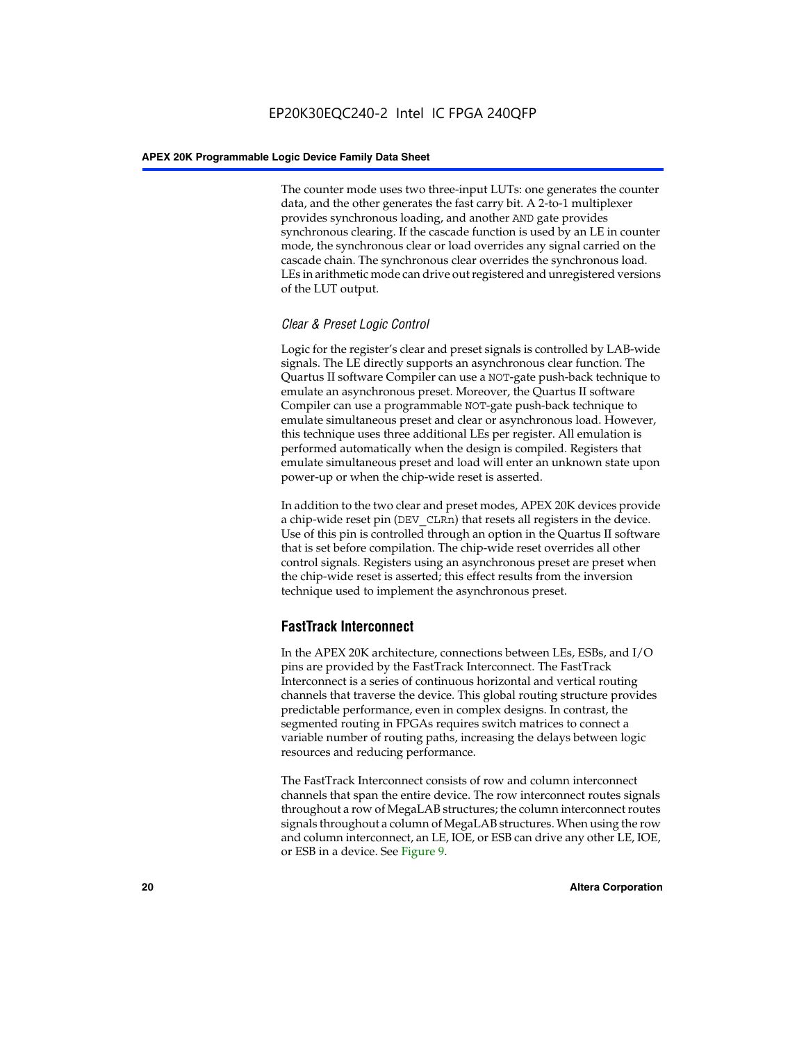The counter mode uses two three-input LUTs: one generates the counter data, and the other generates the fast carry bit. A 2-to-1 multiplexer provides synchronous loading, and another AND gate provides synchronous clearing. If the cascade function is used by an LE in counter mode, the synchronous clear or load overrides any signal carried on the cascade chain. The synchronous clear overrides the synchronous load. LEs in arithmetic mode can drive out registered and unregistered versions of the LUT output.

### *Clear & Preset Logic Control*

Logic for the register's clear and preset signals is controlled by LAB-wide signals. The LE directly supports an asynchronous clear function. The Quartus II software Compiler can use a NOT-gate push-back technique to emulate an asynchronous preset. Moreover, the Quartus II software Compiler can use a programmable NOT-gate push-back technique to emulate simultaneous preset and clear or asynchronous load. However, this technique uses three additional LEs per register. All emulation is performed automatically when the design is compiled. Registers that emulate simultaneous preset and load will enter an unknown state upon power-up or when the chip-wide reset is asserted.

In addition to the two clear and preset modes, APEX 20K devices provide a chip-wide reset pin (DEV_CLRn) that resets all registers in the device. Use of this pin is controlled through an option in the Quartus II software that is set before compilation. The chip-wide reset overrides all other control signals. Registers using an asynchronous preset are preset when the chip-wide reset is asserted; this effect results from the inversion technique used to implement the asynchronous preset.

## FastTrack Interconnect

In the APEX 20K architecture, connections between LEs, ESBs, and I/O pins are provided by the FastTrack Interconnect. The FastTrack Interconnect is a series of continuous horizontal and vertical routing channels that traverse the device. This global routing structure provides predictable performance, even in complex designs. In contrast, the segmented routing in FPGAs requires switch matrices to connect a variable number of routing paths, increasing the delays between logic resources and reducing performance.

The FastTrack Interconnect consists of row and column interconnect channels that span the entire device. The row interconnect routes signals throughout a row of MegaLAB structures; the column interconnect routes signals throughout a column of MegaLAB structures. When using the row and column interconnect, an LE, IOE, or ESB can drive any other LE, IOE, or ESB in a device. See Figure 9.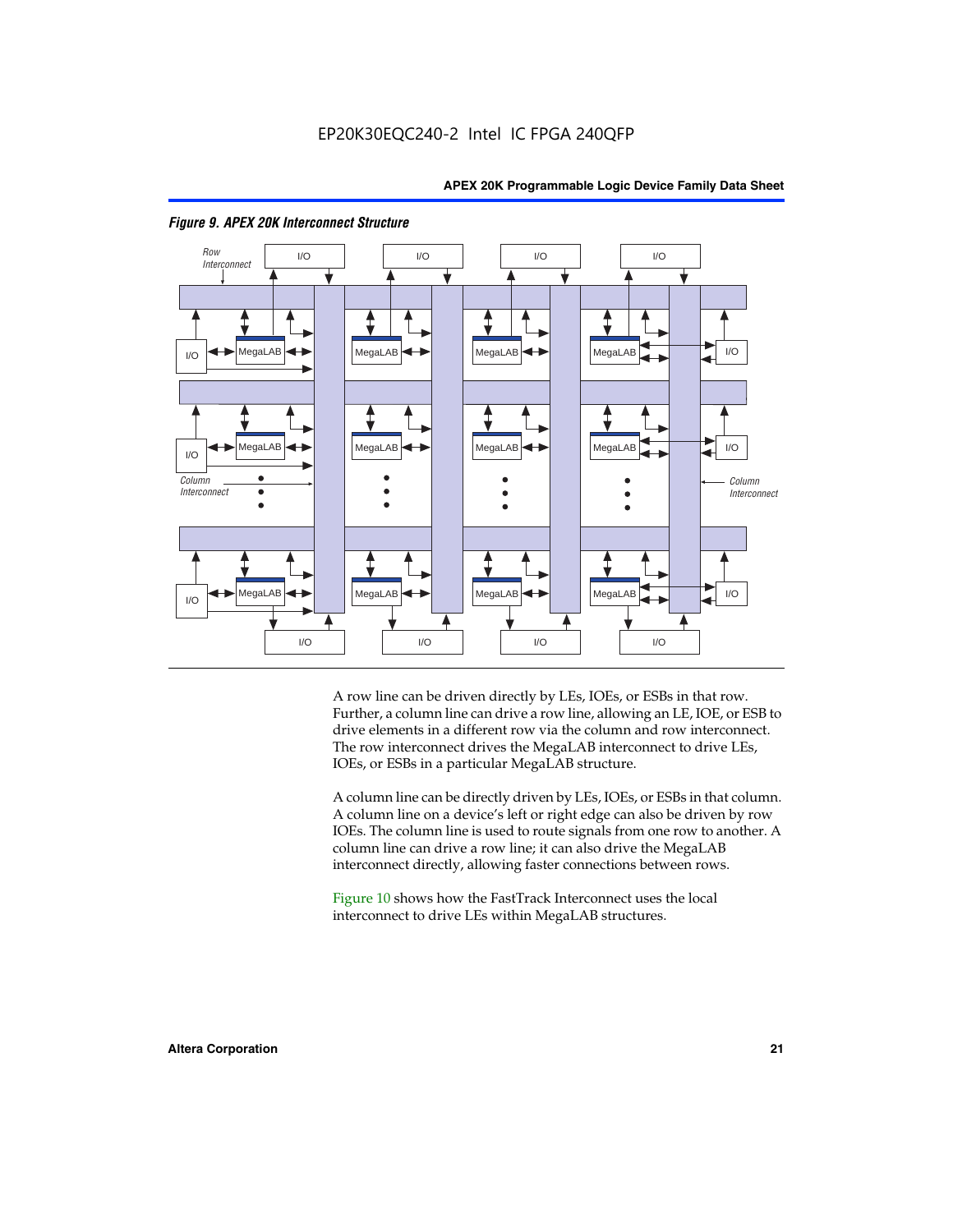*Figure 9. APEX 20K Interconnect Structure*

A row line can be driven directly by LEs, IOEs, or ESBs in that row. Further, a column line can drive a row line, allowing an LE, IOE, or ESB to drive elements in a different row via the column and row interconnect. The row interconnect drives the MegaLAB interconnect to drive LEs, IOEs, or ESBs in a particular MegaLAB structure.

A column line can be directly driven by LEs, IOEs, or ESBs in that column. A column line on a device's left or right edge can also be driven by row IOEs. The column line is used to route signals from one row to another. A column line can drive a row line; it can also drive the MegaLAB interconnect directly, allowing faster connections between rows.

Figure 10 shows how the FastTrack Interconnect uses the local interconnect to drive LEs within MegaLAB structures.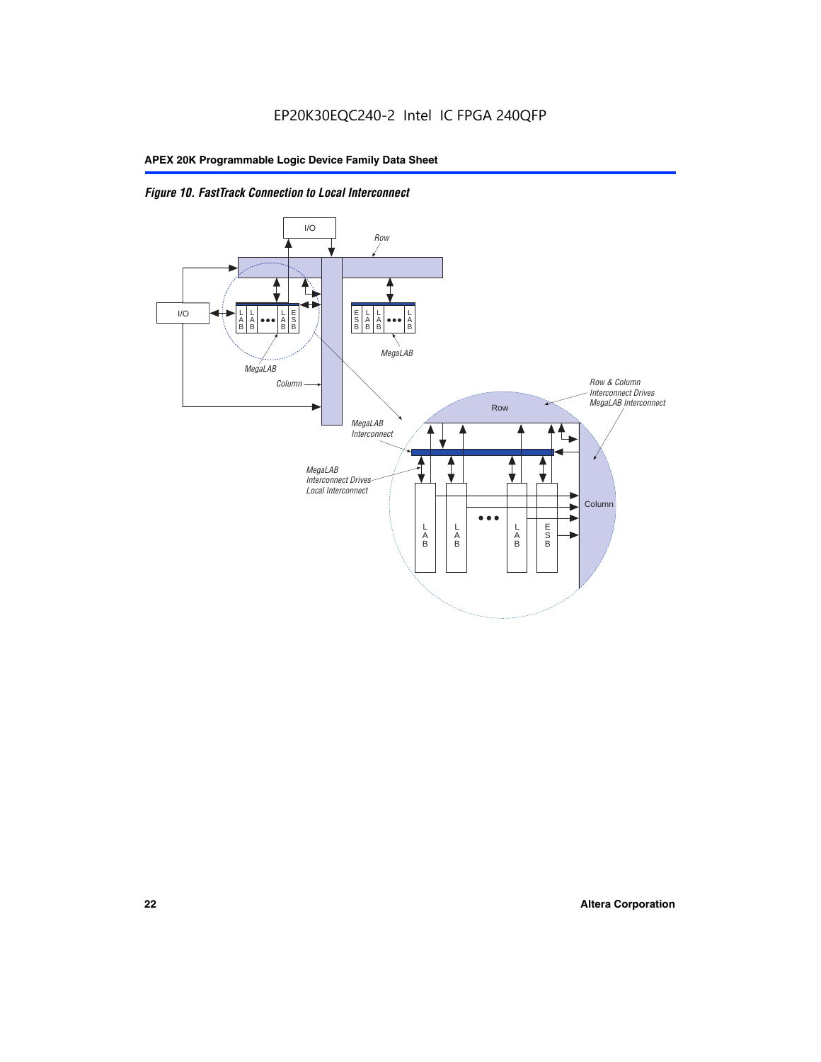*Figure 10. FastTrack Connection to Local Interconnect*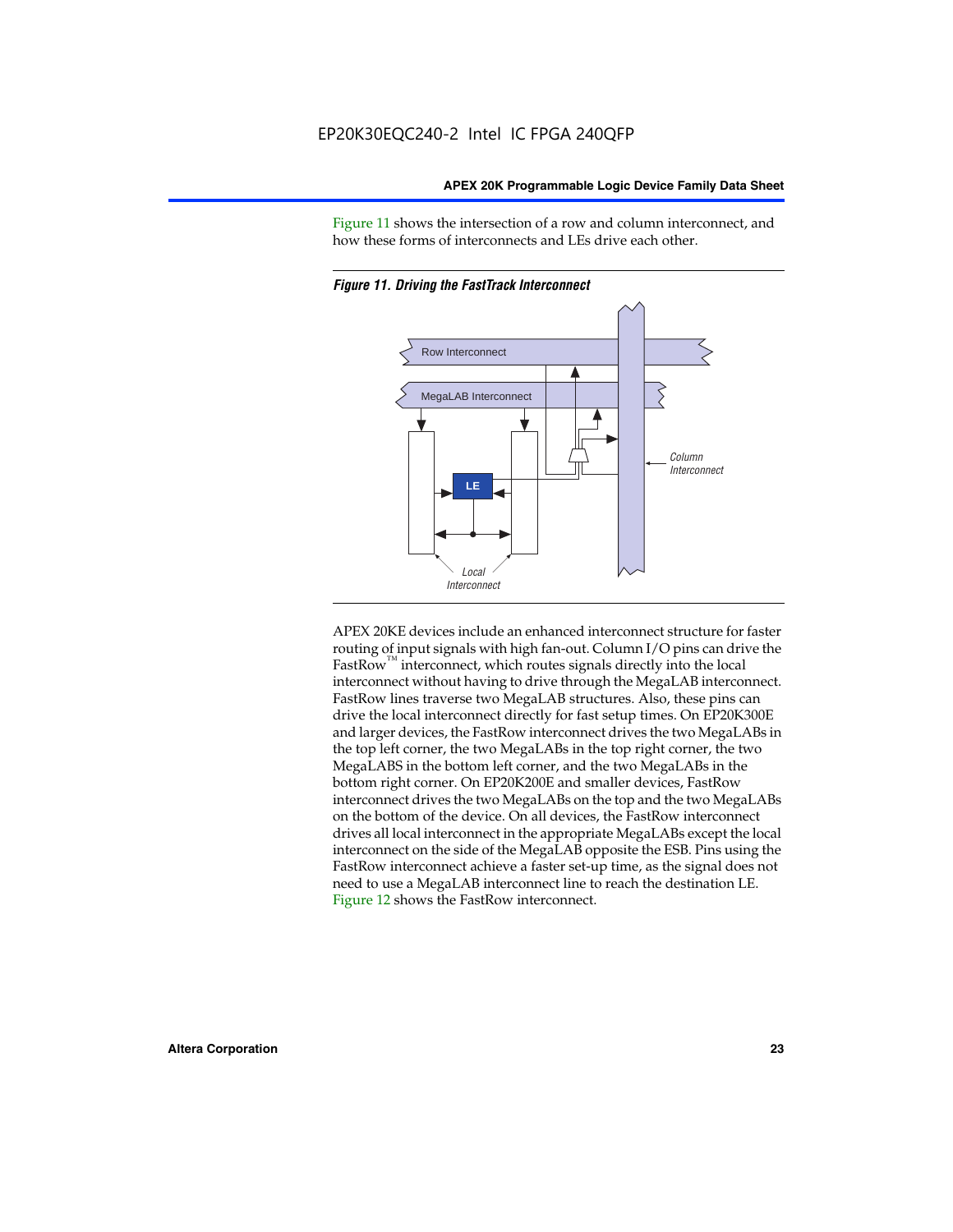Figure 11 shows the intersection of a row and column interconnect, and how these forms of interconnects and LEs drive each other.

*Figure 11. Driving the FastTrack Interconnect*

APEX 20KE devices include an enhanced interconnect structure for faster routing of input signals with high fan-out. Column I/O pins can drive the FastRow™ interconnect, which routes signals directly into the local interconnect without having to drive through the MegaLAB interconnect. FastRow lines traverse two MegaLAB structures. Also, these pins can drive the local interconnect directly for fast setup times. On EP20K300E and larger devices, the FastRow interconnect drives the two MegaLABs in the top left corner, the two MegaLABs in the top right corner, the two MegaLABS in the bottom left corner, and the two MegaLABs in the bottom right corner. On EP20K200E and smaller devices, FastRow interconnect drives the two MegaLABs on the top and the two MegaLABs on the bottom of the device. On all devices, the FastRow interconnect drives all local interconnect in the appropriate MegaLABs except the local interconnect on the side of the MegaLAB opposite the ESB. Pins using the FastRow interconnect achieve a faster set-up time, as the signal does not need to use a MegaLAB interconnect line to reach the destination LE. Figure 12 shows the FastRow interconnect.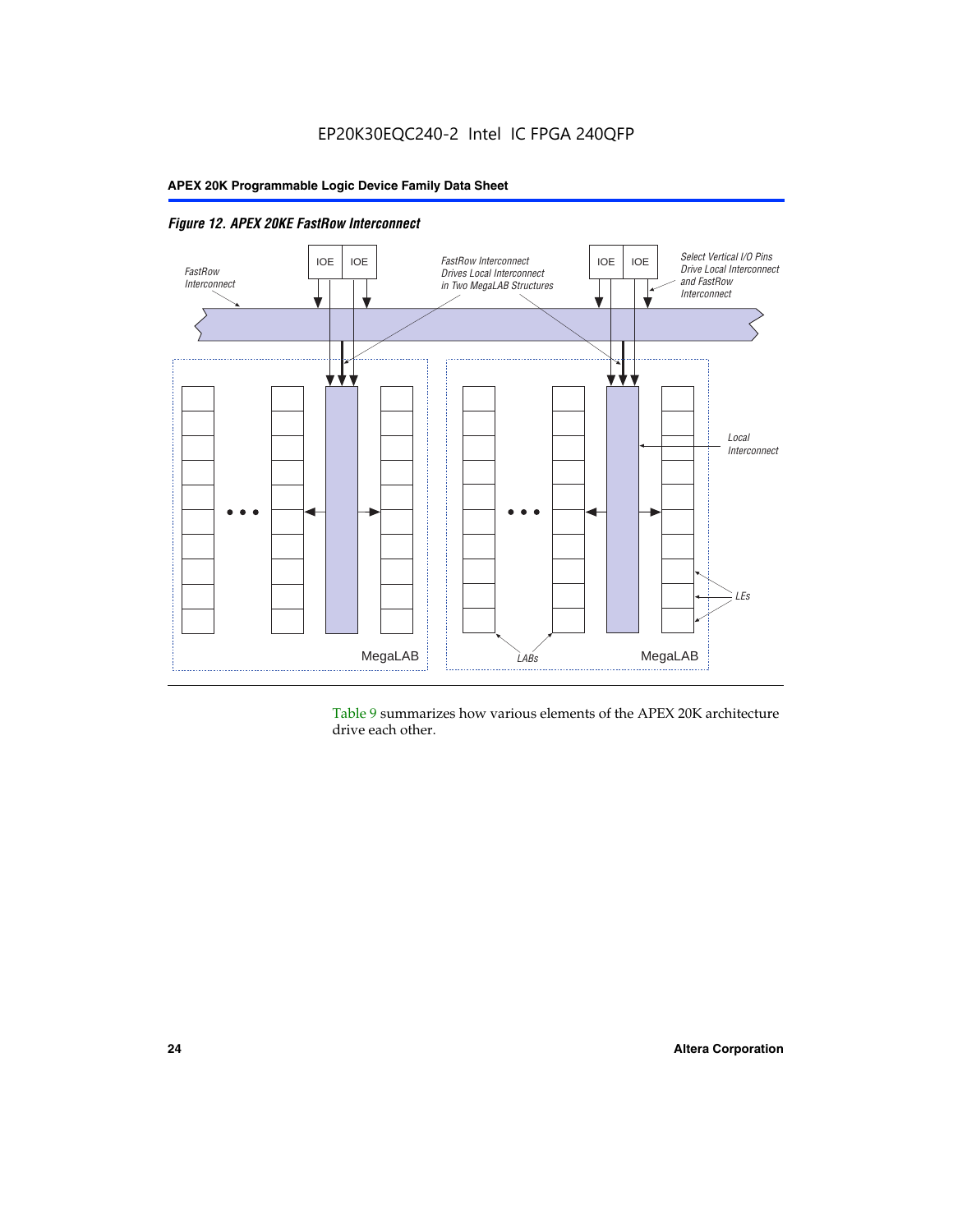*Figure 12. APEX 20KE FastRow Interconnect*

Table 9 summarizes how various elements of the APEX 20K architecture drive each other.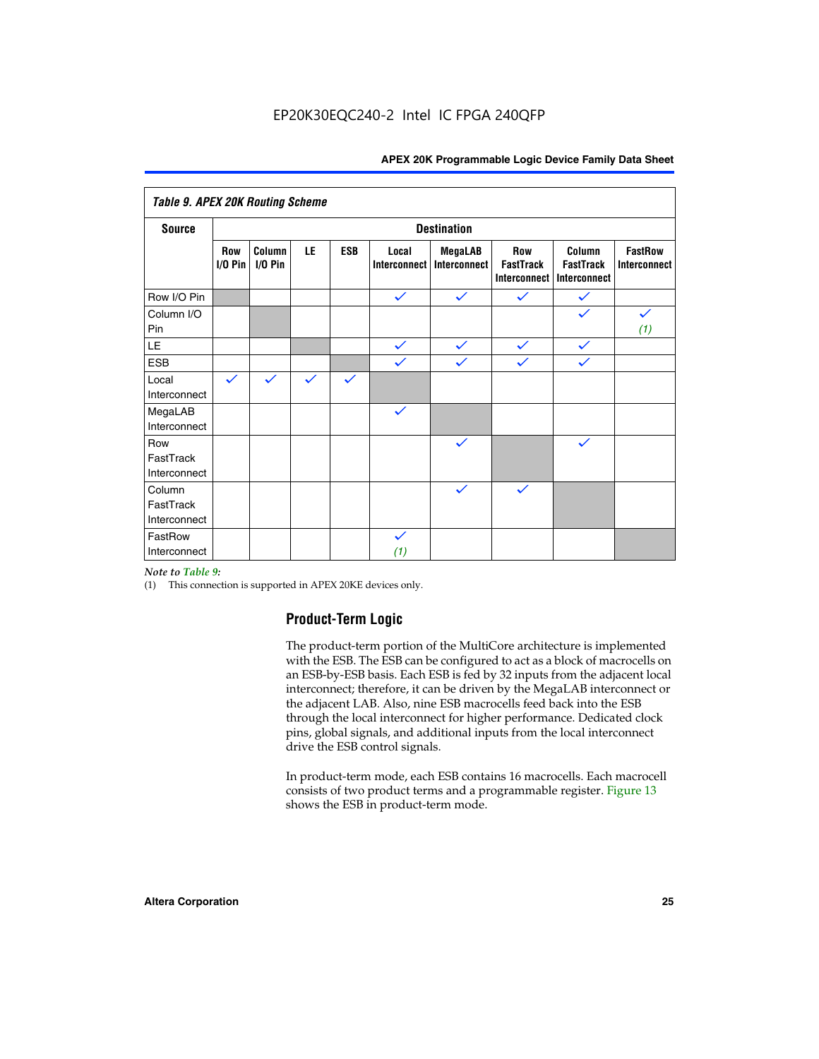**Table 9. APEX 20K Routing Scheme**

| Source | Destination | | | | | | | | |
|---|---|---|---|---|---|---|---|---|---|
| | Row I/O Pin | Column I/O Pin | LE | ESB | Local Interconnect | MegaLAB Interconnect | Row FastTrack Interconnect | Column FastTrack Interconnect | FastRow Interconnect |
| Row I/O Pin | | | | | ✓ | ✓ | ✓ | ✓ | |
| Column I/O Pin | | | | | | | | ✓ | ✓ *(1)* |
| LE | | | | | ✓ | ✓ | ✓ | ✓ | |
| ESB | | | | | ✓ | ✓ | ✓ | ✓ | |
| Local Interconnect | ✓ | ✓ | ✓ | ✓ | | | | | |
| MegaLAB Interconnect | | | | | ✓ | | | | |
| Row FastTrack Interconnect | | | | | | ✓ | | ✓ | |
| Column FastTrack Interconnect | | | | | | ✓ | ✓ | | |
| FastRow Interconnect | | | | | ✓ *(1)* | | | | |

*Note to Table 9:*

(1) This connection is supported in APEX 20KE devices only.

## Product-Term Logic

The product-term portion of the MultiCore architecture is implemented with the ESB. The ESB can be configured to act as a block of macrocells on an ESB-by-ESB basis. Each ESB is fed by 32 inputs from the adjacent local interconnect; therefore, it can be driven by the MegaLAB interconnect or the adjacent LAB. Also, nine ESB macrocells feed back into the ESB through the local interconnect for higher performance. Dedicated clock pins, global signals, and additional inputs from the local interconnect drive the ESB control signals.

In product-term mode, each ESB contains 16 macrocells. Each macrocell consists of two product terms and a programmable register. Figure 13 shows the ESB in product-term mode.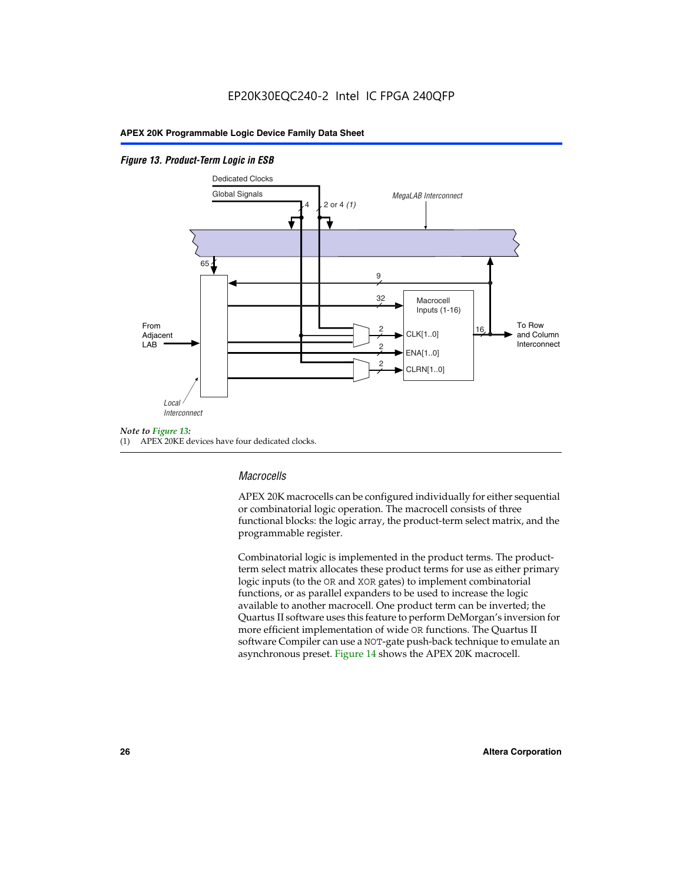EP20K30EQC240-2 Intel IC FPGA 240QFP

*Figure 13. Product-Term Logic in ESB*

Dedicated Clocks

Global Signals

4

2 or 4 *(1)*

*MegaLAB Interconnect*

65

9

32

Macrocell Inputs (1-16)

From Adjacent LAB

2

CLK[1..0]

16

To Row and Column Interconnect

2

ENA[1..0]

2

CLRN[1..0]

*Local Interconnect*

*Note to Figure 13:*

(1) APEX 20KE devices have four dedicated clocks.

### *Macrocells*

APEX 20K macrocells can be configured individually for either sequential or combinatorial logic operation. The macrocell consists of three functional blocks: the logic array, the product-term select matrix, and the programmable register.

Combinatorial logic is implemented in the product terms. The product-term select matrix allocates these product terms for use as either primary logic inputs (to the OR and XOR gates) to implement combinatorial functions, or as parallel expanders to be used to increase the logic available to another macrocell. One product term can be inverted; the Quartus II software uses this feature to perform DeMorgan's inversion for more efficient implementation of wide OR functions. The Quartus II software Compiler can use a NOT-gate push-back technique to emulate an asynchronous preset. Figure 14 shows the APEX 20K macrocell.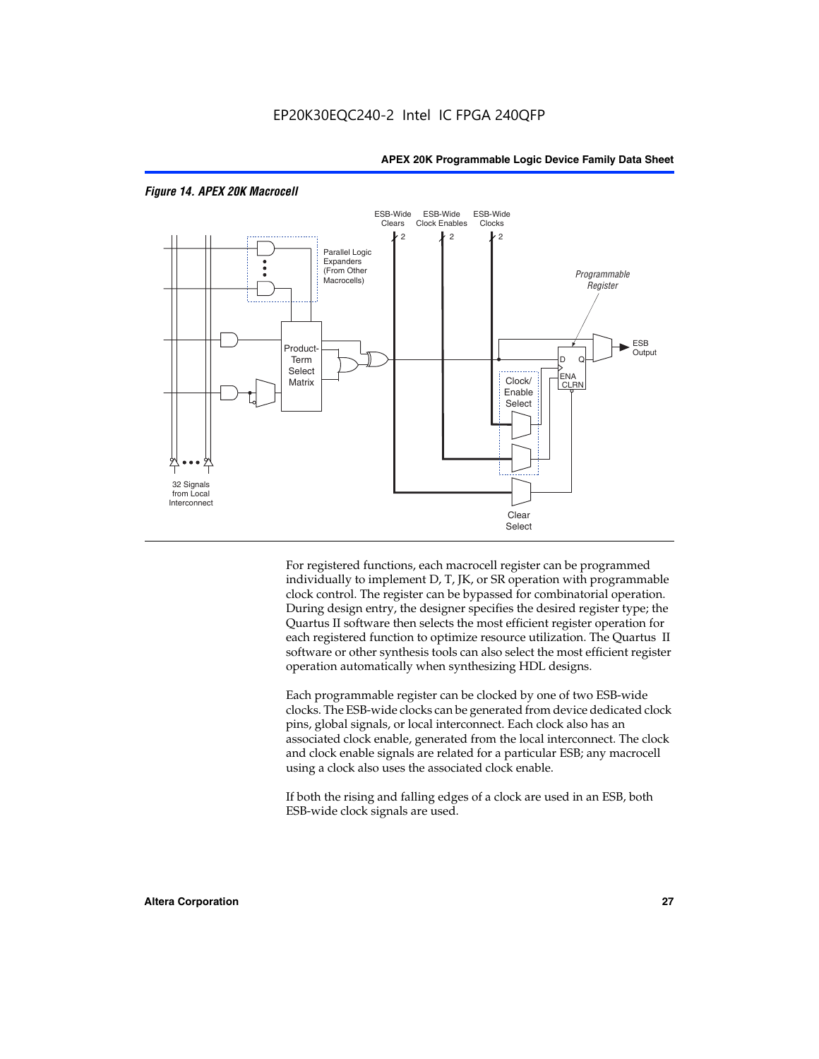*Figure 14. APEX 20K Macrocell*

For registered functions, each macrocell register can be programmed individually to implement D, T, JK, or SR operation with programmable clock control. The register can be bypassed for combinatorial operation. During design entry, the designer specifies the desired register type; the Quartus II software then selects the most efficient register operation for each registered function to optimize resource utilization. The Quartus II software or other synthesis tools can also select the most efficient register operation automatically when synthesizing HDL designs.

Each programmable register can be clocked by one of two ESB-wide clocks. The ESB-wide clocks can be generated from device dedicated clock pins, global signals, or local interconnect. Each clock also has an associated clock enable, generated from the local interconnect. The clock and clock enable signals are related for a particular ESB; any macrocell using a clock also uses the associated clock enable.

If both the rising and falling edges of a clock are used in an ESB, both ESB-wide clock signals are used.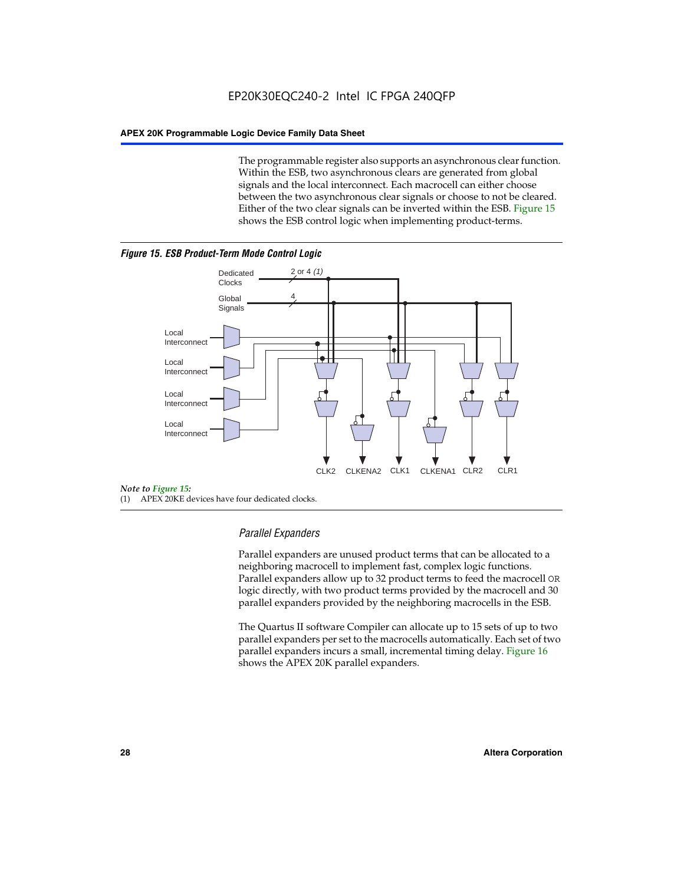The programmable register also supports an asynchronous clear function. Within the ESB, two asynchronous clears are generated from global signals and the local interconnect. Each macrocell can either choose between the two asynchronous clear signals or choose to not be cleared. Either of the two clear signals can be inverted within the ESB. Figure 15 shows the ESB control logic when implementing product-terms.

*Figure 15. ESB Product-Term Mode Control Logic*

Dedicated Clocks 2 or 4 *(1)*

Global Signals 4

Local Interconnect

Local Interconnect

Local Interconnect

Local Interconnect

CLK2 CLKENA2 CLK1 CLKENA1 CLR2 CLR1

*Note to Figure 15:*

(1) APEX 20KE devices have four dedicated clocks.

### *Parallel Expanders*

Parallel expanders are unused product terms that can be allocated to a neighboring macrocell to implement fast, complex logic functions. Parallel expanders allow up to 32 product terms to feed the macrocell OR logic directly, with two product terms provided by the macrocell and 30 parallel expanders provided by the neighboring macrocells in the ESB.

The Quartus II software Compiler can allocate up to 15 sets of up to two parallel expanders per set to the macrocells automatically. Each set of two parallel expanders incurs a small, incremental timing delay. Figure 16 shows the APEX 20K parallel expanders.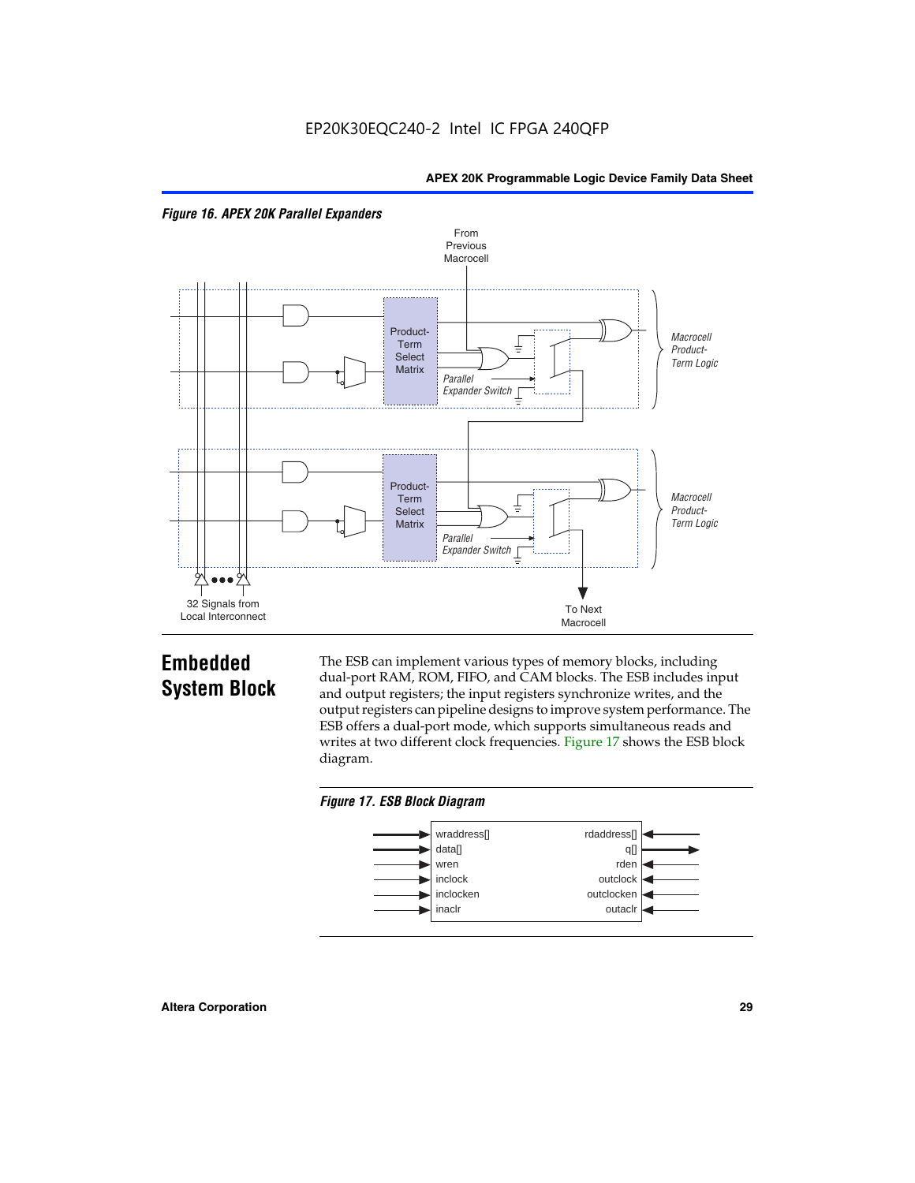*Figure 16. APEX 20K Parallel Expanders*

## Embedded System Block

The ESB can implement various types of memory blocks, including dual-port RAM, ROM, FIFO, and CAM blocks. The ESB includes input and output registers; the input registers synchronize writes, and the output registers can pipeline designs to improve system performance. The ESB offers a dual-port mode, which supports simultaneous reads and writes at two different clock frequencies. Figure 17 shows the ESB block diagram.

*Figure 17. ESB Block Diagram*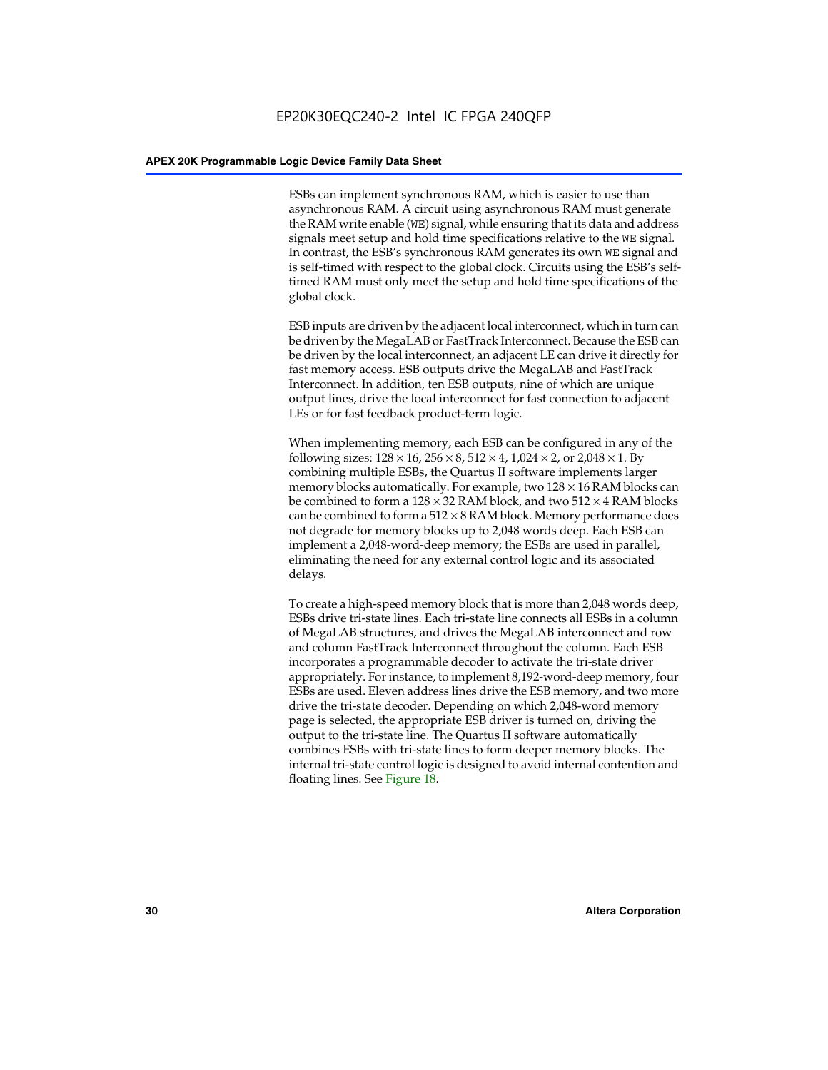ESBs can implement synchronous RAM, which is easier to use than asynchronous RAM. A circuit using asynchronous RAM must generate the RAM write enable (`WE`) signal, while ensuring that its data and address signals meet setup and hold time specifications relative to the `WE` signal. In contrast, the ESB's synchronous RAM generates its own `WE` signal and is self-timed with respect to the global clock. Circuits using the ESB's self-timed RAM must only meet the setup and hold time specifications of the global clock.

ESB inputs are driven by the adjacent local interconnect, which in turn can be driven by the MegaLAB or FastTrack Interconnect. Because the ESB can be driven by the local interconnect, an adjacent LE can drive it directly for fast memory access. ESB outputs drive the MegaLAB and FastTrack Interconnect. In addition, ten ESB outputs, nine of which are unique output lines, drive the local interconnect for fast connection to adjacent LEs or for fast feedback product-term logic.

When implementing memory, each ESB can be configured in any of the following sizes: $128 \times 16$, $256 \times 8$, $512 \times 4$, $1{,}024 \times 2$, or $2{,}048 \times 1$. By combining multiple ESBs, the Quartus II software implements larger memory blocks automatically. For example, two $128 \times 16$ RAM blocks can be combined to form a $128 \times 32$ RAM block, and two $512 \times 4$ RAM blocks can be combined to form a $512 \times 8$ RAM block. Memory performance does not degrade for memory blocks up to 2,048 words deep. Each ESB can implement a 2,048-word-deep memory; the ESBs are used in parallel, eliminating the need for any external control logic and its associated delays.

To create a high-speed memory block that is more than 2,048 words deep, ESBs drive tri-state lines. Each tri-state line connects all ESBs in a column of MegaLAB structures, and drives the MegaLAB interconnect and row and column FastTrack Interconnect throughout the column. Each ESB incorporates a programmable decoder to activate the tri-state driver appropriately. For instance, to implement 8,192-word-deep memory, four ESBs are used. Eleven address lines drive the ESB memory, and two more drive the tri-state decoder. Depending on which 2,048-word memory page is selected, the appropriate ESB driver is turned on, driving the output to the tri-state line. The Quartus II software automatically combines ESBs with tri-state lines to form deeper memory blocks. The internal tri-state control logic is designed to avoid internal contention and floating lines. See Figure 18.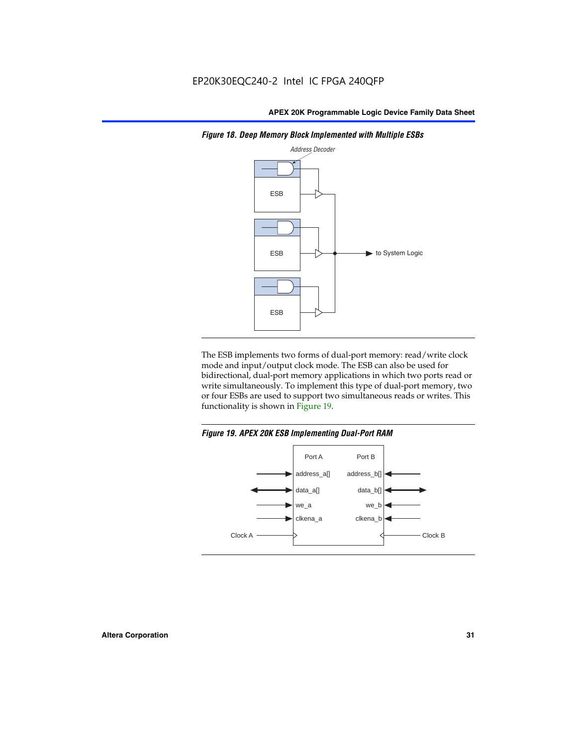*Figure 18. Deep Memory Block Implemented with Multiple ESBs*

The ESB implements two forms of dual-port memory: read/write clock mode and input/output clock mode. The ESB can also be used for bidirectional, dual-port memory applications in which two ports read or write simultaneously. To implement this type of dual-port memory, two or four ESBs are used to support two simultaneous reads or writes. This functionality is shown in Figure 19.

*Figure 19. APEX 20K ESB Implementing Dual-Port RAM*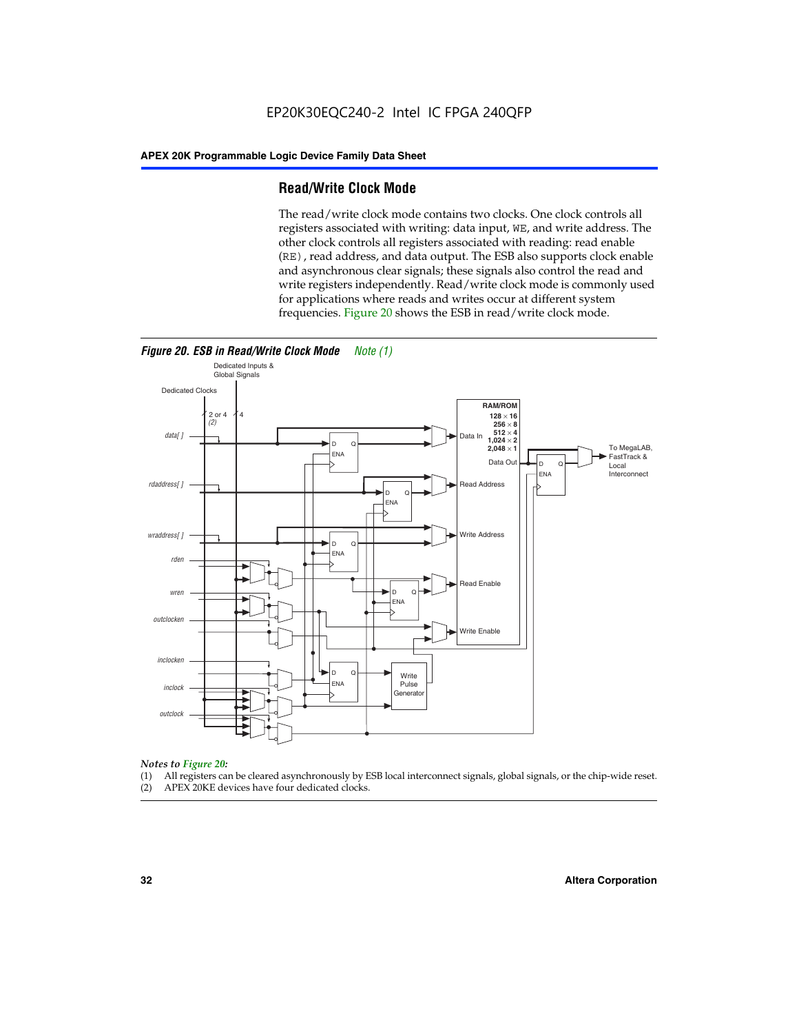## Read/Write Clock Mode

The read/write clock mode contains two clocks. One clock controls all registers associated with writing: data input, WE, and write address. The other clock controls all registers associated with reading: read enable (RE), read address, and data output. The ESB also supports clock enable and asynchronous clear signals; these signals also control the read and write registers independently. Read/write clock mode is commonly used for applications where reads and writes occur at different system frequencies. Figure 20 shows the ESB in read/write clock mode.

**Figure 20. ESB in Read/Write Clock Mode** *Note (1)*

*Notes to Figure 20:*

(1) All registers can be cleared asynchronously by ESB local interconnect signals, global signals, or the chip-wide reset.
(2) APEX 20KE devices have four dedicated clocks.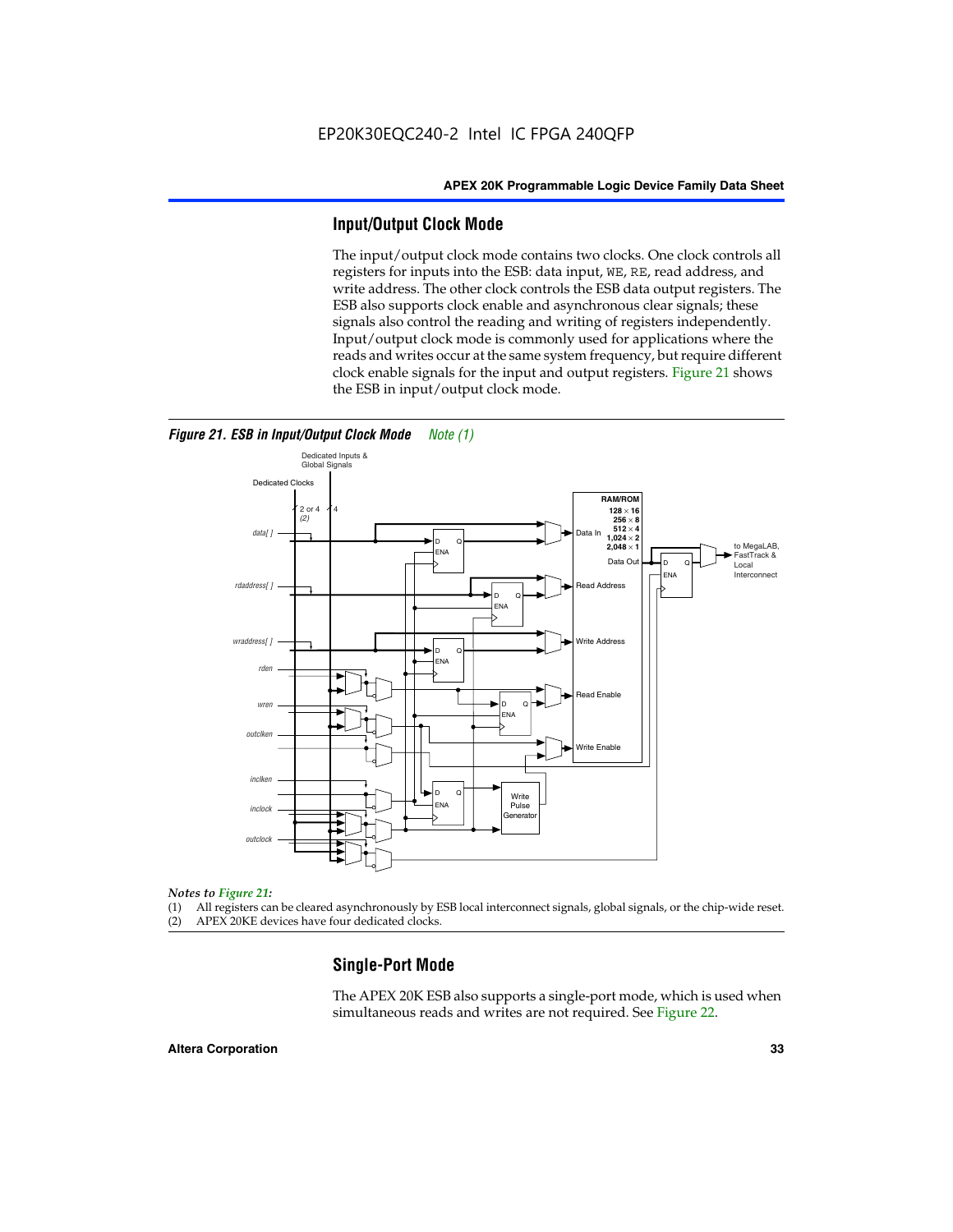## Input/Output Clock Mode

The input/output clock mode contains two clocks. One clock controls all registers for inputs into the ESB: data input, WE, RE, read address, and write address. The other clock controls the ESB data output registers. The ESB also supports clock enable and asynchronous clear signals; these signals also control the reading and writing of registers independently. Input/output clock mode is commonly used for applications where the reads and writes occur at the same system frequency, but require different clock enable signals for the input and output registers. Figure 21 shows the ESB in input/output clock mode.

*Figure 21. ESB in Input/Output Clock Mode Note (1)*

*Notes to Figure 21:*

(1) All registers can be cleared asynchronously by ESB local interconnect signals, global signals, or the chip-wide reset.
(2) APEX 20KE devices have four dedicated clocks.

## Single-Port Mode

The APEX 20K ESB also supports a single-port mode, which is used when simultaneous reads and writes are not required. See Figure 22.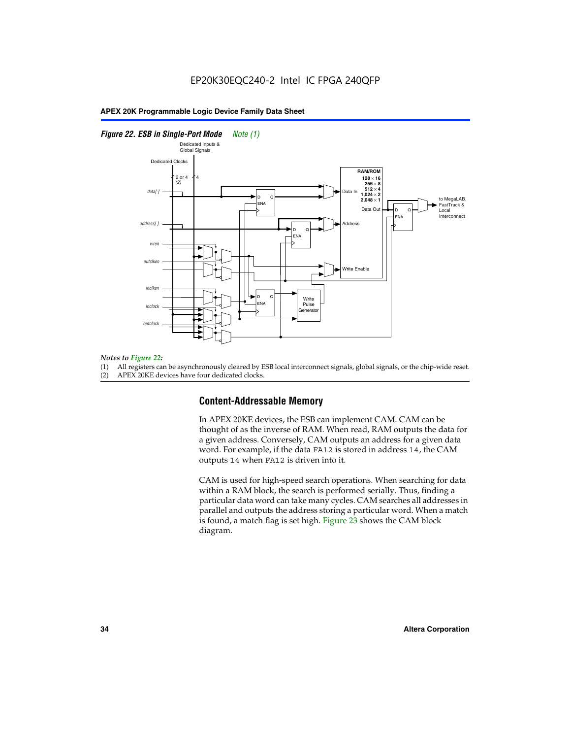***Figure 22. ESB in Single-Port Mode*** *Note (1)*

*Notes to Figure 22:*

(1) All registers can be asynchronously cleared by ESB local interconnect signals, global signals, or the chip-wide reset.
(2) APEX 20KE devices have four dedicated clocks.

## Content-Addressable Memory

In APEX 20KE devices, the ESB can implement CAM. CAM can be thought of as the inverse of RAM. When read, RAM outputs the data for a given address. Conversely, CAM outputs an address for a given data word. For example, if the data `FA12` is stored in address `14`, the CAM outputs `14` when `FA12` is driven into it.

CAM is used for high-speed search operations. When searching for data within a RAM block, the search is performed serially. Thus, finding a particular data word can take many cycles. CAM searches all addresses in parallel and outputs the address storing a particular word. When a match is found, a match flag is set high. Figure 23 shows the CAM block diagram.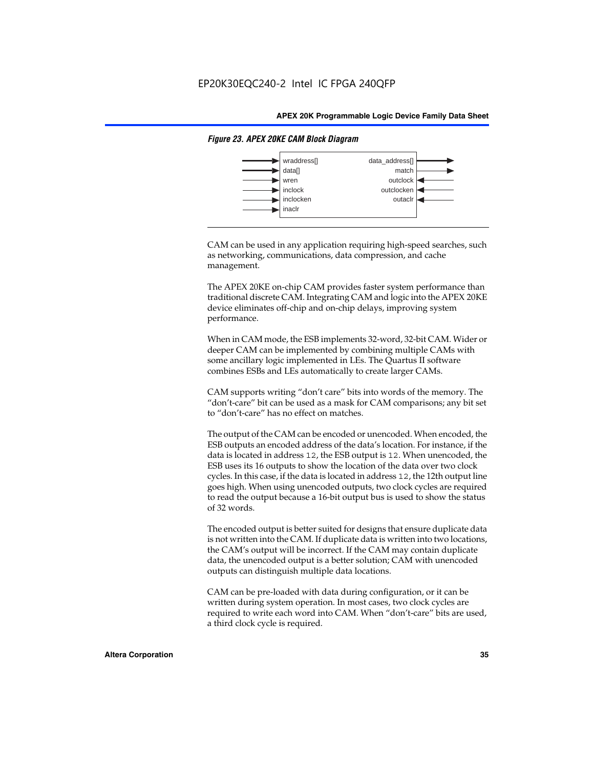*Figure 23. APEX 20KE CAM Block Diagram*

| Inputs | Outputs |
|---|---|
| wraddress[] | data_address[] |
| data[] | match |
| wren | outclock |
| inclock | outclocken |
| inclocken | outaclr |
| inaclr | |

CAM can be used in any application requiring high-speed searches, such as networking, communications, data compression, and cache management.

The APEX 20KE on-chip CAM provides faster system performance than traditional discrete CAM. Integrating CAM and logic into the APEX 20KE device eliminates off-chip and on-chip delays, improving system performance.

When in CAM mode, the ESB implements 32-word, 32-bit CAM. Wider or deeper CAM can be implemented by combining multiple CAMs with some ancillary logic implemented in LEs. The Quartus II software combines ESBs and LEs automatically to create larger CAMs.

CAM supports writing "don't care" bits into words of the memory. The "don't-care" bit can be used as a mask for CAM comparisons; any bit set to "don't-care" has no effect on matches.

The output of the CAM can be encoded or unencoded. When encoded, the ESB outputs an encoded address of the data's location. For instance, if the data is located in address `12`, the ESB output is `12`. When unencoded, the ESB uses its 16 outputs to show the location of the data over two clock cycles. In this case, if the data is located in address `12`, the 12th output line goes high. When using unencoded outputs, two clock cycles are required to read the output because a 16-bit output bus is used to show the status of 32 words.

The encoded output is better suited for designs that ensure duplicate data is not written into the CAM. If duplicate data is written into two locations, the CAM's output will be incorrect. If the CAM may contain duplicate data, the unencoded output is a better solution; CAM with unencoded outputs can distinguish multiple data locations.

CAM can be pre-loaded with data during configuration, or it can be written during system operation. In most cases, two clock cycles are required to write each word into CAM. When "don't-care" bits are used, a third clock cycle is required.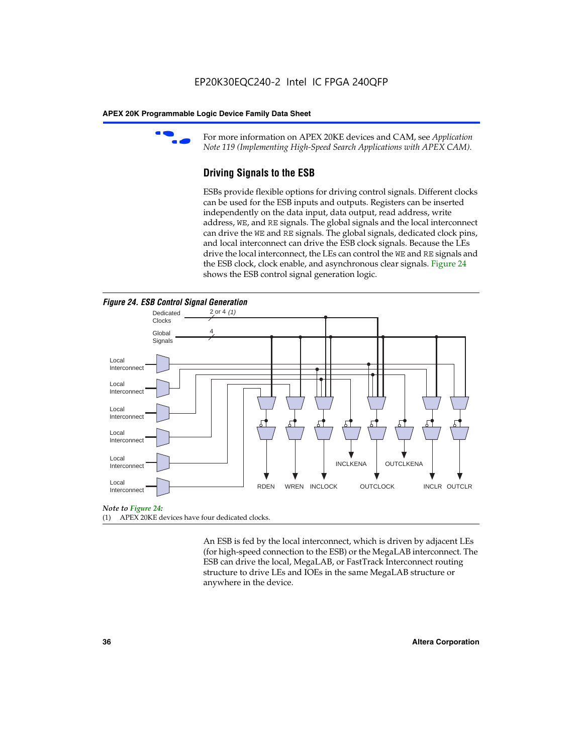For more information on APEX 20KE devices and CAM, see *Application Note 119 (Implementing High-Speed Search Applications with APEX CAM)*.

### Driving Signals to the ESB

ESBs provide flexible options for driving control signals. Different clocks can be used for the ESB inputs and outputs. Registers can be inserted independently on the data input, data output, read address, write address, WE, and RE signals. The global signals and the local interconnect can drive the WE and RE signals. The global signals, dedicated clock pins, and local interconnect can drive the ESB clock signals. Because the LEs drive the local interconnect, the LEs can control the WE and RE signals and the ESB clock, clock enable, and asynchronous clear signals. Figure 24 shows the ESB control signal generation logic.

*Figure 24. ESB Control Signal Generation*

Dedicated Clocks 2 or 4 *(1)*

Global Signals 4

Local Interconnect

Local Interconnect

Local Interconnect

Local Interconnect

Local Interconnect

Local Interconnect

RDEN WREN INCLOCK INCLKENA OUTCLOCK OUTCLKENA INCLR OUTCLR

*Note to Figure 24:*

(1) APEX 20KE devices have four dedicated clocks.

An ESB is fed by the local interconnect, which is driven by adjacent LEs (for high-speed connection to the ESB) or the MegaLAB interconnect. The ESB can drive the local, MegaLAB, or FastTrack Interconnect routing structure to drive LEs and IOEs in the same MegaLAB structure or anywhere in the device.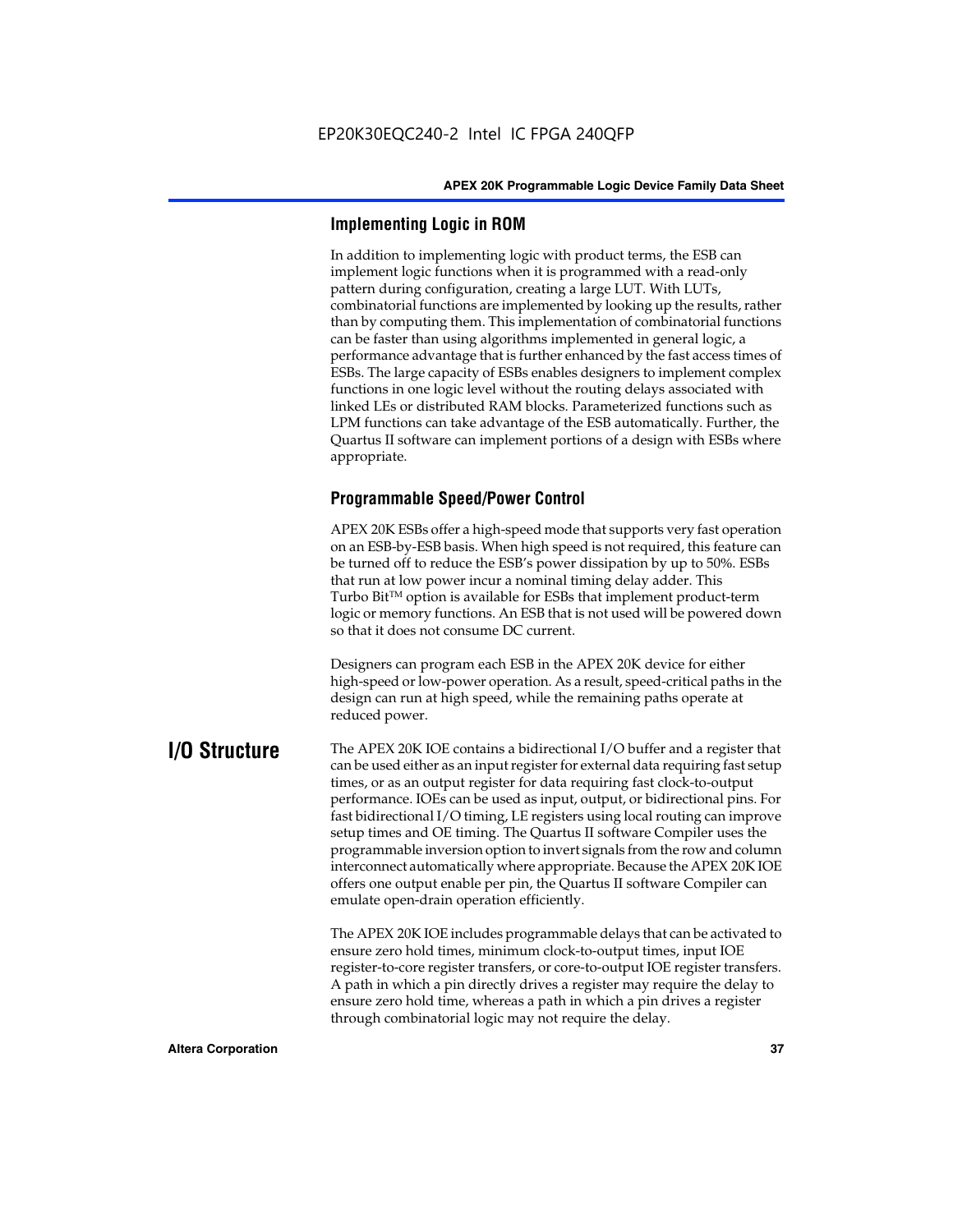### Implementing Logic in ROM

In addition to implementing logic with product terms, the ESB can implement logic functions when it is programmed with a read-only pattern during configuration, creating a large LUT. With LUTs, combinatorial functions are implemented by looking up the results, rather than by computing them. This implementation of combinatorial functions can be faster than using algorithms implemented in general logic, a performance advantage that is further enhanced by the fast access times of ESBs. The large capacity of ESBs enables designers to implement complex functions in one logic level without the routing delays associated with linked LEs or distributed RAM blocks. Parameterized functions such as LPM functions can take advantage of the ESB automatically. Further, the Quartus II software can implement portions of a design with ESBs where appropriate.

### Programmable Speed/Power Control

APEX 20K ESBs offer a high-speed mode that supports very fast operation on an ESB-by-ESB basis. When high speed is not required, this feature can be turned off to reduce the ESB's power dissipation by up to 50%. ESBs that run at low power incur a nominal timing delay adder. This Turbo Bit™ option is available for ESBs that implement product-term logic or memory functions. An ESB that is not used will be powered down so that it does not consume DC current.

Designers can program each ESB in the APEX 20K device for either high-speed or low-power operation. As a result, speed-critical paths in the design can run at high speed, while the remaining paths operate at reduced power.

## I/O Structure

The APEX 20K IOE contains a bidirectional I/O buffer and a register that can be used either as an input register for external data requiring fast setup times, or as an output register for data requiring fast clock-to-output performance. IOEs can be used as input, output, or bidirectional pins. For fast bidirectional I/O timing, LE registers using local routing can improve setup times and OE timing. The Quartus II software Compiler uses the programmable inversion option to invert signals from the row and column interconnect automatically where appropriate. Because the APEX 20K IOE offers one output enable per pin, the Quartus II software Compiler can emulate open-drain operation efficiently.

The APEX 20K IOE includes programmable delays that can be activated to ensure zero hold times, minimum clock-to-output times, input IOE register-to-core register transfers, or core-to-output IOE register transfers. A path in which a pin directly drives a register may require the delay to ensure zero hold time, whereas a path in which a pin drives a register through combinatorial logic may not require the delay.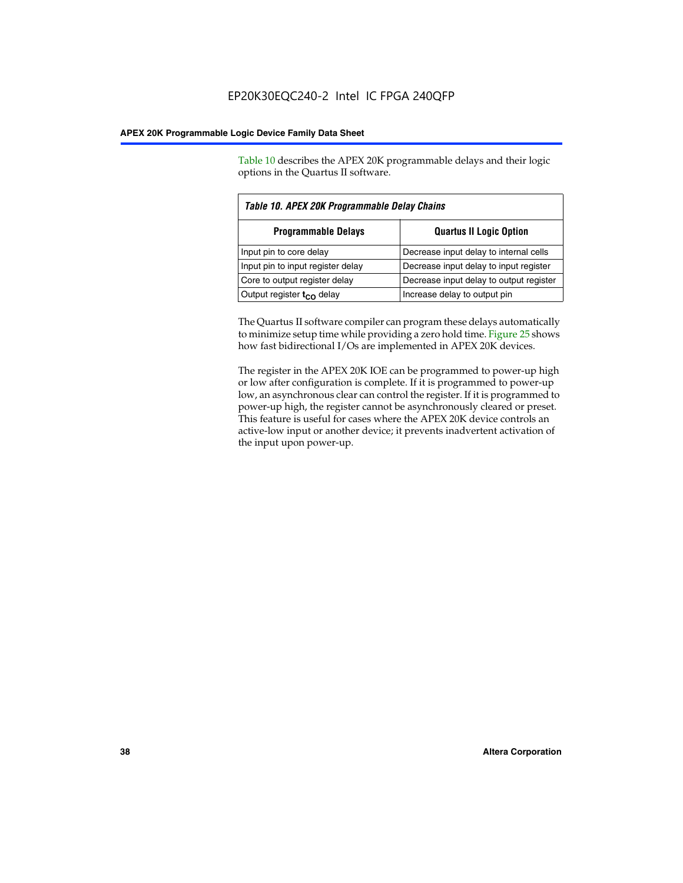Table 10 describes the APEX 20K programmable delays and their logic options in the Quartus II software.

*Table 10. APEX 20K Programmable Delay Chains*

| Programmable Delays | Quartus II Logic Option |
|---|---|
| Input pin to core delay | Decrease input delay to internal cells |
| Input pin to input register delay | Decrease input delay to input register |
| Core to output register delay | Decrease input delay to output register |
| Output register $t_{CO}$ delay | Increase delay to output pin |

The Quartus II software compiler can program these delays automatically to minimize setup time while providing a zero hold time. Figure 25 shows how fast bidirectional I/Os are implemented in APEX 20K devices.

The register in the APEX 20K IOE can be programmed to power-up high or low after configuration is complete. If it is programmed to power-up low, an asynchronous clear can control the register. If it is programmed to power-up high, the register cannot be asynchronously cleared or preset. This feature is useful for cases where the APEX 20K device controls an active-low input or another device; it prevents inadvertent activation of the input upon power-up.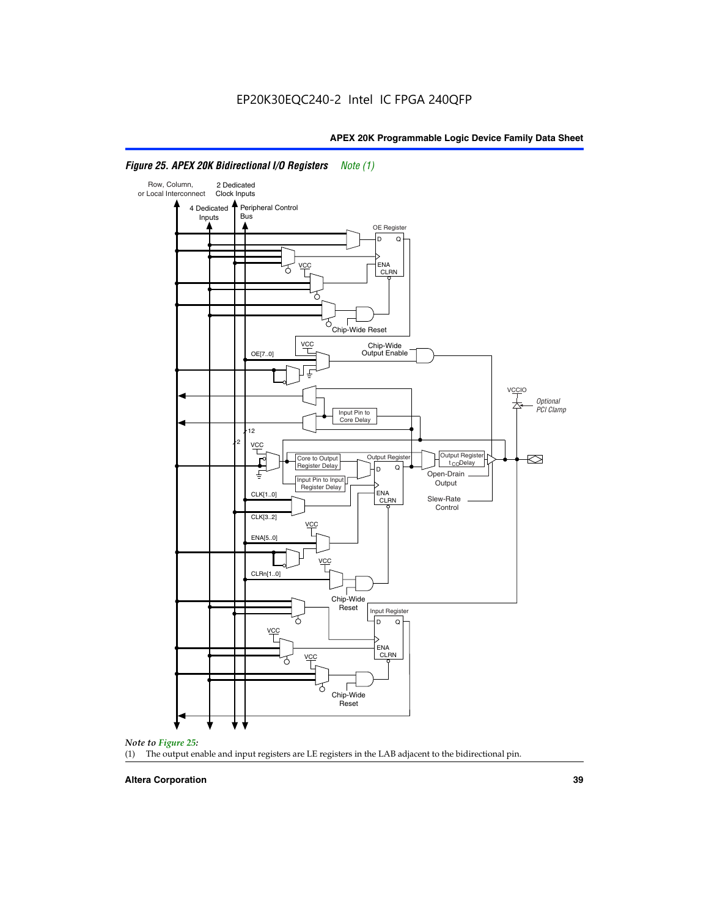*Figure 25. APEX 20K Bidirectional I/O Registers* *Note (1)*

*Note to Figure 25:*

(1) The output enable and input registers are LE registers in the LAB adjacent to the bidirectional pin.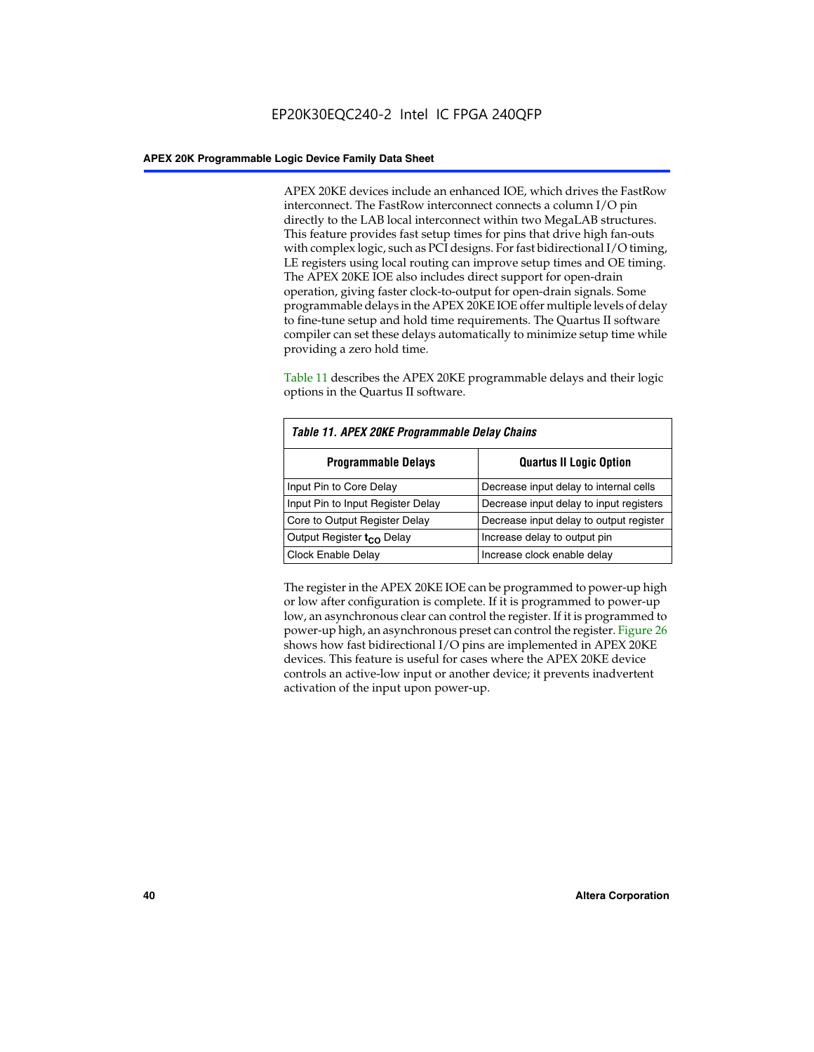APEX 20KE devices include an enhanced IOE, which drives the FastRow interconnect. The FastRow interconnect connects a column I/O pin directly to the LAB local interconnect within two MegaLAB structures. This feature provides fast setup times for pins that drive high fan-outs with complex logic, such as PCI designs. For fast bidirectional I/O timing, LE registers using local routing can improve setup times and OE timing. The APEX 20KE IOE also includes direct support for open-drain operation, giving faster clock-to-output for open-drain signals. Some programmable delays in the APEX 20KE IOE offer multiple levels of delay to fine-tune setup and hold time requirements. The Quartus II software compiler can set these delays automatically to minimize setup time while providing a zero hold time.

Table 11 describes the APEX 20KE programmable delays and their logic options in the Quartus II software.

*Table 11. APEX 20KE Programmable Delay Chains*

| Programmable Delays | Quartus II Logic Option |
|---|---|
| Input Pin to Core Delay | Decrease input delay to internal cells |
| Input Pin to Input Register Delay | Decrease input delay to input registers |
| Core to Output Register Delay | Decrease input delay to output register |
| Output Register $t_{CO}$ Delay | Increase delay to output pin |
| Clock Enable Delay | Increase clock enable delay |

The register in the APEX 20KE IOE can be programmed to power-up high or low after configuration is complete. If it is programmed to power-up low, an asynchronous clear can control the register. If it is programmed to power-up high, an asynchronous preset can control the register. Figure 26 shows how fast bidirectional I/O pins are implemented in APEX 20KE devices. This feature is useful for cases where the APEX 20KE device controls an active-low input or another device; it prevents inadvertent activation of the input upon power-up.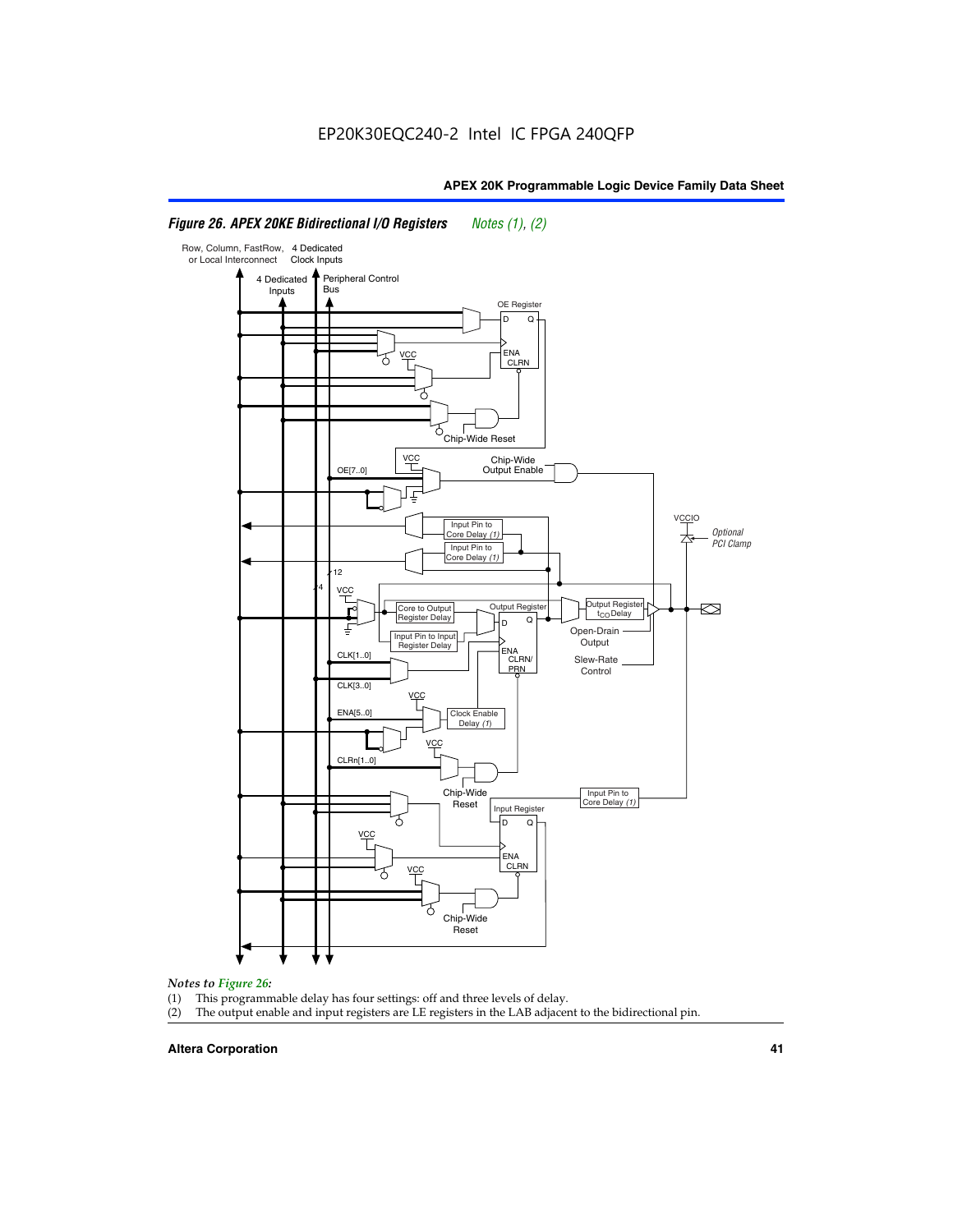*Figure 26. APEX 20KE Bidirectional I/O Registers* *Notes (1), (2)*

*Notes to Figure 26:*

(1) This programmable delay has four settings: off and three levels of delay.

(2) The output enable and input registers are LE registers in the LAB adjacent to the bidirectional pin.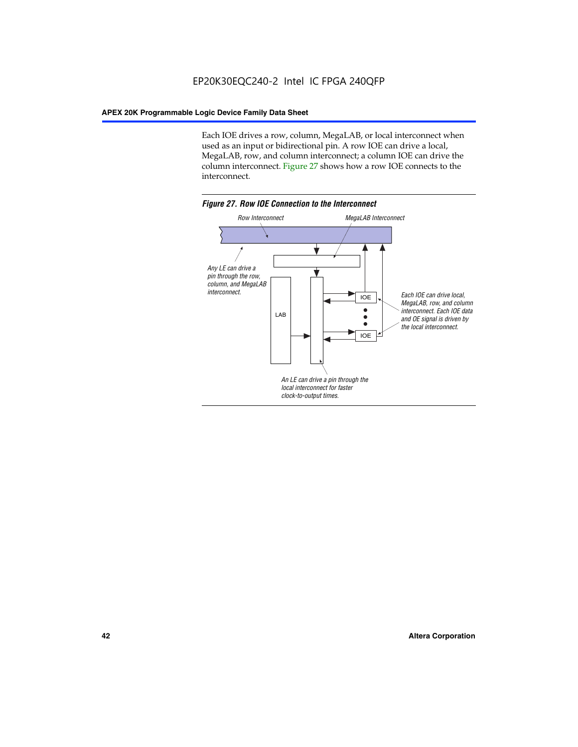Each IOE drives a row, column, MegaLAB, or local interconnect when used as an input or bidirectional pin. A row IOE can drive a local, MegaLAB, row, and column interconnect; a column IOE can drive the column interconnect. Figure 27 shows how a row IOE connects to the interconnect.

*Figure 27. Row IOE Connection to the Interconnect*

Row Interconnect

MegaLAB Interconnect

Any LE can drive a pin through the row, column, and MegaLAB interconnect.

LAB

IOE

IOE

Each IOE can drive local, MegaLAB, row, and column interconnect. Each IOE data and OE signal is driven by the local interconnect.

An LE can drive a pin through the local interconnect for faster clock-to-output times.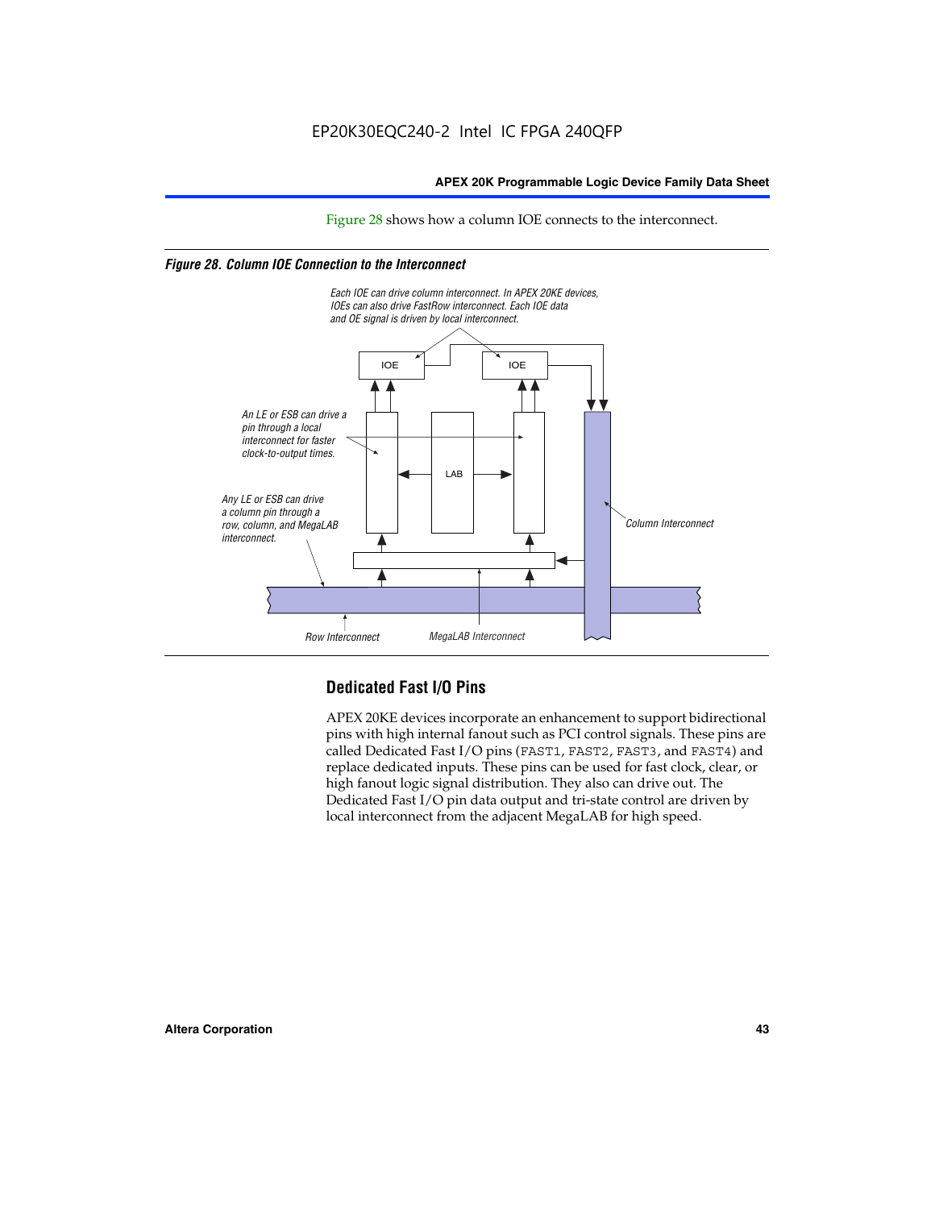Figure 28 shows how a column IOE connects to the interconnect.

*Figure 28. Column IOE Connection to the Interconnect*

Each IOE can drive column interconnect. In APEX 20KE devices, IOEs can also drive FastRow interconnect. Each IOE data and OE signal is driven by local interconnect.

An LE or ESB can drive a pin through a local interconnect for faster clock-to-output times.

Any LE or ESB can drive a column pin through a row, column, and MegaLAB interconnect.

Column Interconnect

Row Interconnect

MegaLAB Interconnect

## Dedicated Fast I/O Pins

APEX 20KE devices incorporate an enhancement to support bidirectional pins with high internal fanout such as PCI control signals. These pins are called Dedicated Fast I/O pins (`FAST1`, `FAST2`, `FAST3`, and `FAST4`) and replace dedicated inputs. These pins can be used for fast clock, clear, or high fanout logic signal distribution. They also can drive out. The Dedicated Fast I/O pin data output and tri-state control are driven by local interconnect from the adjacent MegaLAB for high speed.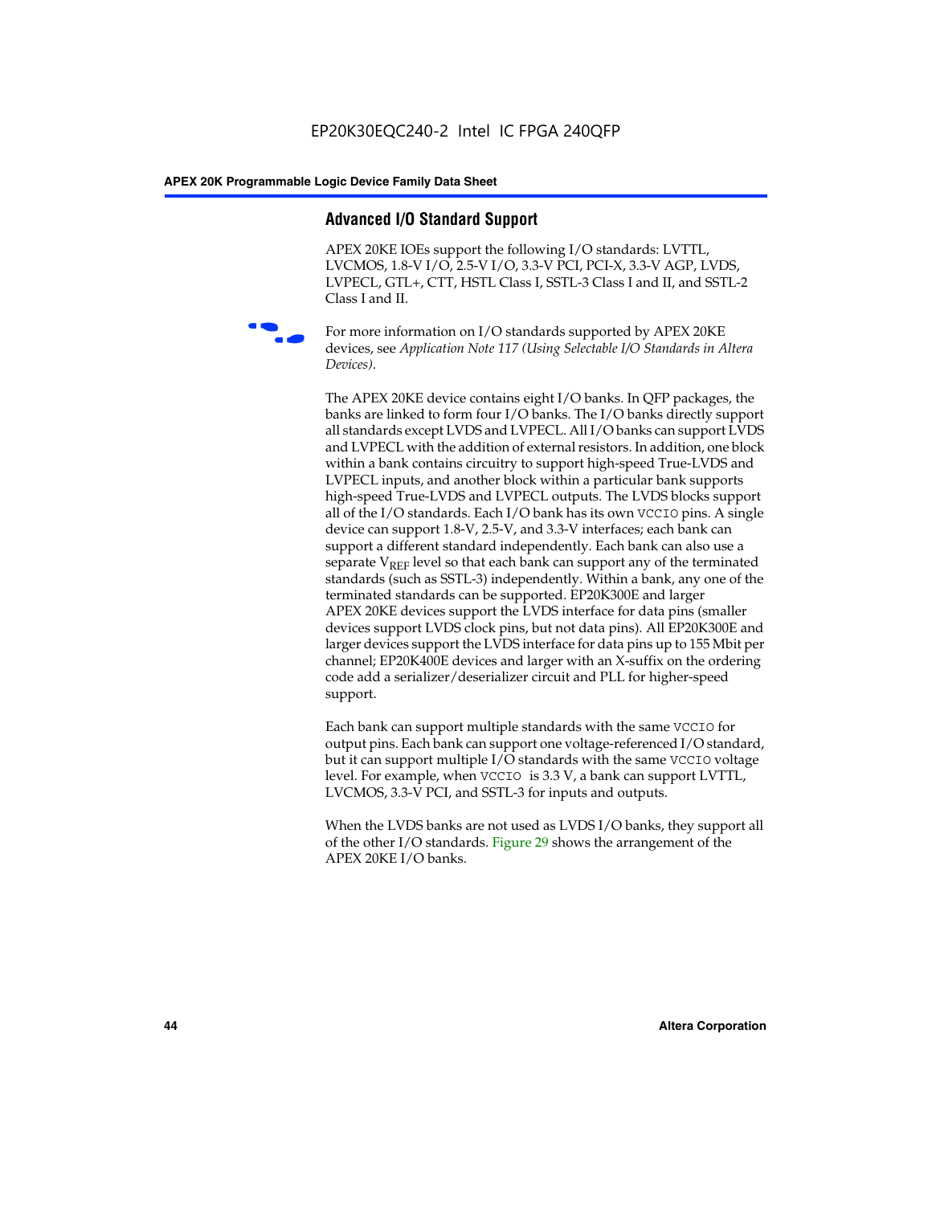## Advanced I/O Standard Support

APEX 20KE IOEs support the following I/O standards: LVTTL, LVCMOS, 1.8-V I/O, 2.5-V I/O, 3.3-V PCI, PCI-X, 3.3-V AGP, LVDS, LVPECL, GTL+, CTT, HSTL Class I, SSTL-3 Class I and II, and SSTL-2 Class I and II.

For more information on I/O standards supported by APEX 20KE devices, see *Application Note 117 (Using Selectable I/O Standards in Altera Devices)*.

The APEX 20KE device contains eight I/O banks. In QFP packages, the banks are linked to form four I/O banks. The I/O banks directly support all standards except LVDS and LVPECL. All I/O banks can support LVDS and LVPECL with the addition of external resistors. In addition, one block within a bank contains circuitry to support high-speed True-LVDS and LVPECL inputs, and another block within a particular bank supports high-speed True-LVDS and LVPECL outputs. The LVDS blocks support all of the I/O standards. Each I/O bank has its own `VCCIO` pins. A single device can support 1.8-V, 2.5-V, and 3.3-V interfaces; each bank can support a different standard independently. Each bank can also use a separate $V_{REF}$ level so that each bank can support any of the terminated standards (such as SSTL-3) independently. Within a bank, any one of the terminated standards can be supported. EP20K300E and larger APEX 20KE devices support the LVDS interface for data pins (smaller devices support LVDS clock pins, but not data pins). All EP20K300E and larger devices support the LVDS interface for data pins up to 155 Mbit per channel; EP20K400E devices and larger with an X-suffix on the ordering code add a serializer/deserializer circuit and PLL for higher-speed support.

Each bank can support multiple standards with the same `VCCIO` for output pins. Each bank can support one voltage-referenced I/O standard, but it can support multiple I/O standards with the same `VCCIO` voltage level. For example, when `VCCIO` is 3.3 V, a bank can support LVTTL, LVCMOS, 3.3-V PCI, and SSTL-3 for inputs and outputs.

When the LVDS banks are not used as LVDS I/O banks, they support all of the other I/O standards. Figure 29 shows the arrangement of the APEX 20KE I/O banks.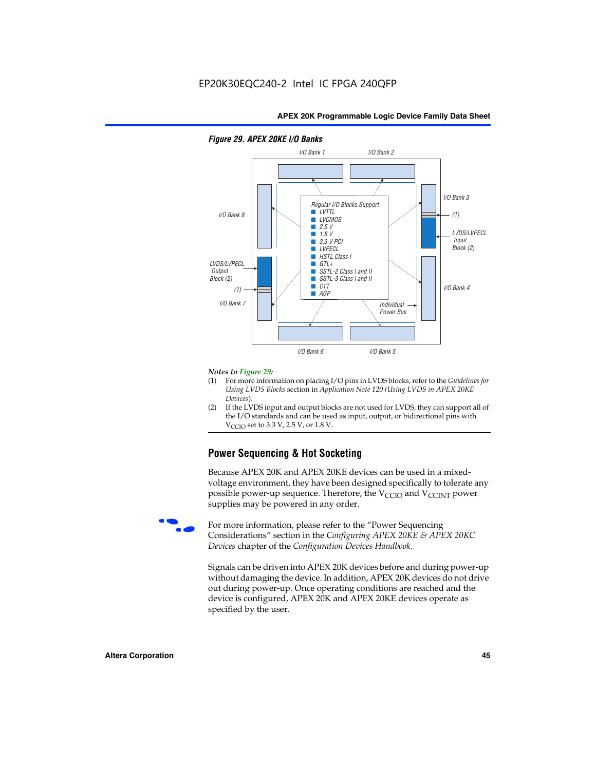**Figure 29. APEX 20KE I/O Banks**

I/O Bank 1 | I/O Bank 2 | I/O Bank 3 | I/O Bank 4 | I/O Bank 5 | I/O Bank 6 | I/O Bank 7 | I/O Bank 8

Regular I/O Blocks Support
- LVTTL
- LVCMOS
- 2.5 V
- 1.8 V
- 3.3 V PCI
- LVPECL
- HSTL Class I
- GTL+
- SSTL-2 Class I and II
- SSTL-3 Class I and II
- CTT
- AGP

LVDS/LVPECL Input Block (2)

LVDS/LVPECL Output Block (2)

(1)

Individual Power Bus

*Notes to Figure 29:*

(1) For more information on placing I/O pins in LVDS blocks, refer to the *Guidelines for Using LVDS Blocks* section in *Application Note 120 (Using LVDS in APEX 20KE Devices)*.

(2) If the LVDS input and output blocks are not used for LVDS, they can support all of the I/O standards and can be used as input, output, or bidirectional pins with $V_{CCIO}$ set to 3.3 V, 2.5 V, or 1.8 V.

## Power Sequencing & Hot Socketing

Because APEX 20K and APEX 20KE devices can be used in a mixed-voltage environment, they have been designed specifically to tolerate any possible power-up sequence. Therefore, the $V_{CCIO}$ and $V_{CCINT}$ power supplies may be powered in any order.

For more information, please refer to the "Power Sequencing Considerations" section in the *Configuring APEX 20KE & APEX 20KC Devices* chapter of the *Configuration Devices Handbook*.

Signals can be driven into APEX 20K devices before and during power-up without damaging the device. In addition, APEX 20K devices do not drive out during power-up. Once operating conditions are reached and the device is configured, APEX 20K and APEX 20KE devices operate as specified by the user.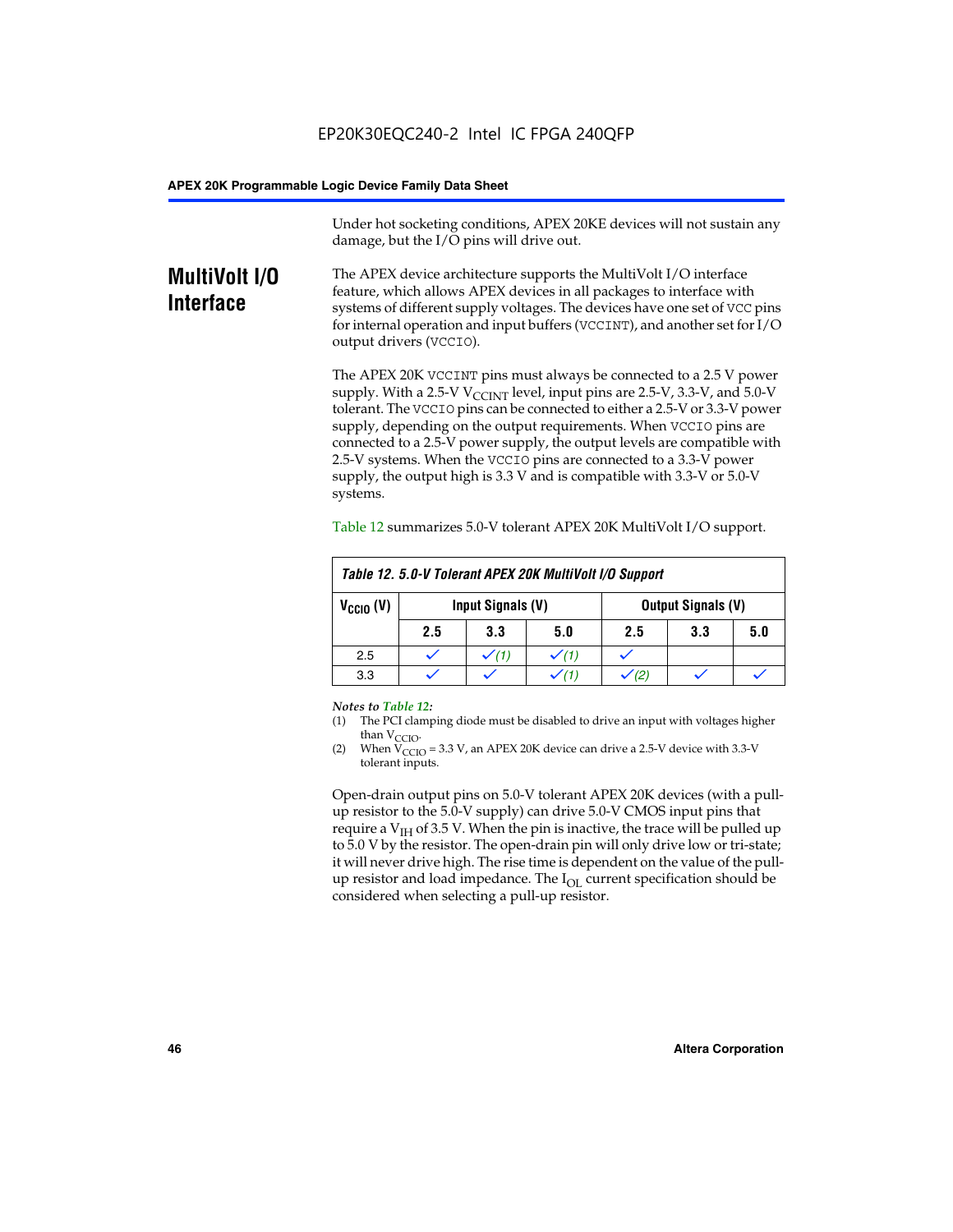Under hot socketing conditions, APEX 20KE devices will not sustain any damage, but the I/O pins will drive out.

## MultiVolt I/O Interface

The APEX device architecture supports the MultiVolt I/O interface feature, which allows APEX devices in all packages to interface with systems of different supply voltages. The devices have one set of VCC pins for internal operation and input buffers (VCCINT), and another set for I/O output drivers (VCCIO).

The APEX 20K VCCINT pins must always be connected to a 2.5 V power supply. With a 2.5-V $V_{CCINT}$ level, input pins are 2.5-V, 3.3-V, and 5.0-V tolerant. The VCCIO pins can be connected to either a 2.5-V or 3.3-V power supply, depending on the output requirements. When VCCIO pins are connected to a 2.5-V power supply, the output levels are compatible with 2.5-V systems. When the VCCIO pins are connected to a 3.3-V power supply, the output high is 3.3 V and is compatible with 3.3-V or 5.0-V systems.

Table 12 summarizes 5.0-V tolerant APEX 20K MultiVolt I/O support.

**Table 12. 5.0-V Tolerant APEX 20K MultiVolt I/O Support**

| $V_{CCIO}$ (V) | Input Signals (V) | | | Output Signals (V) | | |
|---|---|---|---|---|---|---|
| | 2.5 | 3.3 | 5.0 | 2.5 | 3.3 | 5.0 |
| 2.5 | ✓ | ✓ (1) | ✓ (1) | ✓ | | |
| 3.3 | ✓ | ✓ | ✓ (1) | ✓ (2) | ✓ | ✓ |

*Notes to Table 12:*

(1) The PCI clamping diode must be disabled to drive an input with voltages higher than $V_{CCIO}$.

(2) When $V_{CCIO}$ = 3.3 V, an APEX 20K device can drive a 2.5-V device with 3.3-V tolerant inputs.

Open-drain output pins on 5.0-V tolerant APEX 20K devices (with a pull-up resistor to the 5.0-V supply) can drive 5.0-V CMOS input pins that require a $V_{IH}$ of 3.5 V. When the pin is inactive, the trace will be pulled up to 5.0 V by the resistor. The open-drain pin will only drive low or tri-state; it will never drive high. The rise time is dependent on the value of the pull-up resistor and load impedance. The $I_{OL}$ current specification should be considered when selecting a pull-up resistor.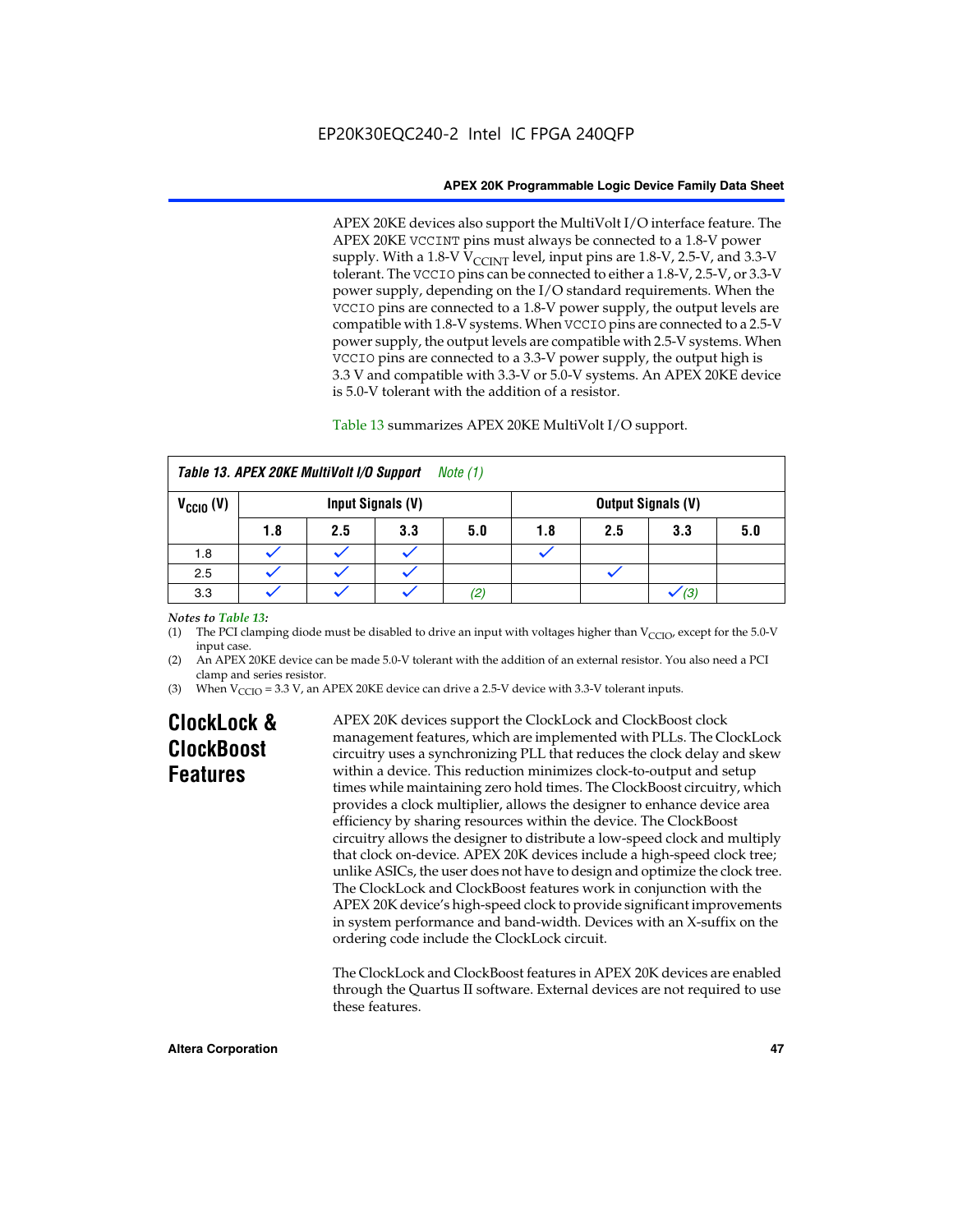APEX 20KE devices also support the MultiVolt I/O interface feature. The APEX 20KE VCCINT pins must always be connected to a 1.8-V power supply. With a 1.8-V $V_{CCINT}$ level, input pins are 1.8-V, 2.5-V, and 3.3-V tolerant. The VCCIO pins can be connected to either a 1.8-V, 2.5-V, or 3.3-V power supply, depending on the I/O standard requirements. When the VCCIO pins are connected to a 1.8-V power supply, the output levels are compatible with 1.8-V systems. When VCCIO pins are connected to a 2.5-V power supply, the output levels are compatible with 2.5-V systems. When VCCIO pins are connected to a 3.3-V power supply, the output high is 3.3 V and compatible with 3.3-V or 5.0-V systems. An APEX 20KE device is 5.0-V tolerant with the addition of a resistor.

Table 13 summarizes APEX 20KE MultiVolt I/O support.

*Table 13. APEX 20KE MultiVolt I/O Support Note (1)*

| $V_{CCIO}$ (V) | Input Signals (V) | | | | Output Signals (V) | | | |
|---|---|---|---|---|---|---|---|---|
| | 1.8 | 2.5 | 3.3 | 5.0 | 1.8 | 2.5 | 3.3 | 5.0 |
| 1.8 | ✓ | ✓ | ✓ | | ✓ | | | |
| 2.5 | ✓ | ✓ | ✓ | | | ✓ | | |
| 3.3 | ✓ | ✓ | ✓ | (2) | | | ✓ (3) | |

*Notes to Table 13:*

(1) The PCI clamping diode must be disabled to drive an input with voltages higher than $V_{CCIO}$, except for the 5.0-V input case.

(2) An APEX 20KE device can be made 5.0-V tolerant with the addition of an external resistor. You also need a PCI clamp and series resistor.

(3) When $V_{CCIO}$ = 3.3 V, an APEX 20KE device can drive a 2.5-V device with 3.3-V tolerant inputs.

## ClockLock & ClockBoost Features

APEX 20K devices support the ClockLock and ClockBoost clock management features, which are implemented with PLLs. The ClockLock circuitry uses a synchronizing PLL that reduces the clock delay and skew within a device. This reduction minimizes clock-to-output and setup times while maintaining zero hold times. The ClockBoost circuitry, which provides a clock multiplier, allows the designer to enhance device area efficiency by sharing resources within the device. The ClockBoost circuitry allows the designer to distribute a low-speed clock and multiply that clock on-device. APEX 20K devices include a high-speed clock tree; unlike ASICs, the user does not have to design and optimize the clock tree. The ClockLock and ClockBoost features work in conjunction with the APEX 20K device's high-speed clock to provide significant improvements in system performance and band-width. Devices with an X-suffix on the ordering code include the ClockLock circuit.

The ClockLock and ClockBoost features in APEX 20K devices are enabled through the Quartus II software. External devices are not required to use these features.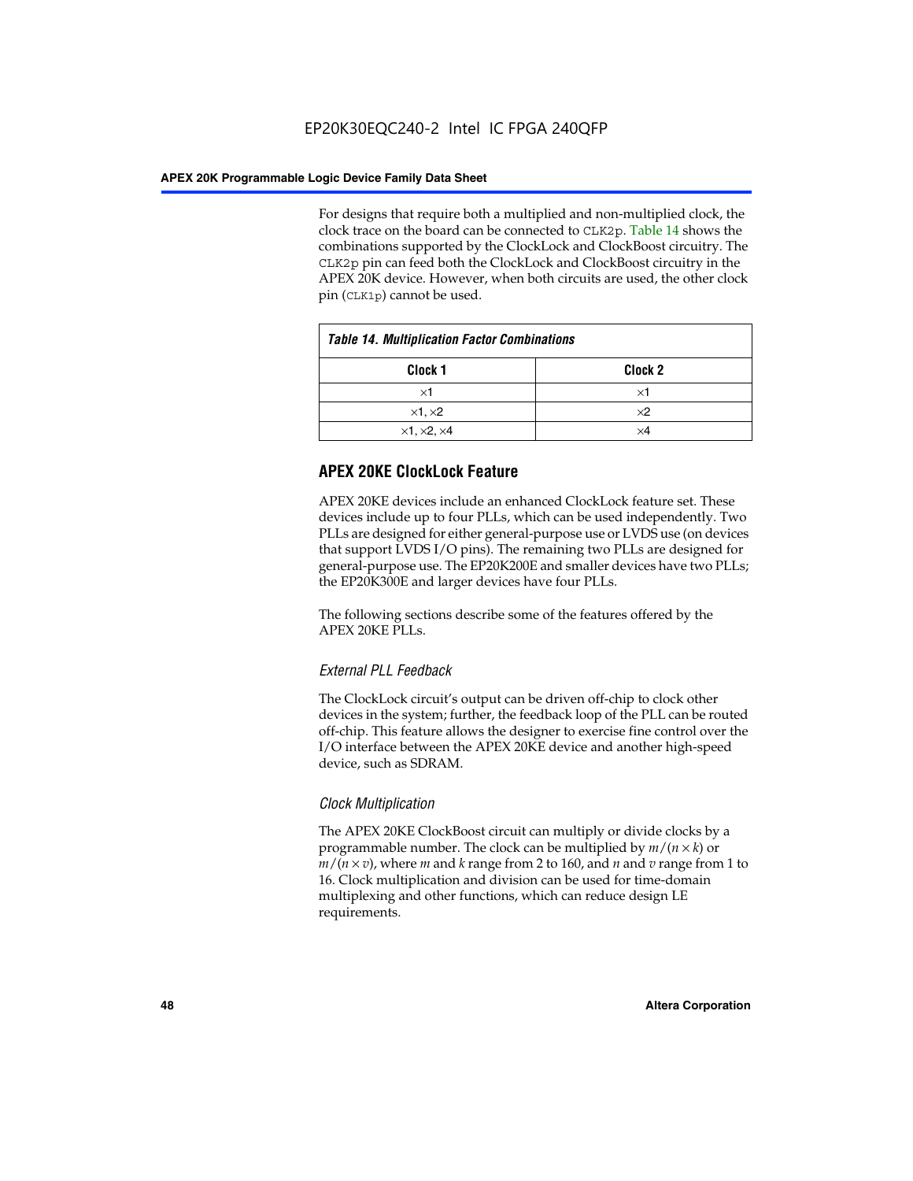For designs that require both a multiplied and non-multiplied clock, the clock trace on the board can be connected to `CLK2p`. Table 14 shows the combinations supported by the ClockLock and ClockBoost circuitry. The `CLK2p` pin can feed both the ClockLock and ClockBoost circuitry in the APEX 20K device. However, when both circuits are used, the other clock pin (`CLK1p`) cannot be used.

*Table 14. Multiplication Factor Combinations*

| Clock 1 | Clock 2 |
|---|---|
| ×1 | ×1 |
| ×1, ×2 | ×2 |
| ×1, ×2, ×4 | ×4 |

## APEX 20KE ClockLock Feature

APEX 20KE devices include an enhanced ClockLock feature set. These devices include up to four PLLs, which can be used independently. Two PLLs are designed for either general-purpose use or LVDS use (on devices that support LVDS I/O pins). The remaining two PLLs are designed for general-purpose use. The EP20K200E and smaller devices have two PLLs; the EP20K300E and larger devices have four PLLs.

The following sections describe some of the features offered by the APEX 20KE PLLs.

### *External PLL Feedback*

The ClockLock circuit's output can be driven off-chip to clock other devices in the system; further, the feedback loop of the PLL can be routed off-chip. This feature allows the designer to exercise fine control over the I/O interface between the APEX 20KE device and another high-speed device, such as SDRAM.

### *Clock Multiplication*

The APEX 20KE ClockBoost circuit can multiply or divide clocks by a programmable number. The clock can be multiplied by $m/(n \times k)$ or $m/(n \times v)$, where $m$ and $k$ range from 2 to 160, and $n$ and $v$ range from 1 to 16. Clock multiplication and division can be used for time-domain multiplexing and other functions, which can reduce design LE requirements.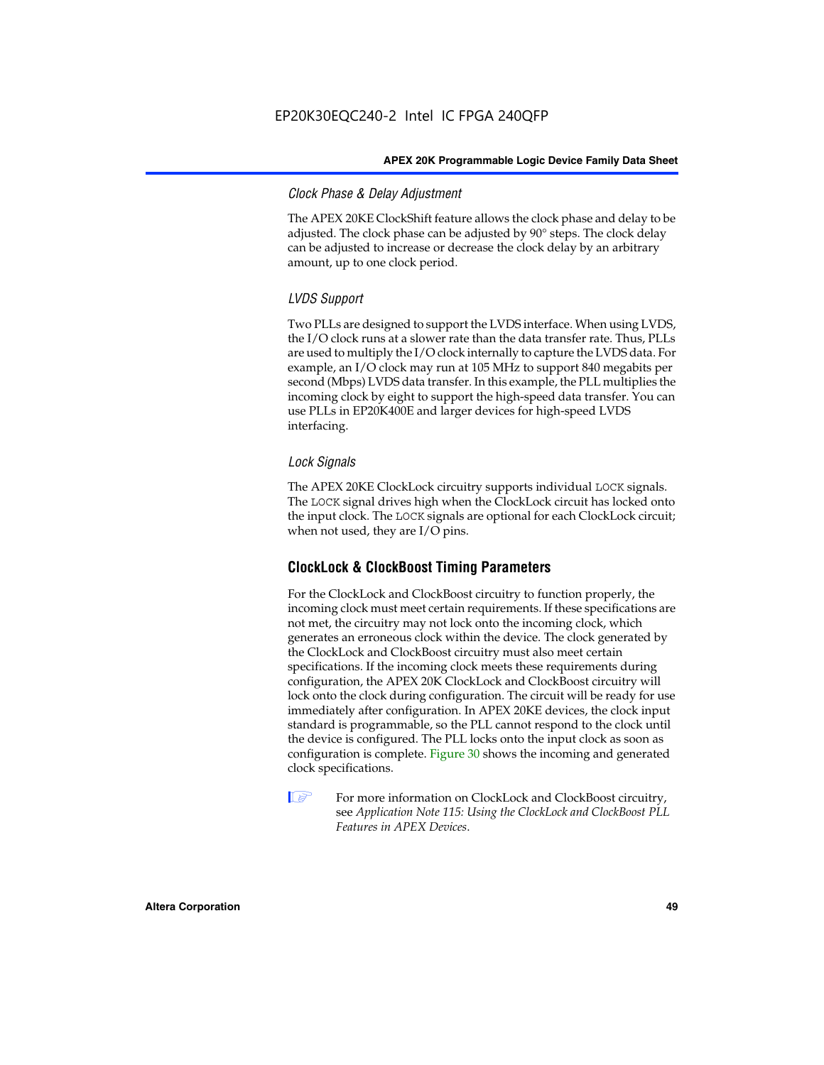#### *Clock Phase & Delay Adjustment*

The APEX 20KE ClockShift feature allows the clock phase and delay to be adjusted. The clock phase can be adjusted by 90° steps. The clock delay can be adjusted to increase or decrease the clock delay by an arbitrary amount, up to one clock period.

#### *LVDS Support*

Two PLLs are designed to support the LVDS interface. When using LVDS, the I/O clock runs at a slower rate than the data transfer rate. Thus, PLLs are used to multiply the I/O clock internally to capture the LVDS data. For example, an I/O clock may run at 105 MHz to support 840 megabits per second (Mbps) LVDS data transfer. In this example, the PLL multiplies the incoming clock by eight to support the high-speed data transfer. You can use PLLs in EP20K400E and larger devices for high-speed LVDS interfacing.

#### *Lock Signals*

The APEX 20KE ClockLock circuitry supports individual `LOCK` signals. The `LOCK` signal drives high when the ClockLock circuit has locked onto the input clock. The `LOCK` signals are optional for each ClockLock circuit; when not used, they are I/O pins.

### ClockLock & ClockBoost Timing Parameters

For the ClockLock and ClockBoost circuitry to function properly, the incoming clock must meet certain requirements. If these specifications are not met, the circuitry may not lock onto the incoming clock, which generates an erroneous clock within the device. The clock generated by the ClockLock and ClockBoost circuitry must also meet certain specifications. If the incoming clock meets these requirements during configuration, the APEX 20K ClockLock and ClockBoost circuitry will lock onto the clock during configuration. The circuit will be ready for use immediately after configuration. In APEX 20KE devices, the clock input standard is programmable, so the PLL cannot respond to the clock until the device is configured. The PLL locks onto the input clock as soon as configuration is complete. Figure 30 shows the incoming and generated clock specifications.

For more information on ClockLock and ClockBoost circuitry, see *Application Note 115: Using the ClockLock and ClockBoost PLL Features in APEX Devices*.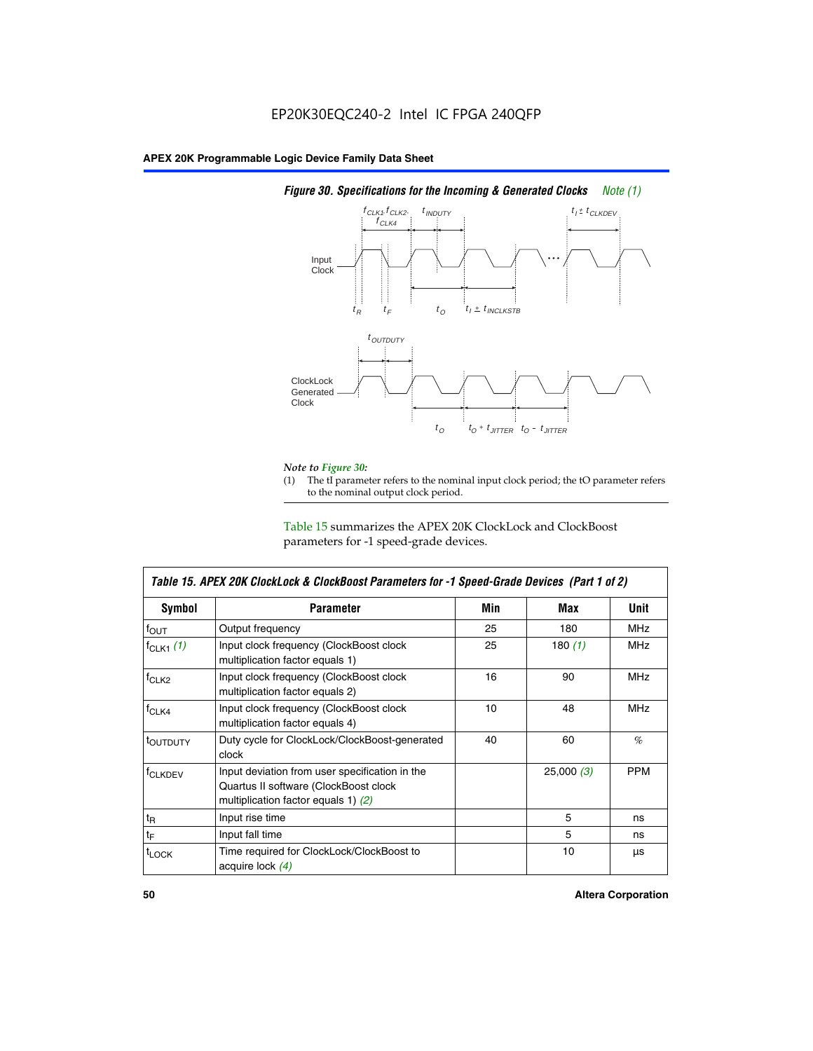EP20K30EQC240-2 Intel IC FPGA 240QFP

*Figure 30. Specifications for the Incoming & Generated Clocks Note (1)*

*Note to Figure 30:*

(1) The tI parameter refers to the nominal input clock period; the tO parameter refers to the nominal output clock period.

Table 15 summarizes the APEX 20K ClockLock and ClockBoost parameters for -1 speed-grade devices.

*Table 15. APEX 20K ClockLock & ClockBoost Parameters for -1 Speed-Grade Devices (Part 1 of 2)*

| Symbol | Parameter | Min | Max | Unit |
|---|---|---|---|---|
| $f_{OUT}$ | Output frequency | 25 | 180 | MHz |
| $f_{CLK1}$ *(1)* | Input clock frequency (ClockBoost clock multiplication factor equals 1) | 25 | 180 *(1)* | MHz |
| $f_{CLK2}$ | Input clock frequency (ClockBoost clock multiplication factor equals 2) | 16 | 90 | MHz |
| $f_{CLK4}$ | Input clock frequency (ClockBoost clock multiplication factor equals 4) | 10 | 48 | MHz |
| $t_{OUTDUTY}$ | Duty cycle for ClockLock/ClockBoost-generated clock | 40 | 60 | % |
| $f_{CLKDEV}$ | Input deviation from user specification in the Quartus II software (ClockBoost clock multiplication factor equals 1) *(2)* | | 25,000 *(3)* | PPM |
| $t_R$ | Input rise time | | 5 | ns |
| $t_F$ | Input fall time | | 5 | ns |
| $t_{LOCK}$ | Time required for ClockLock/ClockBoost to acquire lock *(4)* | | 10 | µs |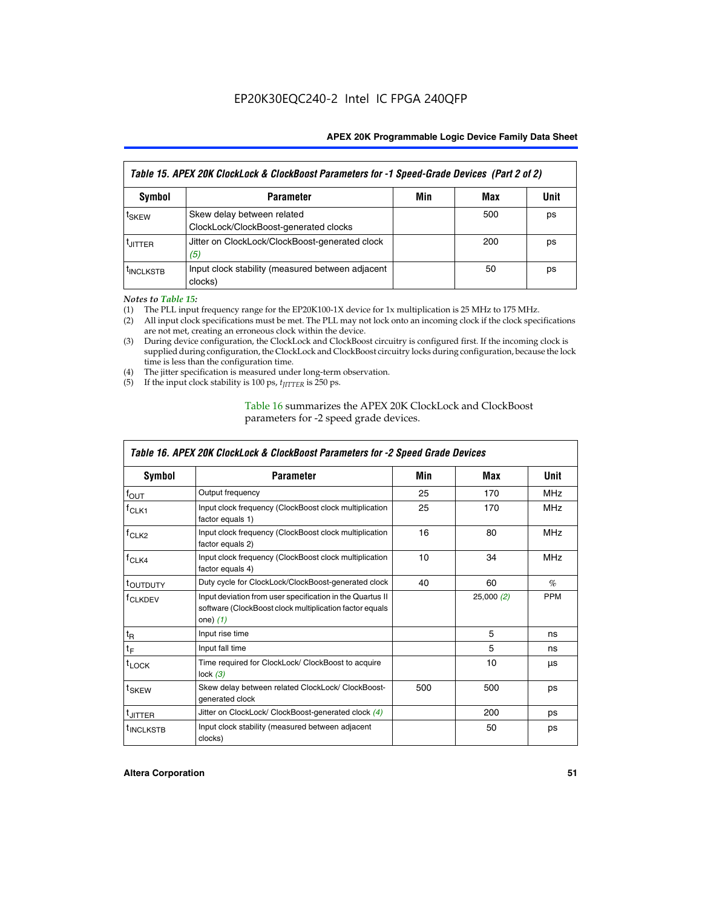| Table 15. APEX 20K ClockLock & ClockBoost Parameters for -1 Speed-Grade Devices (Part 2 of 2) | | | | |
|---|---|---|---|---|
| **Symbol** | **Parameter** | **Min** | **Max** | **Unit** |
| $t_{SKEW}$ | Skew delay between related ClockLock/ClockBoost-generated clocks | | 500 | ps |
| $t_{JITTER}$ | Jitter on ClockLock/ClockBoost-generated clock *(5)* | | 200 | ps |
| $t_{INCLKSTB}$ | Input clock stability (measured between adjacent clocks) | | 50 | ps |

*Notes to Table 15:*

(1) The PLL input frequency range for the EP20K100-1X device for 1x multiplication is 25 MHz to 175 MHz.
(2) All input clock specifications must be met. The PLL may not lock onto an incoming clock if the clock specifications are not met, creating an erroneous clock within the device.
(3) During device configuration, the ClockLock and ClockBoost circuitry is configured first. If the incoming clock is supplied during configuration, the ClockLock and ClockBoost circuitry locks during configuration, because the lock time is less than the configuration time.
(4) The jitter specification is measured under long-term observation.
(5) If the input clock stability is 100 ps, $t_{JITTER}$ is 250 ps.

Table 16 summarizes the APEX 20K ClockLock and ClockBoost parameters for -2 speed grade devices.

| Table 16. APEX 20K ClockLock & ClockBoost Parameters for -2 Speed Grade Devices | | | | |
|---|---|---|---|---|
| **Symbol** | **Parameter** | **Min** | **Max** | **Unit** |
| $f_{OUT}$ | Output frequency | 25 | 170 | MHz |
| $f_{CLK1}$ | Input clock frequency (ClockBoost clock multiplication factor equals 1) | 25 | 170 | MHz |
| $f_{CLK2}$ | Input clock frequency (ClockBoost clock multiplication factor equals 2) | 16 | 80 | MHz |
| $f_{CLK4}$ | Input clock frequency (ClockBoost clock multiplication factor equals 4) | 10 | 34 | MHz |
| $t_{OUTDUTY}$ | Duty cycle for ClockLock/ClockBoost-generated clock | 40 | 60 | % |
| $f_{CLKDEV}$ | Input deviation from user specification in the Quartus II software (ClockBoost clock multiplication factor equals one) *(1)* | | 25,000 *(2)* | PPM |
| $t_R$ | Input rise time | | 5 | ns |
| $t_F$ | Input fall time | | 5 | ns |
| $t_{LOCK}$ | Time required for ClockLock/ ClockBoost to acquire lock *(3)* | | 10 | µs |
| $t_{SKEW}$ | Skew delay between related ClockLock/ ClockBoost-generated clock | 500 | 500 | ps |
| $t_{JITTER}$ | Jitter on ClockLock/ ClockBoost-generated clock *(4)* | | 200 | ps |
| $t_{INCLKSTB}$ | Input clock stability (measured between adjacent clocks) | | 50 | ps |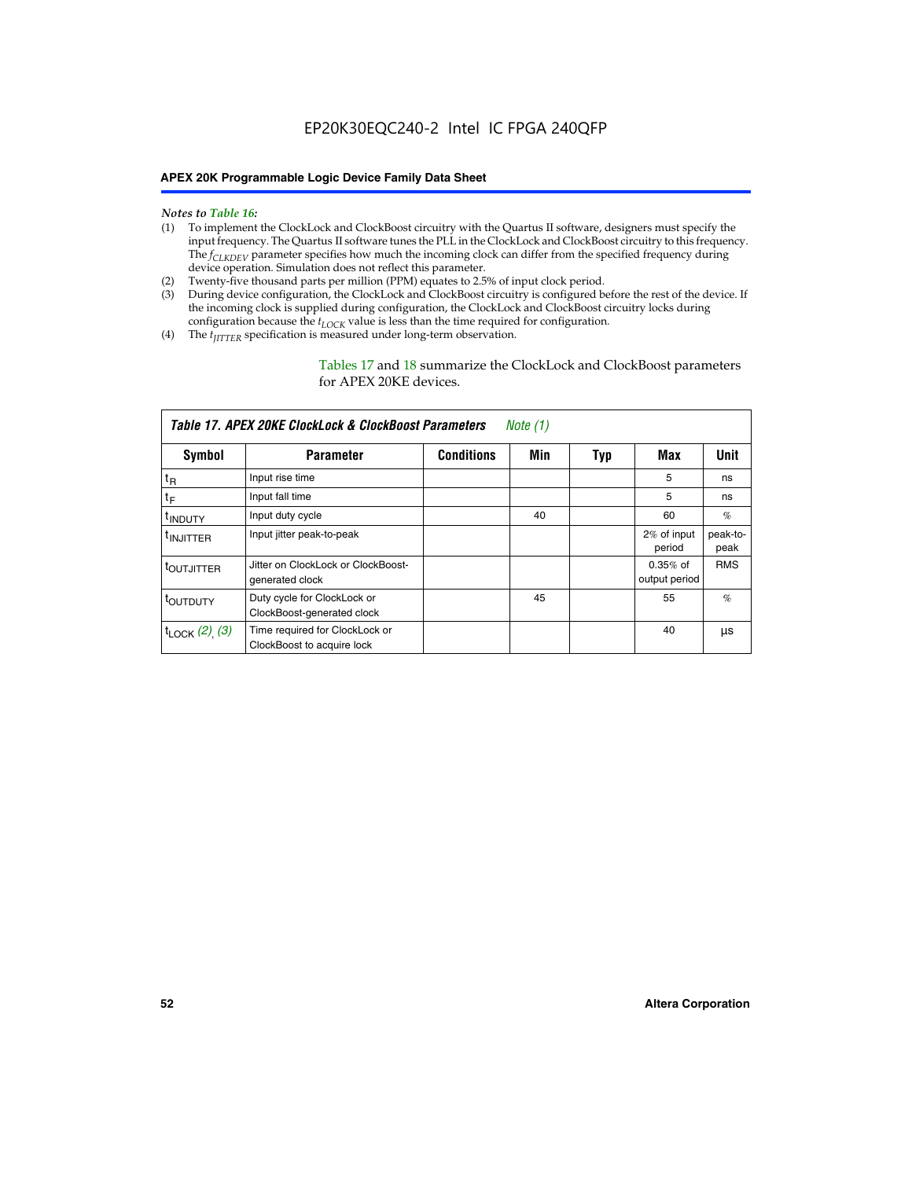*Notes to Table 16:*

(1) To implement the ClockLock and ClockBoost circuitry with the Quartus II software, designers must specify the input frequency. The Quartus II software tunes the PLL in the ClockLock and ClockBoost circuitry to this frequency. The $f_{CLKDEV}$ parameter specifies how much the incoming clock can differ from the specified frequency during device operation. Simulation does not reflect this parameter.

(2) Twenty-five thousand parts per million (PPM) equates to 2.5% of input clock period.

(3) During device configuration, the ClockLock and ClockBoost circuitry is configured before the rest of the device. If the incoming clock is supplied during configuration, the ClockLock and ClockBoost circuitry locks during configuration because the $t_{LOCK}$ value is less than the time required for configuration.

(4) The $t_{JITTER}$ specification is measured under long-term observation.

Tables 17 and 18 summarize the ClockLock and ClockBoost parameters for APEX 20KE devices.

**Table 17. APEX 20KE ClockLock & ClockBoost Parameters** *Note (1)*

| Symbol | Parameter | Conditions | Min | Typ | Max | Unit |
|---|---|---|---|---|---|---|
| $t_R$ | Input rise time | | | | 5 | ns |
| $t_F$ | Input fall time | | | | 5 | ns |
| $t_{INDUTY}$ | Input duty cycle | | 40 | | 60 | % |
| $t_{INJITTER}$ | Input jitter peak-to-peak | | | | 2% of input period | peak-to-peak |
| $t_{OUTJITTER}$ | Jitter on ClockLock or ClockBoost-generated clock | | | | 0.35% of output period | RMS |
| $t_{OUTDUTY}$ | Duty cycle for ClockLock or ClockBoost-generated clock | | 45 | | 55 | % |
| $t_{LOCK}$ *(2)*, *(3)* | Time required for ClockLock or ClockBoost to acquire lock | | | | 40 | µs |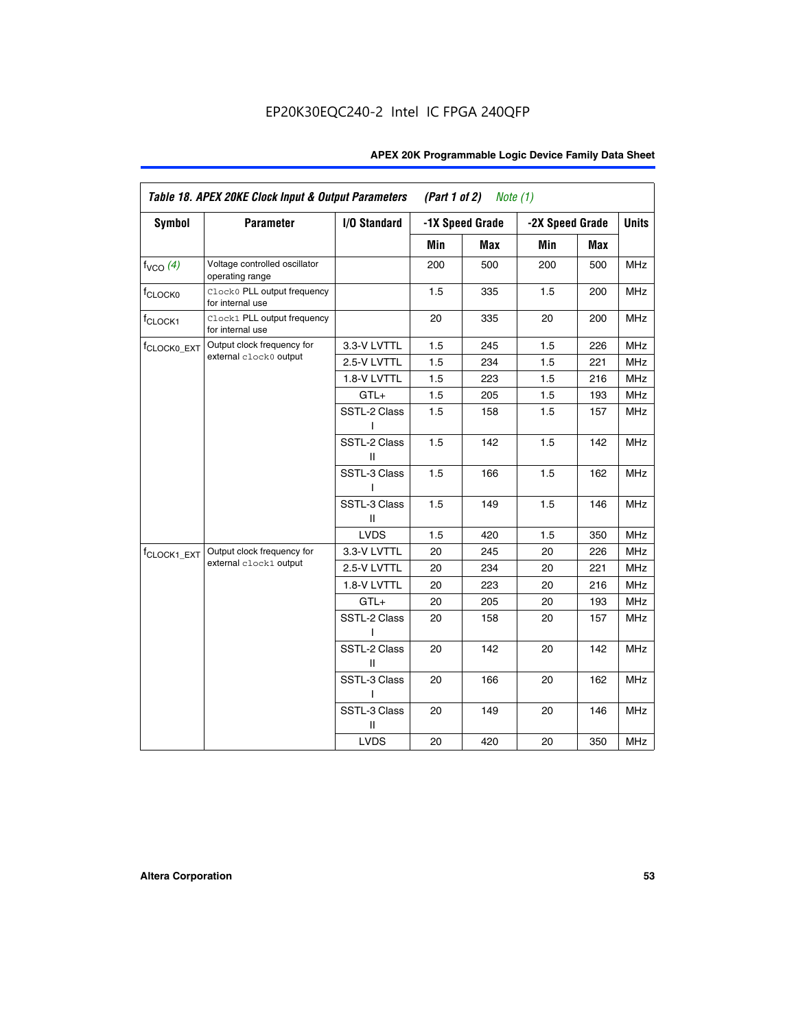EP20K30EQC240-2 Intel IC FPGA 240QFP

| Table 18. APEX 20KE Clock Input & Output Parameters (Part 1 of 2) Note (1) | | | | | | | |
|---|---|---|---|---|---|---|---|
| Symbol | Parameter | I/O Standard | -1X Speed Grade | | -2X Speed Grade | | Units |
| | | | Min | Max | Min | Max | |
| $f_{VCO}$ (4) | Voltage controlled oscillator operating range | | 200 | 500 | 200 | 500 | MHz |
| $f_{CLOCK0}$ | `Clock0` PLL output frequency for internal use | | 1.5 | 335 | 1.5 | 200 | MHz |
| $f_{CLOCK1}$ | `Clock1` PLL output frequency for internal use | | 20 | 335 | 20 | 200 | MHz |
| $f_{CLOCK0\_EXT}$ | Output clock frequency for external `clock0` output | 3.3-V LVTTL | 1.5 | 245 | 1.5 | 226 | MHz |
| | | 2.5-V LVTTL | 1.5 | 234 | 1.5 | 221 | MHz |
| | | 1.8-V LVTTL | 1.5 | 223 | 1.5 | 216 | MHz |
| | | GTL+ | 1.5 | 205 | 1.5 | 193 | MHz |
| | | SSTL-2 Class I | 1.5 | 158 | 1.5 | 157 | MHz |
| | | SSTL-2 Class II | 1.5 | 142 | 1.5 | 142 | MHz |
| | | SSTL-3 Class I | 1.5 | 166 | 1.5 | 162 | MHz |
| | | SSTL-3 Class II | 1.5 | 149 | 1.5 | 146 | MHz |
| | | LVDS | 1.5 | 420 | 1.5 | 350 | MHz |
| $f_{CLOCK1\_EXT}$ | Output clock frequency for external `clock1` output | 3.3-V LVTTL | 20 | 245 | 20 | 226 | MHz |
| | | 2.5-V LVTTL | 20 | 234 | 20 | 221 | MHz |
| | | 1.8-V LVTTL | 20 | 223 | 20 | 216 | MHz |
| | | GTL+ | 20 | 205 | 20 | 193 | MHz |
| | | SSTL-2 Class I | 20 | 158 | 20 | 157 | MHz |
| | | SSTL-2 Class II | 20 | 142 | 20 | 142 | MHz |
| | | SSTL-3 Class I | 20 | 166 | 20 | 162 | MHz |
| | | SSTL-3 Class II | 20 | 149 | 20 | 146 | MHz |
| | | LVDS | 20 | 420 | 20 | 350 | MHz |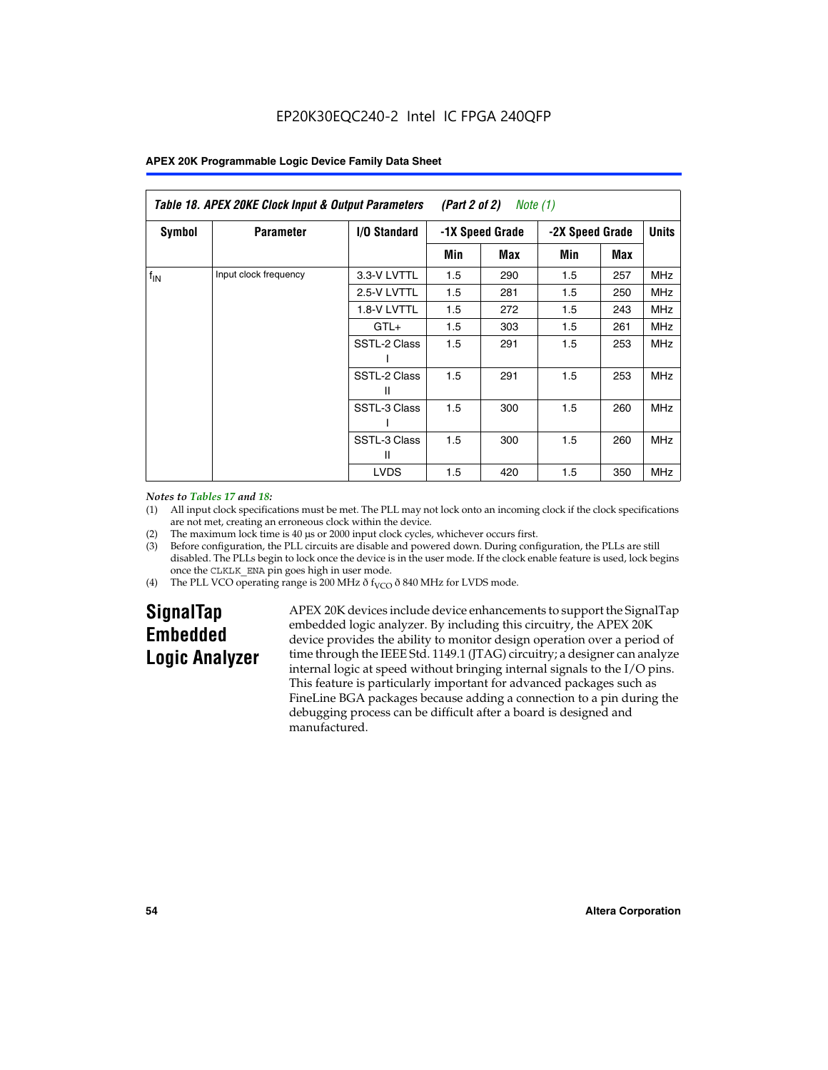EP20K30EQC240-2 Intel IC FPGA 240QFP

| Table 18. APEX 20KE Clock Input & Output Parameters (Part 2 of 2) Note (1) | | | | | | | |
|---|---|---|---|---|---|---|---|
| Symbol | Parameter | I/O Standard | -1X Speed Grade | | -2X Speed Grade | | Units |
| | | | Min | Max | Min | Max | |
| $f_{IN}$ | Input clock frequency | 3.3-V LVTTL | 1.5 | 290 | 1.5 | 257 | MHz |
| | | 2.5-V LVTTL | 1.5 | 281 | 1.5 | 250 | MHz |
| | | 1.8-V LVTTL | 1.5 | 272 | 1.5 | 243 | MHz |
| | | GTL+ | 1.5 | 303 | 1.5 | 261 | MHz |
| | | SSTL-2 Class I | 1.5 | 291 | 1.5 | 253 | MHz |
| | | SSTL-2 Class II | 1.5 | 291 | 1.5 | 253 | MHz |
| | | SSTL-3 Class I | 1.5 | 300 | 1.5 | 260 | MHz |
| | | SSTL-3 Class II | 1.5 | 300 | 1.5 | 260 | MHz |
| | | LVDS | 1.5 | 420 | 1.5 | 350 | MHz |

*Notes to Tables 17 and 18:*

(1) All input clock specifications must be met. The PLL may not lock onto an incoming clock if the clock specifications are not met, creating an erroneous clock within the device.

(2) The maximum lock time is 40 µs or 2000 input clock cycles, whichever occurs first.

(3) Before configuration, the PLL circuits are disable and powered down. During configuration, the PLLs are still disabled. The PLLs begin to lock once the device is in the user mode. If the clock enable feature is used, lock begins once the CLKLK_ENA pin goes high in user mode.

(4) The PLL VCO operating range is 200 MHz ð $f_{VCO}$ ð 840 MHz for LVDS mode.

## SignalTap Embedded Logic Analyzer

APEX 20K devices include device enhancements to support the SignalTap embedded logic analyzer. By including this circuitry, the APEX 20K device provides the ability to monitor design operation over a period of time through the IEEE Std. 1149.1 (JTAG) circuitry; a designer can analyze internal logic at speed without bringing internal signals to the I/O pins. This feature is particularly important for advanced packages such as FineLine BGA packages because adding a connection to a pin during the debugging process can be difficult after a board is designed and manufactured.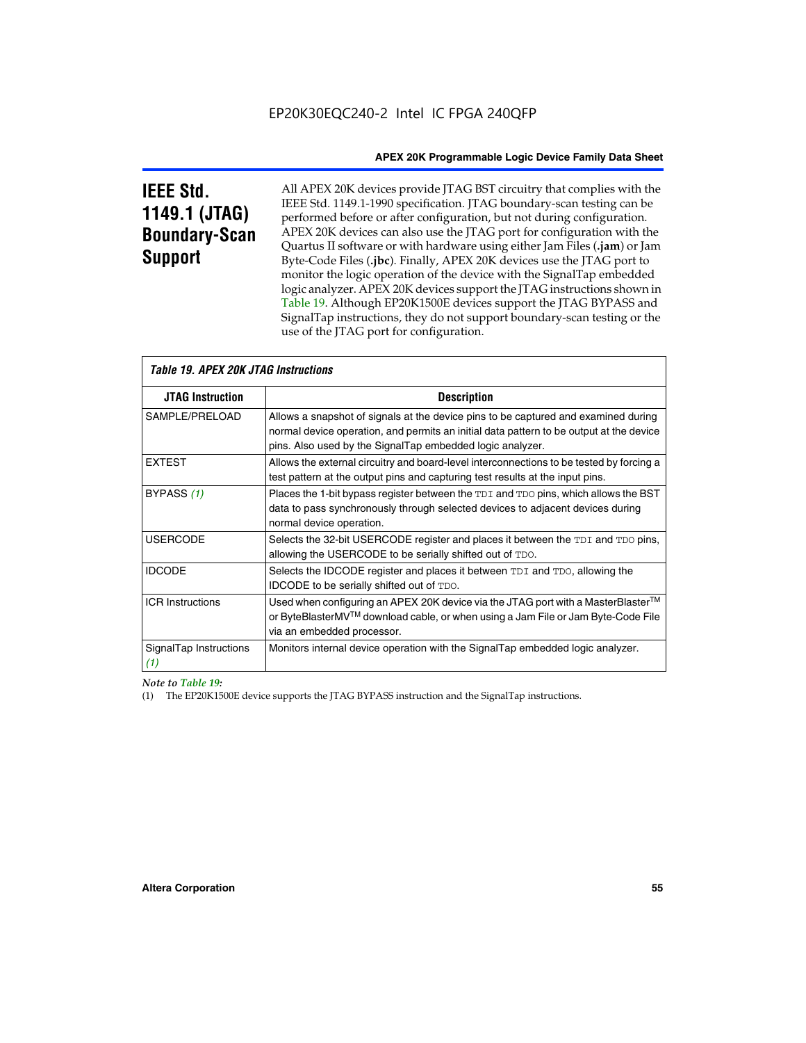# IEEE Std. 1149.1 (JTAG) Boundary-Scan Support

All APEX 20K devices provide JTAG BST circuitry that complies with the IEEE Std. 1149.1-1990 specification. JTAG boundary-scan testing can be performed before or after configuration, but not during configuration. APEX 20K devices can also use the JTAG port for configuration with the Quartus II software or with hardware using either Jam Files (**.jam**) or Jam Byte-Code Files (**.jbc**). Finally, APEX 20K devices use the JTAG port to monitor the logic operation of the device with the SignalTap embedded logic analyzer. APEX 20K devices support the JTAG instructions shown in Table 19. Although EP20K1500E devices support the JTAG BYPASS and SignalTap instructions, they do not support boundary-scan testing or the use of the JTAG port for configuration.

*Table 19. APEX 20K JTAG Instructions*

| JTAG Instruction | Description |
|---|---|
| SAMPLE/PRELOAD | Allows a snapshot of signals at the device pins to be captured and examined during normal device operation, and permits an initial data pattern to be output at the device pins. Also used by the SignalTap embedded logic analyzer. |
| EXTEST | Allows the external circuitry and board-level interconnections to be tested by forcing a test pattern at the output pins and capturing test results at the input pins. |
| BYPASS *(1)* | Places the 1-bit bypass register between the TDI and TDO pins, which allows the BST data to pass synchronously through selected devices to adjacent devices during normal device operation. |
| USERCODE | Selects the 32-bit USERCODE register and places it between the TDI and TDO pins, allowing the USERCODE to be serially shifted out of TDO. |
| IDCODE | Selects the IDCODE register and places it between TDI and TDO, allowing the IDCODE to be serially shifted out of TDO. |
| ICR Instructions | Used when configuring an APEX 20K device via the JTAG port with a MasterBlaster™ or ByteBlasterMV™ download cable, or when using a Jam File or Jam Byte-Code File via an embedded processor. |
| SignalTap Instructions *(1)* | Monitors internal device operation with the SignalTap embedded logic analyzer. |

*Note to Table 19:*

(1) The EP20K1500E device supports the JTAG BYPASS instruction and the SignalTap instructions.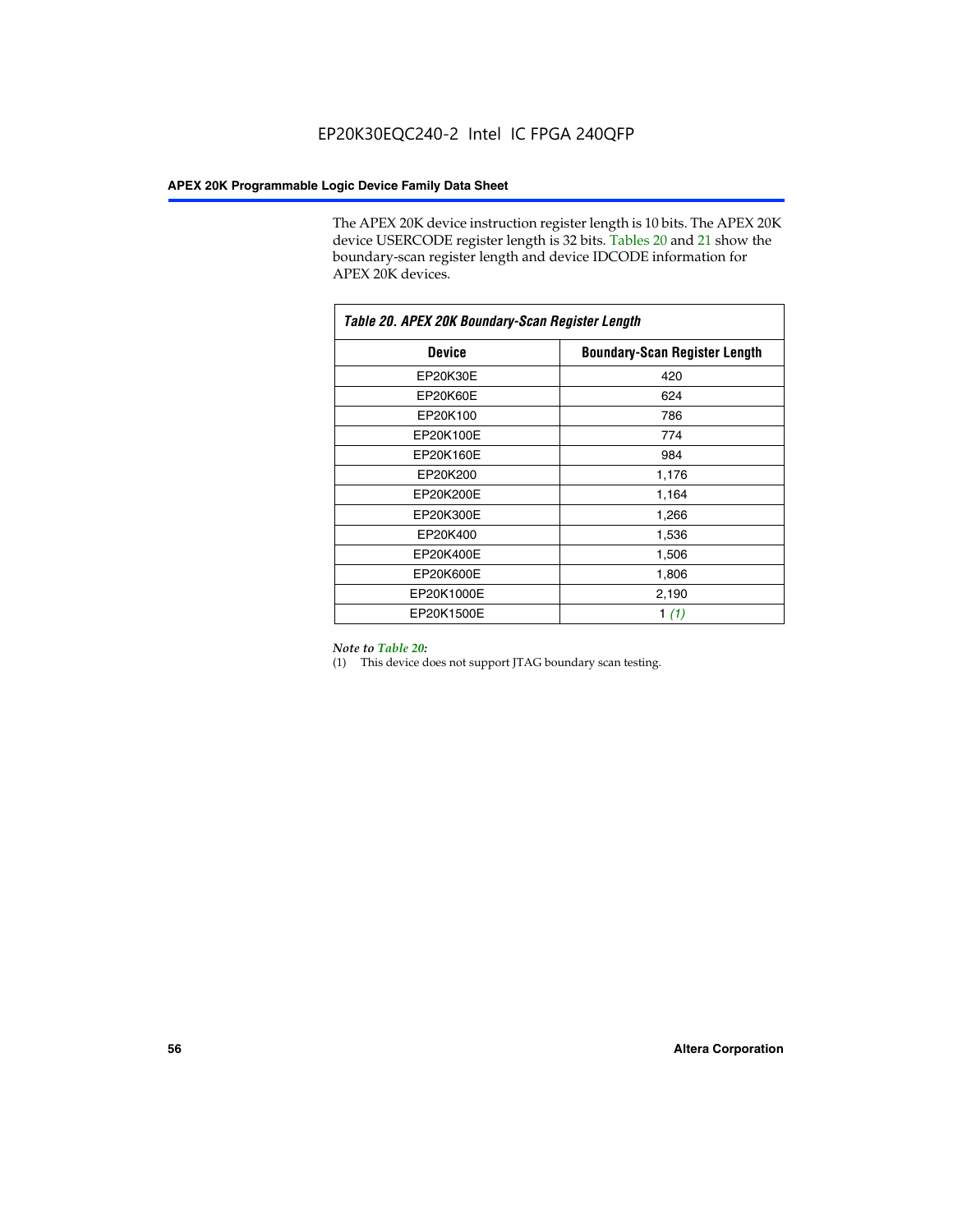The APEX 20K device instruction register length is 10 bits. The APEX 20K device USERCODE register length is 32 bits. Tables 20 and 21 show the boundary-scan register length and device IDCODE information for APEX 20K devices.

*Table 20. APEX 20K Boundary-Scan Register Length*

| Device | Boundary-Scan Register Length |
|---|---|
| EP20K30E | 420 |
| EP20K60E | 624 |
| EP20K100 | 786 |
| EP20K100E | 774 |
| EP20K160E | 984 |
| EP20K200 | 1,176 |
| EP20K200E | 1,164 |
| EP20K300E | 1,266 |
| EP20K400 | 1,536 |
| EP20K400E | 1,506 |
| EP20K600E | 1,806 |
| EP20K1000E | 2,190 |
| EP20K1500E | 1 *(1)* |

*Note to Table 20:*

(1) This device does not support JTAG boundary scan testing.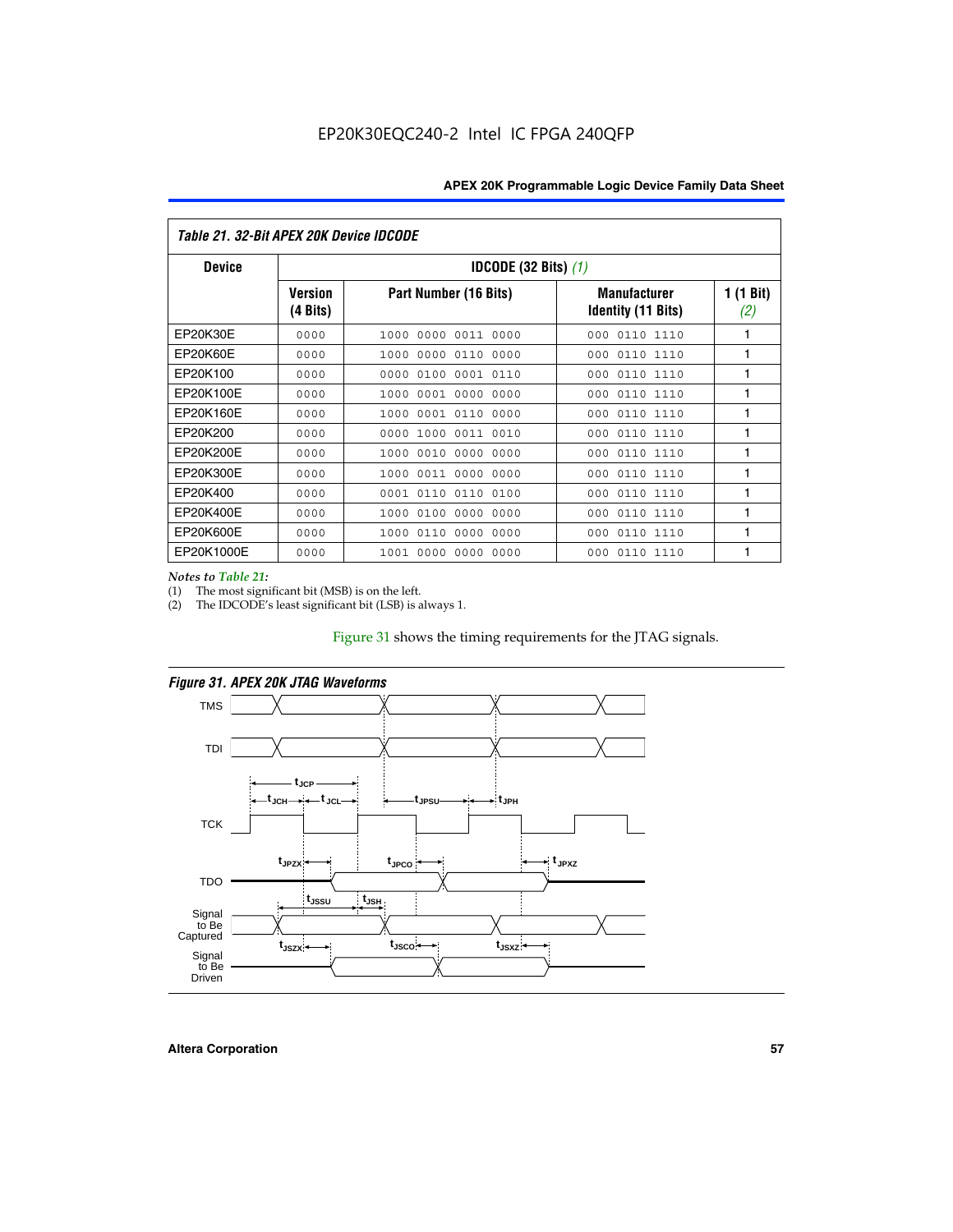*Table 21. 32-Bit APEX 20K Device IDCODE*

| Device | IDCODE (32 Bits) *(1)* | | | |
|---|---|---|---|---|
| | Version (4 Bits) | Part Number (16 Bits) | Manufacturer Identity (11 Bits) | 1 (1 Bit) *(2)* |
| EP20K30E | 0000 | 1000 0000 0011 0000 | 000 0110 1110 | 1 |
| EP20K60E | 0000 | 1000 0000 0110 0000 | 000 0110 1110 | 1 |
| EP20K100 | 0000 | 0000 0100 0001 0110 | 000 0110 1110 | 1 |
| EP20K100E | 0000 | 1000 0001 0000 0000 | 000 0110 1110 | 1 |
| EP20K160E | 0000 | 1000 0001 0110 0000 | 000 0110 1110 | 1 |
| EP20K200 | 0000 | 0000 1000 0011 0010 | 000 0110 1110 | 1 |
| EP20K200E | 0000 | 1000 0010 0000 0000 | 000 0110 1110 | 1 |
| EP20K300E | 0000 | 1000 0011 0000 0000 | 000 0110 1110 | 1 |
| EP20K400 | 0000 | 0001 0110 0110 0100 | 000 0110 1110 | 1 |
| EP20K400E | 0000 | 1000 0100 0000 0000 | 000 0110 1110 | 1 |
| EP20K600E | 0000 | 1000 0110 0000 0000 | 000 0110 1110 | 1 |
| EP20K1000E | 0000 | 1001 0000 0000 0000 | 000 0110 1110 | 1 |

*Notes to Table 21:*
(1) The most significant bit (MSB) is on the left.
(2) The IDCODE's least significant bit (LSB) is always 1.

Figure 31 shows the timing requirements for the JTAG signals.

*Figure 31. APEX 20K JTAG Waveforms*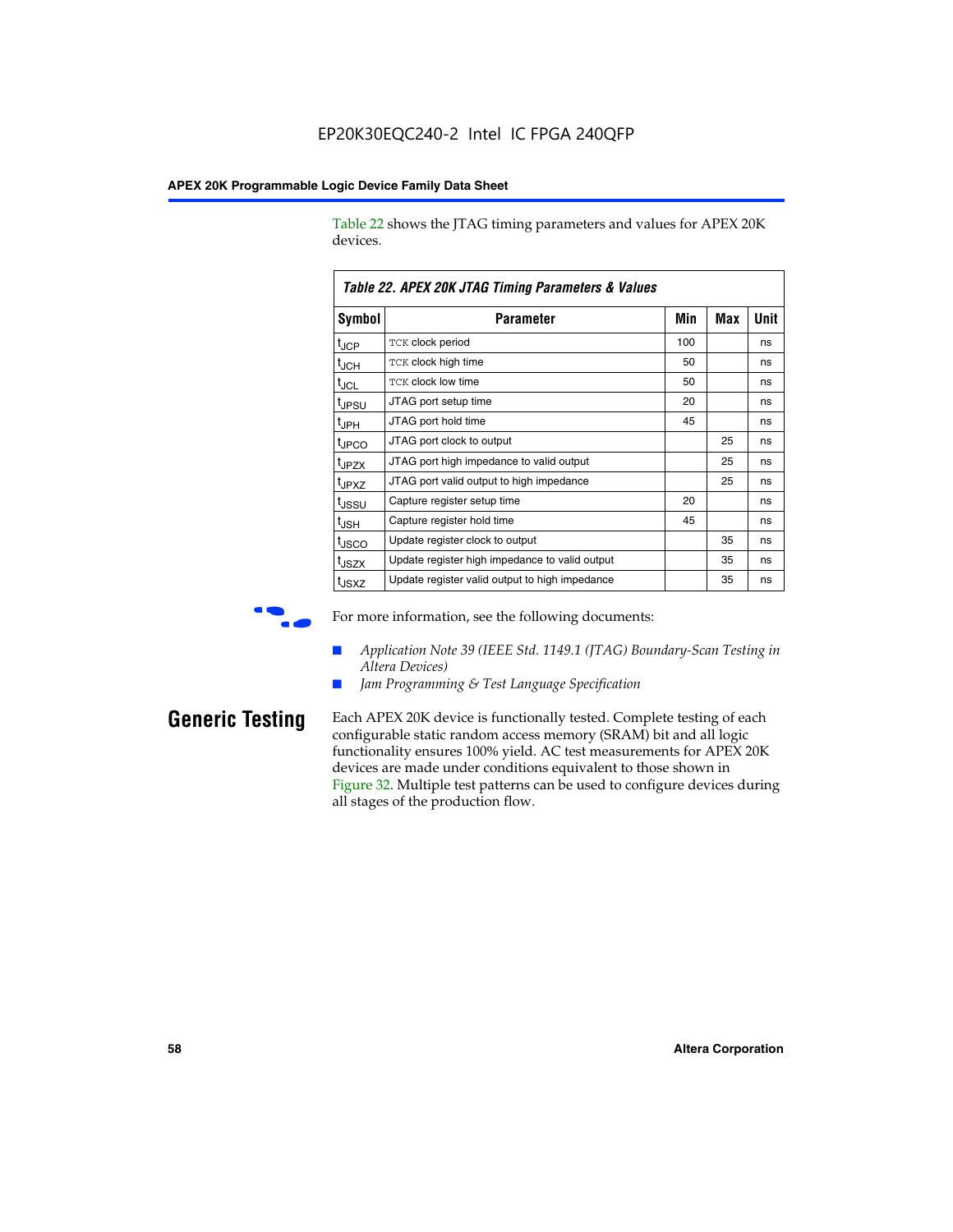Table 22 shows the JTAG timing parameters and values for APEX 20K devices.

**Table 22. APEX 20K JTAG Timing Parameters & Values**

| Symbol | Parameter | Min | Max | Unit |
|---|---|---|---|---|
| $t_{JCP}$ | TCK clock period | 100 | | ns |
| $t_{JCH}$ | TCK clock high time | 50 | | ns |
| $t_{JCL}$ | TCK clock low time | 50 | | ns |
| $t_{JPSU}$ | JTAG port setup time | 20 | | ns |
| $t_{JPH}$ | JTAG port hold time | 45 | | ns |
| $t_{JPCO}$ | JTAG port clock to output | | 25 | ns |
| $t_{JPZX}$ | JTAG port high impedance to valid output | | 25 | ns |
| $t_{JPXZ}$ | JTAG port valid output to high impedance | | 25 | ns |
| $t_{JSSU}$ | Capture register setup time | 20 | | ns |
| $t_{JSH}$ | Capture register hold time | 45 | | ns |
| $t_{JSCO}$ | Update register clock to output | | 35 | ns |
| $t_{JSZX}$ | Update register high impedance to valid output | | 35 | ns |
| $t_{JSXZ}$ | Update register valid output to high impedance | | 35 | ns |

For more information, see the following documents:

- *Application Note 39 (IEEE Std. 1149.1 (JTAG) Boundary-Scan Testing in Altera Devices)*
- *Jam Programming & Test Language Specification*

## Generic Testing

Each APEX 20K device is functionally tested. Complete testing of each configurable static random access memory (SRAM) bit and all logic functionality ensures 100% yield. AC test measurements for APEX 20K devices are made under conditions equivalent to those shown in Figure 32. Multiple test patterns can be used to configure devices during all stages of the production flow.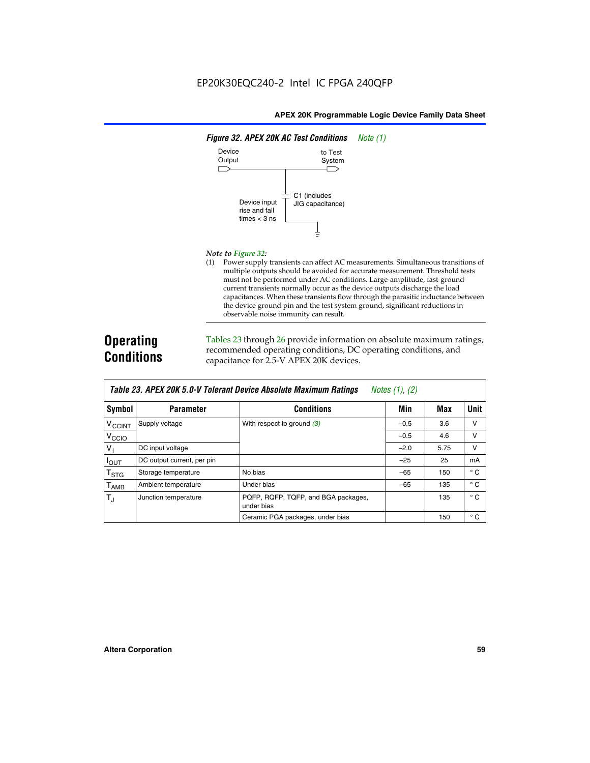**Figure 32. APEX 20K AC Test Conditions** *Note (1)*

Device Output

to Test System

C1 (includes JIG capacitance)

Device input rise and fall times < 3 ns

*Note to Figure 32:*

(1) Power supply transients can affect AC measurements. Simultaneous transitions of multiple outputs should be avoided for accurate measurement. Threshold tests must not be performed under AC conditions. Large-amplitude, fast-ground-current transients normally occur as the device outputs discharge the load capacitances. When these transients flow through the parasitic inductance between the device ground pin and the test system ground, significant reductions in observable noise immunity can result.

## Operating Conditions

Tables 23 through 26 provide information on absolute maximum ratings, recommended operating conditions, DC operating conditions, and capacitance for 2.5-V APEX 20K devices.

**Table 23. APEX 20K 5.0-V Tolerant Device Absolute Maximum Ratings** *Notes (1), (2)*

| Symbol | Parameter | Conditions | Min | Max | Unit |
|---|---|---|---|---|---|
| $V_{CCINT}$ | Supply voltage | With respect to ground *(3)* | –0.5 | 3.6 | V |
| $V_{CCIO}$ | | | –0.5 | 4.6 | V |
| $V_I$ | DC input voltage | | –2.0 | 5.75 | V |
| $I_{OUT}$ | DC output current, per pin | | –25 | 25 | mA |
| $T_{STG}$ | Storage temperature | No bias | –65 | 150 | ° C |
| $T_{AMB}$ | Ambient temperature | Under bias | –65 | 135 | ° C |
| $T_J$ | Junction temperature | PQFP, RQFP, TQFP, and BGA packages, under bias | | 135 | ° C |
| | | Ceramic PGA packages, under bias | | 150 | ° C |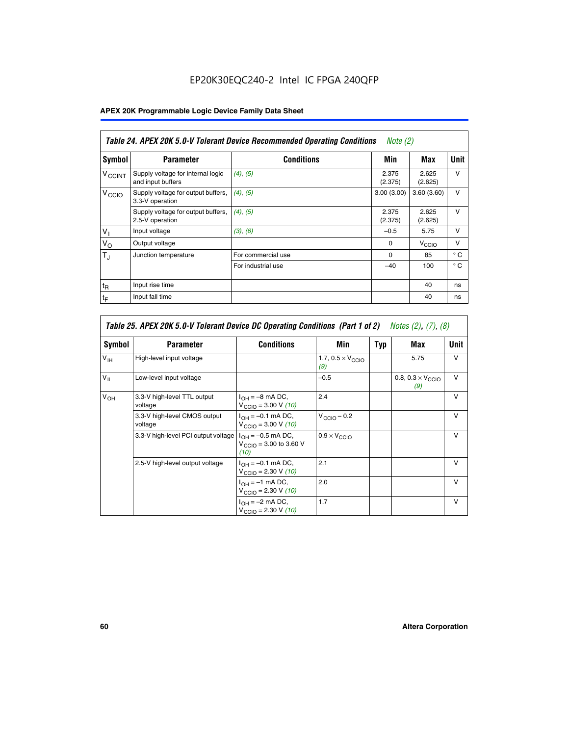EP20K30EQC240-2 Intel IC FPGA 240QFP

**Table 24. APEX 20K 5.0-V Tolerant Device Recommended Operating Conditions** *Note (2)*

| Symbol | Parameter | Conditions | Min | Max | Unit |
|---|---|---|---|---|---|
| $V_{CCINT}$ | Supply voltage for internal logic and input buffers | *(4)*, *(5)* | 2.375 (2.375) | 2.625 (2.625) | V |
| $V_{CCIO}$ | Supply voltage for output buffers, 3.3-V operation | *(4)*, *(5)* | 3.00 (3.00) | 3.60 (3.60) | V |
| | Supply voltage for output buffers, 2.5-V operation | *(4)*, *(5)* | 2.375 (2.375) | 2.625 (2.625) | V |
| $V_I$ | Input voltage | *(3)*, *(6)* | –0.5 | 5.75 | V |
| $V_O$ | Output voltage | | 0 | $V_{CCIO}$ | V |
| $T_J$ | Junction temperature | For commercial use | 0 | 85 | ° C |
| | | For industrial use | –40 | 100 | ° C |
| $t_R$ | Input rise time | | | 40 | ns |
| $t_F$ | Input fall time | | | 40 | ns |

**Table 25. APEX 20K 5.0-V Tolerant Device DC Operating Conditions (Part 1 of 2)** *Notes (2), (7), (8)*

| Symbol | Parameter | Conditions | Min | Typ | Max | Unit |
|---|---|---|---|---|---|---|
| $V_{IH}$ | High-level input voltage | | 1.7, $0.5 \times V_{CCIO}$ *(9)* | | 5.75 | V |
| $V_{IL}$ | Low-level input voltage | | –0.5 | | 0.8, $0.3 \times V_{CCIO}$ *(9)* | V |
| $V_{OH}$ | 3.3-V high-level TTL output voltage | $I_{OH}$ = –8 mA DC, $V_{CCIO}$ = 3.00 V *(10)* | 2.4 | | | V |
| | 3.3-V high-level CMOS output voltage | $I_{OH}$ = –0.1 mA DC, $V_{CCIO}$ = 3.00 V *(10)* | $V_{CCIO} - 0.2$ | | | V |
| | 3.3-V high-level PCI output voltage | $I_{OH}$ = –0.5 mA DC, $V_{CCIO}$ = 3.00 to 3.60 V *(10)* | $0.9 \times V_{CCIO}$ | | | V |
| | 2.5-V high-level output voltage | $I_{OH}$ = –0.1 mA DC, $V_{CCIO}$ = 2.30 V *(10)* | 2.1 | | | V |
| | | $I_{OH}$ = –1 mA DC, $V_{CCIO}$ = 2.30 V *(10)* | 2.0 | | | V |
| | | $I_{OH}$ = –2 mA DC, $V_{CCIO}$ = 2.30 V *(10)* | 1.7 | | | V |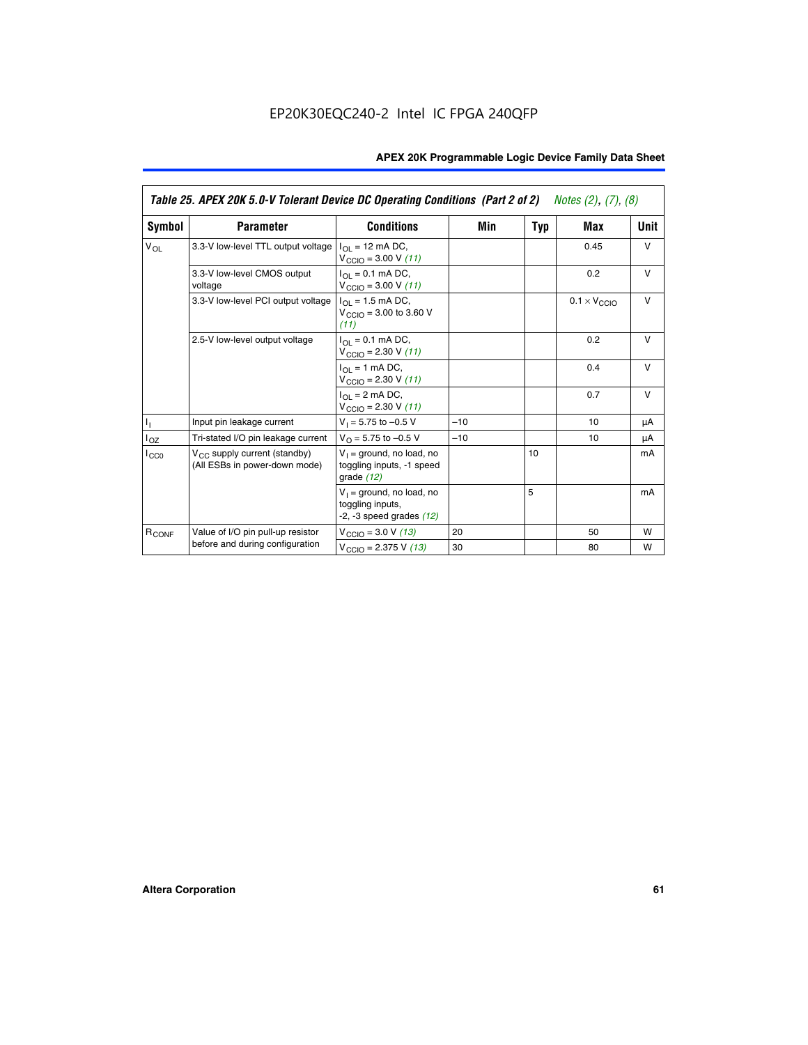EP20K30EQC240-2 Intel IC FPGA 240QFP

**Table 25. APEX 20K 5.0-V Tolerant Device DC Operating Conditions (Part 2 of 2)** *Notes (2), (7), (8)*

| Symbol | Parameter | Conditions | Min | Typ | Max | Unit |
|---|---|---|---|---|---|---|
| $V_{OL}$ | 3.3-V low-level TTL output voltage | $I_{OL}$ = 12 mA DC, $V_{CCIO}$ = 3.00 V *(11)* | | | 0.45 | V |
| | 3.3-V low-level CMOS output voltage | $I_{OL}$ = 0.1 mA DC, $V_{CCIO}$ = 3.00 V *(11)* | | | 0.2 | V |
| | 3.3-V low-level PCI output voltage | $I_{OL}$ = 1.5 mA DC, $V_{CCIO}$ = 3.00 to 3.60 V *(11)* | | | $0.1 \times V_{CCIO}$ | V |
| | 2.5-V low-level output voltage | $I_{OL}$ = 0.1 mA DC, $V_{CCIO}$ = 2.30 V *(11)* | | | 0.2 | V |
| | | $I_{OL}$ = 1 mA DC, $V_{CCIO}$ = 2.30 V *(11)* | | | 0.4 | V |
| | | $I_{OL}$ = 2 mA DC, $V_{CCIO}$ = 2.30 V *(11)* | | | 0.7 | V |
| $I_I$ | Input pin leakage current | $V_I$ = 5.75 to –0.5 V | –10 | | 10 | μA |
| $I_{OZ}$ | Tri-stated I/O pin leakage current | $V_O$ = 5.75 to –0.5 V | –10 | | 10 | μA |
| $I_{CC0}$ | $V_{CC}$ supply current (standby) (All ESBs in power-down mode) | $V_I$ = ground, no load, no toggling inputs, -1 speed grade *(12)* | | 10 | | mA |
| | | $V_I$ = ground, no load, no toggling inputs, -2, -3 speed grades *(12)* | | 5 | | mA |
| $R_{CONF}$ | Value of I/O pin pull-up resistor before and during configuration | $V_{CCIO}$ = 3.0 V *(13)* | 20 | | 50 | W |
| | | $V_{CCIO}$ = 2.375 V *(13)* | 30 | | 80 | W |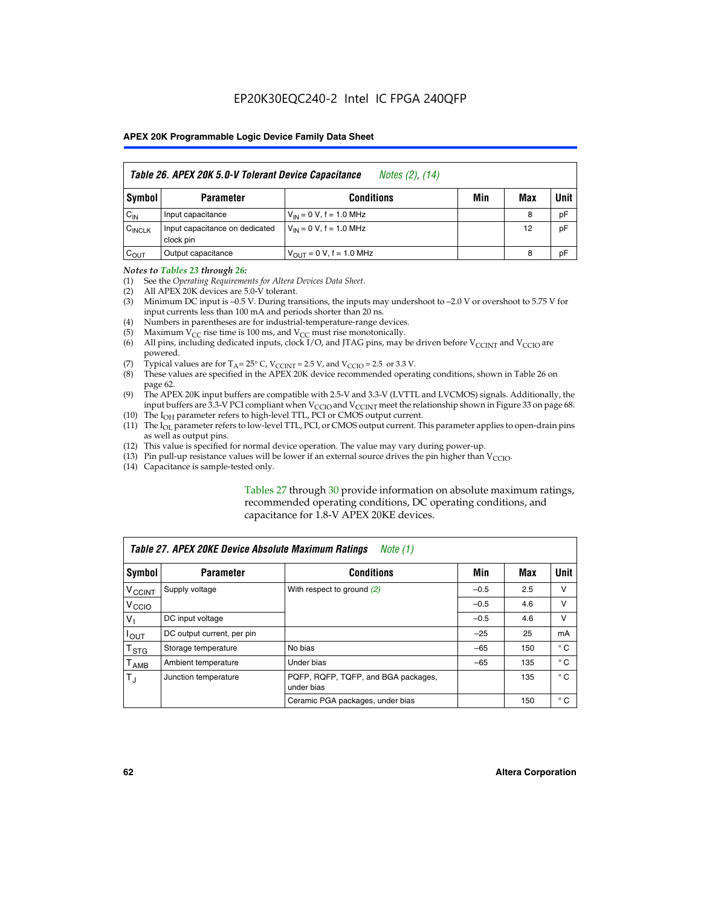**Table 26. APEX 20K 5.0-V Tolerant Device Capacitance** *Notes (2), (14)*

| Symbol | Parameter | Conditions | Min | Max | Unit |
|---|---|---|---|---|---|
| $C_{IN}$ | Input capacitance | $V_{IN}$ = 0 V, f = 1.0 MHz | | 8 | pF |
| $C_{INCLK}$ | Input capacitance on dedicated clock pin | $V_{IN}$ = 0 V, f = 1.0 MHz | | 12 | pF |
| $C_{OUT}$ | Output capacitance | $V_{OUT}$ = 0 V, f = 1.0 MHz | | 8 | pF |

*Notes to Tables 23 through 26:*

(1) See the *Operating Requirements for Altera Devices Data Sheet*.
(2) All APEX 20K devices are 5.0-V tolerant.
(3) Minimum DC input is –0.5 V. During transitions, the inputs may undershoot to –2.0 V or overshoot to 5.75 V for input currents less than 100 mA and periods shorter than 20 ns.
(4) Numbers in parentheses are for industrial-temperature-range devices.
(5) Maximum $V_{CC}$ rise time is 100 ms, and $V_{CC}$ must rise monotonically.
(6) All pins, including dedicated inputs, clock I/O, and JTAG pins, may be driven before $V_{CCINT}$ and $V_{CCIO}$ are powered.
(7) Typical values are for $T_A$ = 25° C, $V_{CCINT}$ = 2.5 V, and $V_{CCIO}$ = 2.5 or 3.3 V.
(8) These values are specified in the APEX 20K device recommended operating conditions, shown in Table 26 on page 62.
(9) The APEX 20K input buffers are compatible with 2.5-V and 3.3-V (LVTTL and LVCMOS) signals. Additionally, the input buffers are 3.3-V PCI compliant when $V_{CCIO}$ and $V_{CCINT}$ meet the relationship shown in Figure 33 on page 68.
(10) The $I_{OH}$ parameter refers to high-level TTL, PCI or CMOS output current.
(11) The $I_{OL}$ parameter refers to low-level TTL, PCI, or CMOS output current. This parameter applies to open-drain pins as well as output pins.
(12) This value is specified for normal device operation. The value may vary during power-up.
(13) Pin pull-up resistance values will be lower if an external source drives the pin higher than $V_{CCIO}$.
(14) Capacitance is sample-tested only.

Tables 27 through 30 provide information on absolute maximum ratings, recommended operating conditions, DC operating conditions, and capacitance for 1.8-V APEX 20KE devices.

**Table 27. APEX 20KE Device Absolute Maximum Ratings** *Note (1)*

| Symbol | Parameter | Conditions | Min | Max | Unit |
|---|---|---|---|---|---|
| $V_{CCINT}$ | Supply voltage | With respect to ground *(2)* | –0.5 | 2.5 | V |
| $V_{CCIO}$ | | | –0.5 | 4.6 | V |
| $V_I$ | DC input voltage | | –0.5 | 4.6 | V |
| $I_{OUT}$ | DC output current, per pin | | –25 | 25 | mA |
| $T_{STG}$ | Storage temperature | No bias | –65 | 150 | ° C |
| $T_{AMB}$ | Ambient temperature | Under bias | –65 | 135 | ° C |
| $T_J$ | Junction temperature | PQFP, RQFP, TQFP, and BGA packages, under bias | | 135 | ° C |
| | | Ceramic PGA packages, under bias | | 150 | ° C |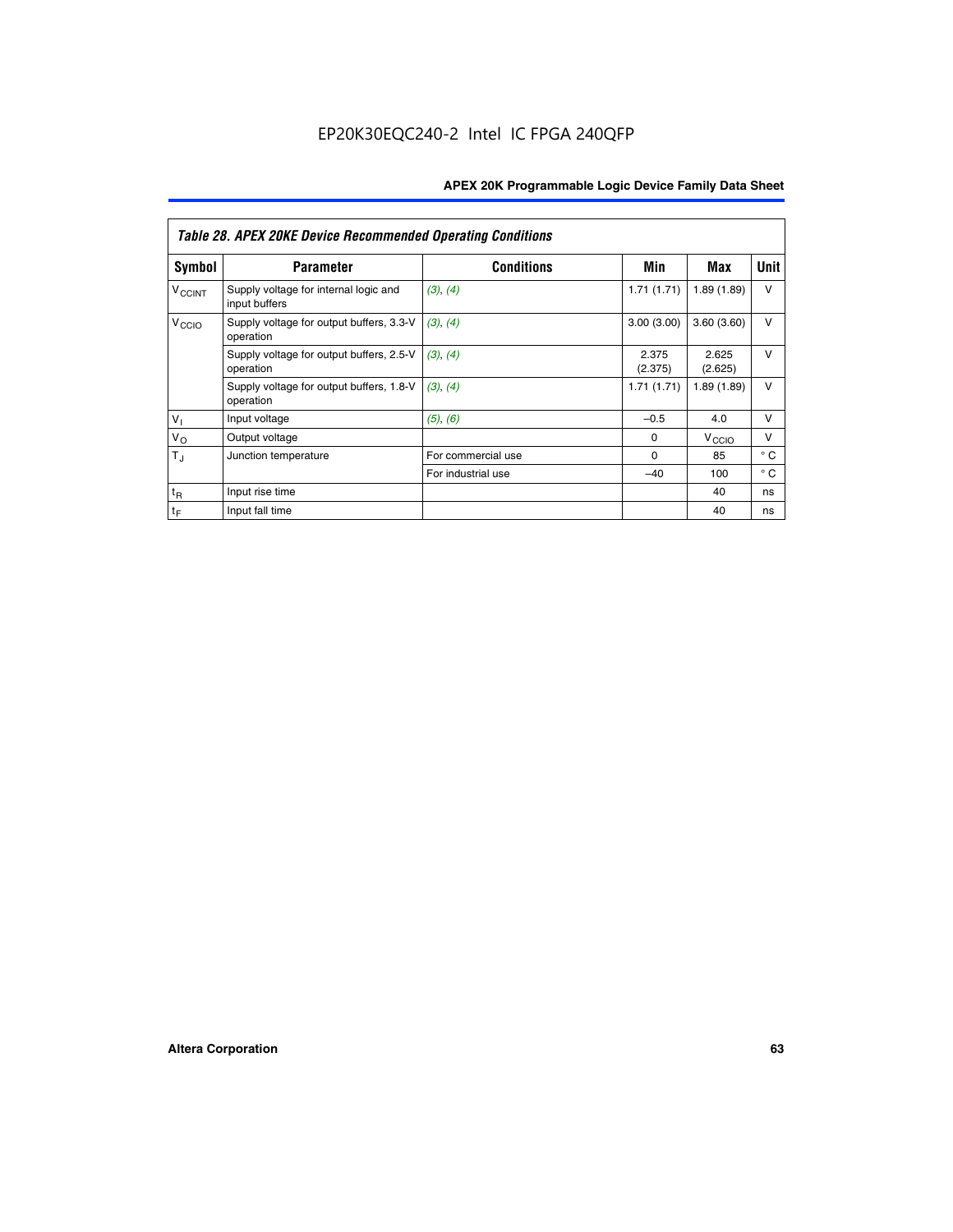EP20K30EQC240-2 Intel IC FPGA 240QFP

| *Table 28. APEX 20KE Device Recommended Operating Conditions* | | | | | |
|---|---|---|---|---|---|
| **Symbol** | **Parameter** | **Conditions** | **Min** | **Max** | **Unit** |
| $V_{CCINT}$ | Supply voltage for internal logic and input buffers | *(3), (4)* | 1.71 (1.71) | 1.89 (1.89) | V |
| $V_{CCIO}$ | Supply voltage for output buffers, 3.3-V operation | *(3), (4)* | 3.00 (3.00) | 3.60 (3.60) | V |
| | Supply voltage for output buffers, 2.5-V operation | *(3), (4)* | 2.375 (2.375) | 2.625 (2.625) | V |
| | Supply voltage for output buffers, 1.8-V operation | *(3), (4)* | 1.71 (1.71) | 1.89 (1.89) | V |
| $V_I$ | Input voltage | *(5), (6)* | –0.5 | 4.0 | V |
| $V_O$ | Output voltage | | 0 | $V_{CCIO}$ | V |
| $T_J$ | Junction temperature | For commercial use | 0 | 85 | ° C |
| | | For industrial use | –40 | 100 | ° C |
| $t_R$ | Input rise time | | | 40 | ns |
| $t_F$ | Input fall time | | | 40 | ns |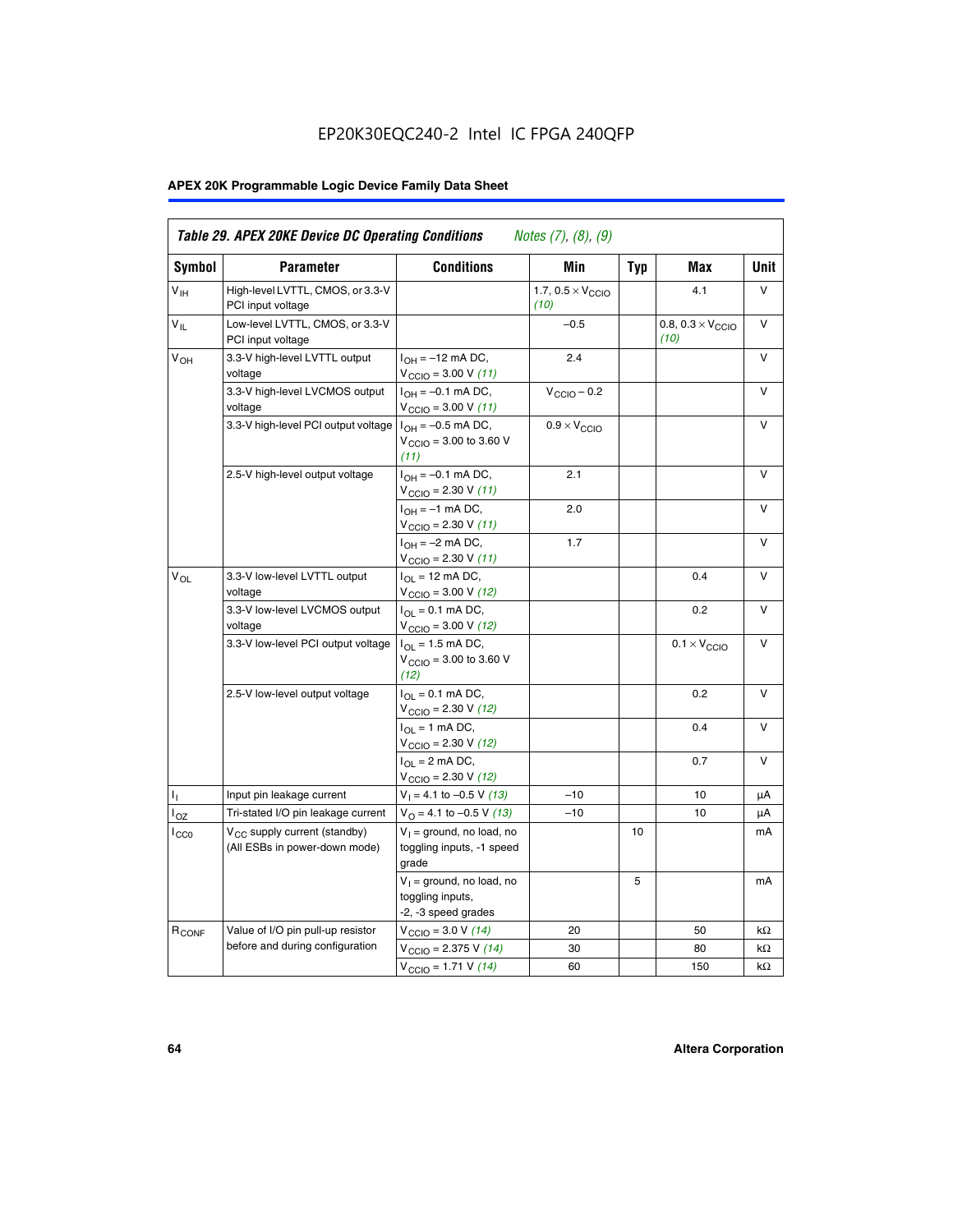# EP20K30EQC240-2 Intel IC FPGA 240QFP

**Table 29. APEX 20KE Device DC Operating Conditions** *Notes (7), (8), (9)*

| Symbol | Parameter | Conditions | Min | Typ | Max | Unit |
|---|---|---|---|---|---|---|
| $V_{IH}$ | High-level LVTTL, CMOS, or 3.3-V PCI input voltage | | 1.7, $0.5 \times V_{CCIO}$ *(10)* | | 4.1 | V |
| $V_{IL}$ | Low-level LVTTL, CMOS, or 3.3-V PCI input voltage | | –0.5 | | 0.8, $0.3 \times V_{CCIO}$ *(10)* | V |
| $V_{OH}$ | 3.3-V high-level LVTTL output voltage | $I_{OH}$ = –12 mA DC, $V_{CCIO}$ = 3.00 V *(11)* | 2.4 | | | V |
| | 3.3-V high-level LVCMOS output voltage | $I_{OH}$ = –0.1 mA DC, $V_{CCIO}$ = 3.00 V *(11)* | $V_{CCIO}$ – 0.2 | | | V |
| | 3.3-V high-level PCI output voltage | $I_{OH}$ = –0.5 mA DC, $V_{CCIO}$ = 3.00 to 3.60 V *(11)* | $0.9 \times V_{CCIO}$ | | | V |
| | 2.5-V high-level output voltage | $I_{OH}$ = –0.1 mA DC, $V_{CCIO}$ = 2.30 V *(11)* | 2.1 | | | V |
| | | $I_{OH}$ = –1 mA DC, $V_{CCIO}$ = 2.30 V *(11)* | 2.0 | | | V |
| | | $I_{OH}$ = –2 mA DC, $V_{CCIO}$ = 2.30 V *(11)* | 1.7 | | | V |
| $V_{OL}$ | 3.3-V low-level LVTTL output voltage | $I_{OL}$ = 12 mA DC, $V_{CCIO}$ = 3.00 V *(12)* | | | 0.4 | V |
| | 3.3-V low-level LVCMOS output voltage | $I_{OL}$ = 0.1 mA DC, $V_{CCIO}$ = 3.00 V *(12)* | | | 0.2 | V |
| | 3.3-V low-level PCI output voltage | $I_{OL}$ = 1.5 mA DC, $V_{CCIO}$ = 3.00 to 3.60 V *(12)* | | | $0.1 \times V_{CCIO}$ | V |
| | 2.5-V low-level output voltage | $I_{OL}$ = 0.1 mA DC, $V_{CCIO}$ = 2.30 V *(12)* | | | 0.2 | V |
| | | $I_{OL}$ = 1 mA DC, $V_{CCIO}$ = 2.30 V *(12)* | | | 0.4 | V |
| | | $I_{OL}$ = 2 mA DC, $V_{CCIO}$ = 2.30 V *(12)* | | | 0.7 | V |
| $I_I$ | Input pin leakage current | $V_I$ = 4.1 to –0.5 V *(13)* | –10 | | 10 | µA |
| $I_{OZ}$ | Tri-stated I/O pin leakage current | $V_O$ = 4.1 to –0.5 V *(13)* | –10 | | 10 | µA |
| $I_{CC0}$ | $V_{CC}$ supply current (standby) (All ESBs in power-down mode) | $V_I$ = ground, no load, no toggling inputs, -1 speed grade | | 10 | | mA |
| | | $V_I$ = ground, no load, no toggling inputs, -2, -3 speed grades | | 5 | | mA |
| $R_{CONF}$ | Value of I/O pin pull-up resistor before and during configuration | $V_{CCIO}$ = 3.0 V *(14)* | 20 | | 50 | kΩ |
| | | $V_{CCIO}$ = 2.375 V *(14)* | 30 | | 80 | kΩ |
| | | $V_{CCIO}$ = 1.71 V *(14)* | 60 | | 150 | kΩ |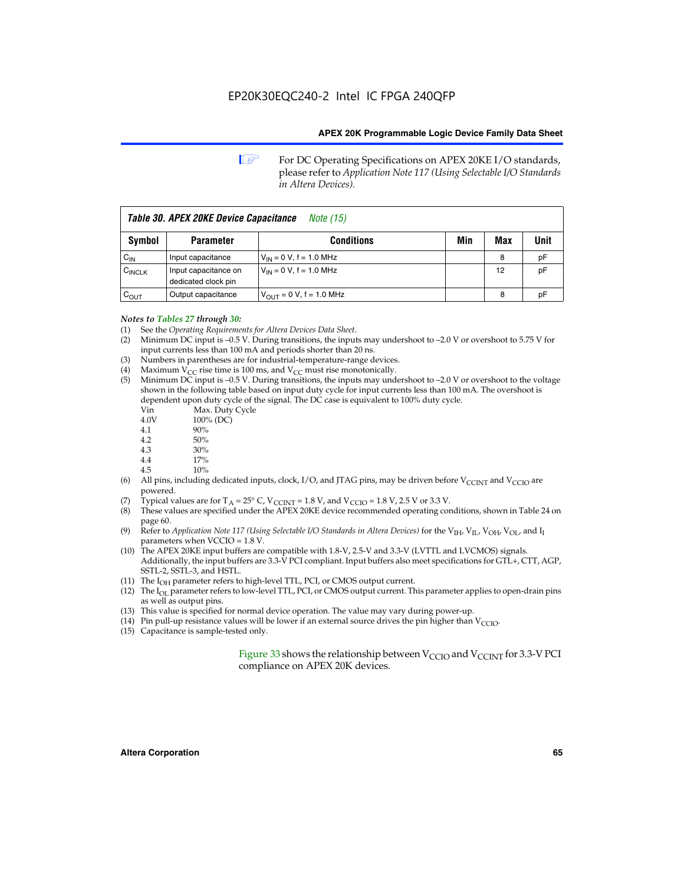For DC Operating Specifications on APEX 20KE I/O standards, please refer to *Application Note 117 (Using Selectable I/O Standards in Altera Devices)*.

**Table 30. APEX 20KE Device Capacitance** *Note (15)*

| Symbol | Parameter | Conditions | Min | Max | Unit |
|---|---|---|---|---|---|
| $C_{IN}$ | Input capacitance | $V_{IN}$ = 0 V, f = 1.0 MHz | | 8 | pF |
| $C_{INCLK}$ | Input capacitance on dedicated clock pin | $V_{IN}$ = 0 V, f = 1.0 MHz | | 12 | pF |
| $C_{OUT}$ | Output capacitance | $V_{OUT}$ = 0 V, f = 1.0 MHz | | 8 | pF |

*Notes to Tables 27 through 30:*

(1) See the *Operating Requirements for Altera Devices Data Sheet*.
(2) Minimum DC input is –0.5 V. During transitions, the inputs may undershoot to –2.0 V or overshoot to 5.75 V for input currents less than 100 mA and periods shorter than 20 ns.
(3) Numbers in parentheses are for industrial-temperature-range devices.
(4) Maximum $V_{CC}$ rise time is 100 ms, and $V_{CC}$ must rise monotonically.
(5) Minimum DC input is –0.5 V. During transitions, the inputs may undershoot to –2.0 V or overshoot to the voltage shown in the following table based on input duty cycle for input currents less than 100 mA. The overshoot is dependent upon duty cycle of the signal. The DC case is equivalent to 100% duty cycle.

| Vin | Max. Duty Cycle |
|---|---|
| 4.0V | 100% (DC) |
| 4.1 | 90% |
| 4.2 | 50% |
| 4.3 | 30% |
| 4.4 | 17% |
| 4.5 | 10% |

(6) All pins, including dedicated inputs, clock, I/O, and JTAG pins, may be driven before $V_{CCINT}$ and $V_{CCIO}$ are powered.
(7) Typical values are for $T_A$ = 25° C, $V_{CCINT}$ = 1.8 V, and $V_{CCIO}$ = 1.8 V, 2.5 V or 3.3 V.
(8) These values are specified under the APEX 20KE device recommended operating conditions, shown in Table 24 on page 60.
(9) Refer to *Application Note 117 (Using Selectable I/O Standards in Altera Devices)* for the $V_{IH}$, $V_{IL}$, $V_{OH}$, $V_{OL}$, and $I_I$ parameters when VCCIO = 1.8 V.
(10) The APEX 20KE input buffers are compatible with 1.8-V, 2.5-V and 3.3-V (LVTTL and LVCMOS) signals. Additionally, the input buffers are 3.3-V PCI compliant. Input buffers also meet specifications for GTL+, CTT, AGP, SSTL-2, SSTL-3, and HSTL.
(11) The $I_{OH}$ parameter refers to high-level TTL, PCI, or CMOS output current.
(12) The $I_{OL}$ parameter refers to low-level TTL, PCI, or CMOS output current. This parameter applies to open-drain pins as well as output pins.
(13) This value is specified for normal device operation. The value may vary during power-up.
(14) Pin pull-up resistance values will be lower if an external source drives the pin higher than $V_{CCIO}$.
(15) Capacitance is sample-tested only.

Figure 33 shows the relationship between $V_{CCIO}$ and $V_{CCINT}$ for 3.3-V PCI compliance on APEX 20K devices.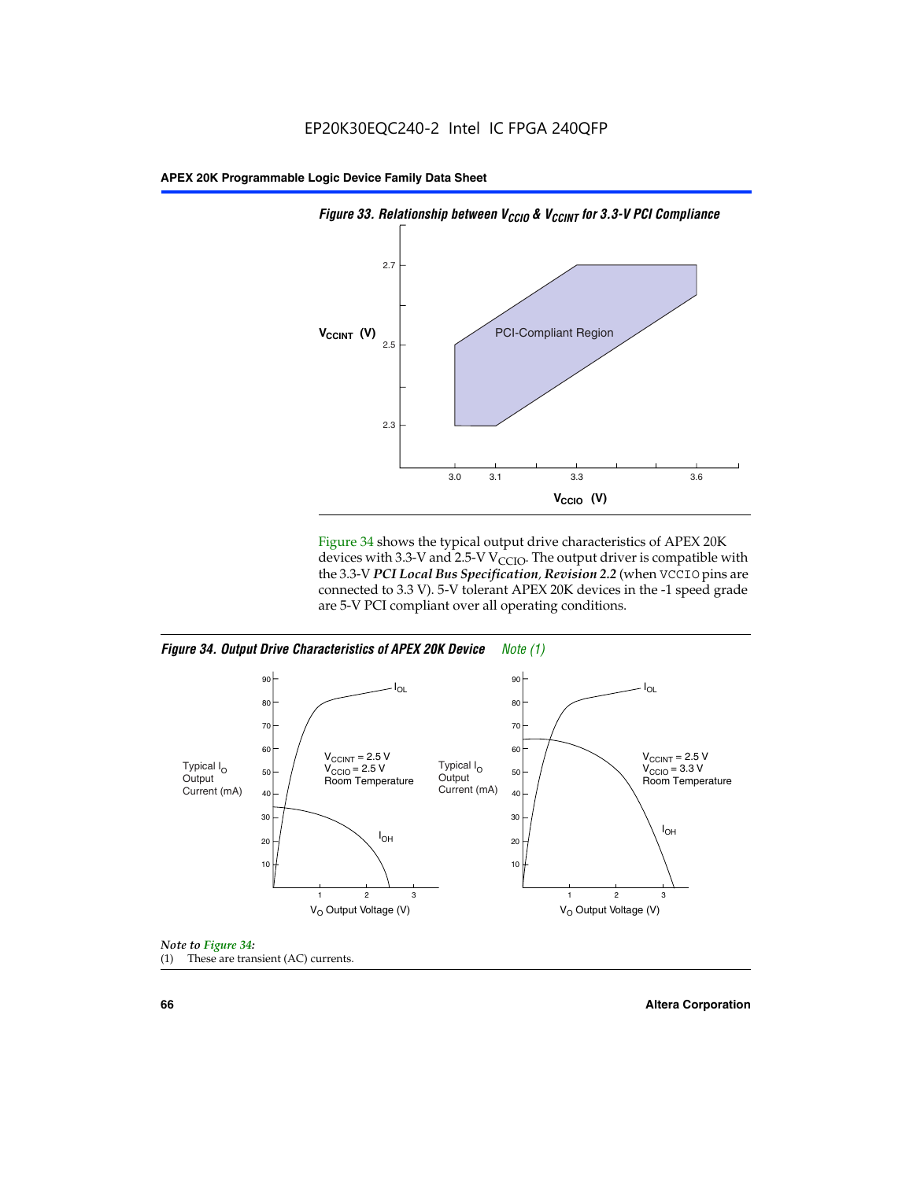*Figure 33. Relationship between $V_{CCIO}$ & $V_{CCINT}$ for 3.3-V PCI Compliance*

Figure 34 shows the typical output drive characteristics of APEX 20K devices with 3.3-V and 2.5-V $V_{CCIO}$. The output driver is compatible with the 3.3-V ***PCI Local Bus Specification*, *Revision 2.2*** (when VCCIO pins are connected to 3.3 V). 5-V tolerant APEX 20K devices in the -1 speed grade are 5-V PCI compliant over all operating conditions.

*Figure 34. Output Drive Characteristics of APEX 20K Device* *Note (1)*

*Note to Figure 34:*

(1) These are transient (AC) currents.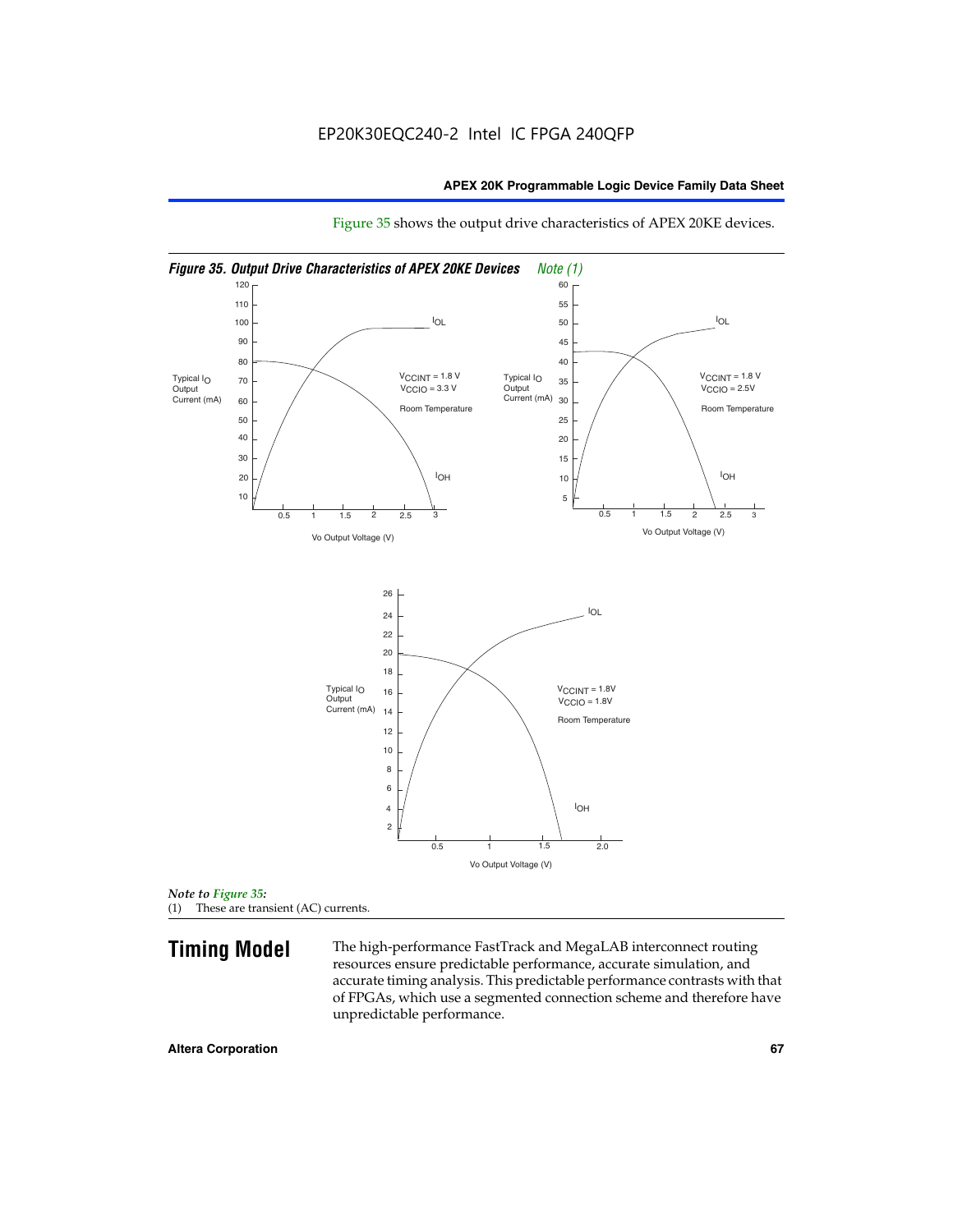Figure 35 shows the output drive characteristics of APEX 20KE devices.

*Figure 35. Output Drive Characteristics of APEX 20KE Devices Note (1)*

*Note to Figure 35:*

(1) These are transient (AC) currents.

## Timing Model

The high-performance FastTrack and MegaLAB interconnect routing resources ensure predictable performance, accurate simulation, and accurate timing analysis. This predictable performance contrasts with that of FPGAs, which use a segmented connection scheme and therefore have unpredictable performance.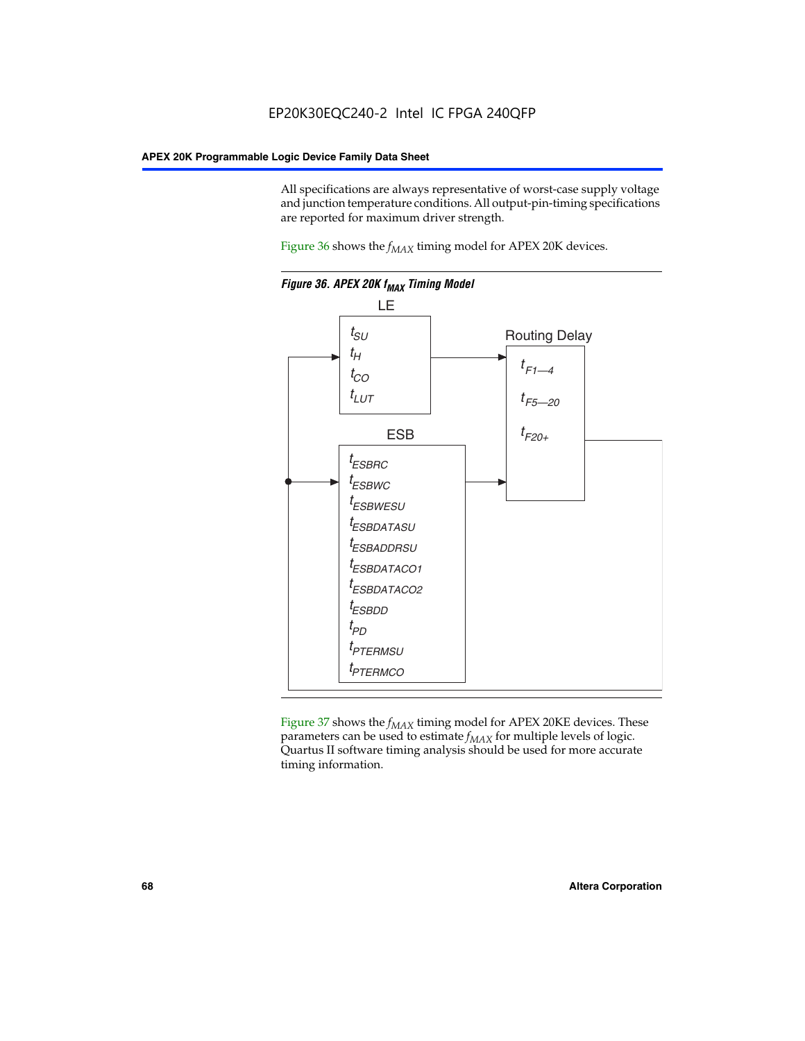All specifications are always representative of worst-case supply voltage and junction temperature conditions. All output-pin-timing specifications are reported for maximum driver strength.

Figure 36 shows the $f_{MAX}$ timing model for APEX 20K devices.

*Figure 36. APEX 20K $f_{MAX}$ Timing Model*

LE

$t_{SU}$
$t_H$
$t_{CO}$
$t_{LUT}$

Routing Delay

$t_{F1-4}$
$t_{F5-20}$
$t_{F20+}$

ESB

$t_{ESBRC}$
$t_{ESBWC}$
$t_{ESBWESU}$
$t_{ESBDATASU}$
$t_{ESBADDRSU}$
$t_{ESBDATACO1}$
$t_{ESBDATACO2}$
$t_{ESBDD}$
$t_{PD}$
$t_{PTERMSU}$
$t_{PTERMCO}$

Figure 37 shows the $f_{MAX}$ timing model for APEX 20KE devices. These parameters can be used to estimate $f_{MAX}$ for multiple levels of logic. Quartus II software timing analysis should be used for more accurate timing information.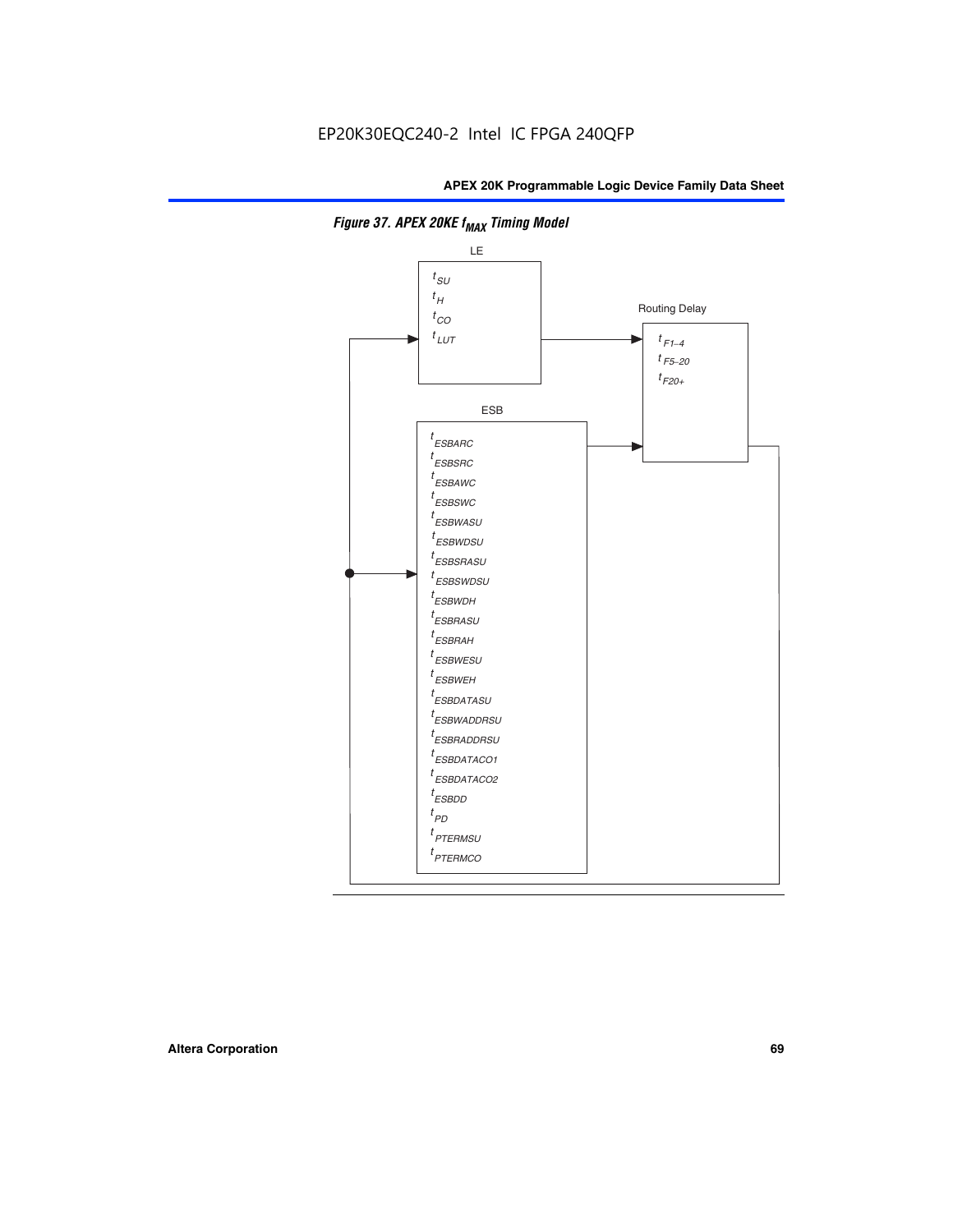EP20K30EQC240-2 Intel IC FPGA 240QFP

**Figure 37. APEX 20KE $f_{MAX}$ Timing Model**

LE

$t_{SU}$
$t_{H}$
$t_{CO}$
$t_{LUT}$

Routing Delay

$t_{F1-4}$
$t_{F5-20}$
$t_{F20+}$

ESB

$t_{ESBARC}$
$t_{ESBSRC}$
$t_{ESBAWC}$
$t_{ESBSWC}$
$t_{ESBWASU}$
$t_{ESBWDSU}$
$t_{ESBSRASU}$
$t_{ESBSWDSU}$
$t_{ESBWDH}$
$t_{ESBRASU}$
$t_{ESBRAH}$
$t_{ESBWESU}$
$t_{ESBWEH}$
$t_{ESBDATASU}$
$t_{ESBWADDRSU}$
$t_{ESBRADDRSU}$
$t_{ESBDATACO1}$
$t_{ESBDATACO2}$
$t_{ESBDD}$
$t_{PD}$
$t_{PTERMSU}$
$t_{PTERMCO}$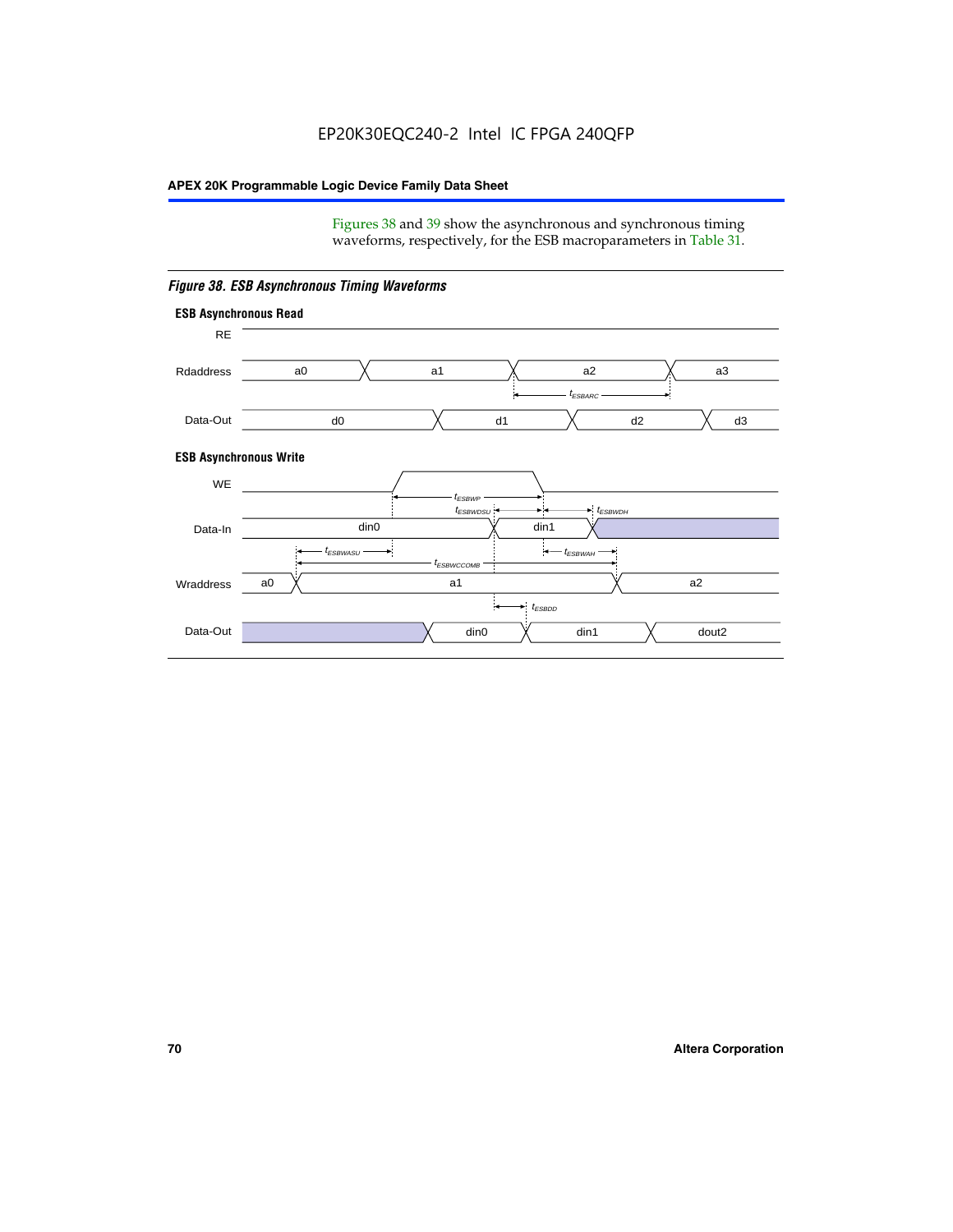Figures 38 and 39 show the asynchronous and synchronous timing waveforms, respectively, for the ESB macroparameters in Table 31.

*Figure 38. ESB Asynchronous Timing Waveforms*

**ESB Asynchronous Read**

RE

Rdaddress: a0, a1, a2, a3

$t_{ESBARC}$

Data-Out: d0, d1, d2, d3

**ESB Asynchronous Write**

WE

$t_{ESBWP}$

$t_{ESBWDSU}$ $t_{ESBWDH}$

Data-In: din0, din1

$t_{ESBWASU}$ $t_{ESBWAH}$

$t_{ESBWCCOMB}$

Wraddress: a0, a1, a2

$t_{ESBDD}$

Data-Out: din0, din1, dout2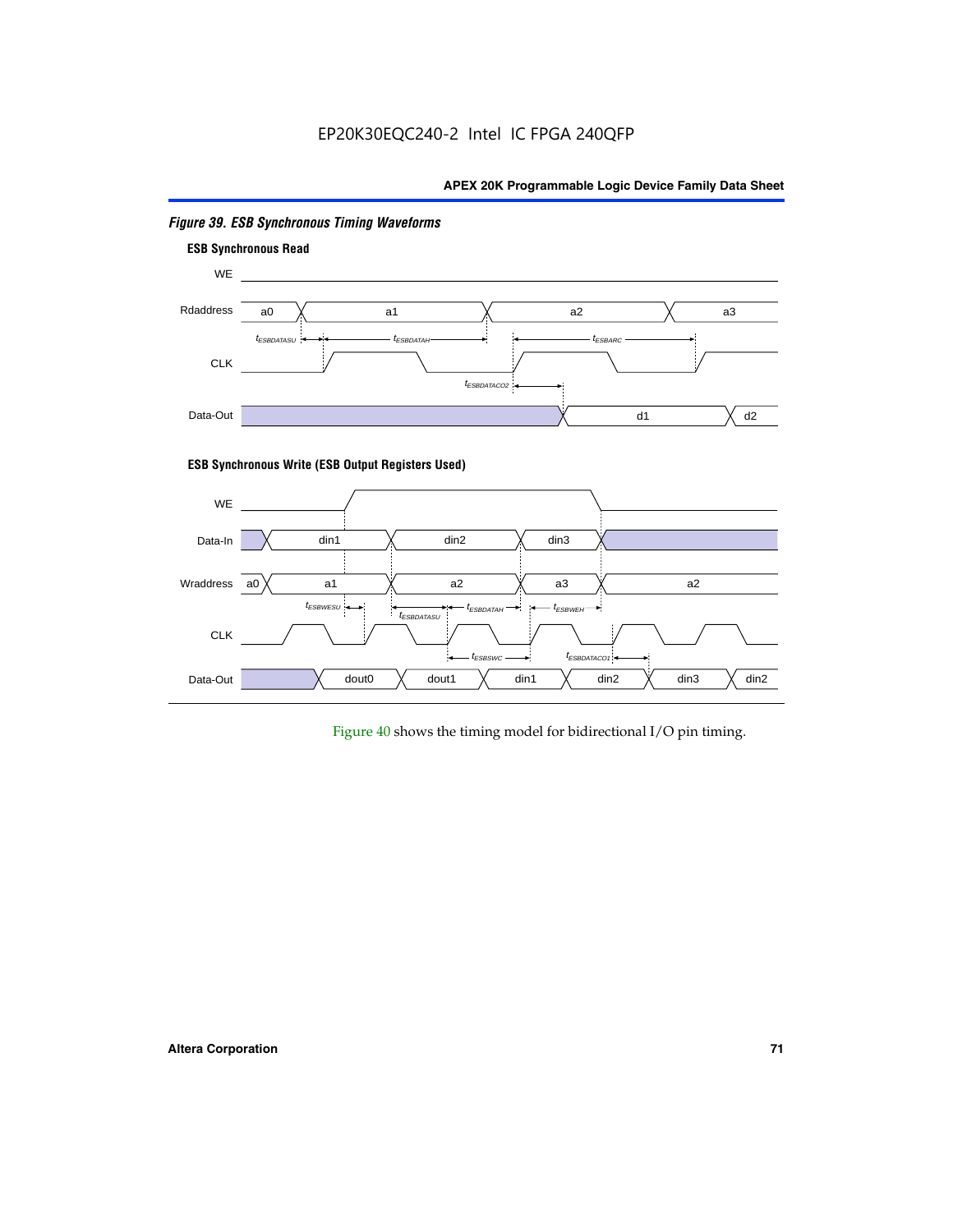*Figure 39. ESB Synchronous Timing Waveforms*

**ESB Synchronous Read**

**ESB Synchronous Write (ESB Output Registers Used)**

Figure 40 shows the timing model for bidirectional I/O pin timing.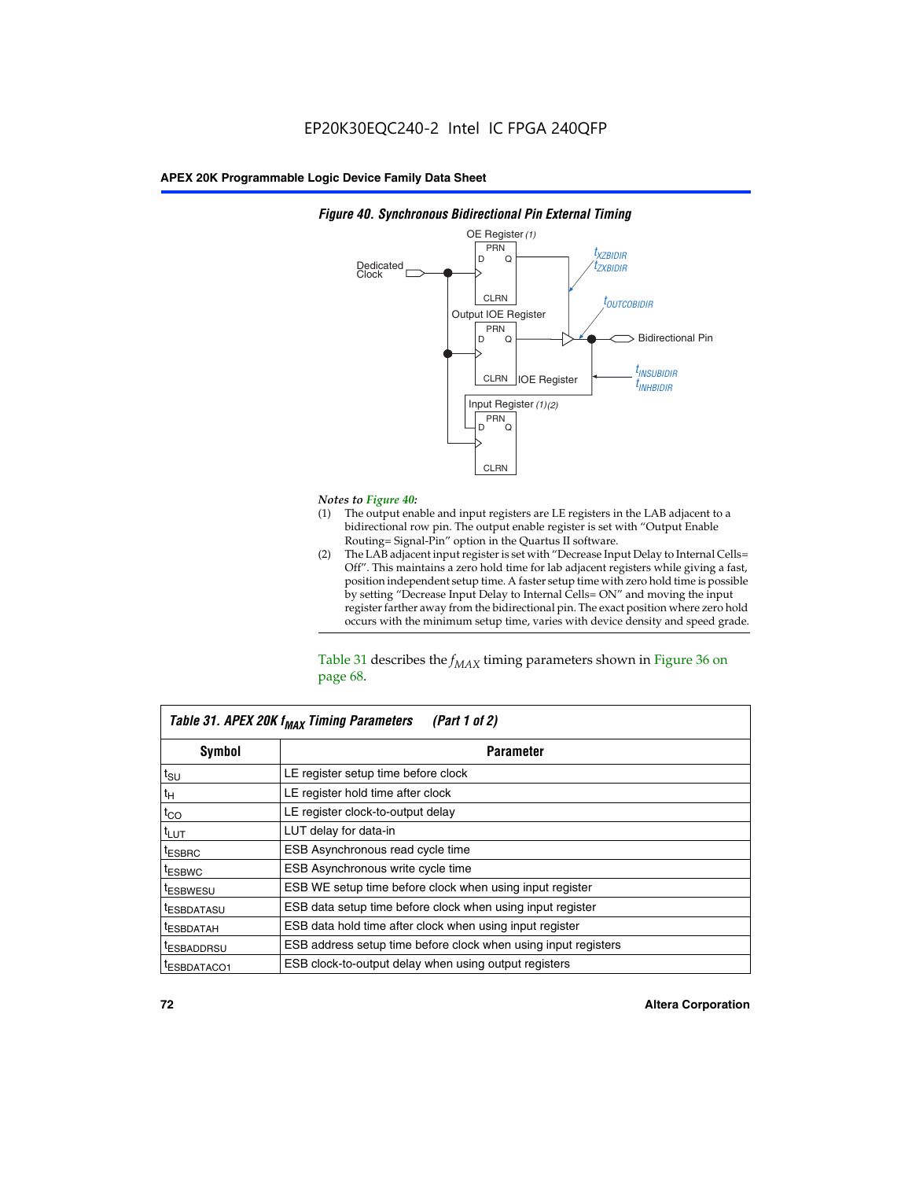**Figure 40. Synchronous Bidirectional Pin External Timing**

*Notes to Figure 40:*

(1) The output enable and input registers are LE registers in the LAB adjacent to a bidirectional row pin. The output enable register is set with "Output Enable Routing= Signal-Pin" option in the Quartus II software.

(2) The LAB adjacent input register is set with "Decrease Input Delay to Internal Cells= Off". This maintains a zero hold time for lab adjacent registers while giving a fast, position independent setup time. A faster setup time with zero hold time is possible by setting "Decrease Input Delay to Internal Cells= ON" and moving the input register farther away from the bidirectional pin. The exact position where zero hold occurs with the minimum setup time, varies with device density and speed grade.

Table 31 describes the $f_{MAX}$ timing parameters shown in Figure 36 on page 68.

**Table 31. APEX 20K $f_{MAX}$ Timing Parameters (Part 1 of 2)**

| Symbol | Parameter |
|---|---|
| $t_{SU}$ | LE register setup time before clock |
| $t_{H}$ | LE register hold time after clock |
| $t_{CO}$ | LE register clock-to-output delay |
| $t_{LUT}$ | LUT delay for data-in |
| $t_{ESBRC}$ | ESB Asynchronous read cycle time |
| $t_{ESBWC}$ | ESB Asynchronous write cycle time |
| $t_{ESBWESU}$ | ESB WE setup time before clock when using input register |
| $t_{ESBDATASU}$ | ESB data setup time before clock when using input register |
| $t_{ESBDATAH}$ | ESB data hold time after clock when using input register |
| $t_{ESBADDRSU}$ | ESB address setup time before clock when using input registers |
| $t_{ESBDATACO1}$ | ESB clock-to-output delay when using output registers |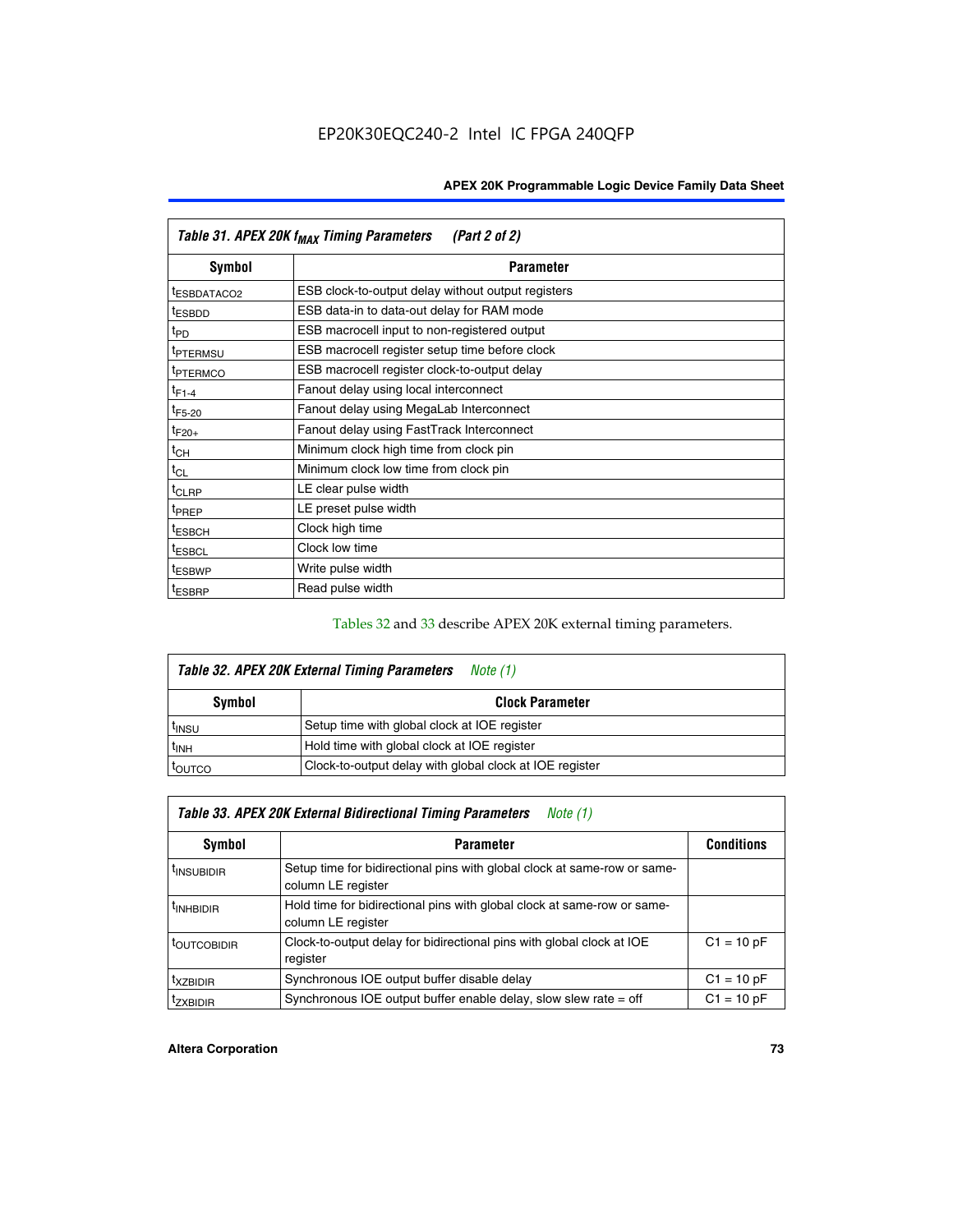| Table 31. APEX 20K $f_{MAX}$ Timing Parameters (Part 2 of 2) | |
|---|---|
| **Symbol** | **Parameter** |
| $t_{ESBDATACO2}$ | ESB clock-to-output delay without output registers |
| $t_{ESBDD}$ | ESB data-in to data-out delay for RAM mode |
| $t_{PD}$ | ESB macrocell input to non-registered output |
| $t_{PTERMSU}$ | ESB macrocell register setup time before clock |
| $t_{PTERMCO}$ | ESB macrocell register clock-to-output delay |
| $t_{F1-4}$ | Fanout delay using local interconnect |
| $t_{F5-20}$ | Fanout delay using MegaLab Interconnect |
| $t_{F20+}$ | Fanout delay using FastTrack Interconnect |
| $t_{CH}$ | Minimum clock high time from clock pin |
| $t_{CL}$ | Minimum clock low time from clock pin |
| $t_{CLRP}$ | LE clear pulse width |
| $t_{PREP}$ | LE preset pulse width |
| $t_{ESBCH}$ | Clock high time |
| $t_{ESBCL}$ | Clock low time |
| $t_{ESBWP}$ | Write pulse width |
| $t_{ESBRP}$ | Read pulse width |

Tables 32 and 33 describe APEX 20K external timing parameters.

| Table 32. APEX 20K External Timing Parameters *Note (1)* | |
|---|---|
| **Symbol** | **Clock Parameter** |
| $t_{INSU}$ | Setup time with global clock at IOE register |
| $t_{INH}$ | Hold time with global clock at IOE register |
| $t_{OUTCO}$ | Clock-to-output delay with global clock at IOE register |

| Table 33. APEX 20K External Bidirectional Timing Parameters *Note (1)* | | |
|---|---|---|
| **Symbol** | **Parameter** | **Conditions** |
| $t_{INSUBIDIR}$ | Setup time for bidirectional pins with global clock at same-row or same-column LE register | |
| $t_{INHBIDIR}$ | Hold time for bidirectional pins with global clock at same-row or same-column LE register | |
| $t_{OUTCOBIDIR}$ | Clock-to-output delay for bidirectional pins with global clock at IOE register | C1 = 10 pF |
| $t_{XZBIDIR}$ | Synchronous IOE output buffer disable delay | C1 = 10 pF |
| $t_{ZXBIDIR}$ | Synchronous IOE output buffer enable delay, slow slew rate = off | C1 = 10 pF |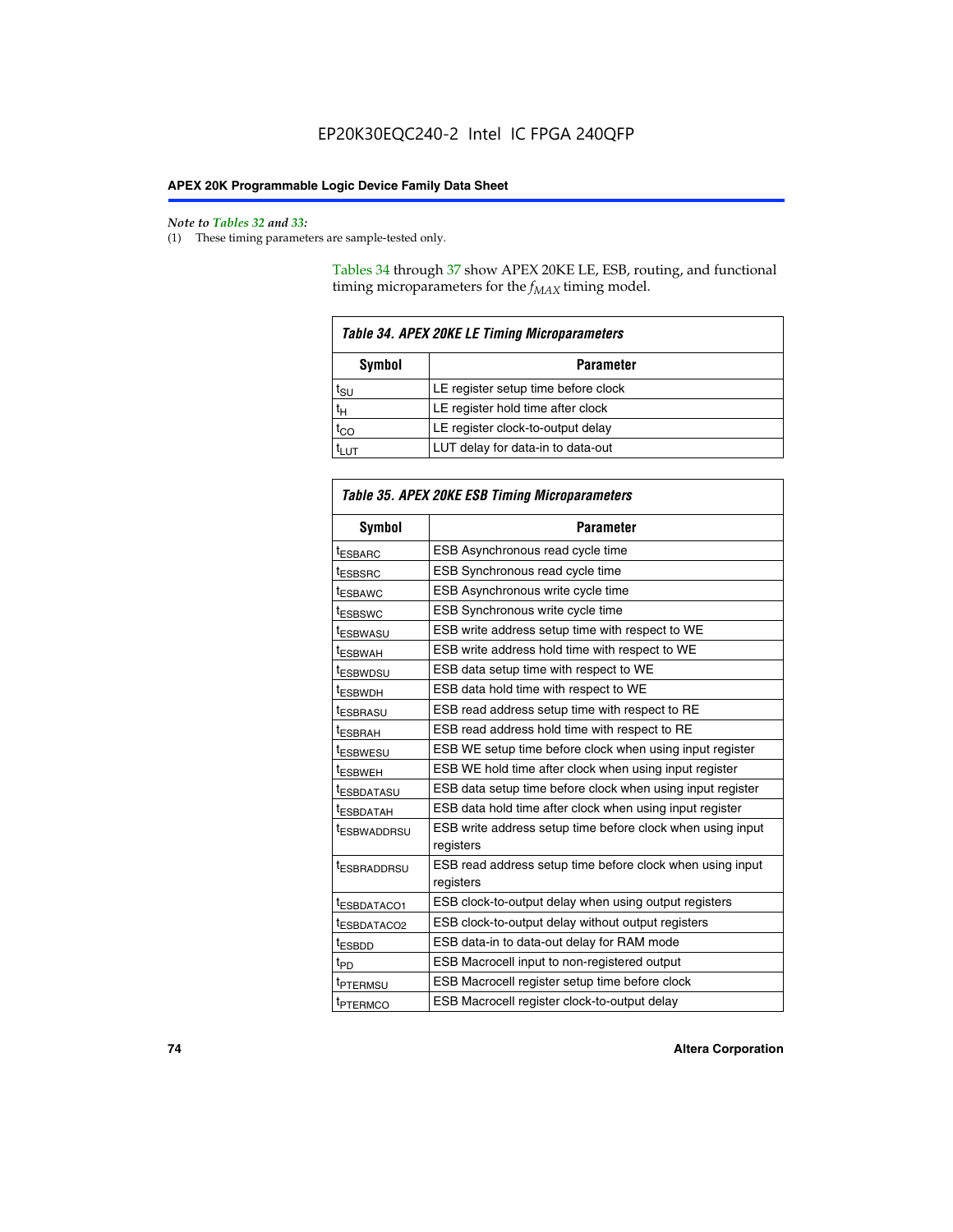*Note to Tables 32 and 33:*

(1) These timing parameters are sample-tested only.

Tables 34 through 37 show APEX 20KE LE, ESB, routing, and functional timing microparameters for the $f_{MAX}$ timing model.

**Table 34. APEX 20KE LE Timing Microparameters**

| Symbol | Parameter |
|---|---|
| $t_{SU}$ | LE register setup time before clock |
| $t_H$ | LE register hold time after clock |
| $t_{CO}$ | LE register clock-to-output delay |
| $t_{LUT}$ | LUT delay for data-in to data-out |

**Table 35. APEX 20KE ESB Timing Microparameters**

| Symbol | Parameter |
|---|---|
| $t_{ESBARC}$ | ESB Asynchronous read cycle time |
| $t_{ESBSRC}$ | ESB Synchronous read cycle time |
| $t_{ESBAWC}$ | ESB Asynchronous write cycle time |
| $t_{ESBSWC}$ | ESB Synchronous write cycle time |
| $t_{ESBWASU}$ | ESB write address setup time with respect to WE |
| $t_{ESBWAH}$ | ESB write address hold time with respect to WE |
| $t_{ESBWDSU}$ | ESB data setup time with respect to WE |
| $t_{ESBWDH}$ | ESB data hold time with respect to WE |
| $t_{ESBRASU}$ | ESB read address setup time with respect to RE |
| $t_{ESBRAH}$ | ESB read address hold time with respect to RE |
| $t_{ESBWESU}$ | ESB WE setup time before clock when using input register |
| $t_{ESBWEH}$ | ESB WE hold time after clock when using input register |
| $t_{ESBDATASU}$ | ESB data setup time before clock when using input register |
| $t_{ESBDATAH}$ | ESB data hold time after clock when using input register |
| $t_{ESBWADDRSU}$ | ESB write address setup time before clock when using input registers |
| $t_{ESBRADDRSU}$ | ESB read address setup time before clock when using input registers |
| $t_{ESBDATACO1}$ | ESB clock-to-output delay when using output registers |
| $t_{ESBDATACO2}$ | ESB clock-to-output delay without output registers |
| $t_{ESBDD}$ | ESB data-in to data-out delay for RAM mode |
| $t_{PD}$ | ESB Macrocell input to non-registered output |
| $t_{PTERMSU}$ | ESB Macrocell register setup time before clock |
| $t_{PTERMCO}$ | ESB Macrocell register clock-to-output delay |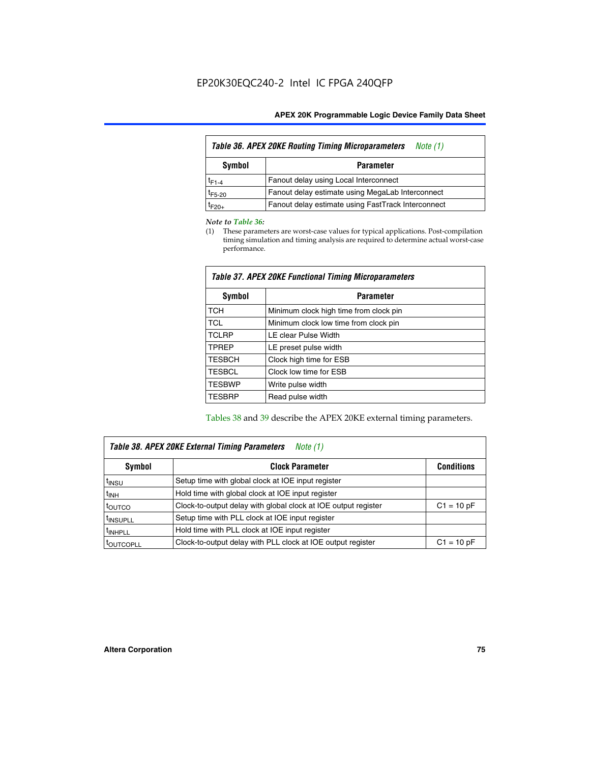**Table 36. APEX 20KE Routing Timing Microparameters** *Note (1)*

| Symbol | Parameter |
|---|---|
| $t_{F1-4}$ | Fanout delay using Local Interconnect |
| $t_{F5-20}$ | Fanout delay estimate using MegaLab Interconnect |
| $t_{F20+}$ | Fanout delay estimate using FastTrack Interconnect |

*Note to Table 36:*

(1) These parameters are worst-case values for typical applications. Post-compilation timing simulation and timing analysis are required to determine actual worst-case performance.

**Table 37. APEX 20KE Functional Timing Microparameters**

| Symbol | Parameter |
|---|---|
| TCH | Minimum clock high time from clock pin |
| TCL | Minimum clock low time from clock pin |
| TCLRP | LE clear Pulse Width |
| TPREP | LE preset pulse width |
| TESBCH | Clock high time for ESB |
| TESBCL | Clock low time for ESB |
| TESBWP | Write pulse width |
| TESBRP | Read pulse width |

Tables 38 and 39 describe the APEX 20KE external timing parameters.

**Table 38. APEX 20KE External Timing Parameters** *Note (1)*

| Symbol | Clock Parameter | Conditions |
|---|---|---|
| $t_{INSU}$ | Setup time with global clock at IOE input register | |
| $t_{INH}$ | Hold time with global clock at IOE input register | |
| $t_{OUTCO}$ | Clock-to-output delay with global clock at IOE output register | C1 = 10 pF |
| $t_{INSUPLL}$ | Setup time with PLL clock at IOE input register | |
| $t_{INHPLL}$ | Hold time with PLL clock at IOE input register | |
| $t_{OUTCOPLL}$ | Clock-to-output delay with PLL clock at IOE output register | C1 = 10 pF |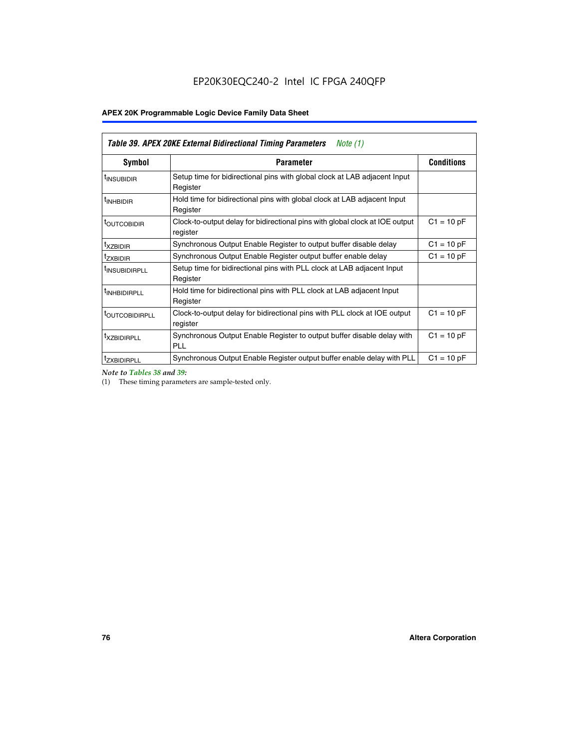EP20K30EQC240-2 Intel IC FPGA 240QFP

| *Table 39. APEX 20KE External Bidirectional Timing Parameters* *Note (1)* | | |
|---|---|---|
| **Symbol** | **Parameter** | **Conditions** |
| $t_{INSUBIDIR}$ | Setup time for bidirectional pins with global clock at LAB adjacent Input Register | |
| $t_{INHBIDIR}$ | Hold time for bidirectional pins with global clock at LAB adjacent Input Register | |
| $t_{OUTCOBIDIR}$ | Clock-to-output delay for bidirectional pins with global clock at IOE output register | C1 = 10 pF |
| $t_{XZBIDIR}$ | Synchronous Output Enable Register to output buffer disable delay | C1 = 10 pF |
| $t_{ZXBIDIR}$ | Synchronous Output Enable Register output buffer enable delay | C1 = 10 pF |
| $t_{INSUBIDIRPLL}$ | Setup time for bidirectional pins with PLL clock at LAB adjacent Input Register | |
| $t_{INHBIDIRPLL}$ | Hold time for bidirectional pins with PLL clock at LAB adjacent Input Register | |
| $t_{OUTCOBIDIRPLL}$ | Clock-to-output delay for bidirectional pins with PLL clock at IOE output register | C1 = 10 pF |
| $t_{XZBIDIRPLL}$ | Synchronous Output Enable Register to output buffer disable delay with PLL | C1 = 10 pF |
| $t_{ZXBIDIRPLL}$ | Synchronous Output Enable Register output buffer enable delay with PLL | C1 = 10 pF |

*Note to Tables 38 and 39:*

(1) These timing parameters are sample-tested only.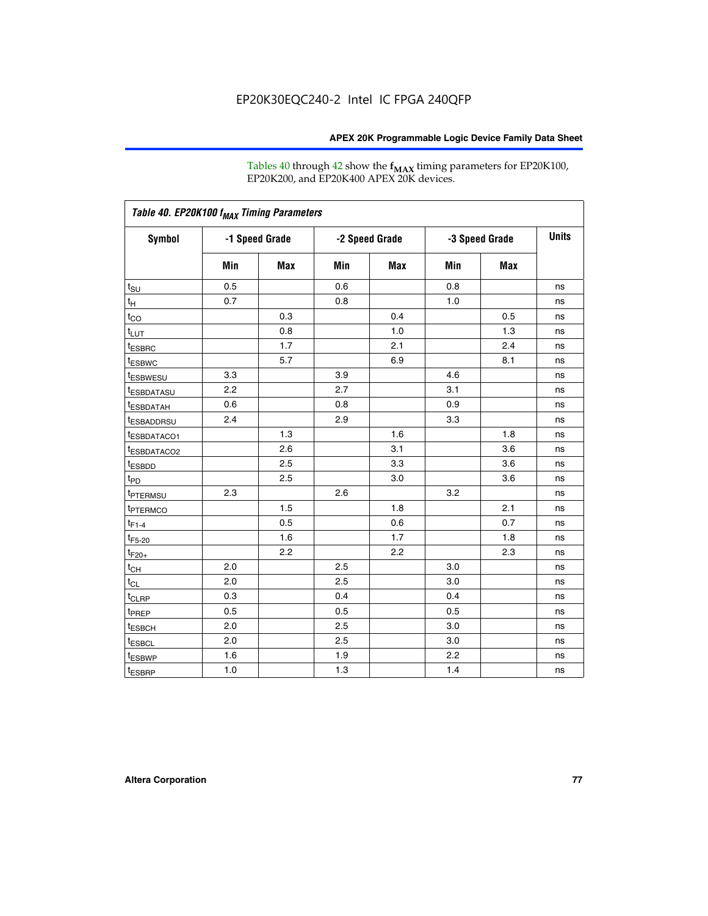Tables 40 through 42 show the $f_{MAX}$ timing parameters for EP20K100, EP20K200, and EP20K400 APEX 20K devices.

**Table 40. EP20K100 $f_{MAX}$ Timing Parameters**

| Symbol | -1 Speed Grade | | -2 Speed Grade | | -3 Speed Grade | | Units |
|---|---|---|---|---|---|---|---|
| | Min | Max | Min | Max | Min | Max | |
| $t_{SU}$ | 0.5 | | 0.6 | | 0.8 | | ns |
| $t_{H}$ | 0.7 | | 0.8 | | 1.0 | | ns |
| $t_{CO}$ | | 0.3 | | 0.4 | | 0.5 | ns |
| $t_{LUT}$ | | 0.8 | | 1.0 | | 1.3 | ns |
| $t_{ESBRC}$ | | 1.7 | | 2.1 | | 2.4 | ns |
| $t_{ESBWC}$ | | 5.7 | | 6.9 | | 8.1 | ns |
| $t_{ESBWESU}$ | 3.3 | | 3.9 | | 4.6 | | ns |
| $t_{ESBDATASU}$ | 2.2 | | 2.7 | | 3.1 | | ns |
| $t_{ESBDATAH}$ | 0.6 | | 0.8 | | 0.9 | | ns |
| $t_{ESBADDRSU}$ | 2.4 | | 2.9 | | 3.3 | | ns |
| $t_{ESBDATACO1}$ | | 1.3 | | 1.6 | | 1.8 | ns |
| $t_{ESBDATACO2}$ | | 2.6 | | 3.1 | | 3.6 | ns |
| $t_{ESBDD}$ | | 2.5 | | 3.3 | | 3.6 | ns |
| $t_{PD}$ | | 2.5 | | 3.0 | | 3.6 | ns |
| $t_{PTERMSU}$ | 2.3 | | 2.6 | | 3.2 | | ns |
| $t_{PTERMCO}$ | | 1.5 | | 1.8 | | 2.1 | ns |
| $t_{F1-4}$ | | 0.5 | | 0.6 | | 0.7 | ns |
| $t_{F5-20}$ | | 1.6 | | 1.7 | | 1.8 | ns |
| $t_{F20+}$ | | 2.2 | | 2.2 | | 2.3 | ns |
| $t_{CH}$ | 2.0 | | 2.5 | | 3.0 | | ns |
| $t_{CL}$ | 2.0 | | 2.5 | | 3.0 | | ns |
| $t_{CLRP}$ | 0.3 | | 0.4 | | 0.4 | | ns |
| $t_{PREP}$ | 0.5 | | 0.5 | | 0.5 | | ns |
| $t_{ESBCH}$ | 2.0 | | 2.5 | | 3.0 | | ns |
| $t_{ESBCL}$ | 2.0 | | 2.5 | | 3.0 | | ns |
| $t_{ESBWP}$ | 1.6 | | 1.9 | | 2.2 | | ns |
| $t_{ESBRP}$ | 1.0 | | 1.3 | | 1.4 | | ns |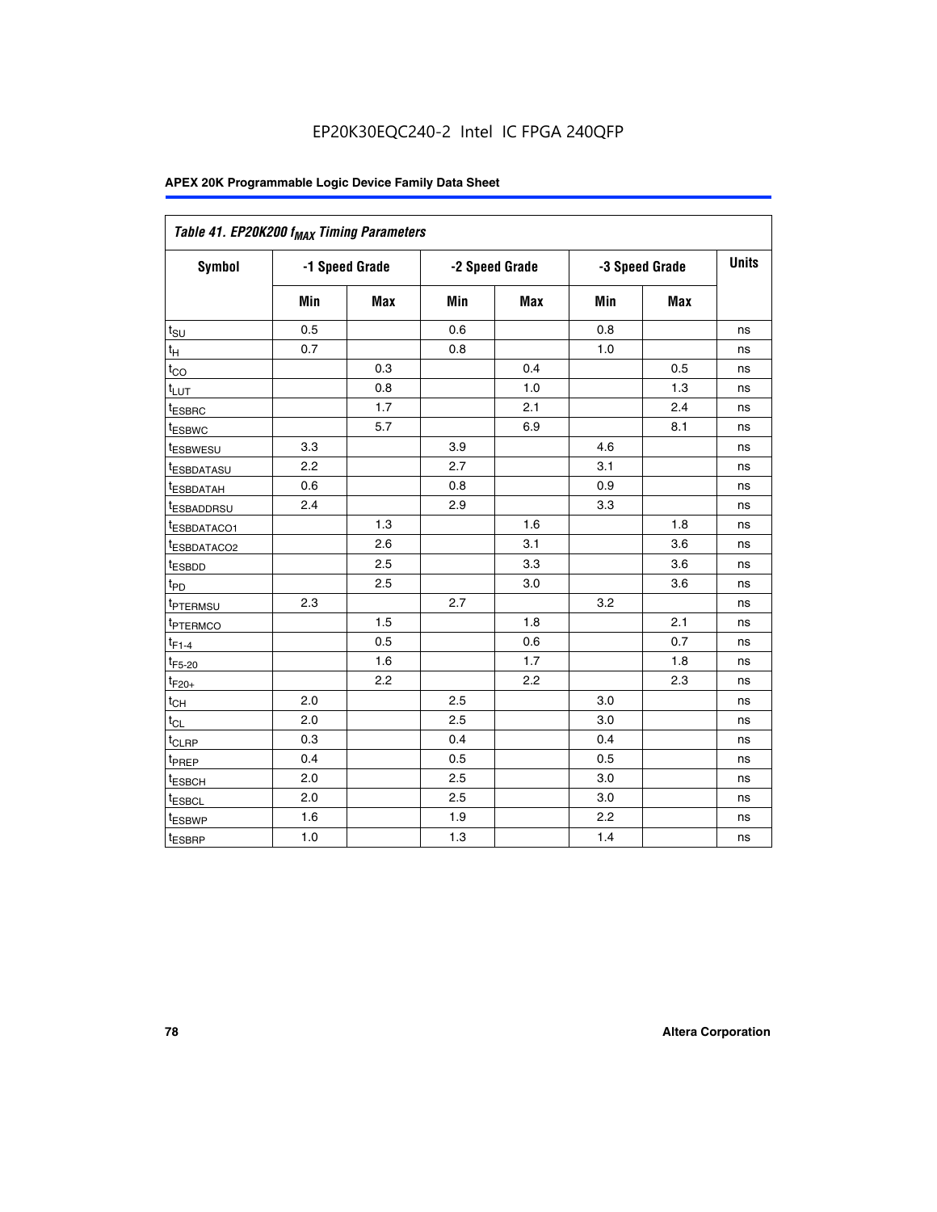EP20K30EQC240-2 Intel IC FPGA 240QFP

| Table 41. EP20K200 $f_{MAX}$ Timing Parameters | | | | | | | |
|---|---|---|---|---|---|---|---|
| Symbol | -1 Speed Grade | | -2 Speed Grade | | -3 Speed Grade | | Units |
| | Min | Max | Min | Max | Min | Max | |
| $t_{SU}$ | 0.5 | | 0.6 | | 0.8 | | ns |
| $t_H$ | 0.7 | | 0.8 | | 1.0 | | ns |
| $t_{CO}$ | | 0.3 | | 0.4 | | 0.5 | ns |
| $t_{LUT}$ | | 0.8 | | 1.0 | | 1.3 | ns |
| $t_{ESBRC}$ | | 1.7 | | 2.1 | | 2.4 | ns |
| $t_{ESBWC}$ | | 5.7 | | 6.9 | | 8.1 | ns |
| $t_{ESBWESU}$ | 3.3 | | 3.9 | | 4.6 | | ns |
| $t_{ESBDATASU}$ | 2.2 | | 2.7 | | 3.1 | | ns |
| $t_{ESBDATAH}$ | 0.6 | | 0.8 | | 0.9 | | ns |
| $t_{ESBADDRSU}$ | 2.4 | | 2.9 | | 3.3 | | ns |
| $t_{ESBDATACO1}$ | | 1.3 | | 1.6 | | 1.8 | ns |
| $t_{ESBDATACO2}$ | | 2.6 | | 3.1 | | 3.6 | ns |
| $t_{ESBDD}$ | | 2.5 | | 3.3 | | 3.6 | ns |
| $t_{PD}$ | | 2.5 | | 3.0 | | 3.6 | ns |
| $t_{PTERMSU}$ | 2.3 | | 2.7 | | 3.2 | | ns |
| $t_{PTERMCO}$ | | 1.5 | | 1.8 | | 2.1 | ns |
| $t_{F1-4}$ | | 0.5 | | 0.6 | | 0.7 | ns |
| $t_{F5-20}$ | | 1.6 | | 1.7 | | 1.8 | ns |
| $t_{F20+}$ | | 2.2 | | 2.2 | | 2.3 | ns |
| $t_{CH}$ | 2.0 | | 2.5 | | 3.0 | | ns |
| $t_{CL}$ | 2.0 | | 2.5 | | 3.0 | | ns |
| $t_{CLRP}$ | 0.3 | | 0.4 | | 0.4 | | ns |
| $t_{PREP}$ | 0.4 | | 0.5 | | 0.5 | | ns |
| $t_{ESBCH}$ | 2.0 | | 2.5 | | 3.0 | | ns |
| $t_{ESBCL}$ | 2.0 | | 2.5 | | 3.0 | | ns |
| $t_{ESBWP}$ | 1.6 | | 1.9 | | 2.2 | | ns |
| $t_{ESBRP}$ | 1.0 | | 1.3 | | 1.4 | | ns |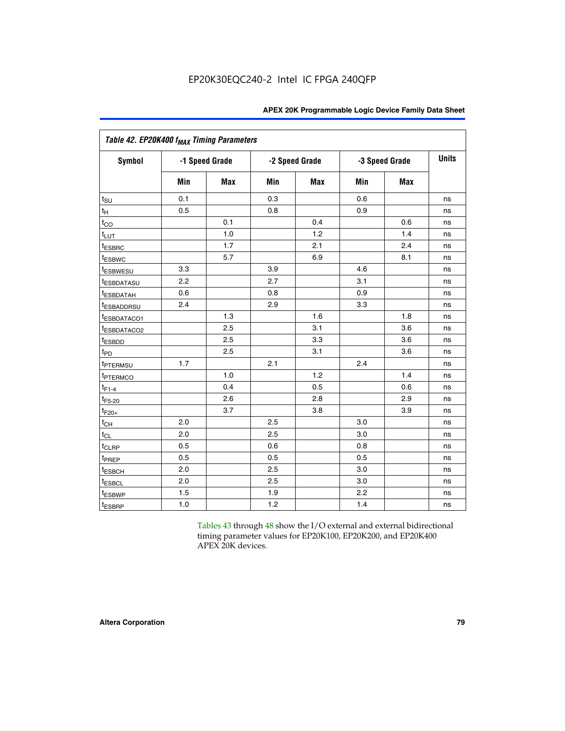EP20K30EQC240-2 Intel IC FPGA 240QFP

| Table 42. EP20K400 $f_{MAX}$ Timing Parameters | | | | | | | |
|---|---|---|---|---|---|---|---|
| Symbol | -1 Speed Grade | | -2 Speed Grade | | -3 Speed Grade | | Units |
| | Min | Max | Min | Max | Min | Max | |
| $t_{SU}$ | 0.1 | | 0.3 | | 0.6 | | ns |
| $t_{H}$ | 0.5 | | 0.8 | | 0.9 | | ns |
| $t_{CO}$ | | 0.1 | | 0.4 | | 0.6 | ns |
| $t_{LUT}$ | | 1.0 | | 1.2 | | 1.4 | ns |
| $t_{ESBRC}$ | | 1.7 | | 2.1 | | 2.4 | ns |
| $t_{ESBWC}$ | | 5.7 | | 6.9 | | 8.1 | ns |
| $t_{ESBWESU}$ | 3.3 | | 3.9 | | 4.6 | | ns |
| $t_{ESBDATASU}$ | 2.2 | | 2.7 | | 3.1 | | ns |
| $t_{ESBDATAH}$ | 0.6 | | 0.8 | | 0.9 | | ns |
| $t_{ESBADDRSU}$ | 2.4 | | 2.9 | | 3.3 | | ns |
| $t_{ESBDATACO1}$ | | 1.3 | | 1.6 | | 1.8 | ns |
| $t_{ESBDATACO2}$ | | 2.5 | | 3.1 | | 3.6 | ns |
| $t_{ESBDD}$ | | 2.5 | | 3.3 | | 3.6 | ns |
| $t_{PD}$ | | 2.5 | | 3.1 | | 3.6 | ns |
| $t_{PTERMSU}$ | 1.7 | | 2.1 | | 2.4 | | ns |
| $t_{PTERMCO}$ | | 1.0 | | 1.2 | | 1.4 | ns |
| $t_{F1-4}$ | | 0.4 | | 0.5 | | 0.6 | ns |
| $t_{F5-20}$ | | 2.6 | | 2.8 | | 2.9 | ns |
| $t_{F20+}$ | | 3.7 | | 3.8 | | 3.9 | ns |
| $t_{CH}$ | 2.0 | | 2.5 | | 3.0 | | ns |
| $t_{CL}$ | 2.0 | | 2.5 | | 3.0 | | ns |
| $t_{CLRP}$ | 0.5 | | 0.6 | | 0.8 | | ns |
| $t_{PREP}$ | 0.5 | | 0.5 | | 0.5 | | ns |
| $t_{ESBCH}$ | 2.0 | | 2.5 | | 3.0 | | ns |
| $t_{ESBCL}$ | 2.0 | | 2.5 | | 3.0 | | ns |
| $t_{ESBWP}$ | 1.5 | | 1.9 | | 2.2 | | ns |
| $t_{ESBRP}$ | 1.0 | | 1.2 | | 1.4 | | ns |

Tables 43 through 48 show the I/O external and external bidirectional timing parameter values for EP20K100, EP20K200, and EP20K400 APEX 20K devices.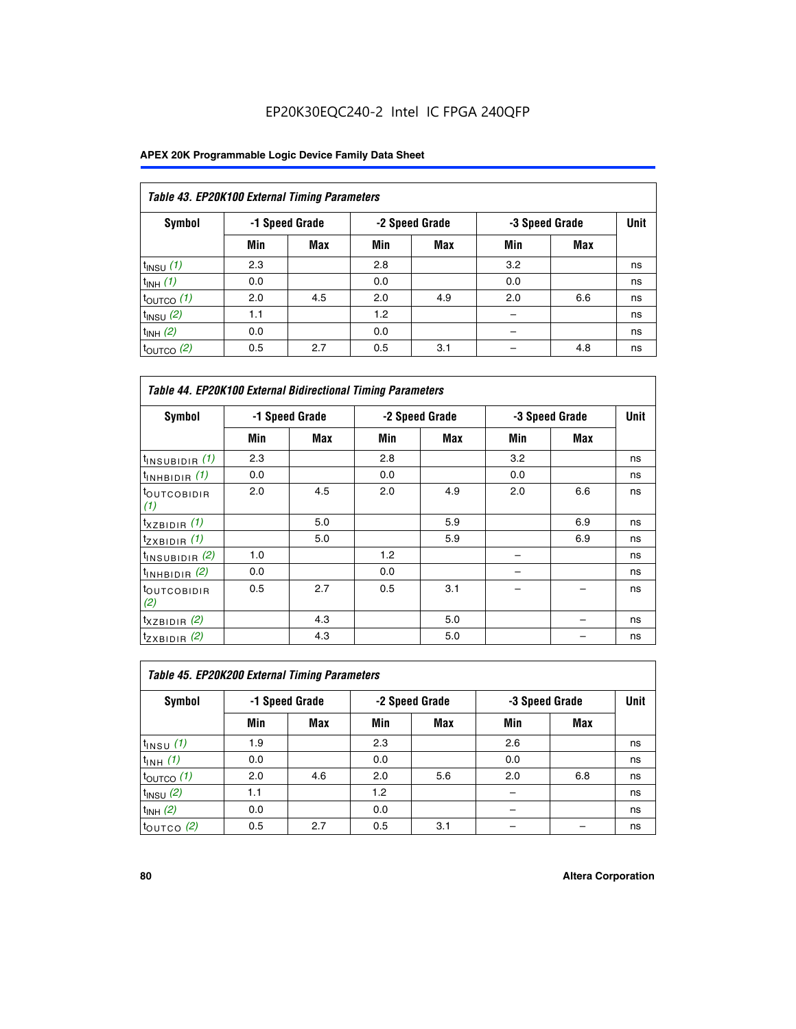EP20K30EQC240-2 Intel IC FPGA 240QFP

**APEX 20K Programmable Logic Device Family Data Sheet**

| *Table 43. EP20K100 External Timing Parameters* | | | | | | | |
|---|---|---|---|---|---|---|---|
| Symbol | -1 Speed Grade | | -2 Speed Grade | | -3 Speed Grade | | Unit |
| | Min | Max | Min | Max | Min | Max | |
| $t_{INSU}$ *(1)* | 2.3 | | 2.8 | | 3.2 | | ns |
| $t_{INH}$ *(1)* | 0.0 | | 0.0 | | 0.0 | | ns |
| $t_{OUTCO}$ *(1)* | 2.0 | 4.5 | 2.0 | 4.9 | 2.0 | 6.6 | ns |
| $t_{INSU}$ *(2)* | 1.1 | | 1.2 | | – | | ns |
| $t_{INH}$ *(2)* | 0.0 | | 0.0 | | – | | ns |
| $t_{OUTCO}$ *(2)* | 0.5 | 2.7 | 0.5 | 3.1 | – | 4.8 | ns |

| *Table 44. EP20K100 External Bidirectional Timing Parameters* | | | | | | | |
|---|---|---|---|---|---|---|---|
| Symbol | -1 Speed Grade | | -2 Speed Grade | | -3 Speed Grade | | Unit |
| | Min | Max | Min | Max | Min | Max | |
| $t_{INSUBIDIR}$ *(1)* | 2.3 | | 2.8 | | 3.2 | | ns |
| $t_{INHBIDIR}$ *(1)* | 0.0 | | 0.0 | | 0.0 | | ns |
| $t_{OUTCOBIDIR}$ *(1)* | 2.0 | 4.5 | 2.0 | 4.9 | 2.0 | 6.6 | ns |
| $t_{XZBIDIR}$ *(1)* | | 5.0 | | 5.9 | | 6.9 | ns |
| $t_{ZXBIDIR}$ *(1)* | | 5.0 | | 5.9 | | 6.9 | ns |
| $t_{INSUBIDIR}$ *(2)* | 1.0 | | 1.2 | | – | | ns |
| $t_{INHBIDIR}$ *(2)* | 0.0 | | 0.0 | | – | | ns |
| $t_{OUTCOBIDIR}$ *(2)* | 0.5 | 2.7 | 0.5 | 3.1 | – | – | ns |
| $t_{XZBIDIR}$ *(2)* | | 4.3 | | 5.0 | | – | ns |
| $t_{ZXBIDIR}$ *(2)* | | 4.3 | | 5.0 | | – | ns |

| *Table 45. EP20K200 External Timing Parameters* | | | | | | | |
|---|---|---|---|---|---|---|---|
| Symbol | -1 Speed Grade | | -2 Speed Grade | | -3 Speed Grade | | Unit |
| | Min | Max | Min | Max | Min | Max | |
| $t_{INSU}$ *(1)* | 1.9 | | 2.3 | | 2.6 | | ns |
| $t_{INH}$ *(1)* | 0.0 | | 0.0 | | 0.0 | | ns |
| $t_{OUTCO}$ *(1)* | 2.0 | 4.6 | 2.0 | 5.6 | 2.0 | 6.8 | ns |
| $t_{INSU}$ *(2)* | 1.1 | | 1.2 | | – | | ns |
| $t_{INH}$ *(2)* | 0.0 | | 0.0 | | – | | ns |
| $t_{OUTCO}$ *(2)* | 0.5 | 2.7 | 0.5 | 3.1 | – | – | ns |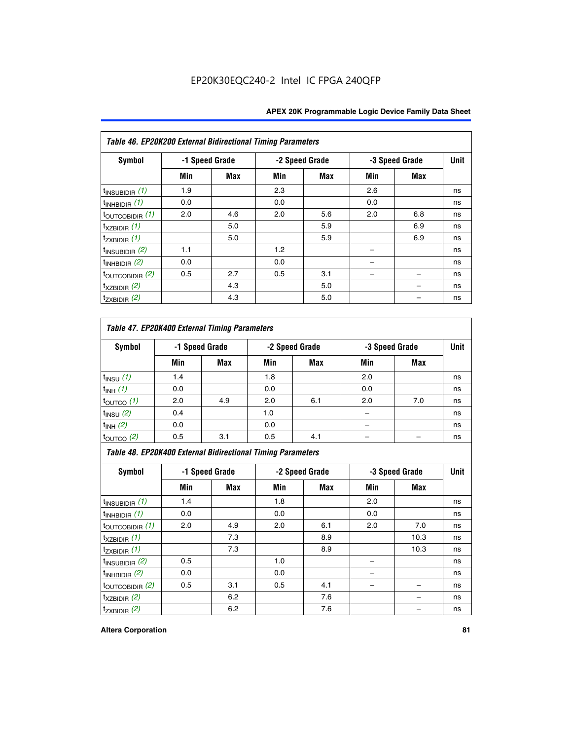Table 46. EP20K200 External Bidirectional Timing Parameters

| Symbol | -1 Speed Grade | | -2 Speed Grade | | -3 Speed Grade | | Unit |
|---|---|---|---|---|---|---|---|
| | Min | Max | Min | Max | Min | Max | |
| $t_{INSUBIDIR}$ (1) | 1.9 | | 2.3 | | 2.6 | | ns |
| $t_{INHBIDIR}$ (1) | 0.0 | | 0.0 | | 0.0 | | ns |
| $t_{OUTCOBIDIR}$ (1) | 2.0 | 4.6 | 2.0 | 5.6 | 2.0 | 6.8 | ns |
| $t_{XZBIDIR}$ (1) | | 5.0 | | 5.9 | | 6.9 | ns |
| $t_{ZXBIDIR}$ (1) | | 5.0 | | 5.9 | | 6.9 | ns |
| $t_{INSUBIDIR}$ (2) | 1.1 | | 1.2 | | – | | ns |
| $t_{INHBIDIR}$ (2) | 0.0 | | 0.0 | | – | | ns |
| $t_{OUTCOBIDIR}$ (2) | 0.5 | 2.7 | 0.5 | 3.1 | – | – | ns |
| $t_{XZBIDIR}$ (2) | | 4.3 | | 5.0 | | – | ns |
| $t_{ZXBIDIR}$ (2) | | 4.3 | | 5.0 | | – | ns |

Table 47. EP20K400 External Timing Parameters

| Symbol | -1 Speed Grade | | -2 Speed Grade | | -3 Speed Grade | | Unit |
|---|---|---|---|---|---|---|---|
| | Min | Max | Min | Max | Min | Max | |
| $t_{INSU}$ (1) | 1.4 | | 1.8 | | 2.0 | | ns |
| $t_{INH}$ (1) | 0.0 | | 0.0 | | 0.0 | | ns |
| $t_{OUTCO}$ (1) | 2.0 | 4.9 | 2.0 | 6.1 | 2.0 | 7.0 | ns |
| $t_{INSU}$ (2) | 0.4 | | 1.0 | | – | | ns |
| $t_{INH}$ (2) | 0.0 | | 0.0 | | – | | ns |
| $t_{OUTCO}$ (2) | 0.5 | 3.1 | 0.5 | 4.1 | – | – | ns |

Table 48. EP20K400 External Bidirectional Timing Parameters

| Symbol | -1 Speed Grade | | -2 Speed Grade | | -3 Speed Grade | | Unit |
|---|---|---|---|---|---|---|---|
| | Min | Max | Min | Max | Min | Max | |
| $t_{INSUBIDIR}$ (1) | 1.4 | | 1.8 | | 2.0 | | ns |
| $t_{INHBIDIR}$ (1) | 0.0 | | 0.0 | | 0.0 | | ns |
| $t_{OUTCOBIDIR}$ (1) | 2.0 | 4.9 | 2.0 | 6.1 | 2.0 | 7.0 | ns |
| $t_{XZBIDIR}$ (1) | | 7.3 | | 8.9 | | 10.3 | ns |
| $t_{ZXBIDIR}$ (1) | | 7.3 | | 8.9 | | 10.3 | ns |
| $t_{INSUBIDIR}$ (2) | 0.5 | | 1.0 | | – | | ns |
| $t_{INHBIDIR}$ (2) | 0.0 | | 0.0 | | – | | ns |
| $t_{OUTCOBIDIR}$ (2) | 0.5 | 3.1 | 0.5 | 4.1 | – | – | ns |
| $t_{XZBIDIR}$ (2) | | 6.2 | | 7.6 | | – | ns |
| $t_{ZXBIDIR}$ (2) | | 6.2 | | 7.6 | | – | ns |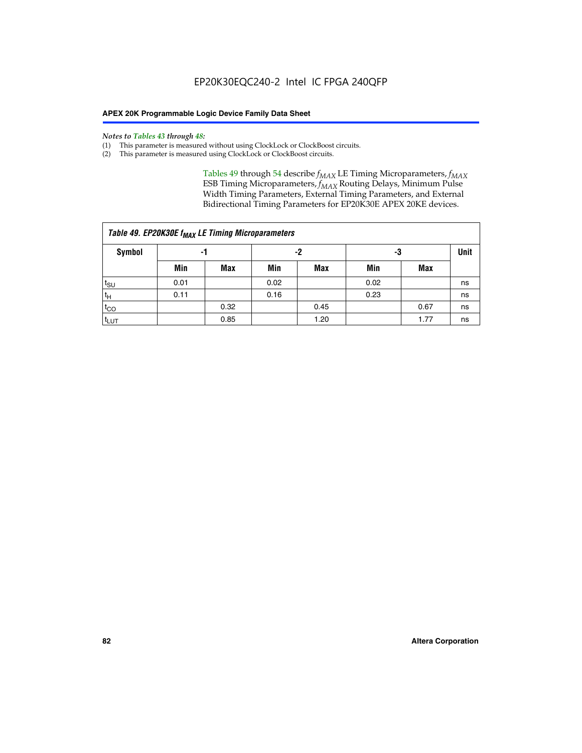*Notes to Tables 43 through 48:*

(1) This parameter is measured without using ClockLock or ClockBoost circuits.
(2) This parameter is measured using ClockLock or ClockBoost circuits.

Tables 49 through 54 describe $f_{MAX}$ LE Timing Microparameters, $f_{MAX}$ ESB Timing Microparameters, $f_{MAX}$ Routing Delays, Minimum Pulse Width Timing Parameters, External Timing Parameters, and External Bidirectional Timing Parameters for EP20K30E APEX 20KE devices.

**Table 49. EP20K30E $f_{MAX}$ LE Timing Microparameters**

| Symbol | -1 | | -2 | | -3 | | Unit |
|---|---|---|---|---|---|---|---|
| | Min | Max | Min | Max | Min | Max | |
| $t_{SU}$ | 0.01 | | 0.02 | | 0.02 | | ns |
| $t_{H}$ | 0.11 | | 0.16 | | 0.23 | | ns |
| $t_{CO}$ | | 0.32 | | 0.45 | | 0.67 | ns |
| $t_{LUT}$ | | 0.85 | | 1.20 | | 1.77 | ns |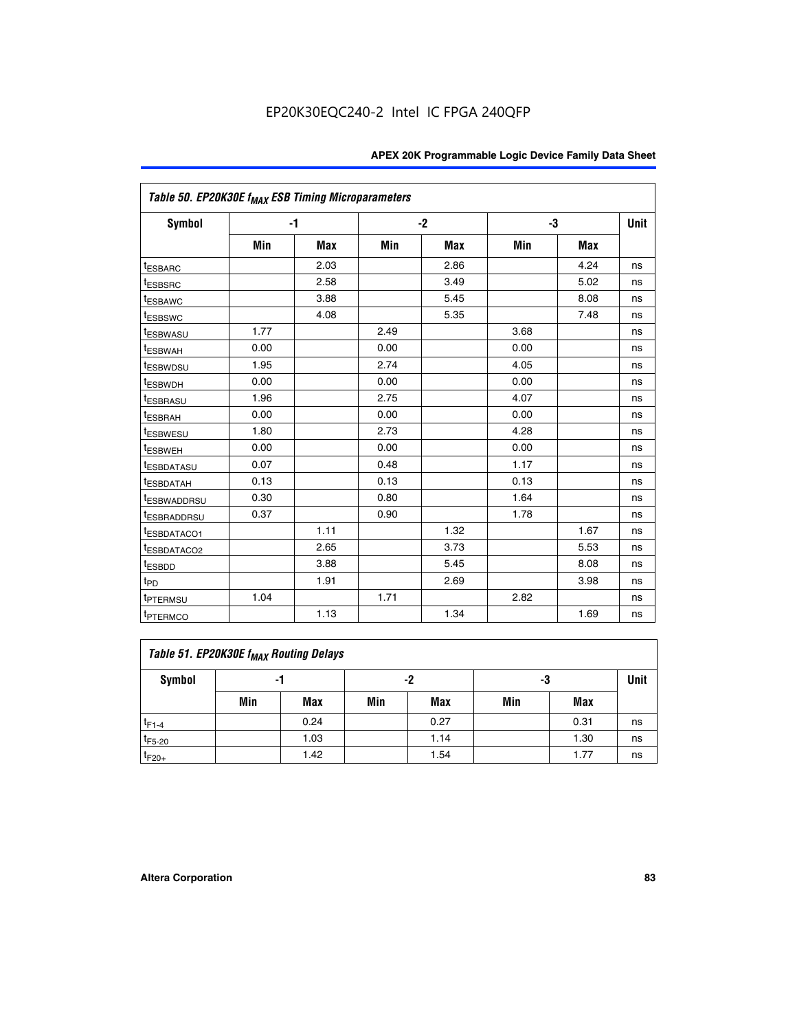| Table 50. EP20K30E $f_{MAX}$ ESB Timing Microparameters | | | | | | | |
|---|---|---|---|---|---|---|---|
| Symbol | -1 | | -2 | | -3 | | Unit |
| | Min | Max | Min | Max | Min | Max | |
| $t_{ESBARC}$ | | 2.03 | | 2.86 | | 4.24 | ns |
| $t_{ESBSRC}$ | | 2.58 | | 3.49 | | 5.02 | ns |
| $t_{ESBAWC}$ | | 3.88 | | 5.45 | | 8.08 | ns |
| $t_{ESBSWC}$ | | 4.08 | | 5.35 | | 7.48 | ns |
| $t_{ESBWASU}$ | 1.77 | | 2.49 | | 3.68 | | ns |
| $t_{ESBWAH}$ | 0.00 | | 0.00 | | 0.00 | | ns |
| $t_{ESBWDSU}$ | 1.95 | | 2.74 | | 4.05 | | ns |
| $t_{ESBWDH}$ | 0.00 | | 0.00 | | 0.00 | | ns |
| $t_{ESBRASU}$ | 1.96 | | 2.75 | | 4.07 | | ns |
| $t_{ESBRAH}$ | 0.00 | | 0.00 | | 0.00 | | ns |
| $t_{ESBWESU}$ | 1.80 | | 2.73 | | 4.28 | | ns |
| $t_{ESBWEH}$ | 0.00 | | 0.00 | | 0.00 | | ns |
| $t_{ESBDATASU}$ | 0.07 | | 0.48 | | 1.17 | | ns |
| $t_{ESBDATAH}$ | 0.13 | | 0.13 | | 0.13 | | ns |
| $t_{ESBWADDRSU}$ | 0.30 | | 0.80 | | 1.64 | | ns |
| $t_{ESBRADDRSU}$ | 0.37 | | 0.90 | | 1.78 | | ns |
| $t_{ESBDATACO1}$ | | 1.11 | | 1.32 | | 1.67 | ns |
| $t_{ESBDATACO2}$ | | 2.65 | | 3.73 | | 5.53 | ns |
| $t_{ESBDD}$ | | 3.88 | | 5.45 | | 8.08 | ns |
| $t_{PD}$ | | 1.91 | | 2.69 | | 3.98 | ns |
| $t_{PTERMSU}$ | 1.04 | | 1.71 | | 2.82 | | ns |
| $t_{PTERMCO}$ | | 1.13 | | 1.34 | | 1.69 | ns |

| Table 51. EP20K30E $f_{MAX}$ Routing Delays | | | | | | | |
|---|---|---|---|---|---|---|---|
| Symbol | -1 | | -2 | | -3 | | Unit |
| | Min | Max | Min | Max | Min | Max | |
| $t_{F1-4}$ | | 0.24 | | 0.27 | | 0.31 | ns |
| $t_{F5-20}$ | | 1.03 | | 1.14 | | 1.30 | ns |
| $t_{F20+}$ | | 1.42 | | 1.54 | | 1.77 | ns |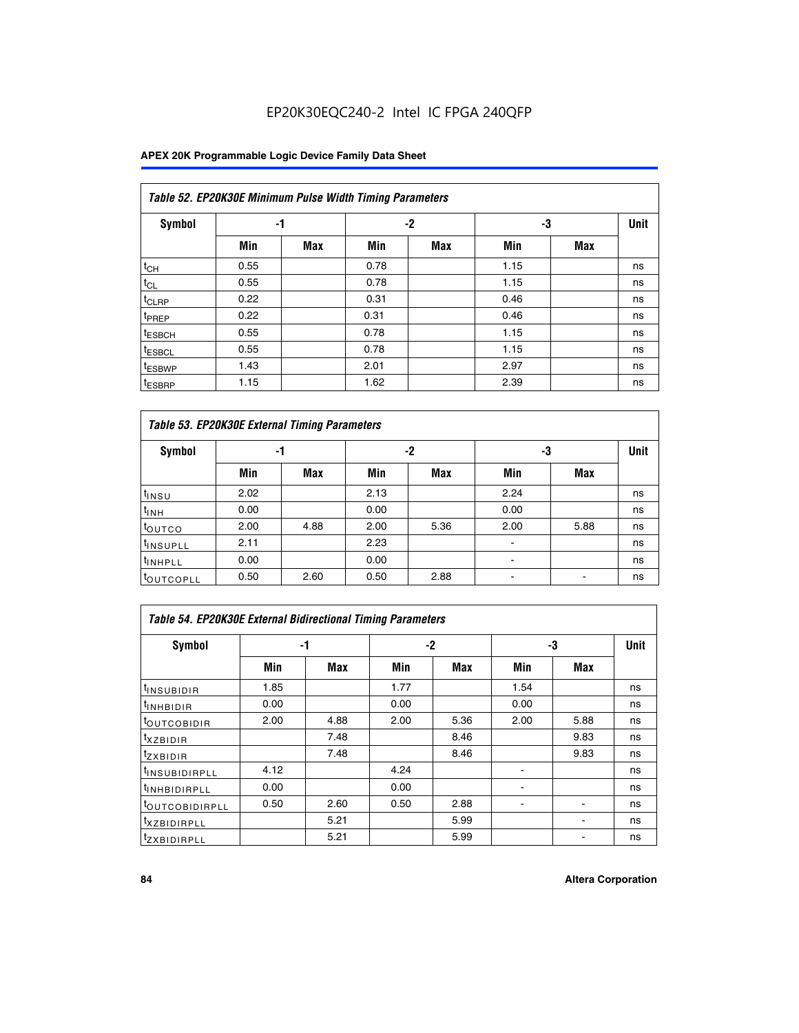EP20K30EQC240-2 Intel IC FPGA 240QFP

| Table 52. EP20K30E Minimum Pulse Width Timing Parameters | | | | | | | |
|---|---|---|---|---|---|---|---|
| **Symbol** | **-1** | | **-2** | | **-3** | | **Unit** |
| | **Min** | **Max** | **Min** | **Max** | **Min** | **Max** | |
| $t_{CH}$ | 0.55 | | 0.78 | | 1.15 | | ns |
| $t_{CL}$ | 0.55 | | 0.78 | | 1.15 | | ns |
| $t_{CLRP}$ | 0.22 | | 0.31 | | 0.46 | | ns |
| $t_{PREP}$ | 0.22 | | 0.31 | | 0.46 | | ns |
| $t_{ESBCH}$ | 0.55 | | 0.78 | | 1.15 | | ns |
| $t_{ESBCL}$ | 0.55 | | 0.78 | | 1.15 | | ns |
| $t_{ESBWP}$ | 1.43 | | 2.01 | | 2.97 | | ns |
| $t_{ESBRP}$ | 1.15 | | 1.62 | | 2.39 | | ns |

| Table 53. EP20K30E External Timing Parameters | | | | | | | |
|---|---|---|---|---|---|---|---|
| **Symbol** | **-1** | | **-2** | | **-3** | | **Unit** |
| | **Min** | **Max** | **Min** | **Max** | **Min** | **Max** | |
| $t_{INSU}$ | 2.02 | | 2.13 | | 2.24 | | ns |
| $t_{INH}$ | 0.00 | | 0.00 | | 0.00 | | ns |
| $t_{OUTCO}$ | 2.00 | 4.88 | 2.00 | 5.36 | 2.00 | 5.88 | ns |
| $t_{INSUPLL}$ | 2.11 | | 2.23 | | - | | ns |
| $t_{INHPLL}$ | 0.00 | | 0.00 | | - | | ns |
| $t_{OUTCOPLL}$ | 0.50 | 2.60 | 0.50 | 2.88 | - | - | ns |

| Table 54. EP20K30E External Bidirectional Timing Parameters | | | | | | | |
|---|---|---|---|---|---|---|---|
| **Symbol** | **-1** | | **-2** | | **-3** | | **Unit** |
| | **Min** | **Max** | **Min** | **Max** | **Min** | **Max** | |
| $t_{INSUBIDIR}$ | 1.85 | | 1.77 | | 1.54 | | ns |
| $t_{INHBIDIR}$ | 0.00 | | 0.00 | | 0.00 | | ns |
| $t_{OUTCOBIDIR}$ | 2.00 | 4.88 | 2.00 | 5.36 | 2.00 | 5.88 | ns |
| $t_{XZBIDIR}$ | | 7.48 | | 8.46 | | 9.83 | ns |
| $t_{ZXBIDIR}$ | | 7.48 | | 8.46 | | 9.83 | ns |
| $t_{INSUBIDIRPLL}$ | 4.12 | | 4.24 | | - | | ns |
| $t_{INHBIDIRPLL}$ | 0.00 | | 0.00 | | - | | ns |
| $t_{OUTCOBIDIRPLL}$ | 0.50 | 2.60 | 0.50 | 2.88 | - | - | ns |
| $t_{XZBIDIRPLL}$ | | 5.21 | | 5.99 | | - | ns |
| $t_{ZXBIDIRPLL}$ | | 5.21 | | 5.99 | | - | ns |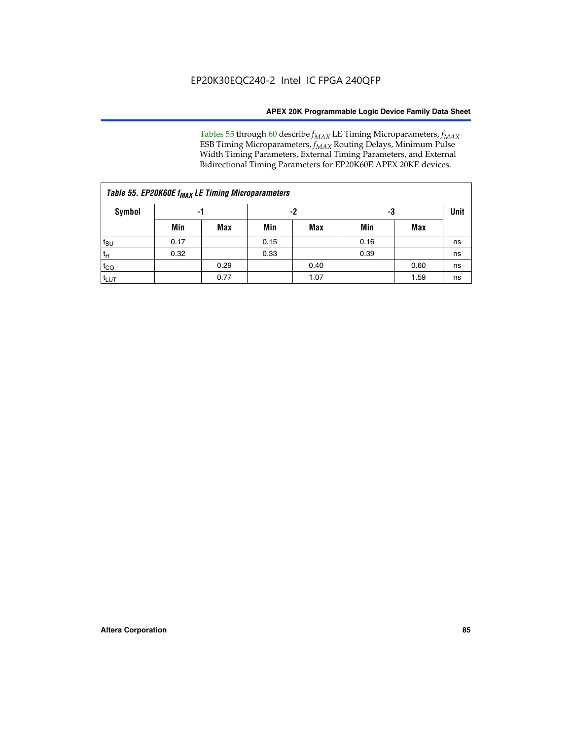Tables 55 through 60 describe $f_{MAX}$ LE Timing Microparameters, $f_{MAX}$ ESB Timing Microparameters, $f_{MAX}$ Routing Delays, Minimum Pulse Width Timing Parameters, External Timing Parameters, and External Bidirectional Timing Parameters for EP20K60E APEX 20KE devices.

| *Table 55. EP20K60E $f_{MAX}$ LE Timing Microparameters* | | | | | | | |
|---|---|---|---|---|---|---|---|
| **Symbol** | **-1** | | **-2** | | **-3** | | **Unit** |
| | **Min** | **Max** | **Min** | **Max** | **Min** | **Max** | |
| $t_{SU}$ | 0.17 | | 0.15 | | 0.16 | | ns |
| $t_H$ | 0.32 | | 0.33 | | 0.39 | | ns |
| $t_{CO}$ | | 0.29 | | 0.40 | | 0.60 | ns |
| $t_{LUT}$ | | 0.77 | | 1.07 | | 1.59 | ns |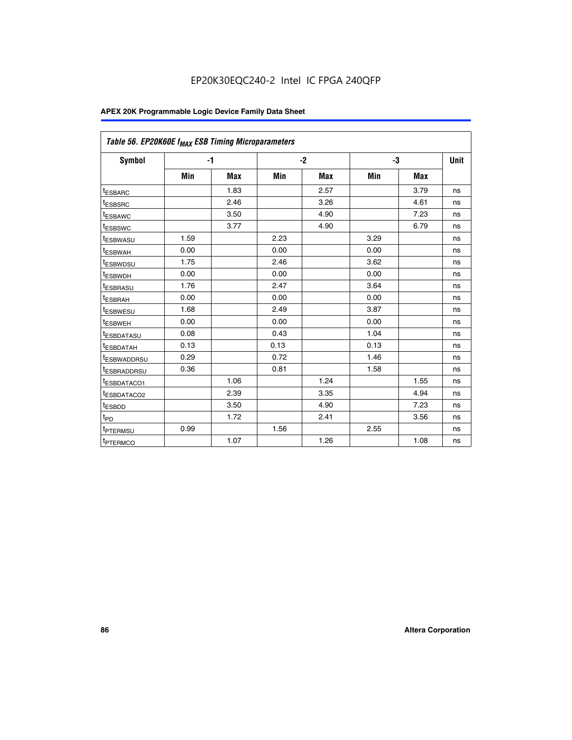EP20K30EQC240-2 Intel IC FPGA 240QFP

| Table 56. EP20K60E $f_{MAX}$ ESB Timing Microparameters | | | | | | | |
|---|---|---|---|---|---|---|---|
| Symbol | -1 | | -2 | | -3 | | Unit |
| | Min | Max | Min | Max | Min | Max | |
| $t_{ESBARC}$ | | 1.83 | | 2.57 | | 3.79 | ns |
| $t_{ESBSRC}$ | | 2.46 | | 3.26 | | 4.61 | ns |
| $t_{ESBAWC}$ | | 3.50 | | 4.90 | | 7.23 | ns |
| $t_{ESBSWC}$ | | 3.77 | | 4.90 | | 6.79 | ns |
| $t_{ESBWASU}$ | 1.59 | | 2.23 | | 3.29 | | ns |
| $t_{ESBWAH}$ | 0.00 | | 0.00 | | 0.00 | | ns |
| $t_{ESBWDSU}$ | 1.75 | | 2.46 | | 3.62 | | ns |
| $t_{ESBWDH}$ | 0.00 | | 0.00 | | 0.00 | | ns |
| $t_{ESBRASU}$ | 1.76 | | 2.47 | | 3.64 | | ns |
| $t_{ESBRAH}$ | 0.00 | | 0.00 | | 0.00 | | ns |
| $t_{ESBWESU}$ | 1.68 | | 2.49 | | 3.87 | | ns |
| $t_{ESBWEH}$ | 0.00 | | 0.00 | | 0.00 | | ns |
| $t_{ESBDATASU}$ | 0.08 | | 0.43 | | 1.04 | | ns |
| $t_{ESBDATAH}$ | 0.13 | | 0.13 | | 0.13 | | ns |
| $t_{ESBWADDRSU}$ | 0.29 | | 0.72 | | 1.46 | | ns |
| $t_{ESBRADDRSU}$ | 0.36 | | 0.81 | | 1.58 | | ns |
| $t_{ESBDATACO1}$ | | 1.06 | | 1.24 | | 1.55 | ns |
| $t_{ESBDATACO2}$ | | 2.39 | | 3.35 | | 4.94 | ns |
| $t_{ESBDD}$ | | 3.50 | | 4.90 | | 7.23 | ns |
| $t_{PD}$ | | 1.72 | | 2.41 | | 3.56 | ns |
| $t_{PTERMSU}$ | 0.99 | | 1.56 | | 2.55 | | ns |
| $t_{PTERMCO}$ | | 1.07 | | 1.26 | | 1.08 | ns |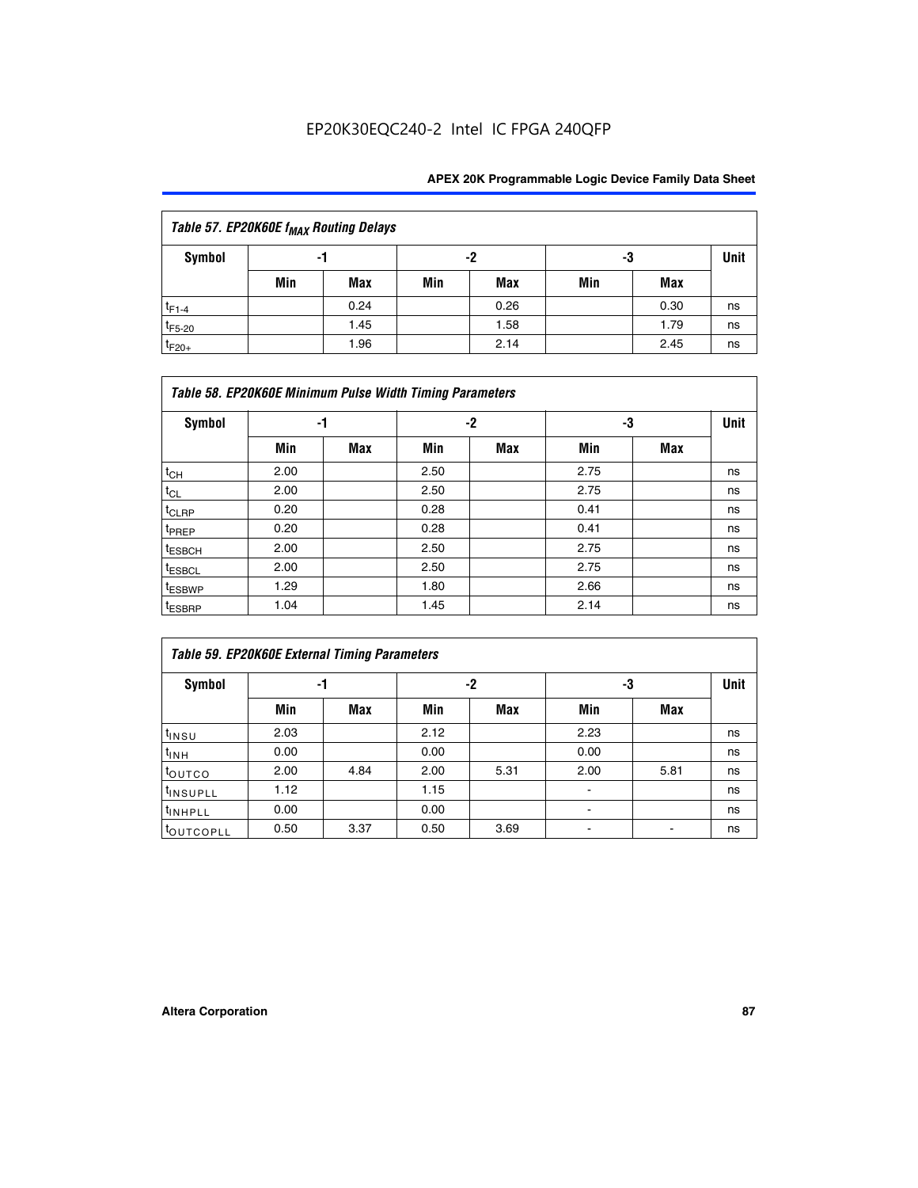Table 57. EP20K60E $f_{MAX}$ Routing Delays

| Symbol | -1 | | -2 | | -3 | | Unit |
|---|---|---|---|---|---|---|---|
| | Min | Max | Min | Max | Min | Max | |
| $t_{F1-4}$ | | 0.24 | | 0.26 | | 0.30 | ns |
| $t_{F5-20}$ | | 1.45 | | 1.58 | | 1.79 | ns |
| $t_{F20+}$ | | 1.96 | | 2.14 | | 2.45 | ns |

Table 58. EP20K60E Minimum Pulse Width Timing Parameters

| Symbol | -1 | | -2 | | -3 | | Unit |
|---|---|---|---|---|---|---|---|
| | Min | Max | Min | Max | Min | Max | |
| $t_{CH}$ | 2.00 | | 2.50 | | 2.75 | | ns |
| $t_{CL}$ | 2.00 | | 2.50 | | 2.75 | | ns |
| $t_{CLRP}$ | 0.20 | | 0.28 | | 0.41 | | ns |
| $t_{PREP}$ | 0.20 | | 0.28 | | 0.41 | | ns |
| $t_{ESBCH}$ | 2.00 | | 2.50 | | 2.75 | | ns |
| $t_{ESBCL}$ | 2.00 | | 2.50 | | 2.75 | | ns |
| $t_{ESBWP}$ | 1.29 | | 1.80 | | 2.66 | | ns |
| $t_{ESBRP}$ | 1.04 | | 1.45 | | 2.14 | | ns |

Table 59. EP20K60E External Timing Parameters

| Symbol | -1 | | -2 | | -3 | | Unit |
|---|---|---|---|---|---|---|---|
| | Min | Max | Min | Max | Min | Max | |
| $t_{INSU}$ | 2.03 | | 2.12 | | 2.23 | | ns |
| $t_{INH}$ | 0.00 | | 0.00 | | 0.00 | | ns |
| $t_{OUTCO}$ | 2.00 | 4.84 | 2.00 | 5.31 | 2.00 | 5.81 | ns |
| $t_{INSUPLL}$ | 1.12 | | 1.15 | | - | | ns |
| $t_{INHPLL}$ | 0.00 | | 0.00 | | - | | ns |
| $t_{OUTCOPLL}$ | 0.50 | 3.37 | 0.50 | 3.69 | - | - | ns |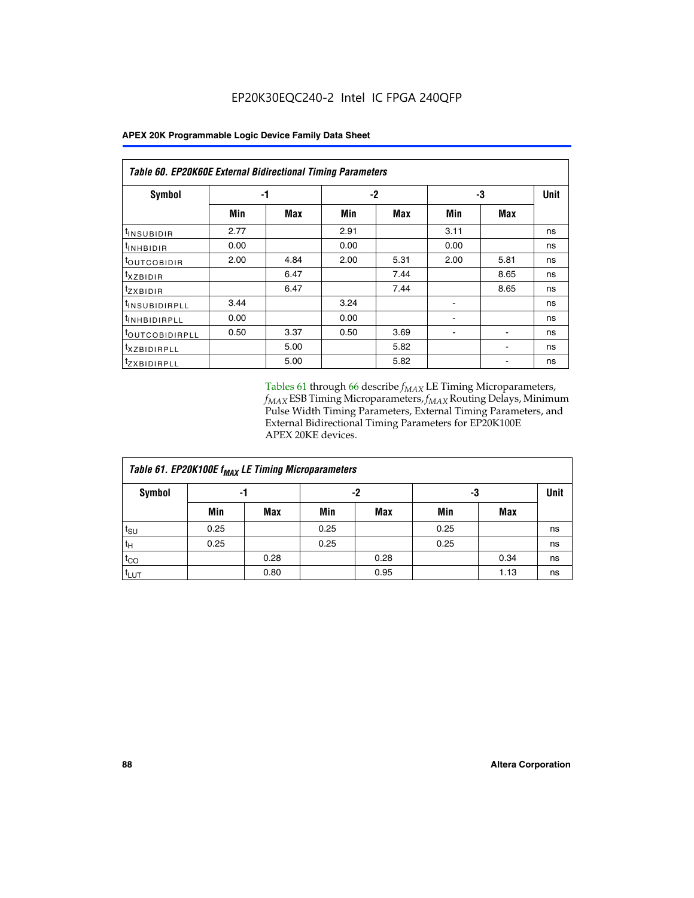**Table 60. EP20K60E External Bidirectional Timing Parameters**

| Symbol | -1 | | -2 | | -3 | | Unit |
|---|---|---|---|---|---|---|---|
| | Min | Max | Min | Max | Min | Max | |
| $t_{INSUBIDIR}$ | 2.77 | | 2.91 | | 3.11 | | ns |
| $t_{INHBIDIR}$ | 0.00 | | 0.00 | | 0.00 | | ns |
| $t_{OUTCOBIDIR}$ | 2.00 | 4.84 | 2.00 | 5.31 | 2.00 | 5.81 | ns |
| $t_{XZBIDIR}$ | | 6.47 | | 7.44 | | 8.65 | ns |
| $t_{ZXBIDIR}$ | | 6.47 | | 7.44 | | 8.65 | ns |
| $t_{INSUBIDIRPLL}$ | 3.44 | | 3.24 | | - | | ns |
| $t_{INHBIDIRPLL}$ | 0.00 | | 0.00 | | - | | ns |
| $t_{OUTCOBIDIRPLL}$ | 0.50 | 3.37 | 0.50 | 3.69 | - | - | ns |
| $t_{XZBIDIRPLL}$ | | 5.00 | | 5.82 | | - | ns |
| $t_{ZXBIDIRPLL}$ | | 5.00 | | 5.82 | | - | ns |

Tables 61 through 66 describe $f_{MAX}$ LE Timing Microparameters, $f_{MAX}$ ESB Timing Microparameters, $f_{MAX}$ Routing Delays, Minimum Pulse Width Timing Parameters, External Timing Parameters, and External Bidirectional Timing Parameters for EP20K100E APEX 20KE devices.

**Table 61. EP20K100E $f_{MAX}$ LE Timing Microparameters**

| Symbol | -1 | | -2 | | -3 | | Unit |
|---|---|---|---|---|---|---|---|
| | Min | Max | Min | Max | Min | Max | |
| $t_{SU}$ | 0.25 | | 0.25 | | 0.25 | | ns |
| $t_{H}$ | 0.25 | | 0.25 | | 0.25 | | ns |
| $t_{CO}$ | | 0.28 | | 0.28 | | 0.34 | ns |
| $t_{LUT}$ | | 0.80 | | 0.95 | | 1.13 | ns |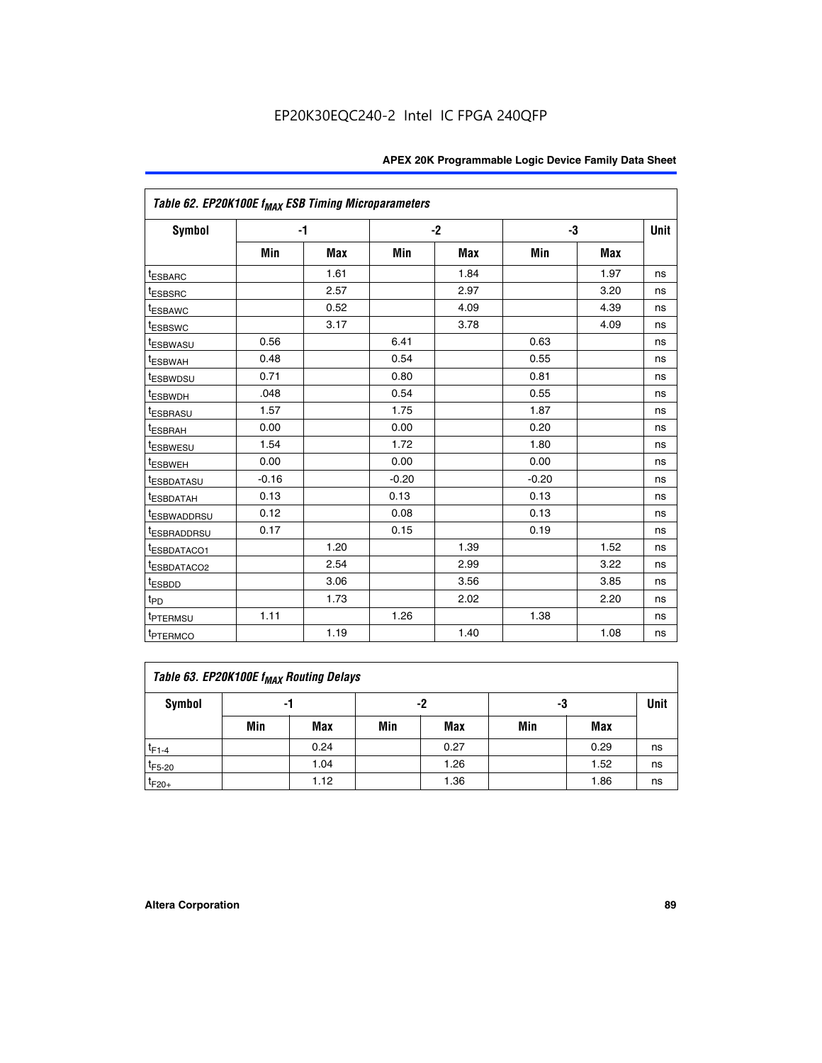EP20K30EQC240-2 Intel IC FPGA 240QFP

| *Table 62. EP20K100E $f_{MAX}$ ESB Timing Microparameters* | | | | | | | |
|---|---|---|---|---|---|---|---|
| **Symbol** | **-1** | | **-2** | | **-3** | | **Unit** |
| | **Min** | **Max** | **Min** | **Max** | **Min** | **Max** | |
| $t_{ESBARC}$ | | 1.61 | | 1.84 | | 1.97 | ns |
| $t_{ESBSRC}$ | | 2.57 | | 2.97 | | 3.20 | ns |
| $t_{ESBAWC}$ | | 0.52 | | 4.09 | | 4.39 | ns |
| $t_{ESBSWC}$ | | 3.17 | | 3.78 | | 4.09 | ns |
| $t_{ESBWASU}$ | 0.56 | | 6.41 | | 0.63 | | ns |
| $t_{ESBWAH}$ | 0.48 | | 0.54 | | 0.55 | | ns |
| $t_{ESBWDSU}$ | 0.71 | | 0.80 | | 0.81 | | ns |
| $t_{ESBWDH}$ | .048 | | 0.54 | | 0.55 | | ns |
| $t_{ESBRASU}$ | 1.57 | | 1.75 | | 1.87 | | ns |
| $t_{ESBRAH}$ | 0.00 | | 0.00 | | 0.20 | | ns |
| $t_{ESBWESU}$ | 1.54 | | 1.72 | | 1.80 | | ns |
| $t_{ESBWEH}$ | 0.00 | | 0.00 | | 0.00 | | ns |
| $t_{ESBDATASU}$ | -0.16 | | -0.20 | | -0.20 | | ns |
| $t_{ESBDATAH}$ | 0.13 | | 0.13 | | 0.13 | | ns |
| $t_{ESBWADDRSU}$ | 0.12 | | 0.08 | | 0.13 | | ns |
| $t_{ESBRADDRSU}$ | 0.17 | | 0.15 | | 0.19 | | ns |
| $t_{ESBDATACO1}$ | | 1.20 | | 1.39 | | 1.52 | ns |
| $t_{ESBDATACO2}$ | | 2.54 | | 2.99 | | 3.22 | ns |
| $t_{ESBDD}$ | | 3.06 | | 3.56 | | 3.85 | ns |
| $t_{PD}$ | | 1.73 | | 2.02 | | 2.20 | ns |
| $t_{PTERMSU}$ | 1.11 | | 1.26 | | 1.38 | | ns |
| $t_{PTERMCO}$ | | 1.19 | | 1.40 | | 1.08 | ns |

| *Table 63. EP20K100E $f_{MAX}$ Routing Delays* | | | | | | | |
|---|---|---|---|---|---|---|---|
| **Symbol** | **-1** | | **-2** | | **-3** | | **Unit** |
| | **Min** | **Max** | **Min** | **Max** | **Min** | **Max** | |
| $t_{F1-4}$ | | 0.24 | | 0.27 | | 0.29 | ns |
| $t_{F5-20}$ | | 1.04 | | 1.26 | | 1.52 | ns |
| $t_{F20+}$ | | 1.12 | | 1.36 | | 1.86 | ns |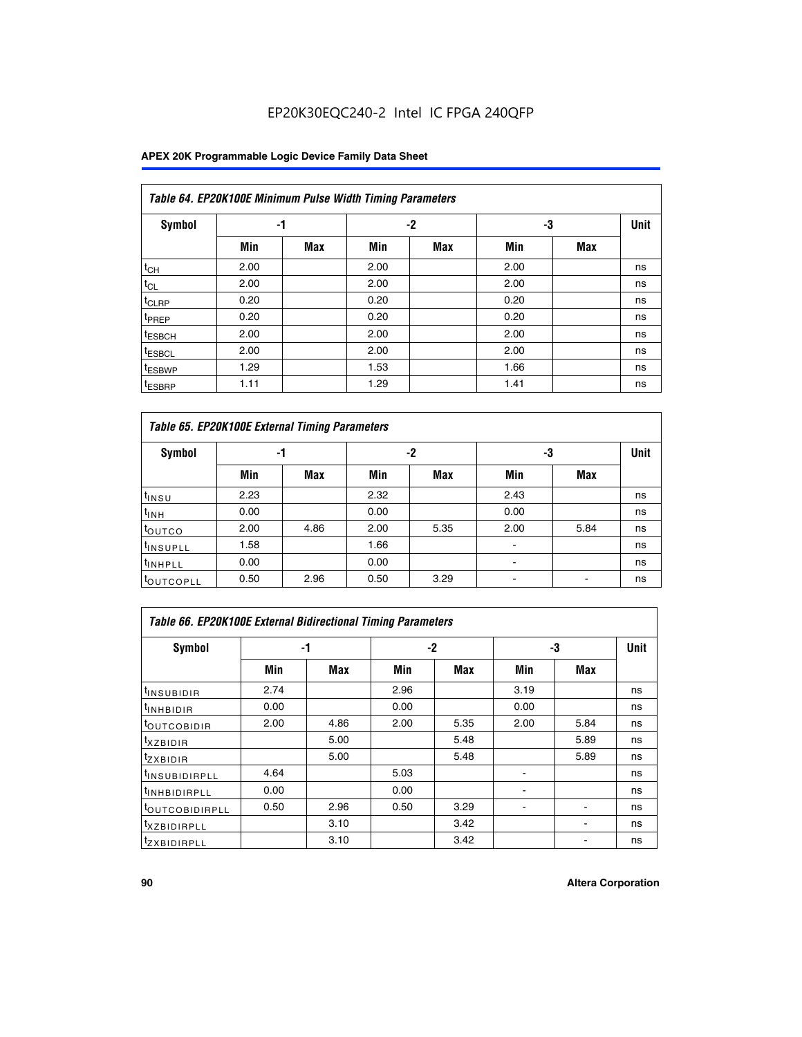EP20K30EQC240-2 Intel IC FPGA 240QFP

| Table 64. EP20K100E Minimum Pulse Width Timing Parameters | | | | | | | |
|---|---|---|---|---|---|---|---|
| Symbol | -1 | | -2 | | -3 | | Unit |
| | Min | Max | Min | Max | Min | Max | |
| $t_{CH}$ | 2.00 | | 2.00 | | 2.00 | | ns |
| $t_{CL}$ | 2.00 | | 2.00 | | 2.00 | | ns |
| $t_{CLRP}$ | 0.20 | | 0.20 | | 0.20 | | ns |
| $t_{PREP}$ | 0.20 | | 0.20 | | 0.20 | | ns |
| $t_{ESBCH}$ | 2.00 | | 2.00 | | 2.00 | | ns |
| $t_{ESBCL}$ | 2.00 | | 2.00 | | 2.00 | | ns |
| $t_{ESBWP}$ | 1.29 | | 1.53 | | 1.66 | | ns |
| $t_{ESBRP}$ | 1.11 | | 1.29 | | 1.41 | | ns |

| Table 65. EP20K100E External Timing Parameters | | | | | | | |
|---|---|---|---|---|---|---|---|
| Symbol | -1 | | -2 | | -3 | | Unit |
| | Min | Max | Min | Max | Min | Max | |
| $t_{INSU}$ | 2.23 | | 2.32 | | 2.43 | | ns |
| $t_{INH}$ | 0.00 | | 0.00 | | 0.00 | | ns |
| $t_{OUTCO}$ | 2.00 | 4.86 | 2.00 | 5.35 | 2.00 | 5.84 | ns |
| $t_{INSUPLL}$ | 1.58 | | 1.66 | | - | | ns |
| $t_{INHPLL}$ | 0.00 | | 0.00 | | - | | ns |
| $t_{OUTCOPLL}$ | 0.50 | 2.96 | 0.50 | 3.29 | - | - | ns |

| Table 66. EP20K100E External Bidirectional Timing Parameters | | | | | | | |
|---|---|---|---|---|---|---|---|
| Symbol | -1 | | -2 | | -3 | | Unit |
| | Min | Max | Min | Max | Min | Max | |
| $t_{INSUBIDIR}$ | 2.74 | | 2.96 | | 3.19 | | ns |
| $t_{INHBIDIR}$ | 0.00 | | 0.00 | | 0.00 | | ns |
| $t_{OUTCOBIDIR}$ | 2.00 | 4.86 | 2.00 | 5.35 | 2.00 | 5.84 | ns |
| $t_{XZBIDIR}$ | | 5.00 | | 5.48 | | 5.89 | ns |
| $t_{ZXBIDIR}$ | | 5.00 | | 5.48 | | 5.89 | ns |
| $t_{INSUBIDIRPLL}$ | 4.64 | | 5.03 | | - | | ns |
| $t_{INHBIDIRPLL}$ | 0.00 | | 0.00 | | - | | ns |
| $t_{OUTCOBIDIRPLL}$ | 0.50 | 2.96 | 0.50 | 3.29 | - | - | ns |
| $t_{XZBIDIRPLL}$ | | 3.10 | | 3.42 | | - | ns |
| $t_{ZXBIDIRPLL}$ | | 3.10 | | 3.42 | | - | ns |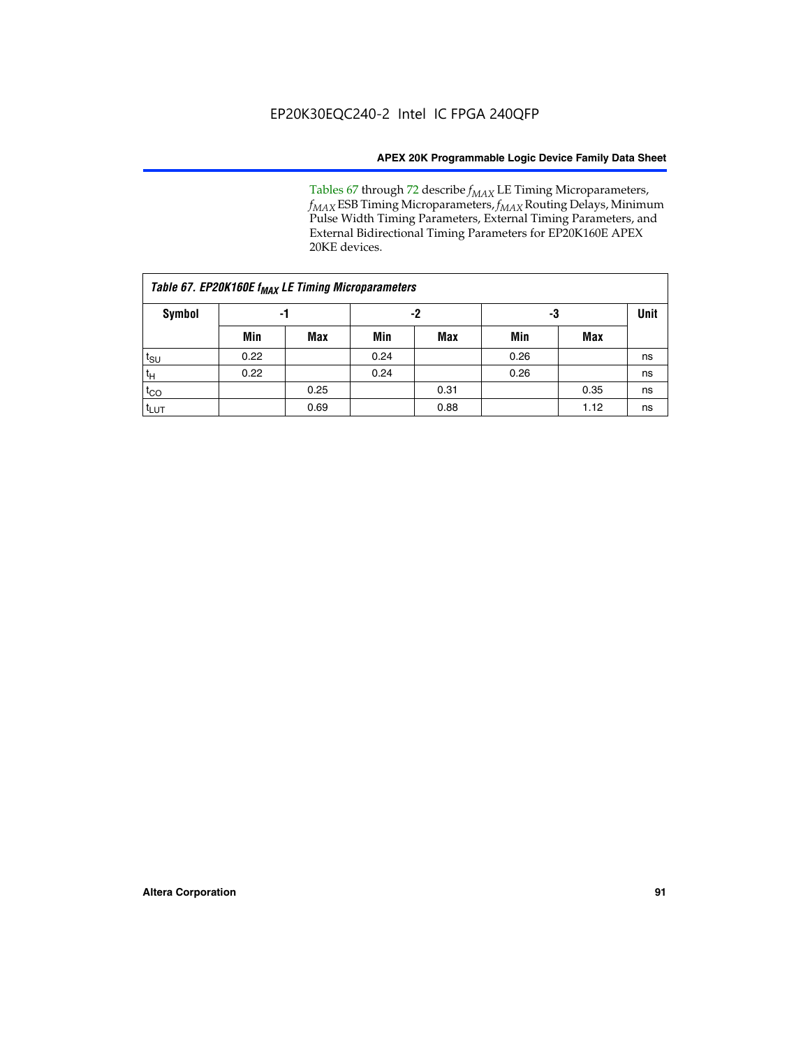Tables 67 through 72 describe $f_{MAX}$ LE Timing Microparameters, $f_{MAX}$ ESB Timing Microparameters, $f_{MAX}$ Routing Delays, Minimum Pulse Width Timing Parameters, External Timing Parameters, and External Bidirectional Timing Parameters for EP20K160E APEX 20KE devices.

| Table 67. EP20K160E $f_{MAX}$ LE Timing Microparameters | | | | | | | |
|---|---|---|---|---|---|---|---|
| Symbol | -1 | | -2 | | -3 | | Unit |
| | Min | Max | Min | Max | Min | Max | |
| $t_{SU}$ | 0.22 | | 0.24 | | 0.26 | | ns |
| $t_H$ | 0.22 | | 0.24 | | 0.26 | | ns |
| $t_{CO}$ | | 0.25 | | 0.31 | | 0.35 | ns |
| $t_{LUT}$ | | 0.69 | | 0.88 | | 1.12 | ns |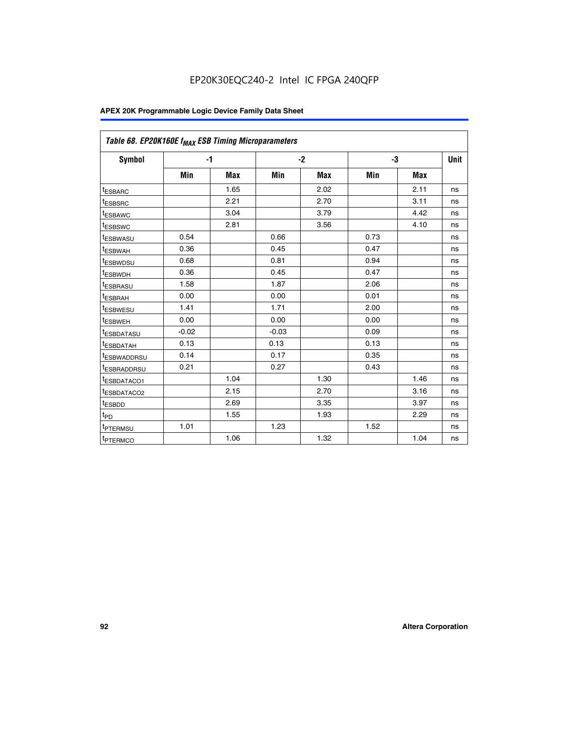| Table 68. EP20K160E $f_{MAX}$ ESB Timing Microparameters | | | | | | | |
|---|---|---|---|---|---|---|---|
| Symbol | -1 | | -2 | | -3 | | Unit |
| | Min | Max | Min | Max | Min | Max | |
| $t_{ESBARC}$ | | 1.65 | | 2.02 | | 2.11 | ns |
| $t_{ESBSRC}$ | | 2.21 | | 2.70 | | 3.11 | ns |
| $t_{ESBAWC}$ | | 3.04 | | 3.79 | | 4.42 | ns |
| $t_{ESBSWC}$ | | 2.81 | | 3.56 | | 4.10 | ns |
| $t_{ESBWASU}$ | 0.54 | | 0.66 | | 0.73 | | ns |
| $t_{ESBWAH}$ | 0.36 | | 0.45 | | 0.47 | | ns |
| $t_{ESBWDSU}$ | 0.68 | | 0.81 | | 0.94 | | ns |
| $t_{ESBWDH}$ | 0.36 | | 0.45 | | 0.47 | | ns |
| $t_{ESBRASU}$ | 1.58 | | 1.87 | | 2.06 | | ns |
| $t_{ESBRAH}$ | 0.00 | | 0.00 | | 0.01 | | ns |
| $t_{ESBWESU}$ | 1.41 | | 1.71 | | 2.00 | | ns |
| $t_{ESBWEH}$ | 0.00 | | 0.00 | | 0.00 | | ns |
| $t_{ESBDATASU}$ | -0.02 | | -0.03 | | 0.09 | | ns |
| $t_{ESBDATAH}$ | 0.13 | | 0.13 | | 0.13 | | ns |
| $t_{ESBWADDRSU}$ | 0.14 | | 0.17 | | 0.35 | | ns |
| $t_{ESBRADDRSU}$ | 0.21 | | 0.27 | | 0.43 | | ns |
| $t_{ESBDATACO1}$ | | 1.04 | | 1.30 | | 1.46 | ns |
| $t_{ESBDATACO2}$ | | 2.15 | | 2.70 | | 3.16 | ns |
| $t_{ESBDD}$ | | 2.69 | | 3.35 | | 3.97 | ns |
| $t_{PD}$ | | 1.55 | | 1.93 | | 2.29 | ns |
| $t_{PTERMSU}$ | 1.01 | | 1.23 | | 1.52 | | ns |
| $t_{PTERMCO}$ | | 1.06 | | 1.32 | | 1.04 | ns |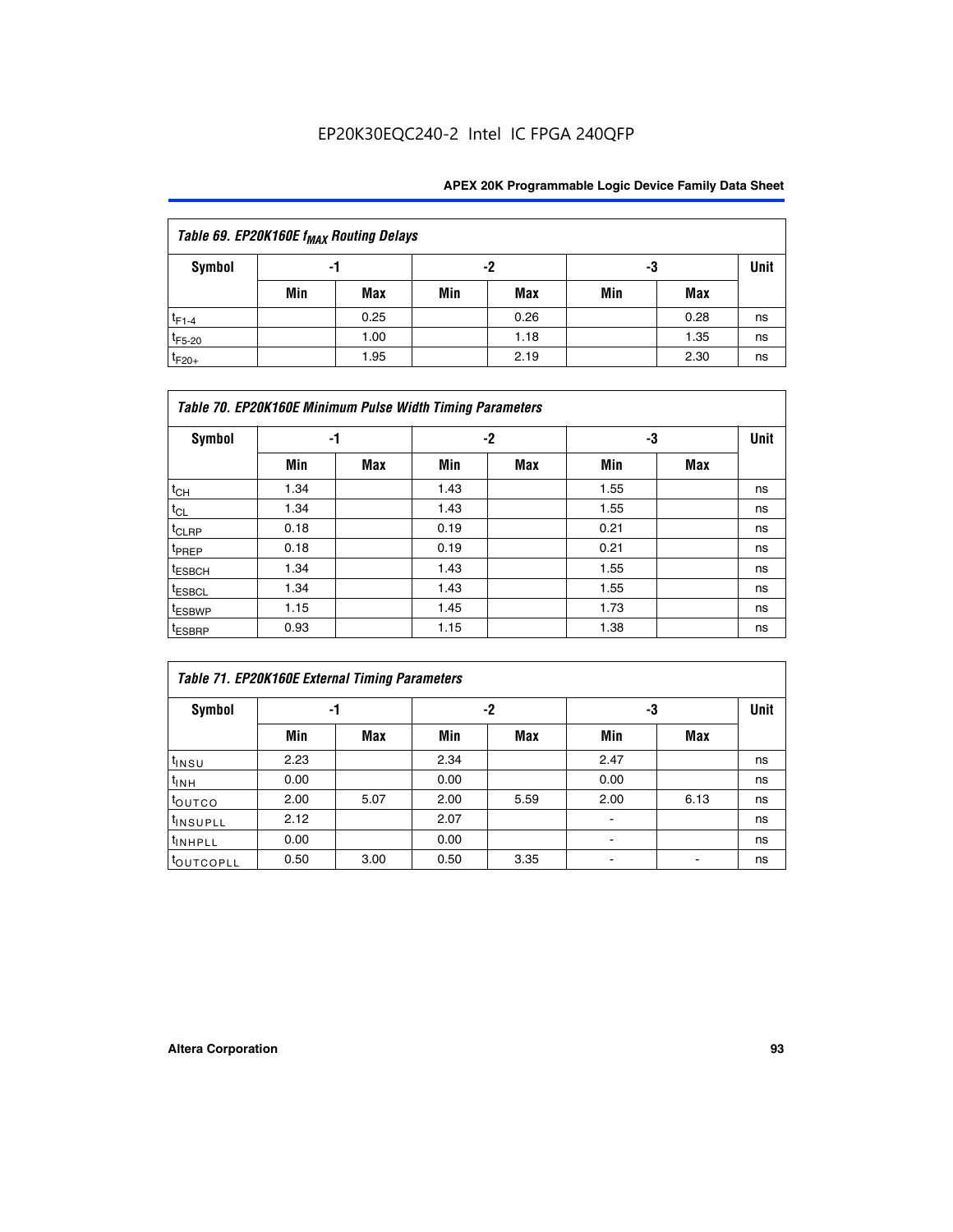| Table 69. EP20K160E $f_{MAX}$ Routing Delays | | | | | | | |
|---|---|---|---|---|---|---|---|
| Symbol | -1 | | -2 | | -3 | | Unit |
| | Min | Max | Min | Max | Min | Max | |
| $t_{F1-4}$ | | 0.25 | | 0.26 | | 0.28 | ns |
| $t_{F5-20}$ | | 1.00 | | 1.18 | | 1.35 | ns |
| $t_{F20+}$ | | 1.95 | | 2.19 | | 2.30 | ns |

| Table 70. EP20K160E Minimum Pulse Width Timing Parameters | | | | | | | |
|---|---|---|---|---|---|---|---|
| Symbol | -1 | | -2 | | -3 | | Unit |
| | Min | Max | Min | Max | Min | Max | |
| $t_{CH}$ | 1.34 | | 1.43 | | 1.55 | | ns |
| $t_{CL}$ | 1.34 | | 1.43 | | 1.55 | | ns |
| $t_{CLRP}$ | 0.18 | | 0.19 | | 0.21 | | ns |
| $t_{PREP}$ | 0.18 | | 0.19 | | 0.21 | | ns |
| $t_{ESBCH}$ | 1.34 | | 1.43 | | 1.55 | | ns |
| $t_{ESBCL}$ | 1.34 | | 1.43 | | 1.55 | | ns |
| $t_{ESBWP}$ | 1.15 | | 1.45 | | 1.73 | | ns |
| $t_{ESBRP}$ | 0.93 | | 1.15 | | 1.38 | | ns |

| Table 71. EP20K160E External Timing Parameters | | | | | | | |
|---|---|---|---|---|---|---|---|
| Symbol | -1 | | -2 | | -3 | | Unit |
| | Min | Max | Min | Max | Min | Max | |
| $t_{INSU}$ | 2.23 | | 2.34 | | 2.47 | | ns |
| $t_{INH}$ | 0.00 | | 0.00 | | 0.00 | | ns |
| $t_{OUTCO}$ | 2.00 | 5.07 | 2.00 | 5.59 | 2.00 | 6.13 | ns |
| $t_{INSUPLL}$ | 2.12 | | 2.07 | | - | | ns |
| $t_{INHPLL}$ | 0.00 | | 0.00 | | - | | ns |
| $t_{OUTCOPLL}$ | 0.50 | 3.00 | 0.50 | 3.35 | - | - | ns |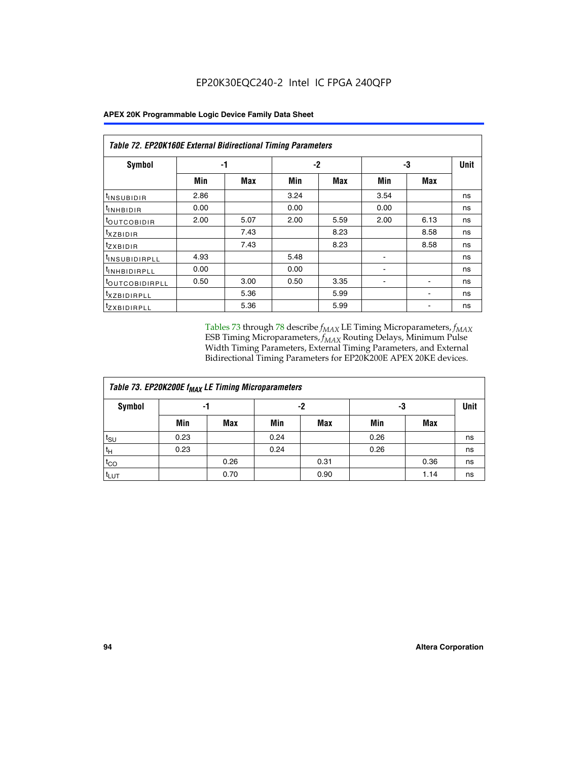Table 72. EP20K160E External Bidirectional Timing Parameters

| Symbol | -1 | | -2 | | -3 | | Unit |
|---|---|---|---|---|---|---|---|
| | Min | Max | Min | Max | Min | Max | |
| $t_{INSUBIDIR}$ | 2.86 | | 3.24 | | 3.54 | | ns |
| $t_{INHBIDIR}$ | 0.00 | | 0.00 | | 0.00 | | ns |
| $t_{OUTCOBIDIR}$ | 2.00 | 5.07 | 2.00 | 5.59 | 2.00 | 6.13 | ns |
| $t_{XZBIDIR}$ | | 7.43 | | 8.23 | | 8.58 | ns |
| $t_{ZXBIDIR}$ | | 7.43 | | 8.23 | | 8.58 | ns |
| $t_{INSUBIDIRPLL}$ | 4.93 | | 5.48 | | - | | ns |
| $t_{INHBIDIRPLL}$ | 0.00 | | 0.00 | | - | | ns |
| $t_{OUTCOBIDIRPLL}$ | 0.50 | 3.00 | 0.50 | 3.35 | - | - | ns |
| $t_{XZBIDIRPLL}$ | | 5.36 | | 5.99 | | - | ns |
| $t_{ZXBIDIRPLL}$ | | 5.36 | | 5.99 | | - | ns |

Tables 73 through 78 describe $f_{MAX}$ LE Timing Microparameters, $f_{MAX}$ ESB Timing Microparameters, $f_{MAX}$ Routing Delays, Minimum Pulse Width Timing Parameters, External Timing Parameters, and External Bidirectional Timing Parameters for EP20K200E APEX 20KE devices.

Table 73. EP20K200E $f_{MAX}$ LE Timing Microparameters

| Symbol | -1 | | -2 | | -3 | | Unit |
|---|---|---|---|---|---|---|---|
| | Min | Max | Min | Max | Min | Max | |
| $t_{SU}$ | 0.23 | | 0.24 | | 0.26 | | ns |
| $t_{H}$ | 0.23 | | 0.24 | | 0.26 | | ns |
| $t_{CO}$ | | 0.26 | | 0.31 | | 0.36 | ns |
| $t_{LUT}$ | | 0.70 | | 0.90 | | 1.14 | ns |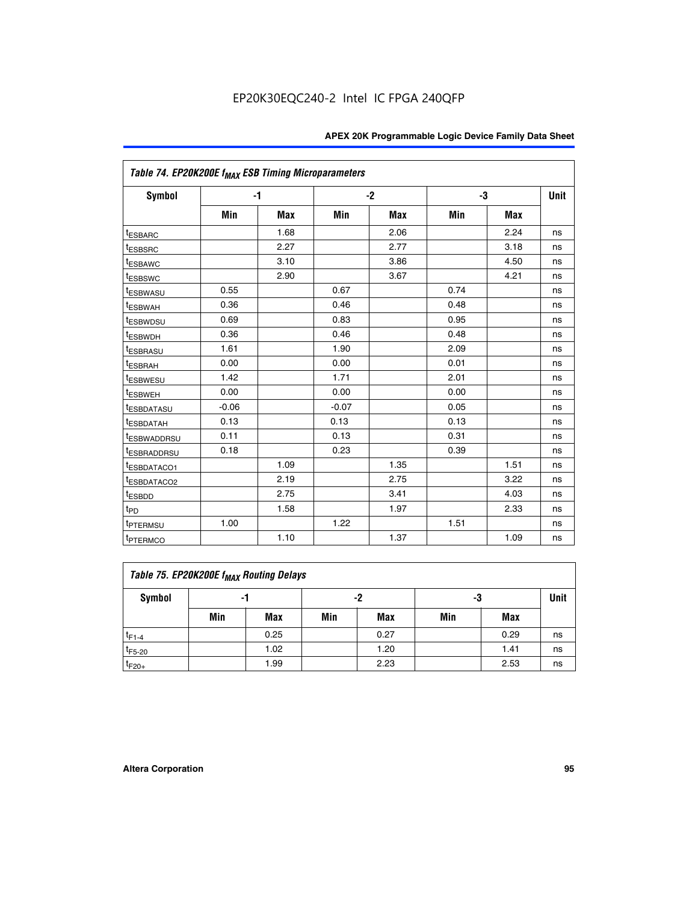| Table 74. EP20K200E $f_{MAX}$ ESB Timing Microparameters | | | | | | | |
|---|---|---|---|---|---|---|---|
| Symbol | -1 | | -2 | | -3 | | Unit |
| | Min | Max | Min | Max | Min | Max | |
| $t_{ESBARC}$ | | 1.68 | | 2.06 | | 2.24 | ns |
| $t_{ESBSRC}$ | | 2.27 | | 2.77 | | 3.18 | ns |
| $t_{ESBAWC}$ | | 3.10 | | 3.86 | | 4.50 | ns |
| $t_{ESBSWC}$ | | 2.90 | | 3.67 | | 4.21 | ns |
| $t_{ESBWASU}$ | 0.55 | | 0.67 | | 0.74 | | ns |
| $t_{ESBWAH}$ | 0.36 | | 0.46 | | 0.48 | | ns |
| $t_{ESBWDSU}$ | 0.69 | | 0.83 | | 0.95 | | ns |
| $t_{ESBWDH}$ | 0.36 | | 0.46 | | 0.48 | | ns |
| $t_{ESBRASU}$ | 1.61 | | 1.90 | | 2.09 | | ns |
| $t_{ESBRAH}$ | 0.00 | | 0.00 | | 0.01 | | ns |
| $t_{ESBWESU}$ | 1.42 | | 1.71 | | 2.01 | | ns |
| $t_{ESBWEH}$ | 0.00 | | 0.00 | | 0.00 | | ns |
| $t_{ESBDATASU}$ | -0.06 | | -0.07 | | 0.05 | | ns |
| $t_{ESBDATAH}$ | 0.13 | | 0.13 | | 0.13 | | ns |
| $t_{ESBWADDRSU}$ | 0.11 | | 0.13 | | 0.31 | | ns |
| $t_{ESBRADDRSU}$ | 0.18 | | 0.23 | | 0.39 | | ns |
| $t_{ESBDATACO1}$ | | 1.09 | | 1.35 | | 1.51 | ns |
| $t_{ESBDATACO2}$ | | 2.19 | | 2.75 | | 3.22 | ns |
| $t_{ESBDD}$ | | 2.75 | | 3.41 | | 4.03 | ns |
| $t_{PD}$ | | 1.58 | | 1.97 | | 2.33 | ns |
| $t_{PTERMSU}$ | 1.00 | | 1.22 | | 1.51 | | ns |
| $t_{PTERMCO}$ | | 1.10 | | 1.37 | | 1.09 | ns |

| Table 75. EP20K200E $f_{MAX}$ Routing Delays | | | | | | | |
|---|---|---|---|---|---|---|---|
| Symbol | -1 | | -2 | | -3 | | Unit |
| | Min | Max | Min | Max | Min | Max | |
| $t_{F1-4}$ | | 0.25 | | 0.27 | | 0.29 | ns |
| $t_{F5-20}$ | | 1.02 | | 1.20 | | 1.41 | ns |
| $t_{F20+}$ | | 1.99 | | 2.23 | | 2.53 | ns |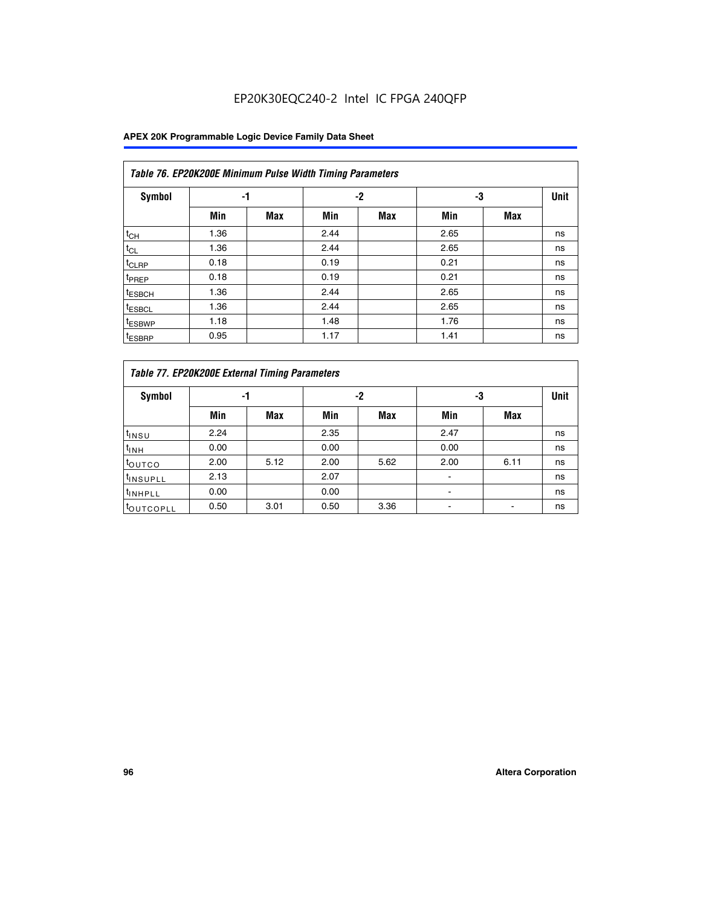**Table 76. EP20K200E Minimum Pulse Width Timing Parameters**

| Symbol | -1 | | -2 | | -3 | | Unit |
|---|---|---|---|---|---|---|---|
| | Min | Max | Min | Max | Min | Max | |
| $t_{CH}$ | 1.36 | | 2.44 | | 2.65 | | ns |
| $t_{CL}$ | 1.36 | | 2.44 | | 2.65 | | ns |
| $t_{CLRP}$ | 0.18 | | 0.19 | | 0.21 | | ns |
| $t_{PREP}$ | 0.18 | | 0.19 | | 0.21 | | ns |
| $t_{ESBCH}$ | 1.36 | | 2.44 | | 2.65 | | ns |
| $t_{ESBCL}$ | 1.36 | | 2.44 | | 2.65 | | ns |
| $t_{ESBWP}$ | 1.18 | | 1.48 | | 1.76 | | ns |
| $t_{ESBRP}$ | 0.95 | | 1.17 | | 1.41 | | ns |

**Table 77. EP20K200E External Timing Parameters**

| Symbol | -1 | | -2 | | -3 | | Unit |
|---|---|---|---|---|---|---|---|
| | Min | Max | Min | Max | Min | Max | |
| $t_{INSU}$ | 2.24 | | 2.35 | | 2.47 | | ns |
| $t_{INH}$ | 0.00 | | 0.00 | | 0.00 | | ns |
| $t_{OUTCO}$ | 2.00 | 5.12 | 2.00 | 5.62 | 2.00 | 6.11 | ns |
| $t_{INSUPLL}$ | 2.13 | | 2.07 | | - | | ns |
| $t_{INHPLL}$ | 0.00 | | 0.00 | | - | | ns |
| $t_{OUTCOPLL}$ | 0.50 | 3.01 | 0.50 | 3.36 | - | - | ns |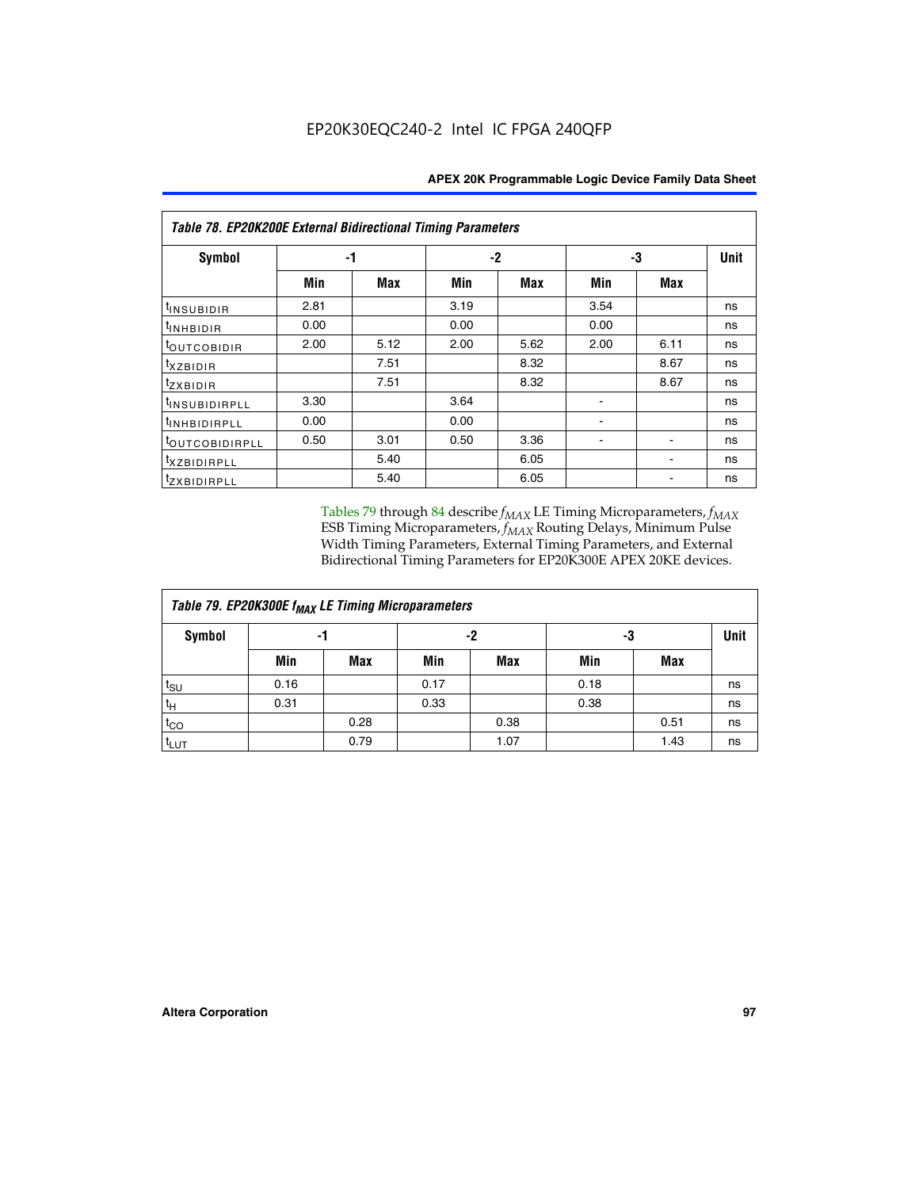**Table 78. EP20K200E External Bidirectional Timing Parameters**

| Symbol | -1 | | -2 | | -3 | | Unit |
|---|---|---|---|---|---|---|---|
| | Min | Max | Min | Max | Min | Max | |
| $t_{INSUBIDIR}$ | 2.81 | | 3.19 | | 3.54 | | ns |
| $t_{INHBIDIR}$ | 0.00 | | 0.00 | | 0.00 | | ns |
| $t_{OUTCOBIDIR}$ | 2.00 | 5.12 | 2.00 | 5.62 | 2.00 | 6.11 | ns |
| $t_{XZBIDIR}$ | | 7.51 | | 8.32 | | 8.67 | ns |
| $t_{ZXBIDIR}$ | | 7.51 | | 8.32 | | 8.67 | ns |
| $t_{INSUBIDIRPLL}$ | 3.30 | | 3.64 | | - | | ns |
| $t_{INHBIDIRPLL}$ | 0.00 | | 0.00 | | - | | ns |
| $t_{OUTCOBIDIRPLL}$ | 0.50 | 3.01 | 0.50 | 3.36 | - | - | ns |
| $t_{XZBIDIRPLL}$ | | 5.40 | | 6.05 | | - | ns |
| $t_{ZXBIDIRPLL}$ | | 5.40 | | 6.05 | | - | ns |

Tables 79 through 84 describe $f_{MAX}$ LE Timing Microparameters, $f_{MAX}$ ESB Timing Microparameters, $f_{MAX}$ Routing Delays, Minimum Pulse Width Timing Parameters, External Timing Parameters, and External Bidirectional Timing Parameters for EP20K300E APEX 20KE devices.

**Table 79. EP20K300E $f_{MAX}$ LE Timing Microparameters**

| Symbol | -1 | | -2 | | -3 | | Unit |
|---|---|---|---|---|---|---|---|
| | Min | Max | Min | Max | Min | Max | |
| $t_{SU}$ | 0.16 | | 0.17 | | 0.18 | | ns |
| $t_{H}$ | 0.31 | | 0.33 | | 0.38 | | ns |
| $t_{CO}$ | | 0.28 | | 0.38 | | 0.51 | ns |
| $t_{LUT}$ | | 0.79 | | 1.07 | | 1.43 | ns |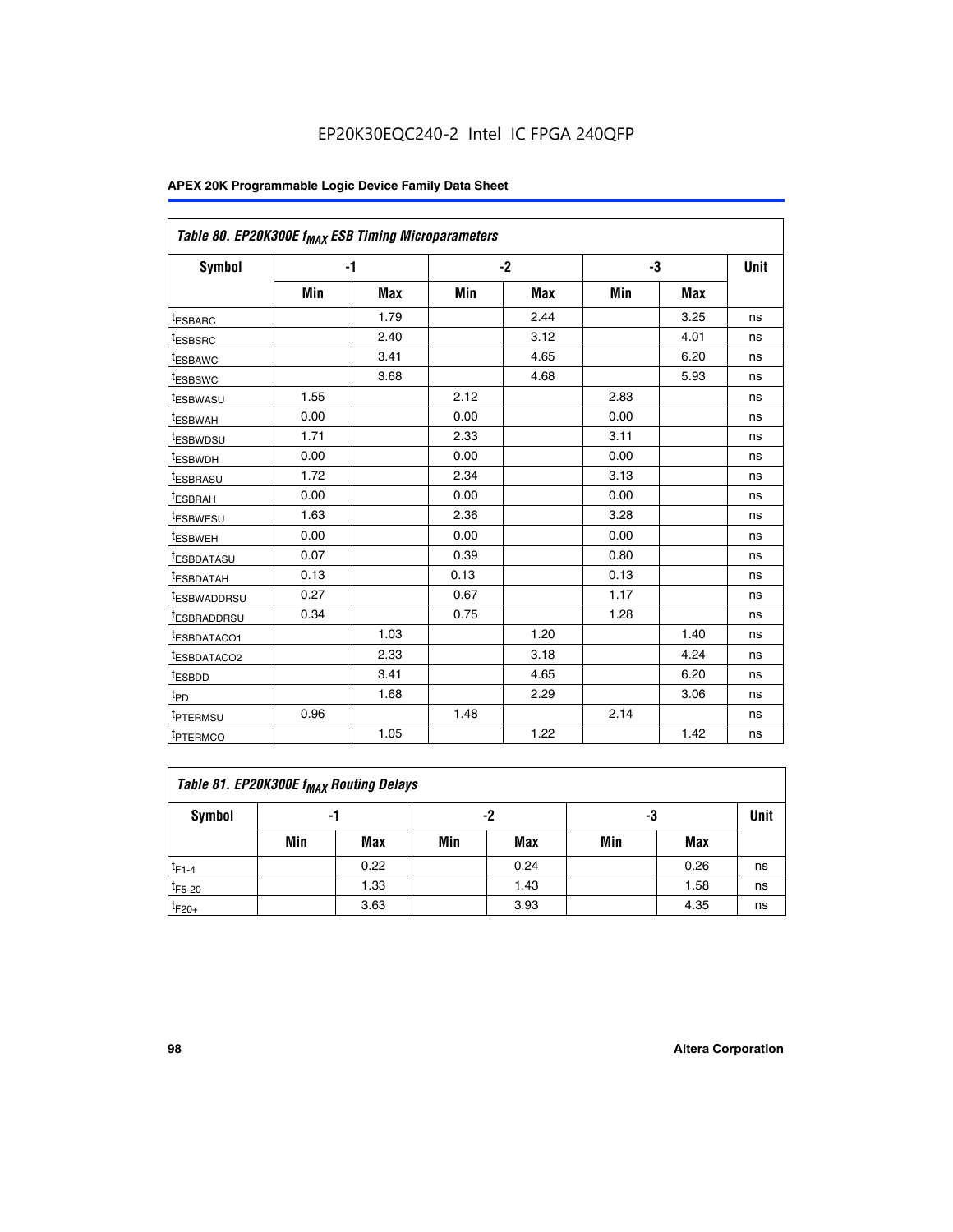Table 80. EP20K300E $f_{MAX}$ ESB Timing Microparameters

| Symbol | -1 | | -2 | | -3 | | Unit |
|---|---|---|---|---|---|---|---|
| | Min | Max | Min | Max | Min | Max | |
| $t_{ESBARC}$ | | 1.79 | | 2.44 | | 3.25 | ns |
| $t_{ESBSRC}$ | | 2.40 | | 3.12 | | 4.01 | ns |
| $t_{ESBAWC}$ | | 3.41 | | 4.65 | | 6.20 | ns |
| $t_{ESBSWC}$ | | 3.68 | | 4.68 | | 5.93 | ns |
| $t_{ESBWASU}$ | 1.55 | | 2.12 | | 2.83 | | ns |
| $t_{ESBWAH}$ | 0.00 | | 0.00 | | 0.00 | | ns |
| $t_{ESBWDSU}$ | 1.71 | | 2.33 | | 3.11 | | ns |
| $t_{ESBWDH}$ | 0.00 | | 0.00 | | 0.00 | | ns |
| $t_{ESBRASU}$ | 1.72 | | 2.34 | | 3.13 | | ns |
| $t_{ESBRAH}$ | 0.00 | | 0.00 | | 0.00 | | ns |
| $t_{ESBWESU}$ | 1.63 | | 2.36 | | 3.28 | | ns |
| $t_{ESBWEH}$ | 0.00 | | 0.00 | | 0.00 | | ns |
| $t_{ESBDATASU}$ | 0.07 | | 0.39 | | 0.80 | | ns |
| $t_{ESBDATAH}$ | 0.13 | | 0.13 | | 0.13 | | ns |
| $t_{ESBWADDRSU}$ | 0.27 | | 0.67 | | 1.17 | | ns |
| $t_{ESBRADDRSU}$ | 0.34 | | 0.75 | | 1.28 | | ns |
| $t_{ESBDATACO1}$ | | 1.03 | | 1.20 | | 1.40 | ns |
| $t_{ESBDATACO2}$ | | 2.33 | | 3.18 | | 4.24 | ns |
| $t_{ESBDD}$ | | 3.41 | | 4.65 | | 6.20 | ns |
| $t_{PD}$ | | 1.68 | | 2.29 | | 3.06 | ns |
| $t_{PTERMSU}$ | 0.96 | | 1.48 | | 2.14 | | ns |
| $t_{PTERMCO}$ | | 1.05 | | 1.22 | | 1.42 | ns |

Table 81. EP20K300E $f_{MAX}$ Routing Delays

| Symbol | -1 | | -2 | | -3 | | Unit |
|---|---|---|---|---|---|---|---|
| | Min | Max | Min | Max | Min | Max | |
| $t_{F1-4}$ | | 0.22 | | 0.24 | | 0.26 | ns |
| $t_{F5-20}$ | | 1.33 | | 1.43 | | 1.58 | ns |
| $t_{F20+}$ | | 3.63 | | 3.93 | | 4.35 | ns |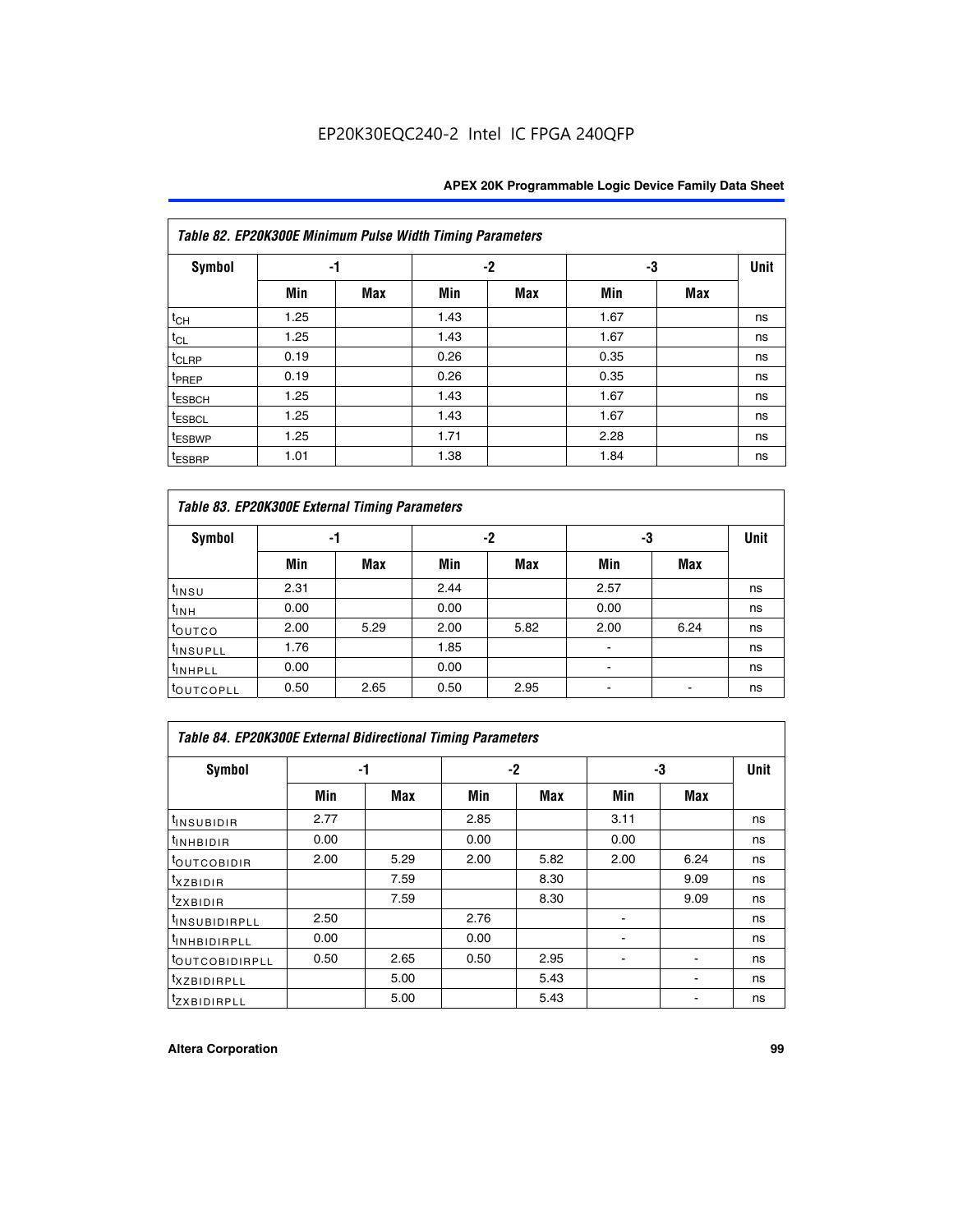EP20K30EQC240-2 Intel IC FPGA 240QFP

| Table 82. EP20K300E Minimum Pulse Width Timing Parameters | | | | | | | |
|---|---|---|---|---|---|---|---|
| Symbol | -1 | | -2 | | -3 | | Unit |
| | Min | Max | Min | Max | Min | Max | |
| $t_{CH}$ | 1.25 | | 1.43 | | 1.67 | | ns |
| $t_{CL}$ | 1.25 | | 1.43 | | 1.67 | | ns |
| $t_{CLRP}$ | 0.19 | | 0.26 | | 0.35 | | ns |
| $t_{PREP}$ | 0.19 | | 0.26 | | 0.35 | | ns |
| $t_{ESBCH}$ | 1.25 | | 1.43 | | 1.67 | | ns |
| $t_{ESBCL}$ | 1.25 | | 1.43 | | 1.67 | | ns |
| $t_{ESBWP}$ | 1.25 | | 1.71 | | 2.28 | | ns |
| $t_{ESBRP}$ | 1.01 | | 1.38 | | 1.84 | | ns |

| Table 83. EP20K300E External Timing Parameters | | | | | | | |
|---|---|---|---|---|---|---|---|
| Symbol | -1 | | -2 | | -3 | | Unit |
| | Min | Max | Min | Max | Min | Max | |
| $t_{INSU}$ | 2.31 | | 2.44 | | 2.57 | | ns |
| $t_{INH}$ | 0.00 | | 0.00 | | 0.00 | | ns |
| $t_{OUTCO}$ | 2.00 | 5.29 | 2.00 | 5.82 | 2.00 | 6.24 | ns |
| $t_{INSUPLL}$ | 1.76 | | 1.85 | | - | | ns |
| $t_{INHPLL}$ | 0.00 | | 0.00 | | - | | ns |
| $t_{OUTCOPLL}$ | 0.50 | 2.65 | 0.50 | 2.95 | - | - | ns |

| Table 84. EP20K300E External Bidirectional Timing Parameters | | | | | | | |
|---|---|---|---|---|---|---|---|
| Symbol | -1 | | -2 | | -3 | | Unit |
| | Min | Max | Min | Max | Min | Max | |
| $t_{INSUBIDIR}$ | 2.77 | | 2.85 | | 3.11 | | ns |
| $t_{INHBIDIR}$ | 0.00 | | 0.00 | | 0.00 | | ns |
| $t_{OUTCOBIDIR}$ | 2.00 | 5.29 | 2.00 | 5.82 | 2.00 | 6.24 | ns |
| $t_{XZBIDIR}$ | | 7.59 | | 8.30 | | 9.09 | ns |
| $t_{ZXBIDIR}$ | | 7.59 | | 8.30 | | 9.09 | ns |
| $t_{INSUBIDIRPLL}$ | 2.50 | | 2.76 | | - | | ns |
| $t_{INHBIDIRPLL}$ | 0.00 | | 0.00 | | - | | ns |
| $t_{OUTCOBIDIRPLL}$ | 0.50 | 2.65 | 0.50 | 2.95 | - | - | ns |
| $t_{XZBIDIRPLL}$ | | 5.00 | | 5.43 | | - | ns |
| $t_{ZXBIDIRPLL}$ | | 5.00 | | 5.43 | | - | ns |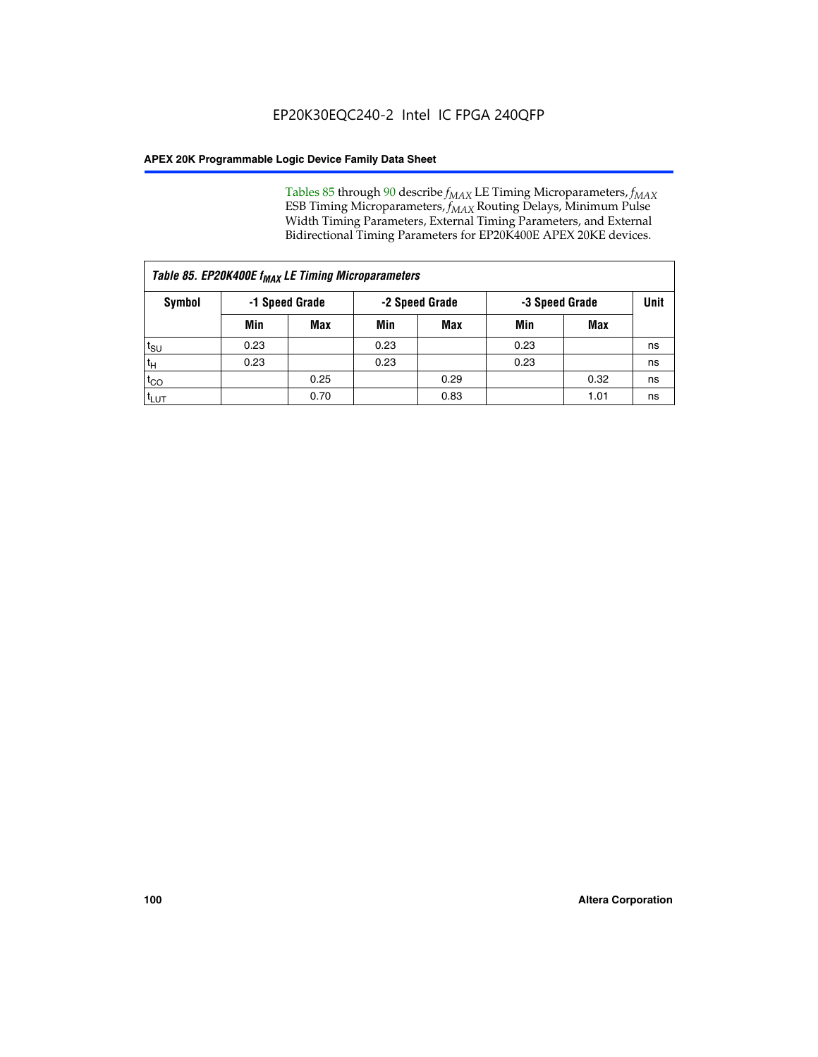Tables 85 through 90 describe $f_{MAX}$ LE Timing Microparameters, $f_{MAX}$ ESB Timing Microparameters, $f_{MAX}$ Routing Delays, Minimum Pulse Width Timing Parameters, External Timing Parameters, and External Bidirectional Timing Parameters for EP20K400E APEX 20KE devices.

| *Table 85. EP20K400E $f_{MAX}$ LE Timing Microparameters* | | | | | | | |
|---|---|---|---|---|---|---|---|
| **Symbol** | **-1 Speed Grade** | | **-2 Speed Grade** | | **-3 Speed Grade** | | **Unit** |
| | **Min** | **Max** | **Min** | **Max** | **Min** | **Max** | |
| $t_{SU}$ | 0.23 | | 0.23 | | 0.23 | | ns |
| $t_H$ | 0.23 | | 0.23 | | 0.23 | | ns |
| $t_{CO}$ | | 0.25 | | 0.29 | | 0.32 | ns |
| $t_{LUT}$ | | 0.70 | | 0.83 | | 1.01 | ns |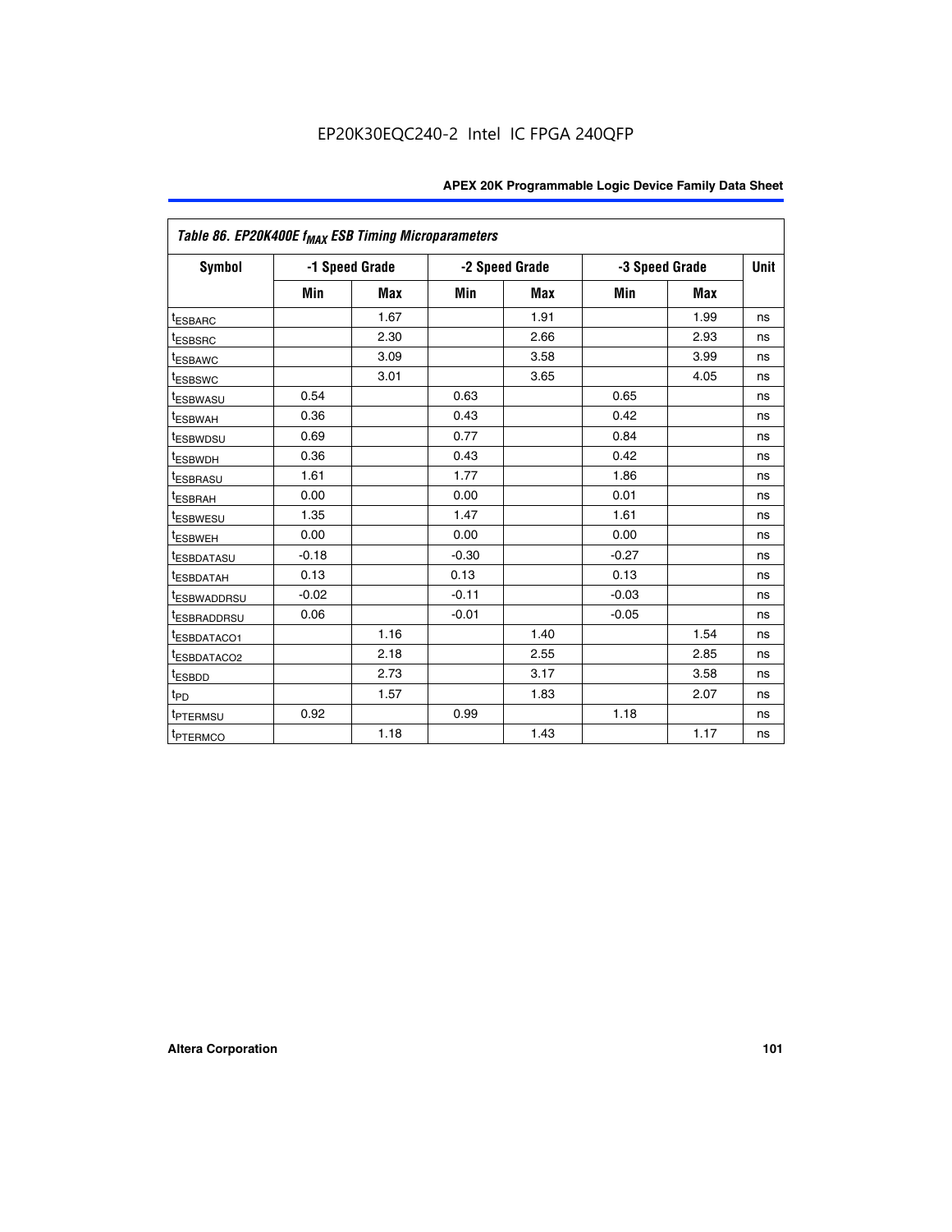Table 86. EP20K400E $f_{MAX}$ ESB Timing Microparameters

| Symbol | -1 Speed Grade | | -2 Speed Grade | | -3 Speed Grade | | Unit |
|---|---|---|---|---|---|---|---|
| | Min | Max | Min | Max | Min | Max | |
| $t_{ESBARC}$ | | 1.67 | | 1.91 | | 1.99 | ns |
| $t_{ESBSRC}$ | | 2.30 | | 2.66 | | 2.93 | ns |
| $t_{ESBAWC}$ | | 3.09 | | 3.58 | | 3.99 | ns |
| $t_{ESBSWC}$ | | 3.01 | | 3.65 | | 4.05 | ns |
| $t_{ESBWASU}$ | 0.54 | | 0.63 | | 0.65 | | ns |
| $t_{ESBWAH}$ | 0.36 | | 0.43 | | 0.42 | | ns |
| $t_{ESBWDSU}$ | 0.69 | | 0.77 | | 0.84 | | ns |
| $t_{ESBWDH}$ | 0.36 | | 0.43 | | 0.42 | | ns |
| $t_{ESBRASU}$ | 1.61 | | 1.77 | | 1.86 | | ns |
| $t_{ESBRAH}$ | 0.00 | | 0.00 | | 0.01 | | ns |
| $t_{ESBWESU}$ | 1.35 | | 1.47 | | 1.61 | | ns |
| $t_{ESBWEH}$ | 0.00 | | 0.00 | | 0.00 | | ns |
| $t_{ESBDATASU}$ | -0.18 | | -0.30 | | -0.27 | | ns |
| $t_{ESBDATAH}$ | 0.13 | | 0.13 | | 0.13 | | ns |
| $t_{ESBWADDRSU}$ | -0.02 | | -0.11 | | -0.03 | | ns |
| $t_{ESBRADDRSU}$ | 0.06 | | -0.01 | | -0.05 | | ns |
| $t_{ESBDATACO1}$ | | 1.16 | | 1.40 | | 1.54 | ns |
| $t_{ESBDATACO2}$ | | 2.18 | | 2.55 | | 2.85 | ns |
| $t_{ESBDD}$ | | 2.73 | | 3.17 | | 3.58 | ns |
| $t_{PD}$ | | 1.57 | | 1.83 | | 2.07 | ns |
| $t_{PTERMSU}$ | 0.92 | | 0.99 | | 1.18 | | ns |
| $t_{PTERMCO}$ | | 1.18 | | 1.43 | | 1.17 | ns |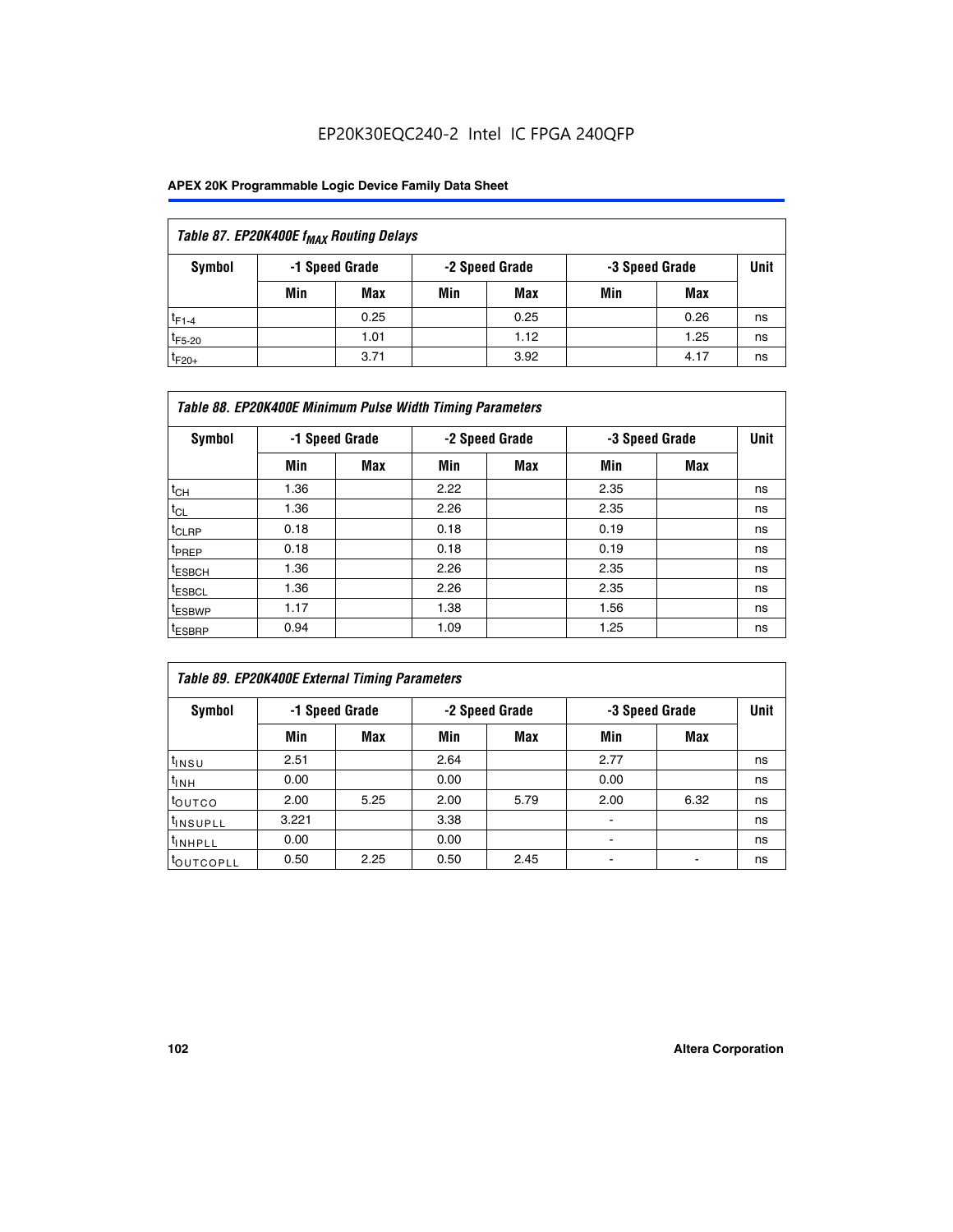EP20K30EQC240-2 Intel IC FPGA 240QFP

| Table 87. EP20K400E $f_{MAX}$ Routing Delays | | | | | | | |
|---|---|---|---|---|---|---|---|
| Symbol | -1 Speed Grade | | -2 Speed Grade | | -3 Speed Grade | | Unit |
| | Min | Max | Min | Max | Min | Max | |
| $t_{F1-4}$ | | 0.25 | | 0.25 | | 0.26 | ns |
| $t_{F5-20}$ | | 1.01 | | 1.12 | | 1.25 | ns |
| $t_{F20+}$ | | 3.71 | | 3.92 | | 4.17 | ns |

| Table 88. EP20K400E Minimum Pulse Width Timing Parameters | | | | | | | |
|---|---|---|---|---|---|---|---|
| Symbol | -1 Speed Grade | | -2 Speed Grade | | -3 Speed Grade | | Unit |
| | Min | Max | Min | Max | Min | Max | |
| $t_{CH}$ | 1.36 | | 2.22 | | 2.35 | | ns |
| $t_{CL}$ | 1.36 | | 2.26 | | 2.35 | | ns |
| $t_{CLRP}$ | 0.18 | | 0.18 | | 0.19 | | ns |
| $t_{PREP}$ | 0.18 | | 0.18 | | 0.19 | | ns |
| $t_{ESBCH}$ | 1.36 | | 2.26 | | 2.35 | | ns |
| $t_{ESBCL}$ | 1.36 | | 2.26 | | 2.35 | | ns |
| $t_{ESBWP}$ | 1.17 | | 1.38 | | 1.56 | | ns |
| $t_{ESBRP}$ | 0.94 | | 1.09 | | 1.25 | | ns |

| Table 89. EP20K400E External Timing Parameters | | | | | | | |
|---|---|---|---|---|---|---|---|
| Symbol | -1 Speed Grade | | -2 Speed Grade | | -3 Speed Grade | | Unit |
| | Min | Max | Min | Max | Min | Max | |
| $t_{INSU}$ | 2.51 | | 2.64 | | 2.77 | | ns |
| $t_{INH}$ | 0.00 | | 0.00 | | 0.00 | | ns |
| $t_{OUTCO}$ | 2.00 | 5.25 | 2.00 | 5.79 | 2.00 | 6.32 | ns |
| $t_{INSUPLL}$ | 3.221 | | 3.38 | | - | | ns |
| $t_{INHPLL}$ | 0.00 | | 0.00 | | - | | ns |
| $t_{OUTCOPLL}$ | 0.50 | 2.25 | 0.50 | 2.45 | - | - | ns |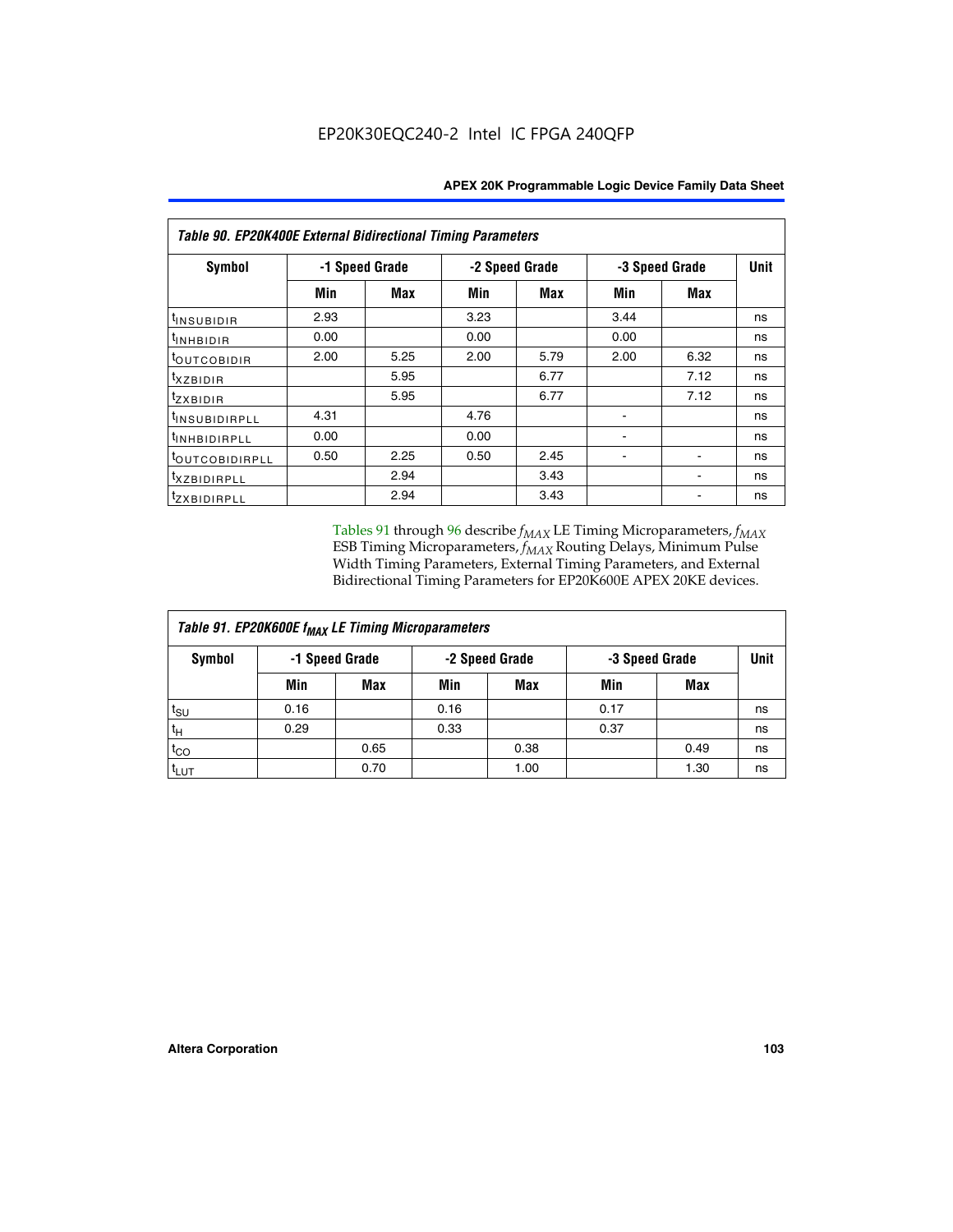EP20K30EQC240-2 Intel IC FPGA 240QFP

| Table 90. EP20K400E External Bidirectional Timing Parameters | | | | | | | |
|---|---|---|---|---|---|---|---|
| Symbol | -1 Speed Grade | | -2 Speed Grade | | -3 Speed Grade | | Unit |
| | Min | Max | Min | Max | Min | Max | |
| $t_{INSUBIDIR}$ | 2.93 | | 3.23 | | 3.44 | | ns |
| $t_{INHBIDIR}$ | 0.00 | | 0.00 | | 0.00 | | ns |
| $t_{OUTCOBIDIR}$ | 2.00 | 5.25 | 2.00 | 5.79 | 2.00 | 6.32 | ns |
| $t_{XZBIDIR}$ | | 5.95 | | 6.77 | | 7.12 | ns |
| $t_{ZXBIDIR}$ | | 5.95 | | 6.77 | | 7.12 | ns |
| $t_{INSUBIDIRPLL}$ | 4.31 | | 4.76 | | - | | ns |
| $t_{INHBIDIRPLL}$ | 0.00 | | 0.00 | | - | | ns |
| $t_{OUTCOBIDIRPLL}$ | 0.50 | 2.25 | 0.50 | 2.45 | - | - | ns |
| $t_{XZBIDIRPLL}$ | | 2.94 | | 3.43 | | - | ns |
| $t_{ZXBIDIRPLL}$ | | 2.94 | | 3.43 | | - | ns |

Tables 91 through 96 describe $f_{MAX}$ LE Timing Microparameters, $f_{MAX}$ ESB Timing Microparameters, $f_{MAX}$ Routing Delays, Minimum Pulse Width Timing Parameters, External Timing Parameters, and External Bidirectional Timing Parameters for EP20K600E APEX 20KE devices.

| Table 91. EP20K600E $f_{MAX}$ LE Timing Microparameters | | | | | | | |
|---|---|---|---|---|---|---|---|
| Symbol | -1 Speed Grade | | -2 Speed Grade | | -3 Speed Grade | | Unit |
| | Min | Max | Min | Max | Min | Max | |
| $t_{SU}$ | 0.16 | | 0.16 | | 0.17 | | ns |
| $t_{H}$ | 0.29 | | 0.33 | | 0.37 | | ns |
| $t_{CO}$ | | 0.65 | | 0.38 | | 0.49 | ns |
| $t_{LUT}$ | | 0.70 | | 1.00 | | 1.30 | ns |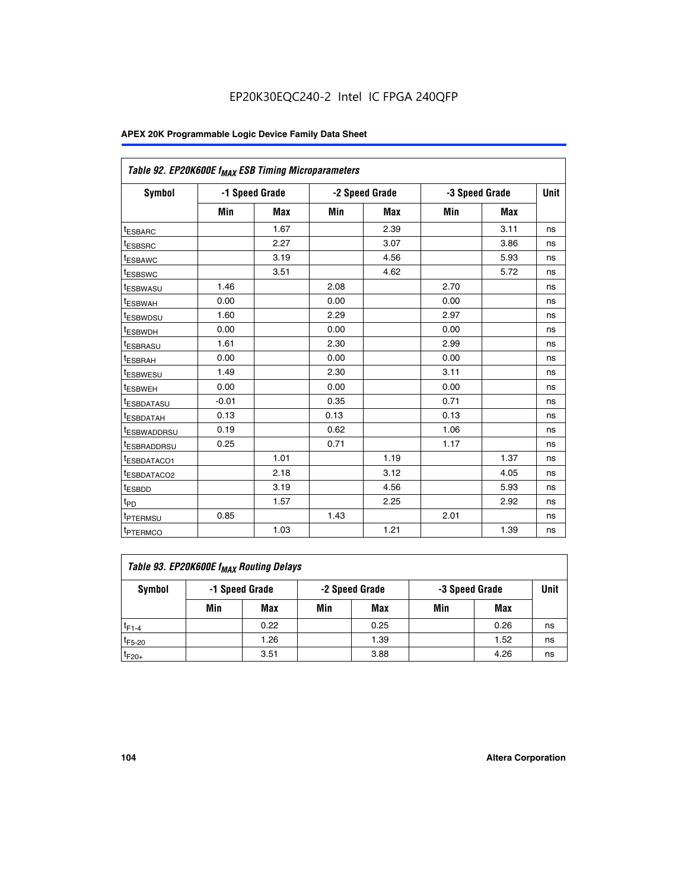EP20K30EQC240-2 Intel IC FPGA 240QFP

| Table 92. EP20K600E $f_{MAX}$ ESB Timing Microparameters | | | | | | | |
|---|---|---|---|---|---|---|---|
| Symbol | -1 Speed Grade | | -2 Speed Grade | | -3 Speed Grade | | Unit |
| | Min | Max | Min | Max | Min | Max | |
| $t_{ESBARC}$ | | 1.67 | | 2.39 | | 3.11 | ns |
| $t_{ESBSRC}$ | | 2.27 | | 3.07 | | 3.86 | ns |
| $t_{ESBAWC}$ | | 3.19 | | 4.56 | | 5.93 | ns |
| $t_{ESBSWC}$ | | 3.51 | | 4.62 | | 5.72 | ns |
| $t_{ESBWASU}$ | 1.46 | | 2.08 | | 2.70 | | ns |
| $t_{ESBWAH}$ | 0.00 | | 0.00 | | 0.00 | | ns |
| $t_{ESBWDSU}$ | 1.60 | | 2.29 | | 2.97 | | ns |
| $t_{ESBWDH}$ | 0.00 | | 0.00 | | 0.00 | | ns |
| $t_{ESBRASU}$ | 1.61 | | 2.30 | | 2.99 | | ns |
| $t_{ESBRAH}$ | 0.00 | | 0.00 | | 0.00 | | ns |
| $t_{ESBWESU}$ | 1.49 | | 2.30 | | 3.11 | | ns |
| $t_{ESBWEH}$ | 0.00 | | 0.00 | | 0.00 | | ns |
| $t_{ESBDATASU}$ | -0.01 | | 0.35 | | 0.71 | | ns |
| $t_{ESBDATAH}$ | 0.13 | | 0.13 | | 0.13 | | ns |
| $t_{ESBWADDRSU}$ | 0.19 | | 0.62 | | 1.06 | | ns |
| $t_{ESBRADDRSU}$ | 0.25 | | 0.71 | | 1.17 | | ns |
| $t_{ESBDATACO1}$ | | 1.01 | | 1.19 | | 1.37 | ns |
| $t_{ESBDATACO2}$ | | 2.18 | | 3.12 | | 4.05 | ns |
| $t_{ESBDD}$ | | 3.19 | | 4.56 | | 5.93 | ns |
| $t_{PD}$ | | 1.57 | | 2.25 | | 2.92 | ns |
| $t_{PTERMSU}$ | 0.85 | | 1.43 | | 2.01 | | ns |
| $t_{PTERMCO}$ | | 1.03 | | 1.21 | | 1.39 | ns |

| Table 93. EP20K600E $f_{MAX}$ Routing Delays | | | | | | | |
|---|---|---|---|---|---|---|---|
| Symbol | -1 Speed Grade | | -2 Speed Grade | | -3 Speed Grade | | Unit |
| | Min | Max | Min | Max | Min | Max | |
| $t_{F1-4}$ | | 0.22 | | 0.25 | | 0.26 | ns |
| $t_{F5-20}$ | | 1.26 | | 1.39 | | 1.52 | ns |
| $t_{F20+}$ | | 3.51 | | 3.88 | | 4.26 | ns |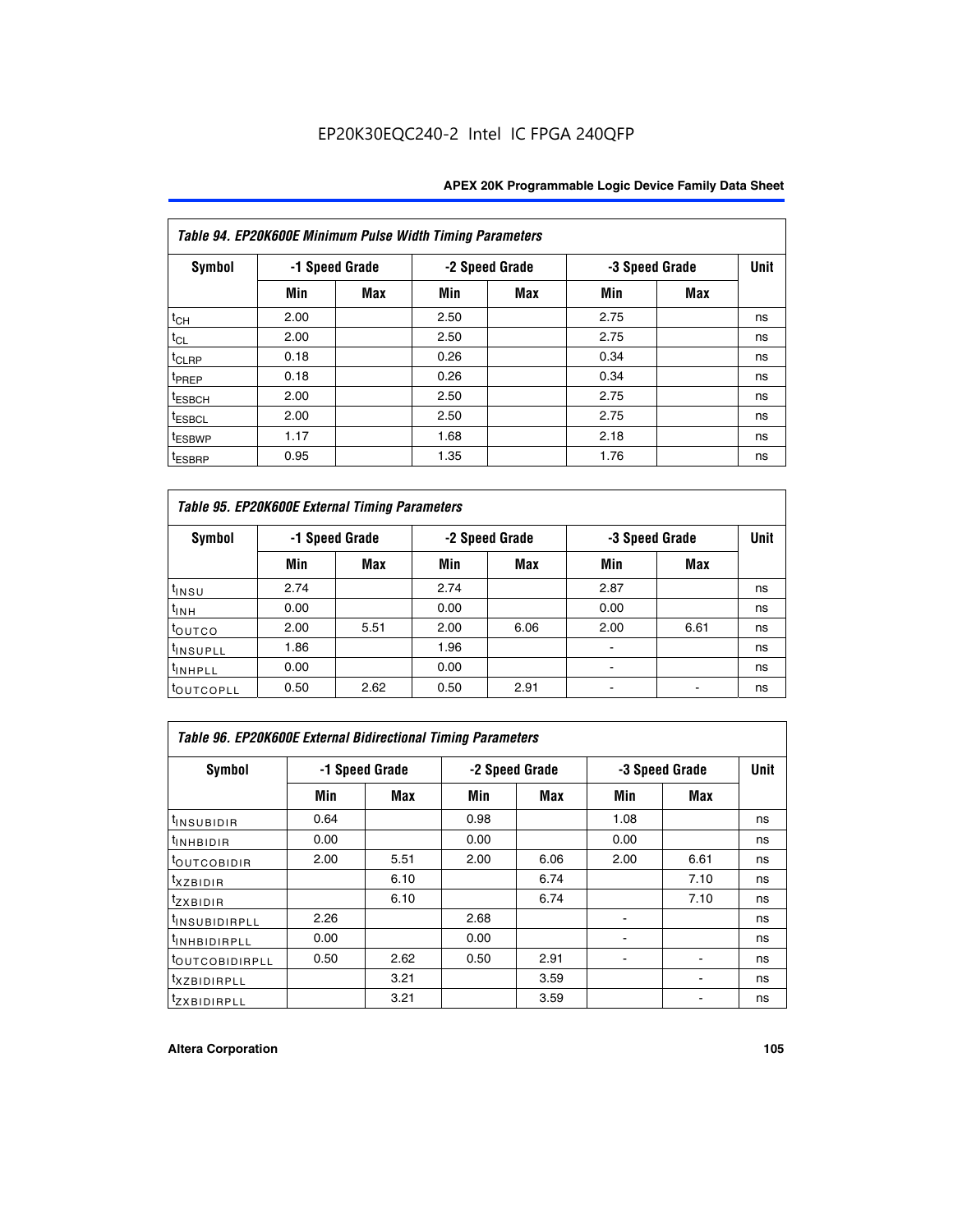| Table 94. EP20K600E Minimum Pulse Width Timing Parameters | | | | | | | |
|---|---|---|---|---|---|---|---|
| Symbol | -1 Speed Grade | | -2 Speed Grade | | -3 Speed Grade | | Unit |
| | Min | Max | Min | Max | Min | Max | |
| $t_{CH}$ | 2.00 | | 2.50 | | 2.75 | | ns |
| $t_{CL}$ | 2.00 | | 2.50 | | 2.75 | | ns |
| $t_{CLRP}$ | 0.18 | | 0.26 | | 0.34 | | ns |
| $t_{PREP}$ | 0.18 | | 0.26 | | 0.34 | | ns |
| $t_{ESBCH}$ | 2.00 | | 2.50 | | 2.75 | | ns |
| $t_{ESBCL}$ | 2.00 | | 2.50 | | 2.75 | | ns |
| $t_{ESBWP}$ | 1.17 | | 1.68 | | 2.18 | | ns |
| $t_{ESBRP}$ | 0.95 | | 1.35 | | 1.76 | | ns |

| Table 95. EP20K600E External Timing Parameters | | | | | | | |
|---|---|---|---|---|---|---|---|
| Symbol | -1 Speed Grade | | -2 Speed Grade | | -3 Speed Grade | | Unit |
| | Min | Max | Min | Max | Min | Max | |
| $t_{INSU}$ | 2.74 | | 2.74 | | 2.87 | | ns |
| $t_{INH}$ | 0.00 | | 0.00 | | 0.00 | | ns |
| $t_{OUTCO}$ | 2.00 | 5.51 | 2.00 | 6.06 | 2.00 | 6.61 | ns |
| $t_{INSUPLL}$ | 1.86 | | 1.96 | | - | | ns |
| $t_{INHPLL}$ | 0.00 | | 0.00 | | - | | ns |
| $t_{OUTCOPLL}$ | 0.50 | 2.62 | 0.50 | 2.91 | - | - | ns |

| Table 96. EP20K600E External Bidirectional Timing Parameters | | | | | | | |
|---|---|---|---|---|---|---|---|
| Symbol | -1 Speed Grade | | -2 Speed Grade | | -3 Speed Grade | | Unit |
| | Min | Max | Min | Max | Min | Max | |
| $t_{INSUBIDIR}$ | 0.64 | | 0.98 | | 1.08 | | ns |
| $t_{INHBIDIR}$ | 0.00 | | 0.00 | | 0.00 | | ns |
| $t_{OUTCOBIDIR}$ | 2.00 | 5.51 | 2.00 | 6.06 | 2.00 | 6.61 | ns |
| $t_{XZBIDIR}$ | | 6.10 | | 6.74 | | 7.10 | ns |
| $t_{ZXBIDIR}$ | | 6.10 | | 6.74 | | 7.10 | ns |
| $t_{INSUBIDIRPLL}$ | 2.26 | | 2.68 | | - | | ns |
| $t_{INHBIDIRPLL}$ | 0.00 | | 0.00 | | - | | ns |
| $t_{OUTCOBIDIRPLL}$ | 0.50 | 2.62 | 0.50 | 2.91 | - | - | ns |
| $t_{XZBIDIRPLL}$ | | 3.21 | | 3.59 | | - | ns |
| $t_{ZXBIDIRPLL}$ | | 3.21 | | 3.59 | | - | ns |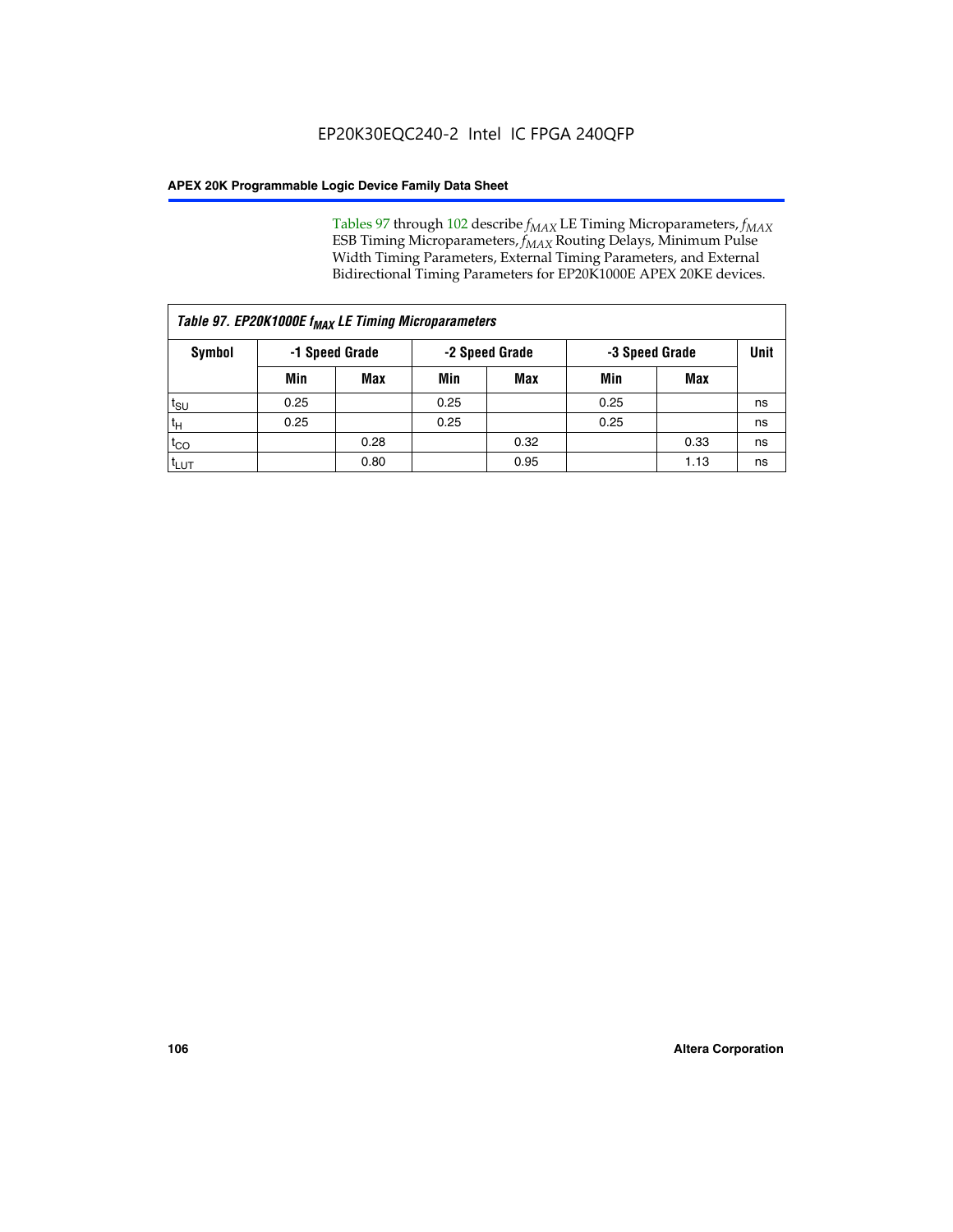Tables 97 through 102 describe $f_{MAX}$ LE Timing Microparameters, $f_{MAX}$ ESB Timing Microparameters, $f_{MAX}$ Routing Delays, Minimum Pulse Width Timing Parameters, External Timing Parameters, and External Bidirectional Timing Parameters for EP20K1000E APEX 20KE devices.

| *Table 97. EP20K1000E $f_{MAX}$ LE Timing Microparameters* | | | | | | | |
|---|---|---|---|---|---|---|---|
| **Symbol** | **-1 Speed Grade** | | **-2 Speed Grade** | | **-3 Speed Grade** | | **Unit** |
| | **Min** | **Max** | **Min** | **Max** | **Min** | **Max** | |
| $t_{SU}$ | 0.25 | | 0.25 | | 0.25 | | ns |
| $t_{H}$ | 0.25 | | 0.25 | | 0.25 | | ns |
| $t_{CO}$ | | 0.28 | | 0.32 | | 0.33 | ns |
| $t_{LUT}$ | | 0.80 | | 0.95 | | 1.13 | ns |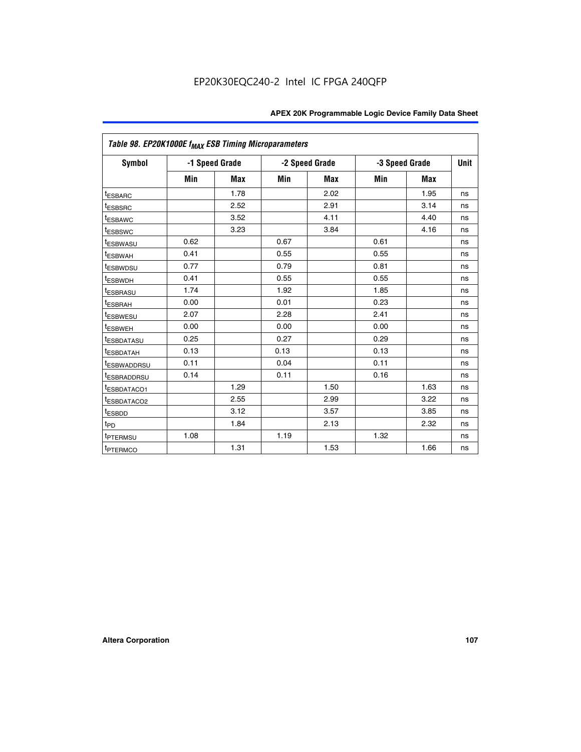*Table 98. EP20K1000E $f_{MAX}$ ESB Timing Microparameters*

| Symbol | -1 Speed Grade | | -2 Speed Grade | | -3 Speed Grade | | Unit |
|---|---|---|---|---|---|---|---|
| | Min | Max | Min | Max | Min | Max | |
| $t_{ESBARC}$ | | 1.78 | | 2.02 | | 1.95 | ns |
| $t_{ESBSRC}$ | | 2.52 | | 2.91 | | 3.14 | ns |
| $t_{ESBAWC}$ | | 3.52 | | 4.11 | | 4.40 | ns |
| $t_{ESBSWC}$ | | 3.23 | | 3.84 | | 4.16 | ns |
| $t_{ESBWASU}$ | 0.62 | | 0.67 | | 0.61 | | ns |
| $t_{ESBWAH}$ | 0.41 | | 0.55 | | 0.55 | | ns |
| $t_{ESBWDSU}$ | 0.77 | | 0.79 | | 0.81 | | ns |
| $t_{ESBWDH}$ | 0.41 | | 0.55 | | 0.55 | | ns |
| $t_{ESBRASU}$ | 1.74 | | 1.92 | | 1.85 | | ns |
| $t_{ESBRAH}$ | 0.00 | | 0.01 | | 0.23 | | ns |
| $t_{ESBWESU}$ | 2.07 | | 2.28 | | 2.41 | | ns |
| $t_{ESBWEH}$ | 0.00 | | 0.00 | | 0.00 | | ns |
| $t_{ESBDATASU}$ | 0.25 | | 0.27 | | 0.29 | | ns |
| $t_{ESBDATAH}$ | 0.13 | | 0.13 | | 0.13 | | ns |
| $t_{ESBWADDRSU}$ | 0.11 | | 0.04 | | 0.11 | | ns |
| $t_{ESBRADDRSU}$ | 0.14 | | 0.11 | | 0.16 | | ns |
| $t_{ESBDATACO1}$ | | 1.29 | | 1.50 | | 1.63 | ns |
| $t_{ESBDATACO2}$ | | 2.55 | | 2.99 | | 3.22 | ns |
| $t_{ESBDD}$ | | 3.12 | | 3.57 | | 3.85 | ns |
| $t_{PD}$ | | 1.84 | | 2.13 | | 2.32 | ns |
| $t_{PTERMSU}$ | 1.08 | | 1.19 | | 1.32 | | ns |
| $t_{PTERMCO}$ | | 1.31 | | 1.53 | | 1.66 | ns |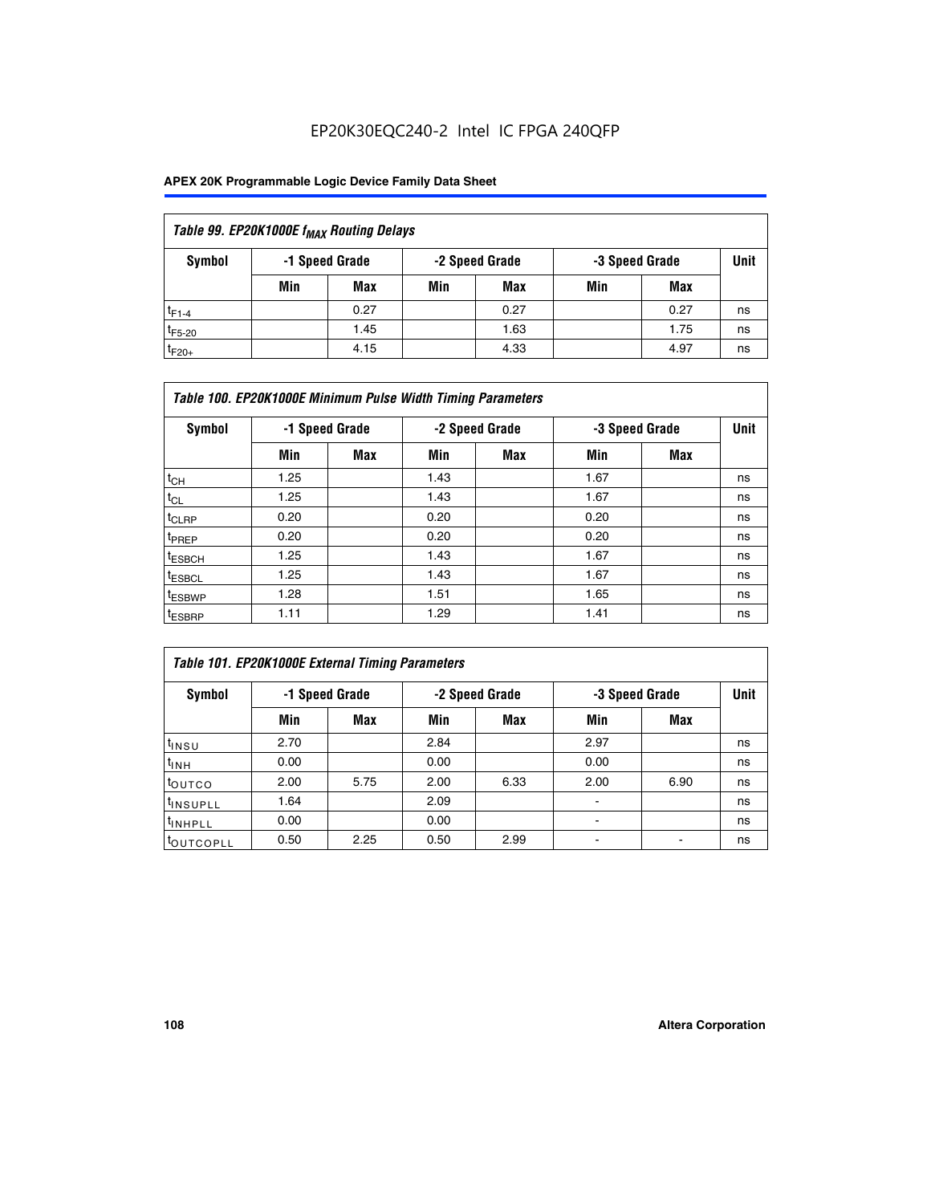EP20K30EQC240-2 Intel IC FPGA 240QFP

| Table 99. EP20K1000E $f_{MAX}$ Routing Delays | | | | | | | |
|---|---|---|---|---|---|---|---|
| Symbol | -1 Speed Grade | | -2 Speed Grade | | -3 Speed Grade | | Unit |
| | Min | Max | Min | Max | Min | Max | |
| $t_{F1-4}$ | | 0.27 | | 0.27 | | 0.27 | ns |
| $t_{F5-20}$ | | 1.45 | | 1.63 | | 1.75 | ns |
| $t_{F20+}$ | | 4.15 | | 4.33 | | 4.97 | ns |

| Table 100. EP20K1000E Minimum Pulse Width Timing Parameters | | | | | | | |
|---|---|---|---|---|---|---|---|
| Symbol | -1 Speed Grade | | -2 Speed Grade | | -3 Speed Grade | | Unit |
| | Min | Max | Min | Max | Min | Max | |
| $t_{CH}$ | 1.25 | | 1.43 | | 1.67 | | ns |
| $t_{CL}$ | 1.25 | | 1.43 | | 1.67 | | ns |
| $t_{CLRP}$ | 0.20 | | 0.20 | | 0.20 | | ns |
| $t_{PREP}$ | 0.20 | | 0.20 | | 0.20 | | ns |
| $t_{ESBCH}$ | 1.25 | | 1.43 | | 1.67 | | ns |
| $t_{ESBCL}$ | 1.25 | | 1.43 | | 1.67 | | ns |
| $t_{ESBWP}$ | 1.28 | | 1.51 | | 1.65 | | ns |
| $t_{ESBRP}$ | 1.11 | | 1.29 | | 1.41 | | ns |

| Table 101. EP20K1000E External Timing Parameters | | | | | | | |
|---|---|---|---|---|---|---|---|
| Symbol | -1 Speed Grade | | -2 Speed Grade | | -3 Speed Grade | | Unit |
| | Min | Max | Min | Max | Min | Max | |
| $t_{INSU}$ | 2.70 | | 2.84 | | 2.97 | | ns |
| $t_{INH}$ | 0.00 | | 0.00 | | 0.00 | | ns |
| $t_{OUTCO}$ | 2.00 | 5.75 | 2.00 | 6.33 | 2.00 | 6.90 | ns |
| $t_{INSUPLL}$ | 1.64 | | 2.09 | | - | | ns |
| $t_{INHPLL}$ | 0.00 | | 0.00 | | - | | ns |
| $t_{OUTCOPLL}$ | 0.50 | 2.25 | 0.50 | 2.99 | - | - | ns |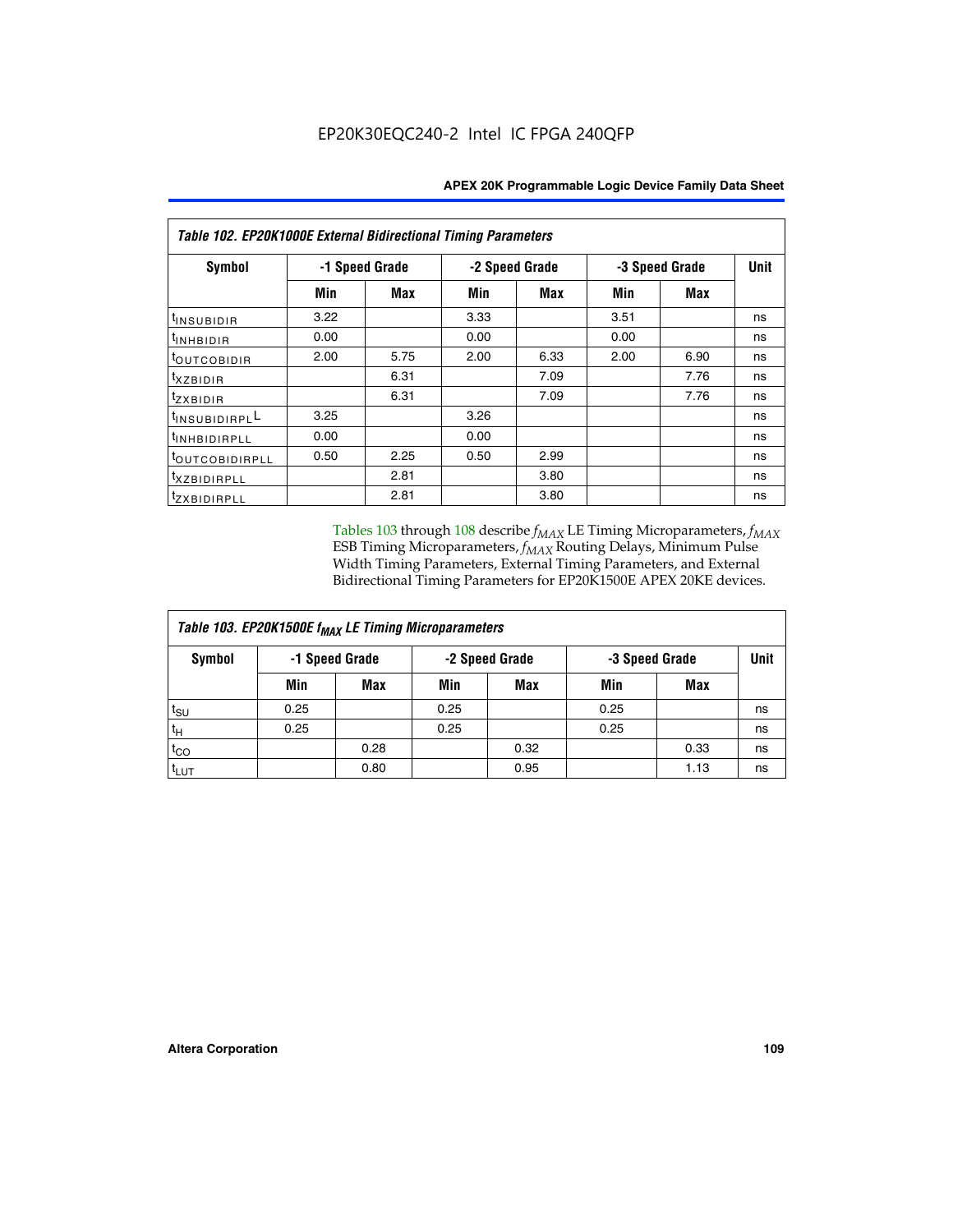EP20K30EQC240-2 Intel IC FPGA 240QFP

| Table 102. EP20K1000E External Bidirectional Timing Parameters | | | | | | | |
|---|---|---|---|---|---|---|---|
| Symbol | -1 Speed Grade | | -2 Speed Grade | | -3 Speed Grade | | Unit |
| | Min | Max | Min | Max | Min | Max | |
| $t_{INSUBIDIR}$ | 3.22 | | 3.33 | | 3.51 | | ns |
| $t_{INHBIDIR}$ | 0.00 | | 0.00 | | 0.00 | | ns |
| $t_{OUTCOBIDIR}$ | 2.00 | 5.75 | 2.00 | 6.33 | 2.00 | 6.90 | ns |
| $t_{XZBIDIR}$ | | 6.31 | | 7.09 | | 7.76 | ns |
| $t_{ZXBIDIR}$ | | 6.31 | | 7.09 | | 7.76 | ns |
| $t_{INSUBIDIRPLL}$ | 3.25 | | 3.26 | | | | ns |
| $t_{INHBIDIRPLL}$ | 0.00 | | 0.00 | | | | ns |
| $t_{OUTCOBIDIRPLL}$ | 0.50 | 2.25 | 0.50 | 2.99 | | | ns |
| $t_{XZBIDIRPLL}$ | | 2.81 | | 3.80 | | | ns |
| $t_{ZXBIDIRPLL}$ | | 2.81 | | 3.80 | | | ns |

Tables 103 through 108 describe $f_{MAX}$ LE Timing Microparameters, $f_{MAX}$ ESB Timing Microparameters, $f_{MAX}$ Routing Delays, Minimum Pulse Width Timing Parameters, External Timing Parameters, and External Bidirectional Timing Parameters for EP20K1500E APEX 20KE devices.

| Table 103. EP20K1500E $f_{MAX}$ LE Timing Microparameters | | | | | | | |
|---|---|---|---|---|---|---|---|
| Symbol | -1 Speed Grade | | -2 Speed Grade | | -3 Speed Grade | | Unit |
| | Min | Max | Min | Max | Min | Max | |
| $t_{SU}$ | 0.25 | | 0.25 | | 0.25 | | ns |
| $t_{H}$ | 0.25 | | 0.25 | | 0.25 | | ns |
| $t_{CO}$ | | 0.28 | | 0.32 | | 0.33 | ns |
| $t_{LUT}$ | | 0.80 | | 0.95 | | 1.13 | ns |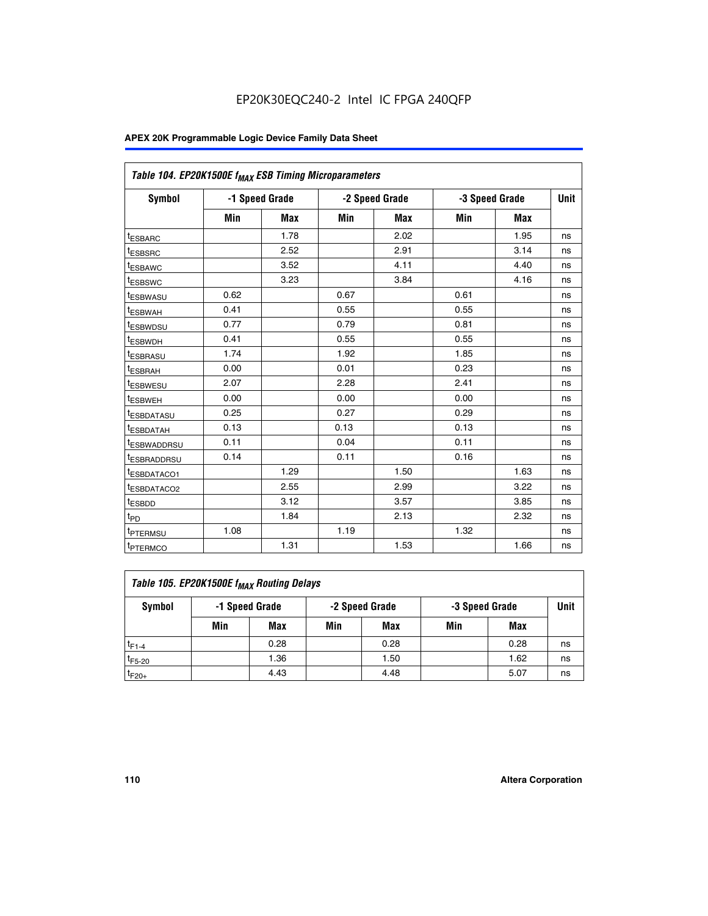EP20K30EQC240-2 Intel IC FPGA 240QFP

| Table 104. EP20K1500E $f_{MAX}$ ESB Timing Microparameters | | | | | | | |
|---|---|---|---|---|---|---|---|
| Symbol | -1 Speed Grade | | -2 Speed Grade | | -3 Speed Grade | | Unit |
| | Min | Max | Min | Max | Min | Max | |
| $t_{ESBARC}$ | | 1.78 | | 2.02 | | 1.95 | ns |
| $t_{ESBSRC}$ | | 2.52 | | 2.91 | | 3.14 | ns |
| $t_{ESBAWC}$ | | 3.52 | | 4.11 | | 4.40 | ns |
| $t_{ESBSWC}$ | | 3.23 | | 3.84 | | 4.16 | ns |
| $t_{ESBWASU}$ | 0.62 | | 0.67 | | 0.61 | | ns |
| $t_{ESBWAH}$ | 0.41 | | 0.55 | | 0.55 | | ns |
| $t_{ESBWDSU}$ | 0.77 | | 0.79 | | 0.81 | | ns |
| $t_{ESBWDH}$ | 0.41 | | 0.55 | | 0.55 | | ns |
| $t_{ESBRASU}$ | 1.74 | | 1.92 | | 1.85 | | ns |
| $t_{ESBRAH}$ | 0.00 | | 0.01 | | 0.23 | | ns |
| $t_{ESBWESU}$ | 2.07 | | 2.28 | | 2.41 | | ns |
| $t_{ESBWEH}$ | 0.00 | | 0.00 | | 0.00 | | ns |
| $t_{ESBDATASU}$ | 0.25 | | 0.27 | | 0.29 | | ns |
| $t_{ESBDATAH}$ | 0.13 | | 0.13 | | 0.13 | | ns |
| $t_{ESBWADDRSU}$ | 0.11 | | 0.04 | | 0.11 | | ns |
| $t_{ESBRADDRSU}$ | 0.14 | | 0.11 | | 0.16 | | ns |
| $t_{ESBDATACO1}$ | | 1.29 | | 1.50 | | 1.63 | ns |
| $t_{ESBDATACO2}$ | | 2.55 | | 2.99 | | 3.22 | ns |
| $t_{ESBDD}$ | | 3.12 | | 3.57 | | 3.85 | ns |
| $t_{PD}$ | | 1.84 | | 2.13 | | 2.32 | ns |
| $t_{PTERMSU}$ | 1.08 | | 1.19 | | 1.32 | | ns |
| $t_{PTERMCO}$ | | 1.31 | | 1.53 | | 1.66 | ns |

| Table 105. EP20K1500E $f_{MAX}$ Routing Delays | | | | | | | |
|---|---|---|---|---|---|---|---|
| Symbol | -1 Speed Grade | | -2 Speed Grade | | -3 Speed Grade | | Unit |
| | Min | Max | Min | Max | Min | Max | |
| $t_{F1-4}$ | | 0.28 | | 0.28 | | 0.28 | ns |
| $t_{F5-20}$ | | 1.36 | | 1.50 | | 1.62 | ns |
| $t_{F20+}$ | | 4.43 | | 4.48 | | 5.07 | ns |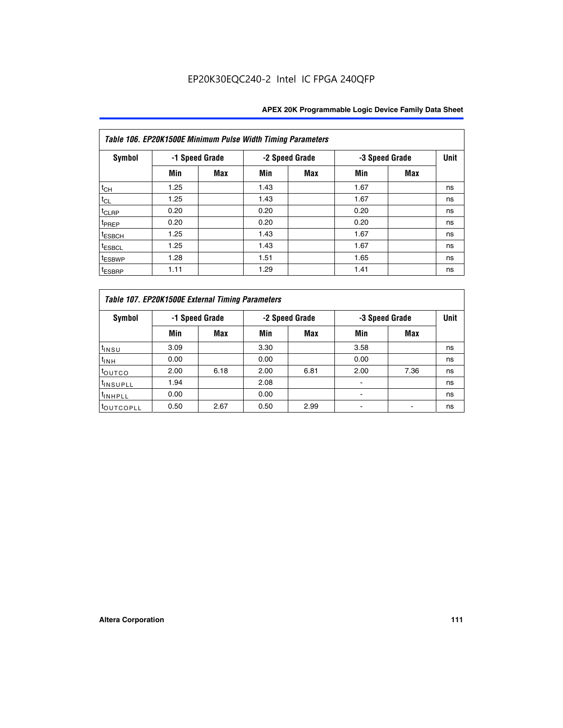**Table 106. EP20K1500E Minimum Pulse Width Timing Parameters**

| Symbol | -1 Speed Grade | | -2 Speed Grade | | -3 Speed Grade | | Unit |
|---|---|---|---|---|---|---|---|
| | Min | Max | Min | Max | Min | Max | |
| $t_{CH}$ | 1.25 | | 1.43 | | 1.67 | | ns |
| $t_{CL}$ | 1.25 | | 1.43 | | 1.67 | | ns |
| $t_{CLRP}$ | 0.20 | | 0.20 | | 0.20 | | ns |
| $t_{PREP}$ | 0.20 | | 0.20 | | 0.20 | | ns |
| $t_{ESBCH}$ | 1.25 | | 1.43 | | 1.67 | | ns |
| $t_{ESBCL}$ | 1.25 | | 1.43 | | 1.67 | | ns |
| $t_{ESBWP}$ | 1.28 | | 1.51 | | 1.65 | | ns |
| $t_{ESBRP}$ | 1.11 | | 1.29 | | 1.41 | | ns |

**Table 107. EP20K1500E External Timing Parameters**

| Symbol | -1 Speed Grade | | -2 Speed Grade | | -3 Speed Grade | | Unit |
|---|---|---|---|---|---|---|---|
| | Min | Max | Min | Max | Min | Max | |
| $t_{INSU}$ | 3.09 | | 3.30 | | 3.58 | | ns |
| $t_{INH}$ | 0.00 | | 0.00 | | 0.00 | | ns |
| $t_{OUTCO}$ | 2.00 | 6.18 | 2.00 | 6.81 | 2.00 | 7.36 | ns |
| $t_{INSUPLL}$ | 1.94 | | 2.08 | | - | | ns |
| $t_{INHPLL}$ | 0.00 | | 0.00 | | - | | ns |
| $t_{OUTCOPLL}$ | 0.50 | 2.67 | 0.50 | 2.99 | - | - | ns |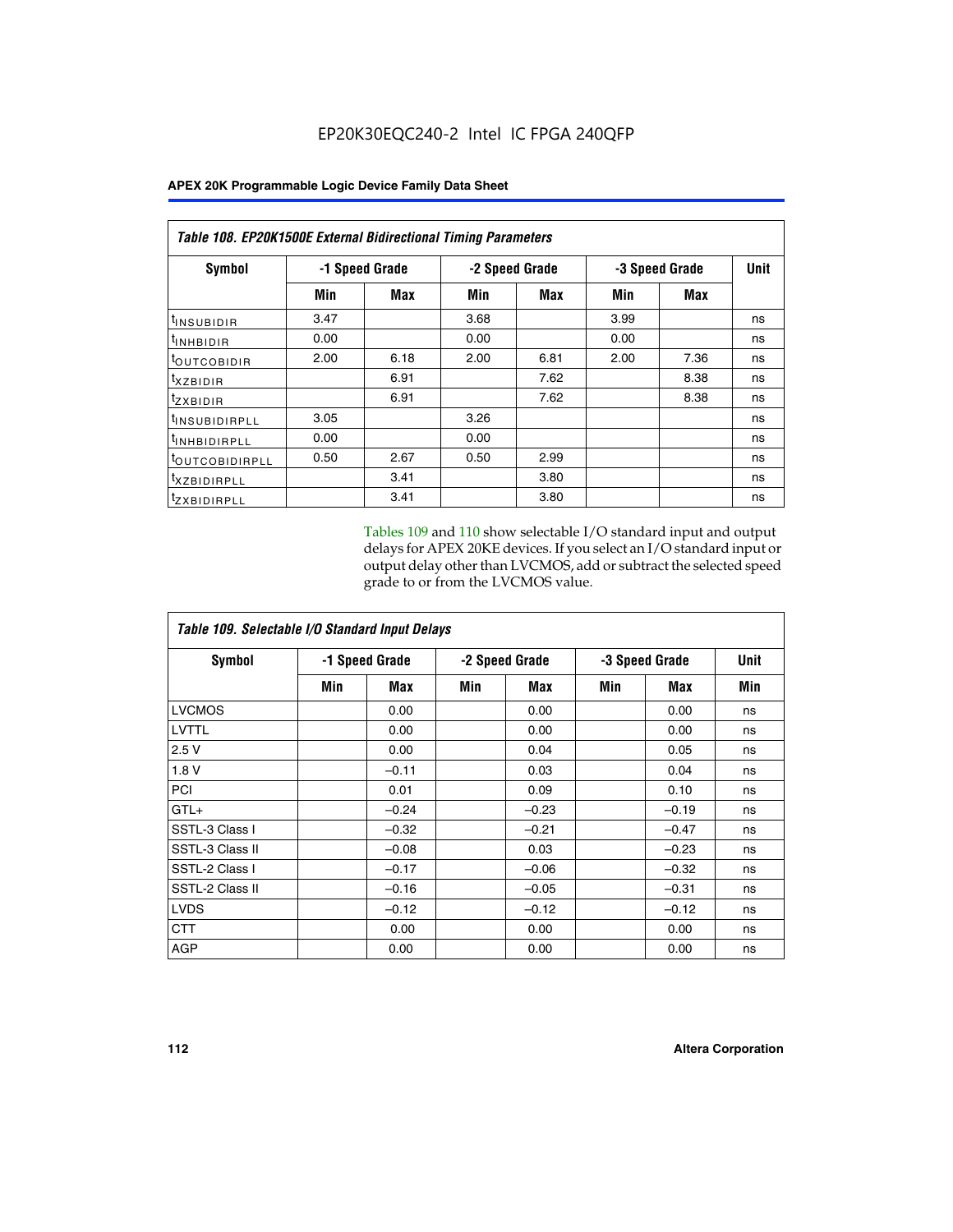| Table 108. EP20K1500E External Bidirectional Timing Parameters | | | | | | | |
|---|---|---|---|---|---|---|---|
| Symbol | -1 Speed Grade | | -2 Speed Grade | | -3 Speed Grade | | Unit |
| | Min | Max | Min | Max | Min | Max | |
| $t_{INSUBIDIR}$ | 3.47 | | 3.68 | | 3.99 | | ns |
| $t_{INHBIDIR}$ | 0.00 | | 0.00 | | 0.00 | | ns |
| $t_{OUTCOBIDIR}$ | 2.00 | 6.18 | 2.00 | 6.81 | 2.00 | 7.36 | ns |
| $t_{XZBIDIR}$ | | 6.91 | | 7.62 | | 8.38 | ns |
| $t_{ZXBIDIR}$ | | 6.91 | | 7.62 | | 8.38 | ns |
| $t_{INSUBIDIRPLL}$ | 3.05 | | 3.26 | | | | ns |
| $t_{INHBIDIRPLL}$ | 0.00 | | 0.00 | | | | ns |
| $t_{OUTCOBIDIRPLL}$ | 0.50 | 2.67 | 0.50 | 2.99 | | | ns |
| $t_{XZBIDIRPLL}$ | | 3.41 | | 3.80 | | | ns |
| $t_{ZXBIDIRPLL}$ | | 3.41 | | 3.80 | | | ns |

Tables 109 and 110 show selectable I/O standard input and output delays for APEX 20KE devices. If you select an I/O standard input or output delay other than LVCMOS, add or subtract the selected speed grade to or from the LVCMOS value.

| Table 109. Selectable I/O Standard Input Delays | | | | | | | |
|---|---|---|---|---|---|---|---|
| Symbol | -1 Speed Grade | | -2 Speed Grade | | -3 Speed Grade | | Unit |
| | Min | Max | Min | Max | Min | Max | Min |
| LVCMOS | | 0.00 | | 0.00 | | 0.00 | ns |
| LVTTL | | 0.00 | | 0.00 | | 0.00 | ns |
| 2.5 V | | 0.00 | | 0.04 | | 0.05 | ns |
| 1.8 V | | –0.11 | | 0.03 | | 0.04 | ns |
| PCI | | 0.01 | | 0.09 | | 0.10 | ns |
| GTL+ | | –0.24 | | –0.23 | | –0.19 | ns |
| SSTL-3 Class I | | –0.32 | | –0.21 | | –0.47 | ns |
| SSTL-3 Class II | | –0.08 | | 0.03 | | –0.23 | ns |
| SSTL-2 Class I | | –0.17 | | –0.06 | | –0.32 | ns |
| SSTL-2 Class II | | –0.16 | | –0.05 | | –0.31 | ns |
| LVDS | | –0.12 | | –0.12 | | –0.12 | ns |
| CTT | | 0.00 | | 0.00 | | 0.00 | ns |
| AGP | | 0.00 | | 0.00 | | 0.00 | ns |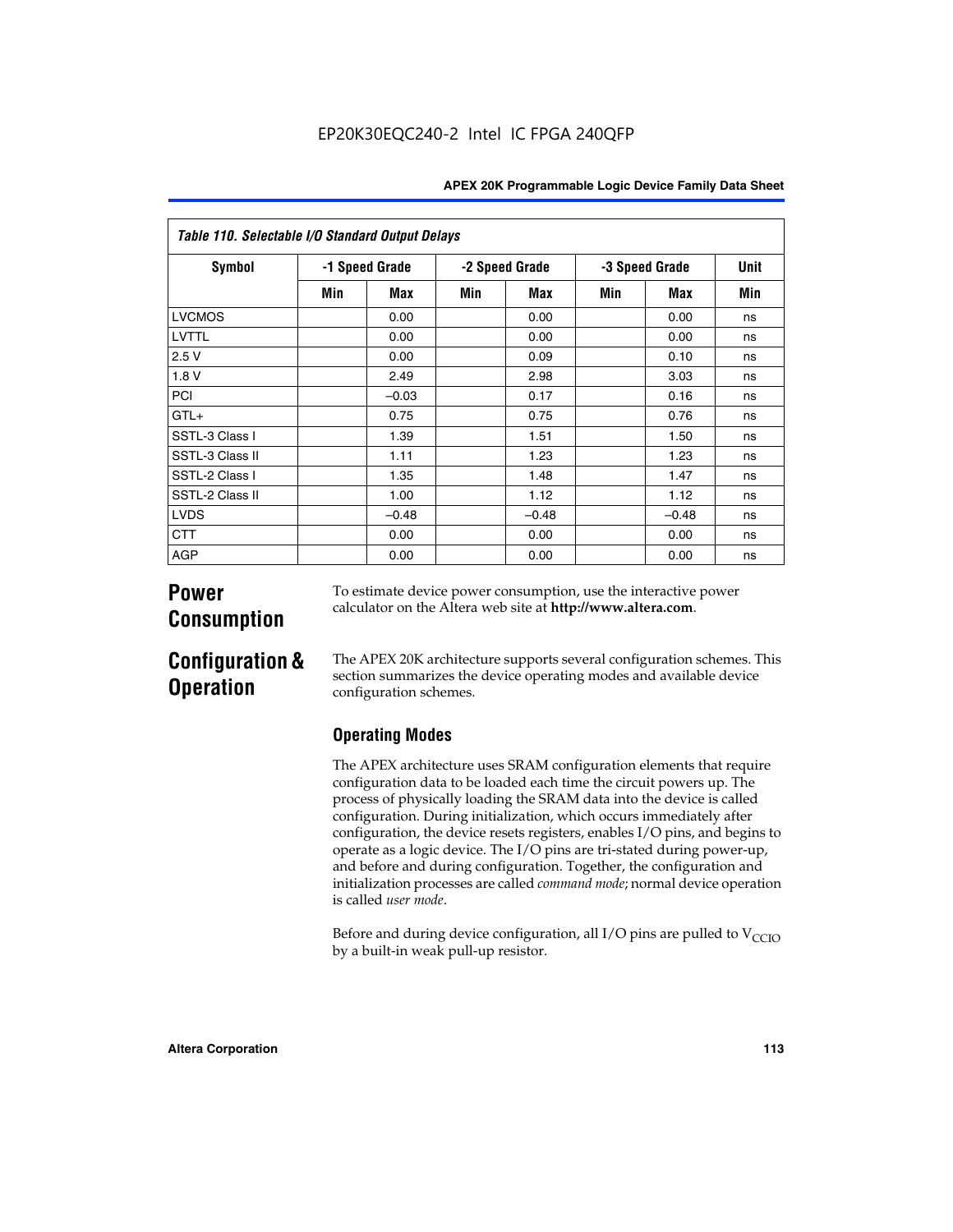| Table 110. Selectable I/O Standard Output Delays | | | | | | | |
|---|---|---|---|---|---|---|---|
| Symbol | -1 Speed Grade | | -2 Speed Grade | | -3 Speed Grade | | Unit |
| | Min | Max | Min | Max | Min | Max | Min |
| LVCMOS | | 0.00 | | 0.00 | | 0.00 | ns |
| LVTTL | | 0.00 | | 0.00 | | 0.00 | ns |
| 2.5 V | | 0.00 | | 0.09 | | 0.10 | ns |
| 1.8 V | | 2.49 | | 2.98 | | 3.03 | ns |
| PCI | | –0.03 | | 0.17 | | 0.16 | ns |
| GTL+ | | 0.75 | | 0.75 | | 0.76 | ns |
| SSTL-3 Class I | | 1.39 | | 1.51 | | 1.50 | ns |
| SSTL-3 Class II | | 1.11 | | 1.23 | | 1.23 | ns |
| SSTL-2 Class I | | 1.35 | | 1.48 | | 1.47 | ns |
| SSTL-2 Class II | | 1.00 | | 1.12 | | 1.12 | ns |
| LVDS | | –0.48 | | –0.48 | | –0.48 | ns |
| CTT | | 0.00 | | 0.00 | | 0.00 | ns |
| AGP | | 0.00 | | 0.00 | | 0.00 | ns |

# Power Consumption

To estimate device power consumption, use the interactive power calculator on the Altera web site at **http://www.altera.com**.

# Configuration & Operation

The APEX 20K architecture supports several configuration schemes. This section summarizes the device operating modes and available device configuration schemes.

## Operating Modes

The APEX architecture uses SRAM configuration elements that require configuration data to be loaded each time the circuit powers up. The process of physically loading the SRAM data into the device is called configuration. During initialization, which occurs immediately after configuration, the device resets registers, enables I/O pins, and begins to operate as a logic device. The I/O pins are tri-stated during power-up, and before and during configuration. Together, the configuration and initialization processes are called *command mode*; normal device operation is called *user mode*.

Before and during device configuration, all I/O pins are pulled to $V_{CCIO}$ by a built-in weak pull-up resistor.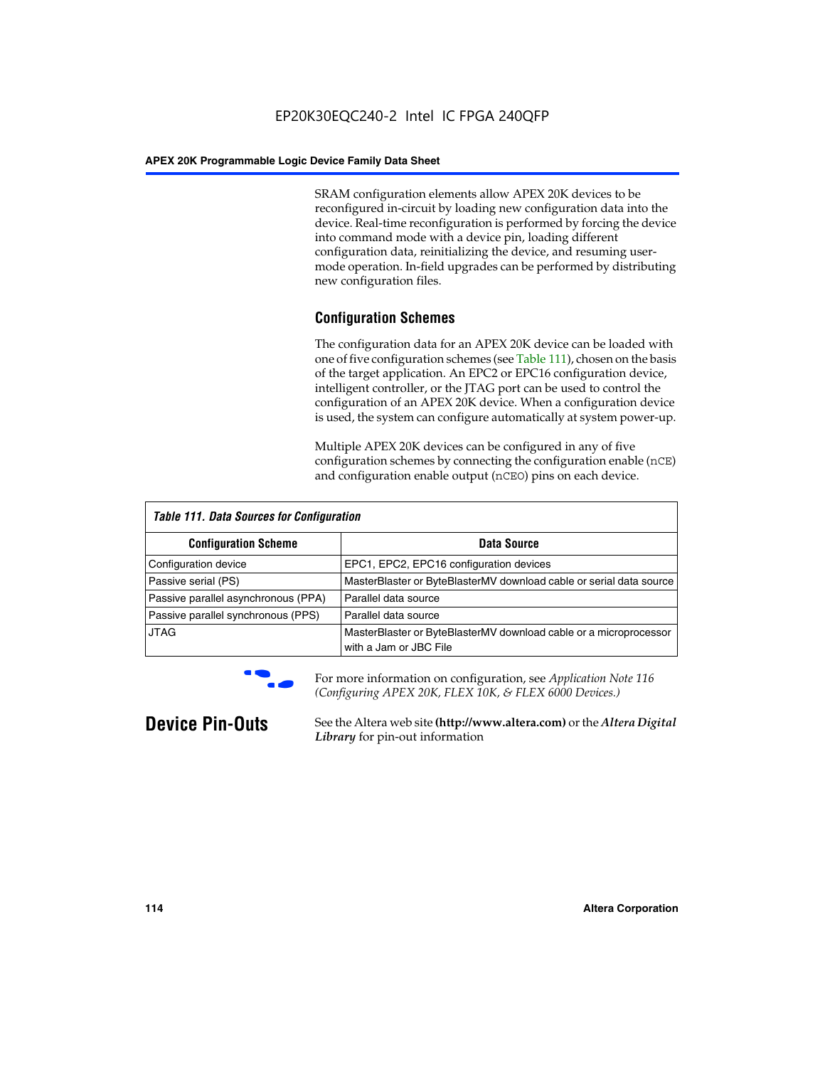SRAM configuration elements allow APEX 20K devices to be reconfigured in-circuit by loading new configuration data into the device. Real-time reconfiguration is performed by forcing the device into command mode with a device pin, loading different configuration data, reinitializing the device, and resuming user-mode operation. In-field upgrades can be performed by distributing new configuration files.

### Configuration Schemes

The configuration data for an APEX 20K device can be loaded with one of five configuration schemes (see Table 111), chosen on the basis of the target application. An EPC2 or EPC16 configuration device, intelligent controller, or the JTAG port can be used to control the configuration of an APEX 20K device. When a configuration device is used, the system can configure automatically at system power-up.

Multiple APEX 20K devices can be configured in any of five configuration schemes by connecting the configuration enable (`nCE`) and configuration enable output (`nCEO`) pins on each device.

*Table 111. Data Sources for Configuration*

| Configuration Scheme | Data Source |
|---|---|
| Configuration device | EPC1, EPC2, EPC16 configuration devices |
| Passive serial (PS) | MasterBlaster or ByteBlasterMV download cable or serial data source |
| Passive parallel asynchronous (PPA) | Parallel data source |
| Passive parallel synchronous (PPS) | Parallel data source |
| JTAG | MasterBlaster or ByteBlasterMV download cable or a microprocessor with a Jam or JBC File |

For more information on configuration, see *Application Note 116 (Configuring APEX 20K, FLEX 10K, & FLEX 6000 Devices.)*

## Device Pin-Outs

See the Altera web site **(http://www.altera.com)** or the ***Altera Digital Library*** for pin-out information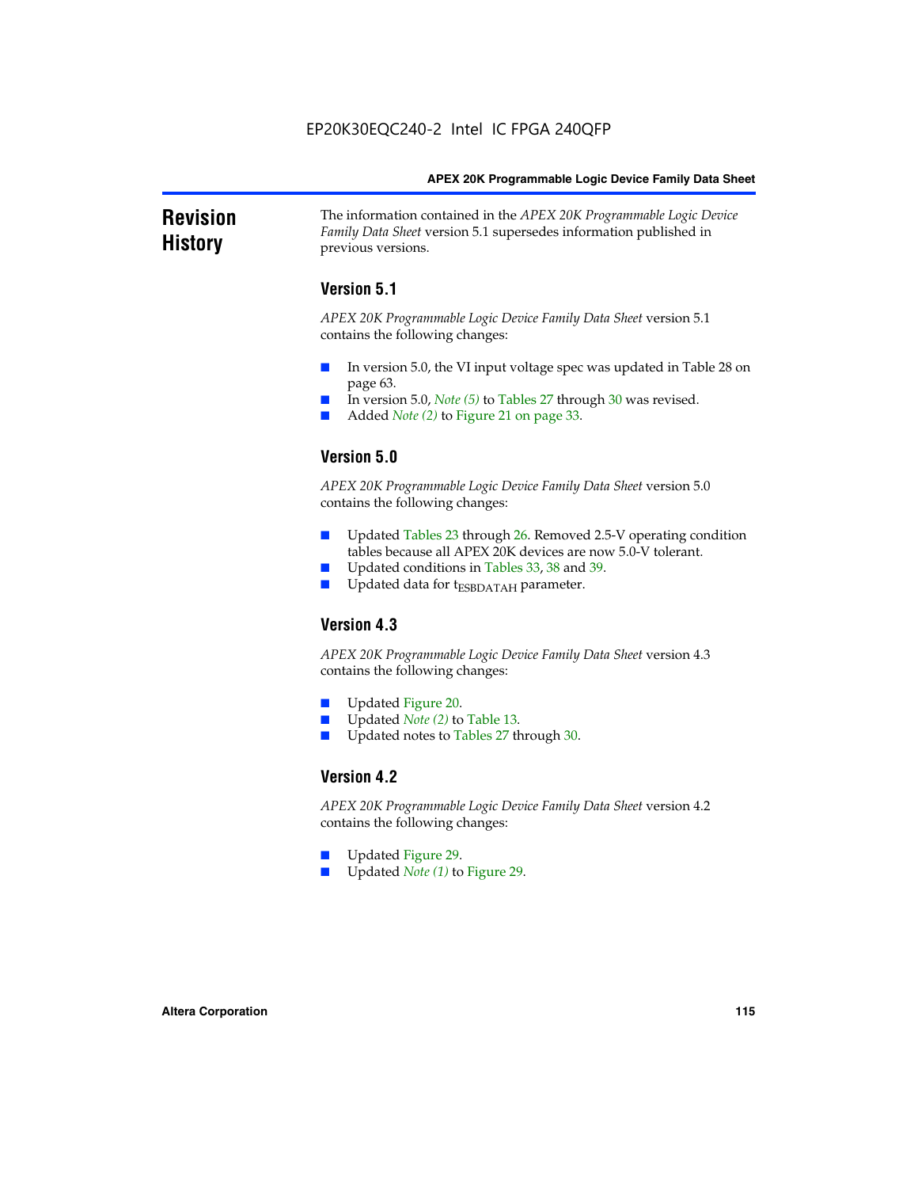# Revision History

The information contained in the *APEX 20K Programmable Logic Device Family Data Sheet* version 5.1 supersedes information published in previous versions.

## Version 5.1

*APEX 20K Programmable Logic Device Family Data Sheet* version 5.1 contains the following changes:

- In version 5.0, the VI input voltage spec was updated in Table 28 on page 63.
- In version 5.0, *Note (5)* to Tables 27 through 30 was revised.
- Added *Note (2)* to Figure 21 on page 33.

## Version 5.0

*APEX 20K Programmable Logic Device Family Data Sheet* version 5.0 contains the following changes:

- Updated Tables 23 through 26. Removed 2.5-V operating condition tables because all APEX 20K devices are now 5.0-V tolerant.
- Updated conditions in Tables 33, 38 and 39.
- Updated data for $t_{ESBDATAH}$ parameter.

## Version 4.3

*APEX 20K Programmable Logic Device Family Data Sheet* version 4.3 contains the following changes:

- Updated Figure 20.
- Updated *Note (2)* to Table 13.
- Updated notes to Tables 27 through 30.

## Version 4.2

*APEX 20K Programmable Logic Device Family Data Sheet* version 4.2 contains the following changes:

- Updated Figure 29.
- Updated *Note (1)* to Figure 29.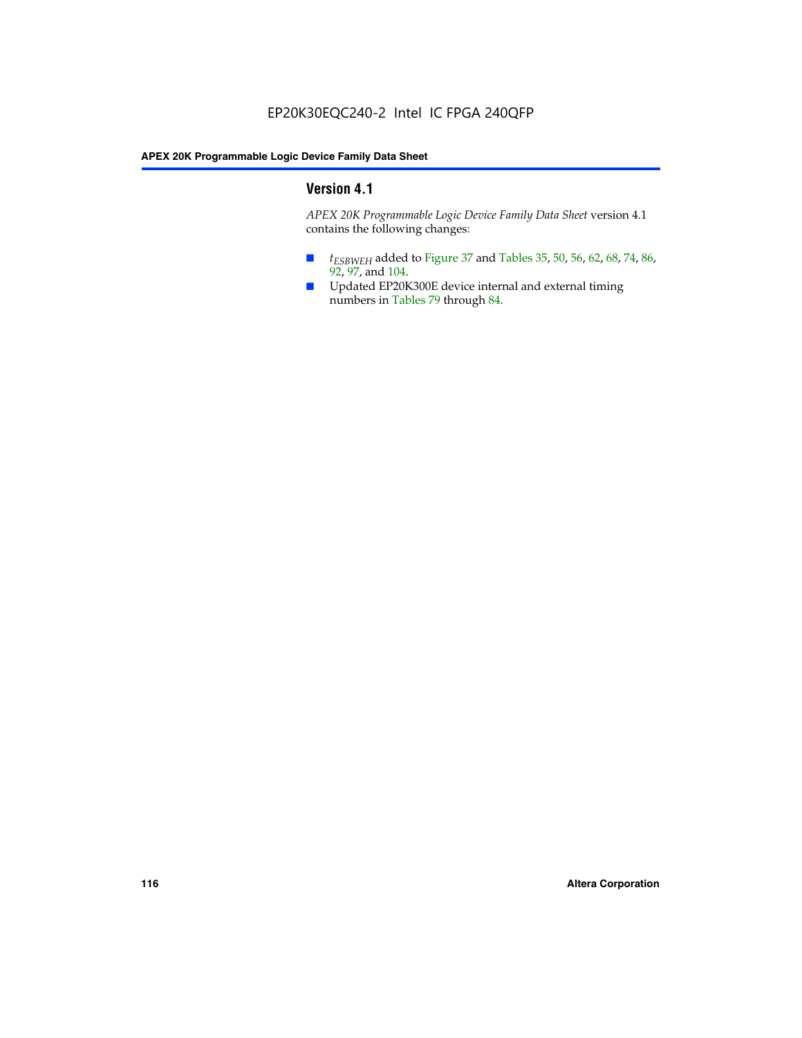## Version 4.1

*APEX 20K Programmable Logic Device Family Data Sheet* version 4.1 contains the following changes:

- $t_{ESBWEH}$ added to Figure 37 and Tables 35, 50, 56, 62, 68, 74, 86, 92, 97, and 104.
- Updated EP20K300E device internal and external timing numbers in Tables 79 through 84.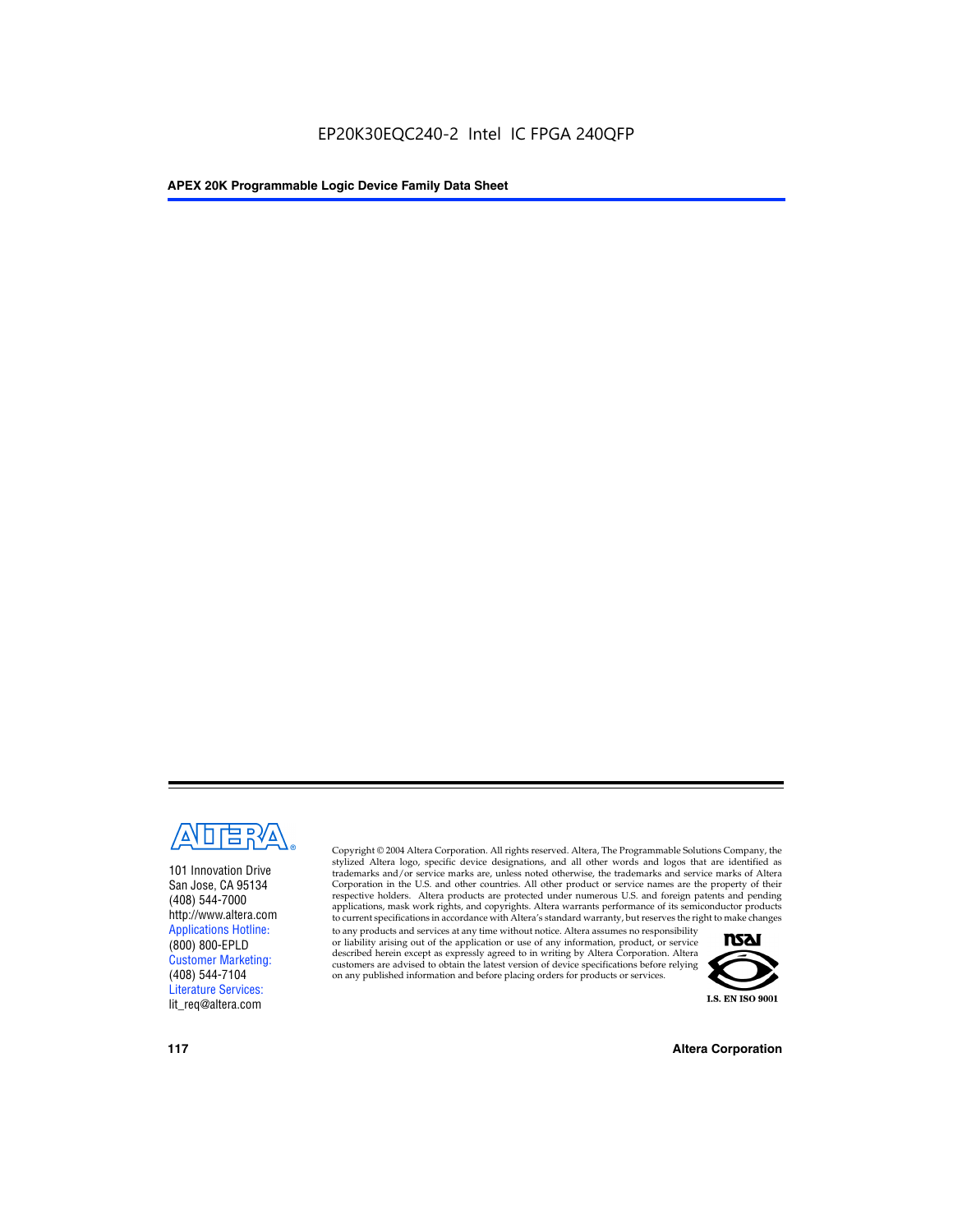101 Innovation Drive
San Jose, CA 95134
(408) 544-7000
http://www.altera.com
Applications Hotline:
(800) 800-EPLD
Customer Marketing:
(408) 544-7104
Literature Services:
lit_req@altera.com

Copyright © 2004 Altera Corporation. All rights reserved. Altera, The Programmable Solutions Company, the stylized Altera logo, specific device designations, and all other words and logos that are identified as trademarks and/or service marks are, unless noted otherwise, the trademarks and service marks of Altera Corporation in the U.S. and other countries. All other product or service names are the property of their respective holders. Altera products are protected under numerous U.S. and foreign patents and pending applications, mask work rights, and copyrights. Altera warrants performance of its semiconductor products to current specifications in accordance with Altera's standard warranty, but reserves the right to make changes to any products and services at any time without notice. Altera assumes no responsibility or liability arising out of the application or use of any information, product, or service described herein except as expressly agreed to in writing by Altera Corporation. Altera customers are advised to obtain the latest version of device specifications before relying on any published information and before placing orders for products or services.

I.S. EN ISO 9001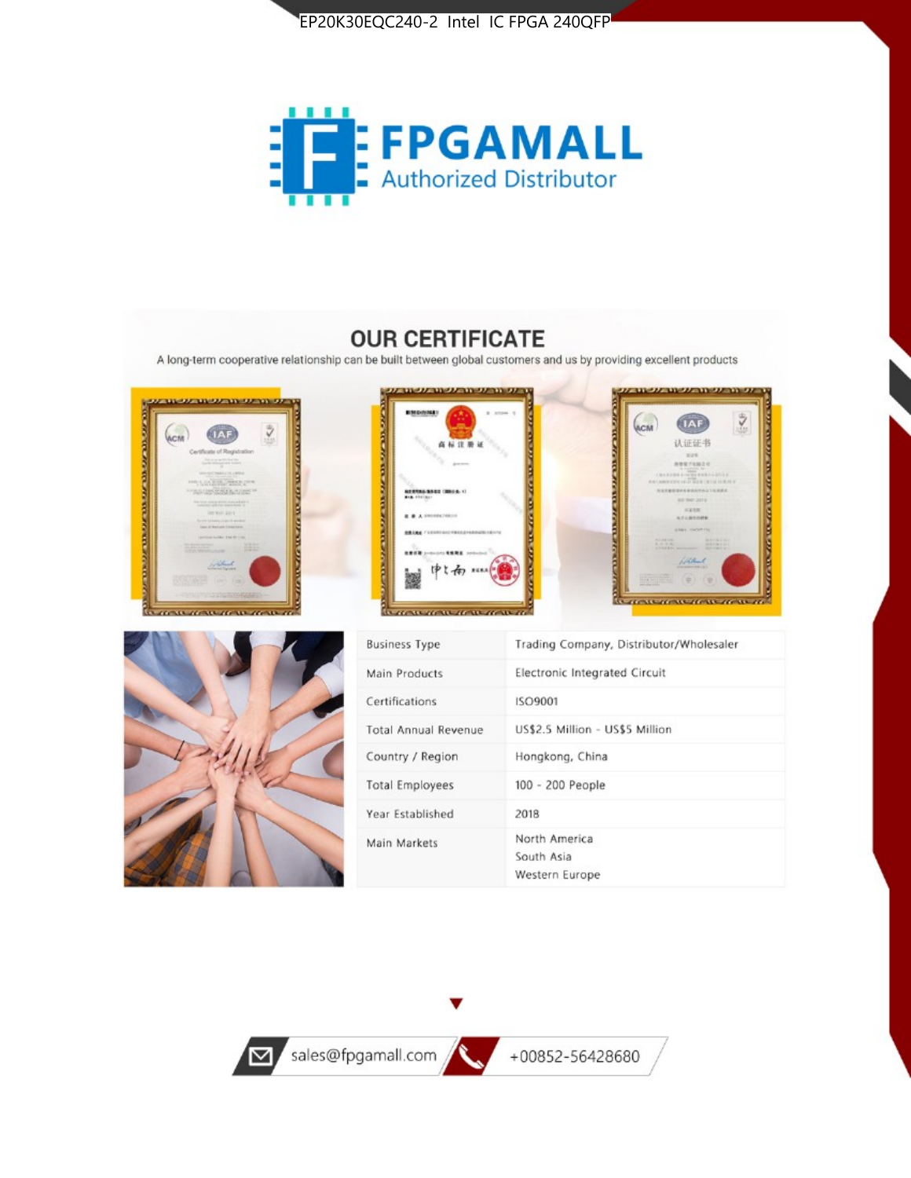FPGAMALL
Authorized Distributor

## OUR CERTIFICATE

A long-term cooperative relationship can be built between global customers and us by providing excellent products

| | |
|---|---|
| Business Type | Trading Company, Distributor/Wholesaler |
| Main Products | Electronic Integrated Circuit |
| Certifications | ISO9001 |
| Total Annual Revenue | US$2.5 Million - US$5 Million |
| Country / Region | Hongkong, China |
| Total Employees | 100 - 200 People |
| Year Established | 2018 |
| Main Markets | North America<br>South Asia<br>Western Europe |

sales@fpgamall.com

+00852-56428680